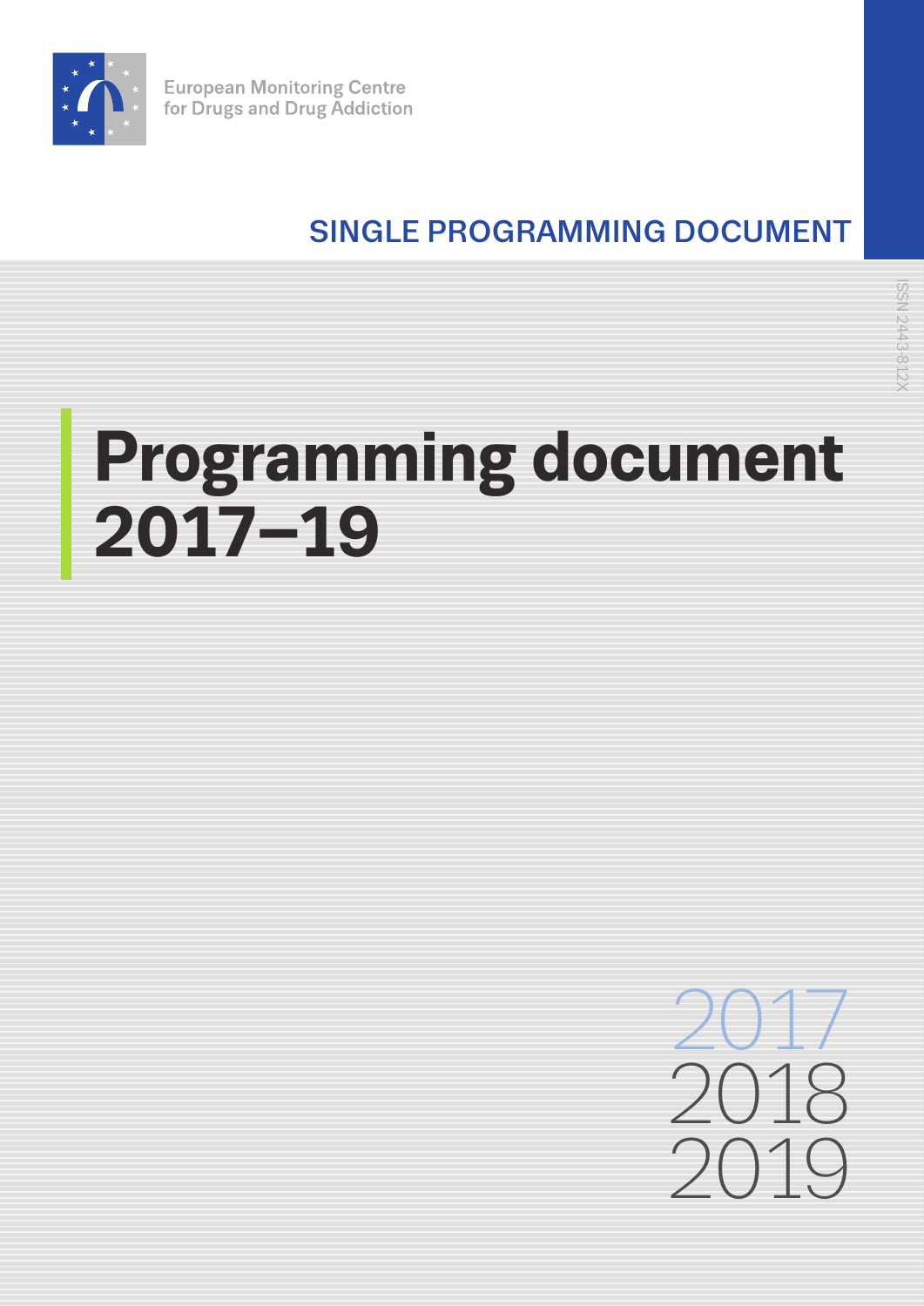European Monitoring Centre for Drugs and Drug Addiction

SINGLE PROGRAMMING DOCUMENT

ISSN 2443-812X

# Programming document 2017–19

2017
2018
2019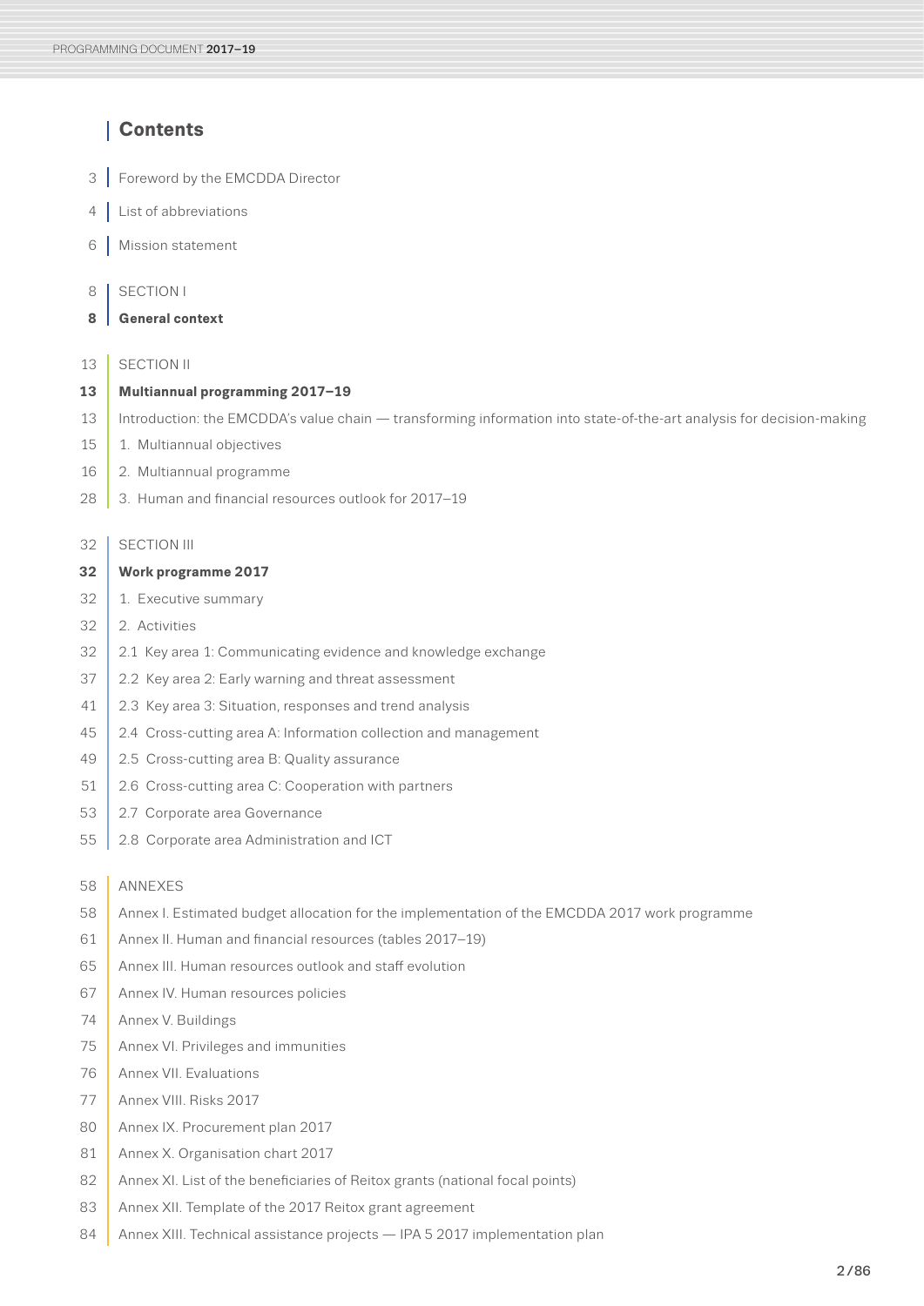# Contents

3 Foreword by the EMCDDA Director

4 List of abbreviations

6 Mission statement

8 SECTION I

**8 General context**

13 SECTION II

**13 Multiannual programming 2017–19**

13 Introduction: the EMCDDA's value chain — transforming information into state-of-the-art analysis for decision-making

15 1. Multiannual objectives

16 2. Multiannual programme

28 3. Human and financial resources outlook for 2017–19

32 SECTION III

**32 Work programme 2017**

32 1. Executive summary

32 2. Activities

32 2.1 Key area 1: Communicating evidence and knowledge exchange

37 2.2 Key area 2: Early warning and threat assessment

41 2.3 Key area 3: Situation, responses and trend analysis

45 2.4 Cross-cutting area A: Information collection and management

49 2.5 Cross-cutting area B: Quality assurance

51 2.6 Cross-cutting area C: Cooperation with partners

53 2.7 Corporate area Governance

55 2.8 Corporate area Administration and ICT

58 ANNEXES

58 Annex I. Estimated budget allocation for the implementation of the EMCDDA 2017 work programme

61 Annex II. Human and financial resources (tables 2017–19)

65 Annex III. Human resources outlook and staff evolution

67 Annex IV. Human resources policies

74 Annex V. Buildings

75 Annex VI. Privileges and immunities

76 Annex VII. Evaluations

77 Annex VIII. Risks 2017

80 Annex IX. Procurement plan 2017

81 Annex X. Organisation chart 2017

82 Annex XI. List of the beneficiaries of Reitox grants (national focal points)

83 Annex XII. Template of the 2017 Reitox grant agreement

84 Annex XIII. Technical assistance projects — IPA 5 2017 implementation plan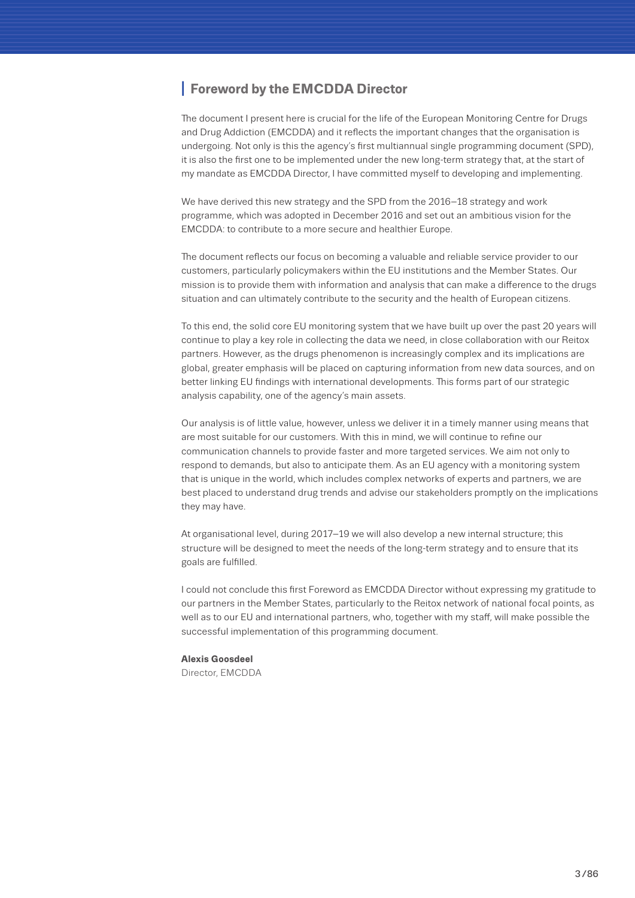## Foreword by the EMCDDA Director

The document I present here is crucial for the life of the European Monitoring Centre for Drugs and Drug Addiction (EMCDDA) and it reflects the important changes that the organisation is undergoing. Not only is this the agency's first multiannual single programming document (SPD), it is also the first one to be implemented under the new long-term strategy that, at the start of my mandate as EMCDDA Director, I have committed myself to developing and implementing.

We have derived this new strategy and the SPD from the 2016–18 strategy and work programme, which was adopted in December 2016 and set out an ambitious vision for the EMCDDA: to contribute to a more secure and healthier Europe.

The document reflects our focus on becoming a valuable and reliable service provider to our customers, particularly policymakers within the EU institutions and the Member States. Our mission is to provide them with information and analysis that can make a difference to the drugs situation and can ultimately contribute to the security and the health of European citizens.

To this end, the solid core EU monitoring system that we have built up over the past 20 years will continue to play a key role in collecting the data we need, in close collaboration with our Reitox partners. However, as the drugs phenomenon is increasingly complex and its implications are global, greater emphasis will be placed on capturing information from new data sources, and on better linking EU findings with international developments. This forms part of our strategic analysis capability, one of the agency's main assets.

Our analysis is of little value, however, unless we deliver it in a timely manner using means that are most suitable for our customers. With this in mind, we will continue to refine our communication channels to provide faster and more targeted services. We aim not only to respond to demands, but also to anticipate them. As an EU agency with a monitoring system that is unique in the world, which includes complex networks of experts and partners, we are best placed to understand drug trends and advise our stakeholders promptly on the implications they may have.

At organisational level, during 2017–19 we will also develop a new internal structure; this structure will be designed to meet the needs of the long-term strategy and to ensure that its goals are fulfilled.

I could not conclude this first Foreword as EMCDDA Director without expressing my gratitude to our partners in the Member States, particularly to the Reitox network of national focal points, as well as to our EU and international partners, who, together with my staff, will make possible the successful implementation of this programming document.

**Alexis Goosdeel**
Director, EMCDDA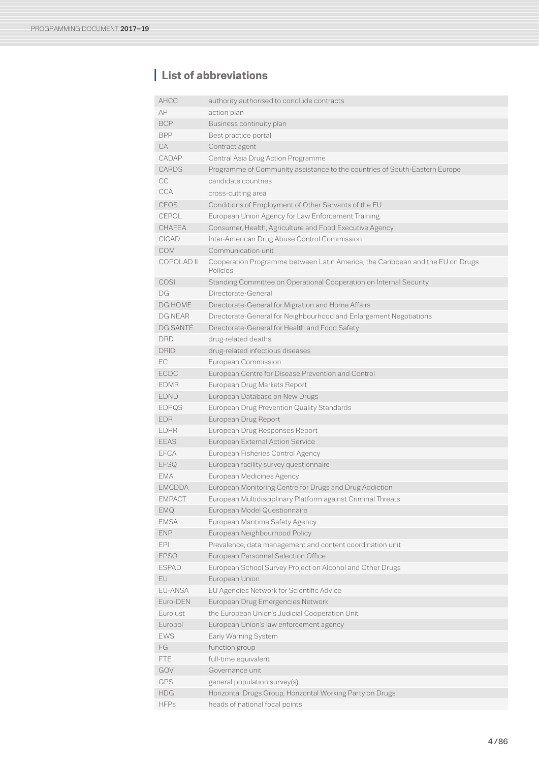## List of abbreviations

| | |
|---|---|
| AHCC | authority authorised to conclude contracts |
| AP | action plan |
| BCP | Business continuity plan |
| BPP | Best practice portal |
| CA | Contract agent |
| CADAP | Central Asia Drug Action Programme |
| CARDS | Programme of Community assistance to the countries of South-Eastern Europe |
| CC | candidate countries |
| CCA | cross-cutting area |
| CEOS | Conditions of Employment of Other Servants of the EU |
| CEPOL | European Union Agency for Law Enforcement Training |
| CHAFEA | Consumer, Health, Agriculture and Food Executive Agency |
| CICAD | Inter-American Drug Abuse Control Commission |
| COM | Communication unit |
| COPOLAD II | Cooperation Programme between Latin America, the Caribbean and the EU on Drugs Policies |
| COSI | Standing Committee on Operational Cooperation on Internal Security |
| DG | Directorate-General |
| DG HOME | Directorate-General for Migration and Home Affairs |
| DG NEAR | Directorate-General for Neighbourhood and Enlargement Negotiations |
| DG SANTÉ | Directorate-General for Health and Food Safety |
| DRD | drug-related deaths |
| DRID | drug-related infectious diseases |
| EC | European Commission |
| ECDC | European Centre for Disease Prevention and Control |
| EDMR | European Drug Markets Report |
| EDND | European Database on New Drugs |
| EDPQS | European Drug Prevention Quality Standards |
| EDR | European Drug Report |
| EDRR | European Drug Responses Report |
| EEAS | European External Action Service |
| EFCA | European Fisheries Control Agency |
| EFSQ | European facility survey questionnaire |
| EMA | European Medicines Agency |
| EMCDDA | European Monitoring Centre for Drugs and Drug Addiction |
| EMPACT | European Multidisciplinary Platform against Criminal Threats |
| EMQ | European Model Questionnaire |
| EMSA | European Maritime Safety Agency |
| ENP | European Neighbourhood Policy |
| EPI | Prevalence, data management and content coordination unit |
| EPSO | European Personnel Selection Office |
| ESPAD | European School Survey Project on Alcohol and Other Drugs |
| EU | European Union |
| EU-ANSA | EU Agencies Network for Scientific Advice |
| Euro-DEN | European Drug Emergencies Network |
| Eurojust | the European Union's Judicial Cooperation Unit |
| Europol | European Union's law enforcement agency |
| EWS | Early Warning System |
| FG | function group |
| FTE | full-time equivalent |
| GOV | Governance unit |
| GPS | general population survey(s) |
| HDG | Horizontal Drugs Group, Horizontal Working Party on Drugs |
| HFPs | heads of national focal points |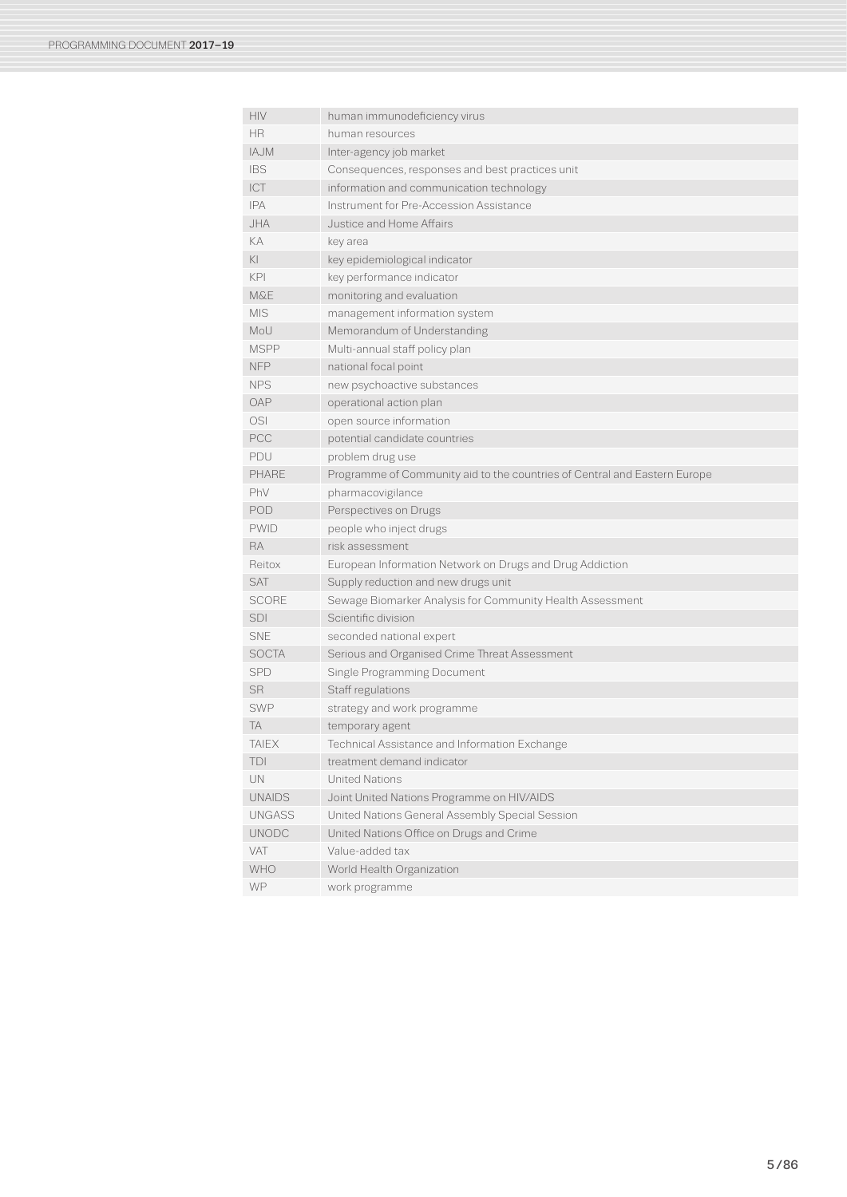| | |
|---|---|
| HIV | human immunodeficiency virus |
| HR | human resources |
| IAJM | Inter-agency job market |
| IBS | Consequences, responses and best practices unit |
| ICT | information and communication technology |
| IPA | Instrument for Pre-Accession Assistance |
| JHA | Justice and Home Affairs |
| KA | key area |
| KI | key epidemiological indicator |
| KPI | key performance indicator |
| M&E | monitoring and evaluation |
| MIS | management information system |
| MoU | Memorandum of Understanding |
| MSPP | Multi-annual staff policy plan |
| NFP | national focal point |
| NPS | new psychoactive substances |
| OAP | operational action plan |
| OSI | open source information |
| PCC | potential candidate countries |
| PDU | problem drug use |
| PHARE | Programme of Community aid to the countries of Central and Eastern Europe |
| PhV | pharmacovigilance |
| POD | Perspectives on Drugs |
| PWID | people who inject drugs |
| RA | risk assessment |
| Reitox | European Information Network on Drugs and Drug Addiction |
| SAT | Supply reduction and new drugs unit |
| SCORE | Sewage Biomarker Analysis for Community Health Assessment |
| SDI | Scientific division |
| SNE | seconded national expert |
| SOCTA | Serious and Organised Crime Threat Assessment |
| SPD | Single Programming Document |
| SR | Staff regulations |
| SWP | strategy and work programme |
| TA | temporary agent |
| TAIEX | Technical Assistance and Information Exchange |
| TDI | treatment demand indicator |
| UN | United Nations |
| UNAIDS | Joint United Nations Programme on HIV/AIDS |
| UNGASS | United Nations General Assembly Special Session |
| UNODC | United Nations Office on Drugs and Crime |
| VAT | Value-added tax |
| WHO | World Health Organization |
| WP | work programme |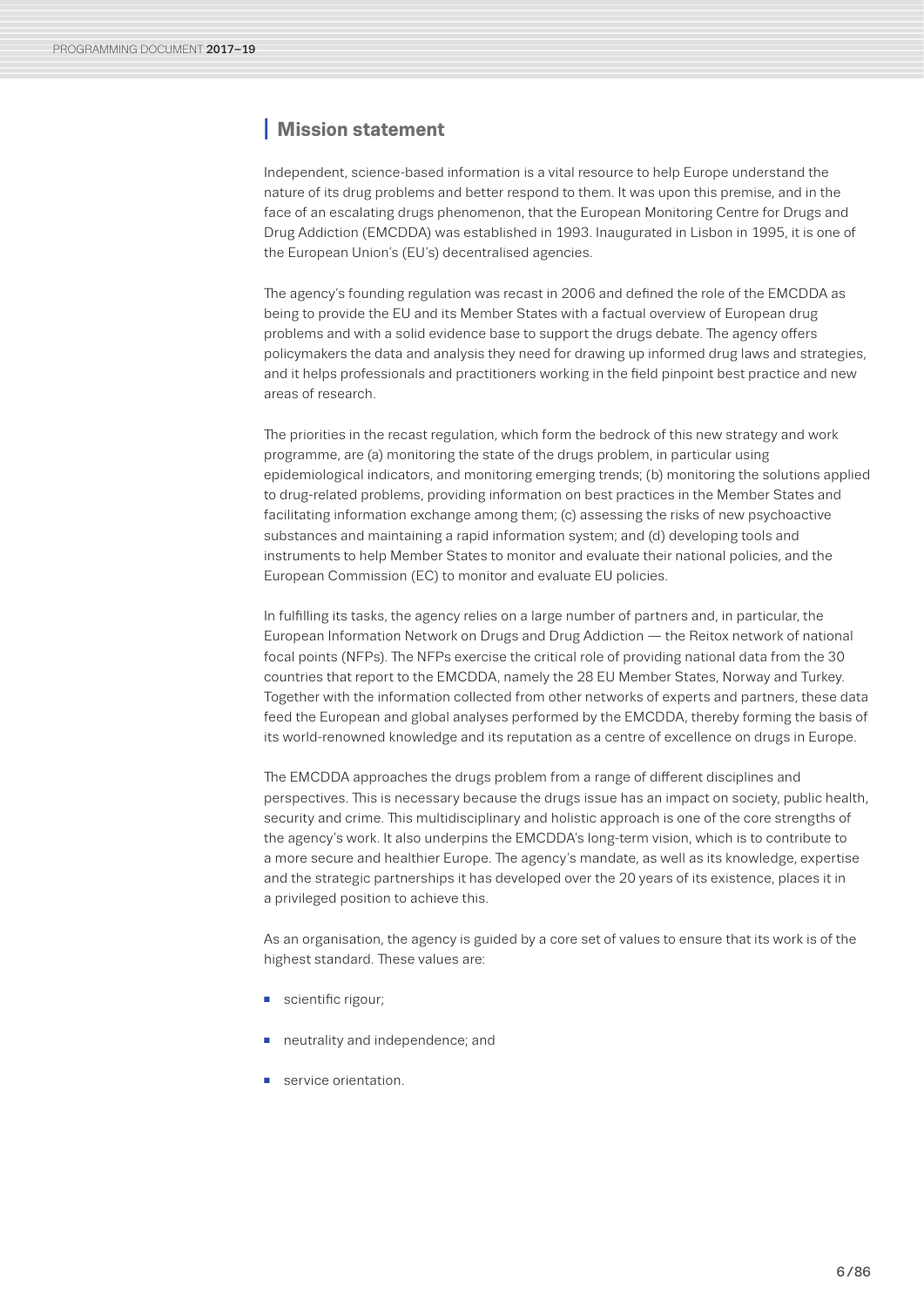## Mission statement

Independent, science-based information is a vital resource to help Europe understand the nature of its drug problems and better respond to them. It was upon this premise, and in the face of an escalating drugs phenomenon, that the European Monitoring Centre for Drugs and Drug Addiction (EMCDDA) was established in 1993. Inaugurated in Lisbon in 1995, it is one of the European Union's (EU's) decentralised agencies.

The agency's founding regulation was recast in 2006 and defined the role of the EMCDDA as being to provide the EU and its Member States with a factual overview of European drug problems and with a solid evidence base to support the drugs debate. The agency offers policymakers the data and analysis they need for drawing up informed drug laws and strategies, and it helps professionals and practitioners working in the field pinpoint best practice and new areas of research.

The priorities in the recast regulation, which form the bedrock of this new strategy and work programme, are (a) monitoring the state of the drugs problem, in particular using epidemiological indicators, and monitoring emerging trends; (b) monitoring the solutions applied to drug-related problems, providing information on best practices in the Member States and facilitating information exchange among them; (c) assessing the risks of new psychoactive substances and maintaining a rapid information system; and (d) developing tools and instruments to help Member States to monitor and evaluate their national policies, and the European Commission (EC) to monitor and evaluate EU policies.

In fulfilling its tasks, the agency relies on a large number of partners and, in particular, the European Information Network on Drugs and Drug Addiction — the Reitox network of national focal points (NFPs). The NFPs exercise the critical role of providing national data from the 30 countries that report to the EMCDDA, namely the 28 EU Member States, Norway and Turkey. Together with the information collected from other networks of experts and partners, these data feed the European and global analyses performed by the EMCDDA, thereby forming the basis of its world-renowned knowledge and its reputation as a centre of excellence on drugs in Europe.

The EMCDDA approaches the drugs problem from a range of different disciplines and perspectives. This is necessary because the drugs issue has an impact on society, public health, security and crime. This multidisciplinary and holistic approach is one of the core strengths of the agency's work. It also underpins the EMCDDA's long-term vision, which is to contribute to a more secure and healthier Europe. The agency's mandate, as well as its knowledge, expertise and the strategic partnerships it has developed over the 20 years of its existence, places it in a privileged position to achieve this.

As an organisation, the agency is guided by a core set of values to ensure that its work is of the highest standard. These values are:

- scientific rigour;
- neutrality and independence; and
- service orientation.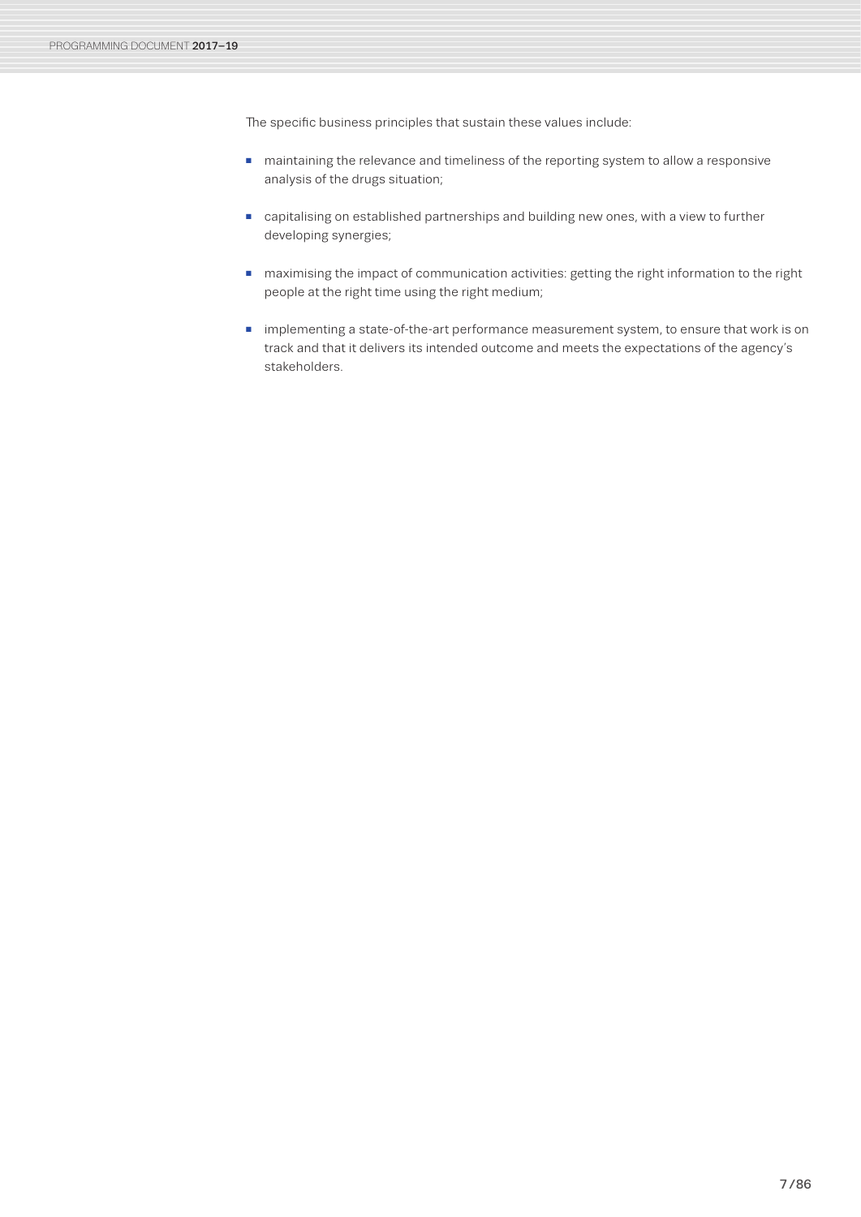The specific business principles that sustain these values include:

- maintaining the relevance and timeliness of the reporting system to allow a responsive analysis of the drugs situation;
- capitalising on established partnerships and building new ones, with a view to further developing synergies;
- maximising the impact of communication activities: getting the right information to the right people at the right time using the right medium;
- implementing a state-of-the-art performance measurement system, to ensure that work is on track and that it delivers its intended outcome and meets the expectations of the agency's stakeholders.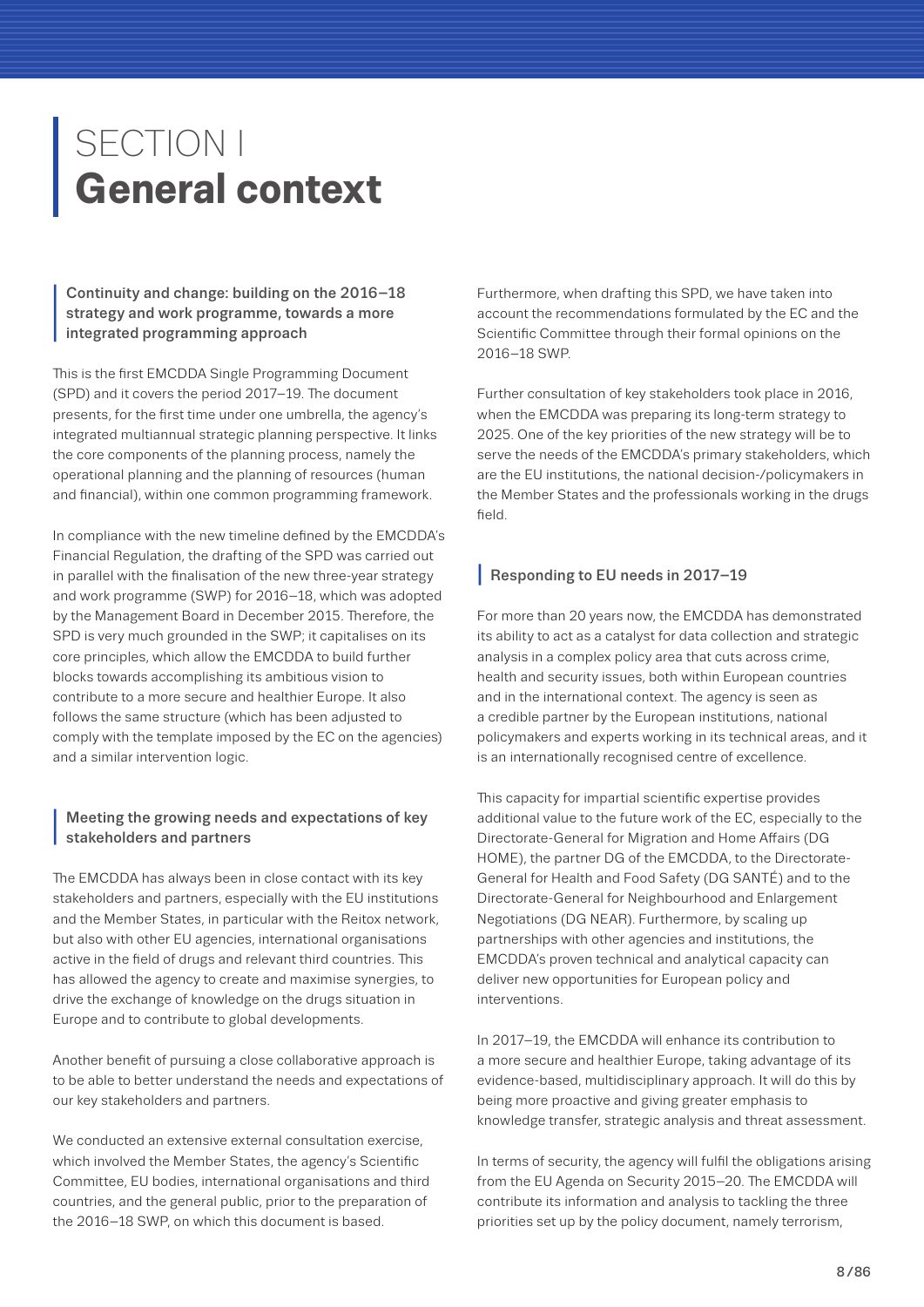# SECTION I
# General context

### Continuity and change: building on the 2016–18 strategy and work programme, towards a more integrated programming approach

This is the first EMCDDA Single Programming Document (SPD) and it covers the period 2017–19. The document presents, for the first time under one umbrella, the agency's integrated multiannual strategic planning perspective. It links the core components of the planning process, namely the operational planning and the planning of resources (human and financial), within one common programming framework.

In compliance with the new timeline defined by the EMCDDA's Financial Regulation, the drafting of the SPD was carried out in parallel with the finalisation of the new three-year strategy and work programme (SWP) for 2016–18, which was adopted by the Management Board in December 2015. Therefore, the SPD is very much grounded in the SWP; it capitalises on its core principles, which allow the EMCDDA to build further blocks towards accomplishing its ambitious vision to contribute to a more secure and healthier Europe. It also follows the same structure (which has been adjusted to comply with the template imposed by the EC on the agencies) and a similar intervention logic.

### Meeting the growing needs and expectations of key stakeholders and partners

The EMCDDA has always been in close contact with its key stakeholders and partners, especially with the EU institutions and the Member States, in particular with the Reitox network, but also with other EU agencies, international organisations active in the field of drugs and relevant third countries. This has allowed the agency to create and maximise synergies, to drive the exchange of knowledge on the drugs situation in Europe and to contribute to global developments.

Another benefit of pursuing a close collaborative approach is to be able to better understand the needs and expectations of our key stakeholders and partners.

We conducted an extensive external consultation exercise, which involved the Member States, the agency's Scientific Committee, EU bodies, international organisations and third countries, and the general public, prior to the preparation of the 2016–18 SWP, on which this document is based.

Furthermore, when drafting this SPD, we have taken into account the recommendations formulated by the EC and the Scientific Committee through their formal opinions on the 2016–18 SWP.

Further consultation of key stakeholders took place in 2016, when the EMCDDA was preparing its long-term strategy to 2025. One of the key priorities of the new strategy will be to serve the needs of the EMCDDA's primary stakeholders, which are the EU institutions, the national decision-/policymakers in the Member States and the professionals working in the drugs field.

### Responding to EU needs in 2017–19

For more than 20 years now, the EMCDDA has demonstrated its ability to act as a catalyst for data collection and strategic analysis in a complex policy area that cuts across crime, health and security issues, both within European countries and in the international context. The agency is seen as a credible partner by the European institutions, national policymakers and experts working in its technical areas, and it is an internationally recognised centre of excellence.

This capacity for impartial scientific expertise provides additional value to the future work of the EC, especially to the Directorate-General for Migration and Home Affairs (DG HOME), the partner DG of the EMCDDA, to the Directorate-General for Health and Food Safety (DG SANTÉ) and to the Directorate-General for Neighbourhood and Enlargement Negotiations (DG NEAR). Furthermore, by scaling up partnerships with other agencies and institutions, the EMCDDA's proven technical and analytical capacity can deliver new opportunities for European policy and interventions.

In 2017–19, the EMCDDA will enhance its contribution to a more secure and healthier Europe, taking advantage of its evidence-based, multidisciplinary approach. It will do this by being more proactive and giving greater emphasis to knowledge transfer, strategic analysis and threat assessment.

In terms of security, the agency will fulfil the obligations arising from the EU Agenda on Security 2015–20. The EMCDDA will contribute its information and analysis to tackling the three priorities set up by the policy document, namely terrorism,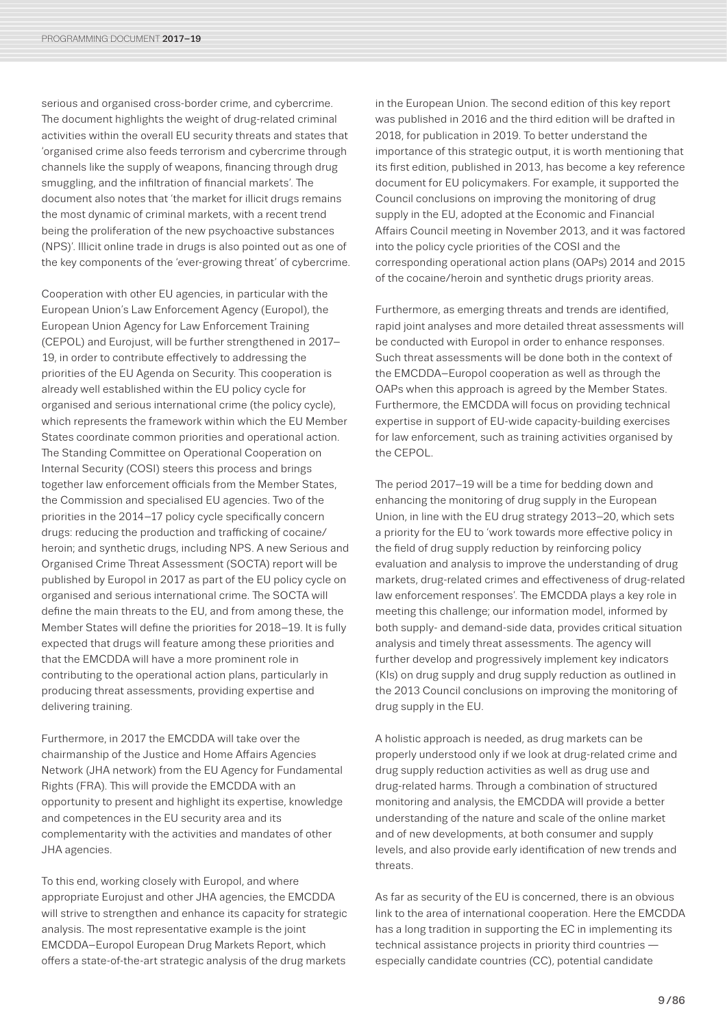serious and organised cross-border crime, and cybercrime. The document highlights the weight of drug-related criminal activities within the overall EU security threats and states that 'organised crime also feeds terrorism and cybercrime through channels like the supply of weapons, financing through drug smuggling, and the infiltration of financial markets'. The document also notes that 'the market for illicit drugs remains the most dynamic of criminal markets, with a recent trend being the proliferation of the new psychoactive substances (NPS)'. Illicit online trade in drugs is also pointed out as one of the key components of the 'ever-growing threat' of cybercrime.

Cooperation with other EU agencies, in particular with the European Union's Law Enforcement Agency (Europol), the European Union Agency for Law Enforcement Training (CEPOL) and Eurojust, will be further strengthened in 2017–19, in order to contribute effectively to addressing the priorities of the EU Agenda on Security. This cooperation is already well established within the EU policy cycle for organised and serious international crime (the policy cycle), which represents the framework within which the EU Member States coordinate common priorities and operational action. The Standing Committee on Operational Cooperation on Internal Security (COSI) steers this process and brings together law enforcement officials from the Member States, the Commission and specialised EU agencies. Two of the priorities in the 2014–17 policy cycle specifically concern drugs: reducing the production and trafficking of cocaine/heroin; and synthetic drugs, including NPS. A new Serious and Organised Crime Threat Assessment (SOCTA) report will be published by Europol in 2017 as part of the EU policy cycle on organised and serious international crime. The SOCTA will define the main threats to the EU, and from among these, the Member States will define the priorities for 2018–19. It is fully expected that drugs will feature among these priorities and that the EMCDDA will have a more prominent role in contributing to the operational action plans, particularly in producing threat assessments, providing expertise and delivering training.

Furthermore, in 2017 the EMCDDA will take over the chairmanship of the Justice and Home Affairs Agencies Network (JHA network) from the EU Agency for Fundamental Rights (FRA). This will provide the EMCDDA with an opportunity to present and highlight its expertise, knowledge and competences in the EU security area and its complementarity with the activities and mandates of other JHA agencies.

To this end, working closely with Europol, and where appropriate Eurojust and other JHA agencies, the EMCDDA will strive to strengthen and enhance its capacity for strategic analysis. The most representative example is the joint EMCDDA–Europol European Drug Markets Report, which offers a state-of-the-art strategic analysis of the drug markets in the European Union. The second edition of this key report was published in 2016 and the third edition will be drafted in 2018, for publication in 2019. To better understand the importance of this strategic output, it is worth mentioning that its first edition, published in 2013, has become a key reference document for EU policymakers. For example, it supported the Council conclusions on improving the monitoring of drug supply in the EU, adopted at the Economic and Financial Affairs Council meeting in November 2013, and it was factored into the policy cycle priorities of the COSI and the corresponding operational action plans (OAPs) 2014 and 2015 of the cocaine/heroin and synthetic drugs priority areas.

Furthermore, as emerging threats and trends are identified, rapid joint analyses and more detailed threat assessments will be conducted with Europol in order to enhance responses. Such threat assessments will be done both in the context of the EMCDDA–Europol cooperation as well as through the OAPs when this approach is agreed by the Member States. Furthermore, the EMCDDA will focus on providing technical expertise in support of EU-wide capacity-building exercises for law enforcement, such as training activities organised by the CEPOL.

The period 2017–19 will be a time for bedding down and enhancing the monitoring of drug supply in the European Union, in line with the EU drug strategy 2013–20, which sets a priority for the EU to 'work towards more effective policy in the field of drug supply reduction by reinforcing policy evaluation and analysis to improve the understanding of drug markets, drug-related crimes and effectiveness of drug-related law enforcement responses'. The EMCDDA plays a key role in meeting this challenge; our information model, informed by both supply- and demand-side data, provides critical situation analysis and timely threat assessments. The agency will further develop and progressively implement key indicators (KIs) on drug supply and drug supply reduction as outlined in the 2013 Council conclusions on improving the monitoring of drug supply in the EU.

A holistic approach is needed, as drug markets can be properly understood only if we look at drug-related crime and drug supply reduction activities as well as drug use and drug-related harms. Through a combination of structured monitoring and analysis, the EMCDDA will provide a better understanding of the nature and scale of the online market and of new developments, at both consumer and supply levels, and also provide early identification of new trends and threats.

As far as security of the EU is concerned, there is an obvious link to the area of international cooperation. Here the EMCDDA has a long tradition in supporting the EC in implementing its technical assistance projects in priority third countries — especially candidate countries (CC), potential candidate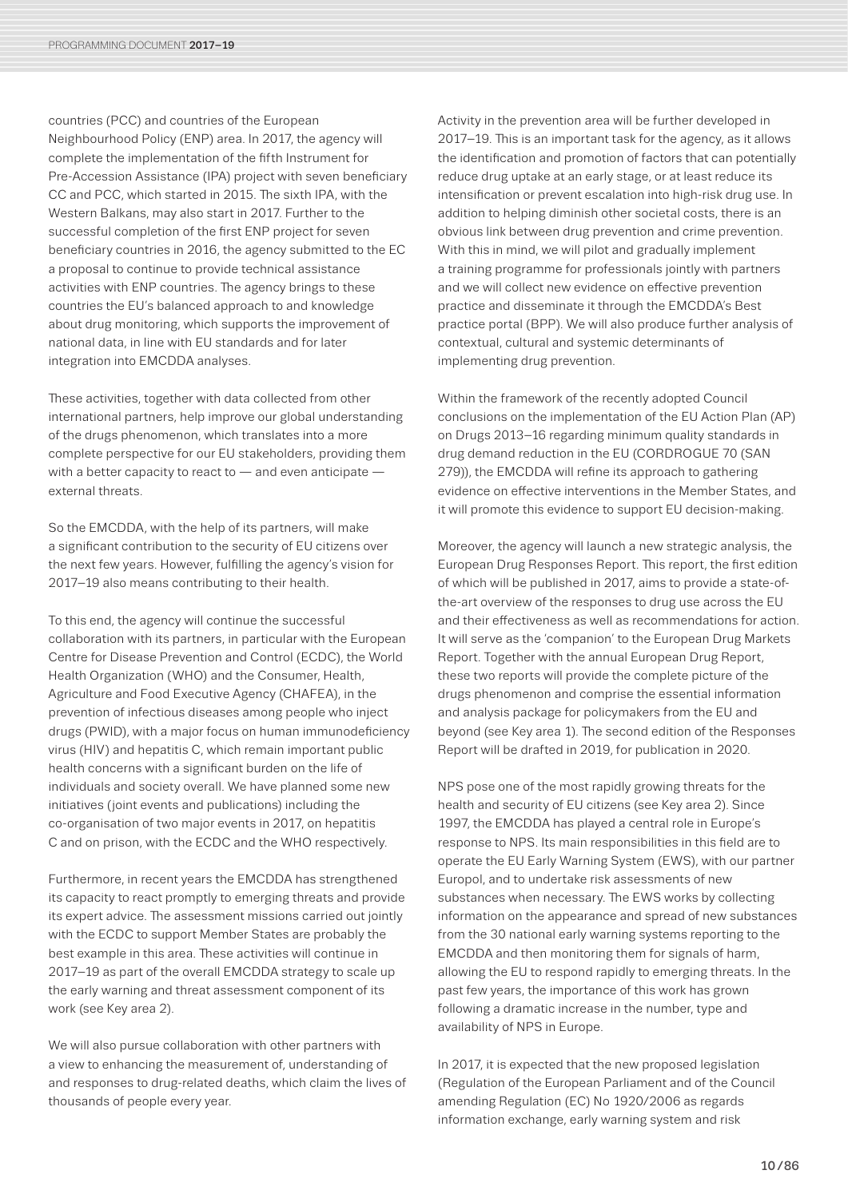countries (PCC) and countries of the European Neighbourhood Policy (ENP) area. In 2017, the agency will complete the implementation of the fifth Instrument for Pre-Accession Assistance (IPA) project with seven beneficiary CC and PCC, which started in 2015. The sixth IPA, with the Western Balkans, may also start in 2017. Further to the successful completion of the first ENP project for seven beneficiary countries in 2016, the agency submitted to the EC a proposal to continue to provide technical assistance activities with ENP countries. The agency brings to these countries the EU's balanced approach to and knowledge about drug monitoring, which supports the improvement of national data, in line with EU standards and for later integration into EMCDDA analyses.

These activities, together with data collected from other international partners, help improve our global understanding of the drugs phenomenon, which translates into a more complete perspective for our EU stakeholders, providing them with a better capacity to react to — and even anticipate — external threats.

So the EMCDDA, with the help of its partners, will make a significant contribution to the security of EU citizens over the next few years. However, fulfilling the agency's vision for 2017–19 also means contributing to their health.

To this end, the agency will continue the successful collaboration with its partners, in particular with the European Centre for Disease Prevention and Control (ECDC), the World Health Organization (WHO) and the Consumer, Health, Agriculture and Food Executive Agency (CHAFEA), in the prevention of infectious diseases among people who inject drugs (PWID), with a major focus on human immunodeficiency virus (HIV) and hepatitis C, which remain important public health concerns with a significant burden on the life of individuals and society overall. We have planned some new initiatives (joint events and publications) including the co-organisation of two major events in 2017, on hepatitis C and on prison, with the ECDC and the WHO respectively.

Furthermore, in recent years the EMCDDA has strengthened its capacity to react promptly to emerging threats and provide its expert advice. The assessment missions carried out jointly with the ECDC to support Member States are probably the best example in this area. These activities will continue in 2017–19 as part of the overall EMCDDA strategy to scale up the early warning and threat assessment component of its work (see Key area 2).

We will also pursue collaboration with other partners with a view to enhancing the measurement of, understanding of and responses to drug-related deaths, which claim the lives of thousands of people every year.

Activity in the prevention area will be further developed in 2017–19. This is an important task for the agency, as it allows the identification and promotion of factors that can potentially reduce drug uptake at an early stage, or at least reduce its intensification or prevent escalation into high-risk drug use. In addition to helping diminish other societal costs, there is an obvious link between drug prevention and crime prevention. With this in mind, we will pilot and gradually implement a training programme for professionals jointly with partners and we will collect new evidence on effective prevention practice and disseminate it through the EMCDDA's Best practice portal (BPP). We will also produce further analysis of contextual, cultural and systemic determinants of implementing drug prevention.

Within the framework of the recently adopted Council conclusions on the implementation of the EU Action Plan (AP) on Drugs 2013–16 regarding minimum quality standards in drug demand reduction in the EU (CORDROGUE 70 (SAN 279)), the EMCDDA will refine its approach to gathering evidence on effective interventions in the Member States, and it will promote this evidence to support EU decision-making.

Moreover, the agency will launch a new strategic analysis, the European Drug Responses Report. This report, the first edition of which will be published in 2017, aims to provide a state-of-the-art overview of the responses to drug use across the EU and their effectiveness as well as recommendations for action. It will serve as the 'companion' to the European Drug Markets Report. Together with the annual European Drug Report, these two reports will provide the complete picture of the drugs phenomenon and comprise the essential information and analysis package for policymakers from the EU and beyond (see Key area 1). The second edition of the Responses Report will be drafted in 2019, for publication in 2020.

NPS pose one of the most rapidly growing threats for the health and security of EU citizens (see Key area 2). Since 1997, the EMCDDA has played a central role in Europe's response to NPS. Its main responsibilities in this field are to operate the EU Early Warning System (EWS), with our partner Europol, and to undertake risk assessments of new substances when necessary. The EWS works by collecting information on the appearance and spread of new substances from the 30 national early warning systems reporting to the EMCDDA and then monitoring them for signals of harm, allowing the EU to respond rapidly to emerging threats. In the past few years, the importance of this work has grown following a dramatic increase in the number, type and availability of NPS in Europe.

In 2017, it is expected that the new proposed legislation (Regulation of the European Parliament and of the Council amending Regulation (EC) No 1920/2006 as regards information exchange, early warning system and risk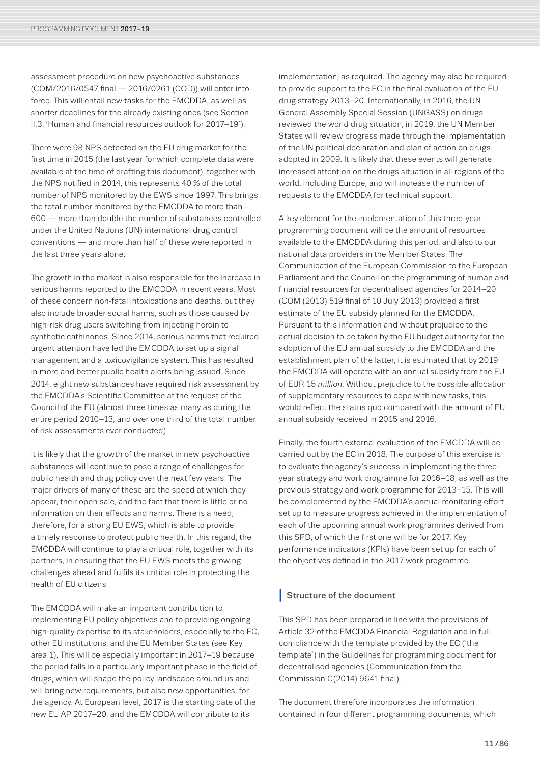assessment procedure on new psychoactive substances (COM/2016/0547 final — 2016/0261 (COD)) will enter into force. This will entail new tasks for the EMCDDA, as well as shorter deadlines for the already existing ones (see Section II.3, 'Human and financial resources outlook for 2017–19').

There were 98 NPS detected on the EU drug market for the first time in 2015 (the last year for which complete data were available at the time of drafting this document); together with the NPS notified in 2014, this represents 40 % of the total number of NPS monitored by the EWS since 1997. This brings the total number monitored by the EMCDDA to more than 600 — more than double the number of substances controlled under the United Nations (UN) international drug control conventions — and more than half of these were reported in the last three years alone.

The growth in the market is also responsible for the increase in serious harms reported to the EMCDDA in recent years. Most of these concern non-fatal intoxications and deaths, but they also include broader social harms, such as those caused by high-risk drug users switching from injecting heroin to synthetic cathinones. Since 2014, serious harms that required urgent attention have led the EMCDDA to set up a signal management and a toxicovigilance system. This has resulted in more and better public health alerts being issued. Since 2014, eight new substances have required risk assessment by the EMCDDA's Scientific Committee at the request of the Council of the EU (almost three times as many as during the entire period 2010–13, and over one third of the total number of risk assessments ever conducted).

It is likely that the growth of the market in new psychoactive substances will continue to pose a range of challenges for public health and drug policy over the next few years. The major drivers of many of these are the speed at which they appear, their open sale, and the fact that there is little or no information on their effects and harms. There is a need, therefore, for a strong EU EWS, which is able to provide a timely response to protect public health. In this regard, the EMCDDA will continue to play a critical role, together with its partners, in ensuring that the EU EWS meets the growing challenges ahead and fulfils its critical role in protecting the health of EU citizens.

The EMCDDA will make an important contribution to implementing EU policy objectives and to providing ongoing high-quality expertise to its stakeholders, especially to the EC, other EU institutions, and the EU Member States (see Key area 1). This will be especially important in 2017–19 because the period falls in a particularly important phase in the field of drugs, which will shape the policy landscape around us and will bring new requirements, but also new opportunities, for the agency. At European level, 2017 is the starting date of the new EU AP 2017–20, and the EMCDDA will contribute to its implementation, as required. The agency may also be required to provide support to the EC in the final evaluation of the EU drug strategy 2013–20. Internationally, in 2016, the UN General Assembly Special Session (UNGASS) on drugs reviewed the world drug situation; in 2019, the UN Member States will review progress made through the implementation of the UN political declaration and plan of action on drugs adopted in 2009. It is likely that these events will generate increased attention on the drugs situation in all regions of the world, including Europe, and will increase the number of requests to the EMCDDA for technical support.

A key element for the implementation of this three-year programming document will be the amount of resources available to the EMCDDA during this period, and also to our national data providers in the Member States. The Communication of the European Commission to the European Parliament and the Council on the programming of human and financial resources for decentralised agencies for 2014–20 (COM (2013) 519 final of 10 July 2013) provided a first estimate of the EU subsidy planned for the EMCDDA. Pursuant to this information and without prejudice to the actual decision to be taken by the EU budget authority for the adoption of the EU annual subsidy to the EMCDDA and the establishment plan of the latter, it is estimated that by 2019 the EMCDDA will operate with an annual subsidy from the EU of EUR 15 *million*. Without prejudice to the possible allocation of supplementary resources to cope with new tasks, this would reflect the status quo compared with the amount of EU annual subsidy received in 2015 and 2016.

Finally, the fourth external evaluation of the EMCDDA will be carried out by the EC in 2018. The purpose of this exercise is to evaluate the agency's success in implementing the three-year strategy and work programme for 2016–18, as well as the previous strategy and work programme for 2013–15. This will be complemented by the EMCDDA's annual monitoring effort set up to measure progress achieved in the implementation of each of the upcoming annual work programmes derived from this SPD, of which the first one will be for 2017. Key performance indicators (KPIs) have been set up for each of the objectives defined in the 2017 work programme.

## Structure of the document

This SPD has been prepared in line with the provisions of Article 32 of the EMCDDA Financial Regulation and in full compliance with the template provided by the EC ('the template') in the Guidelines for programming document for decentralised agencies (Communication from the Commission C(2014) 9641 final).

The document therefore incorporates the information contained in four different programming documents, which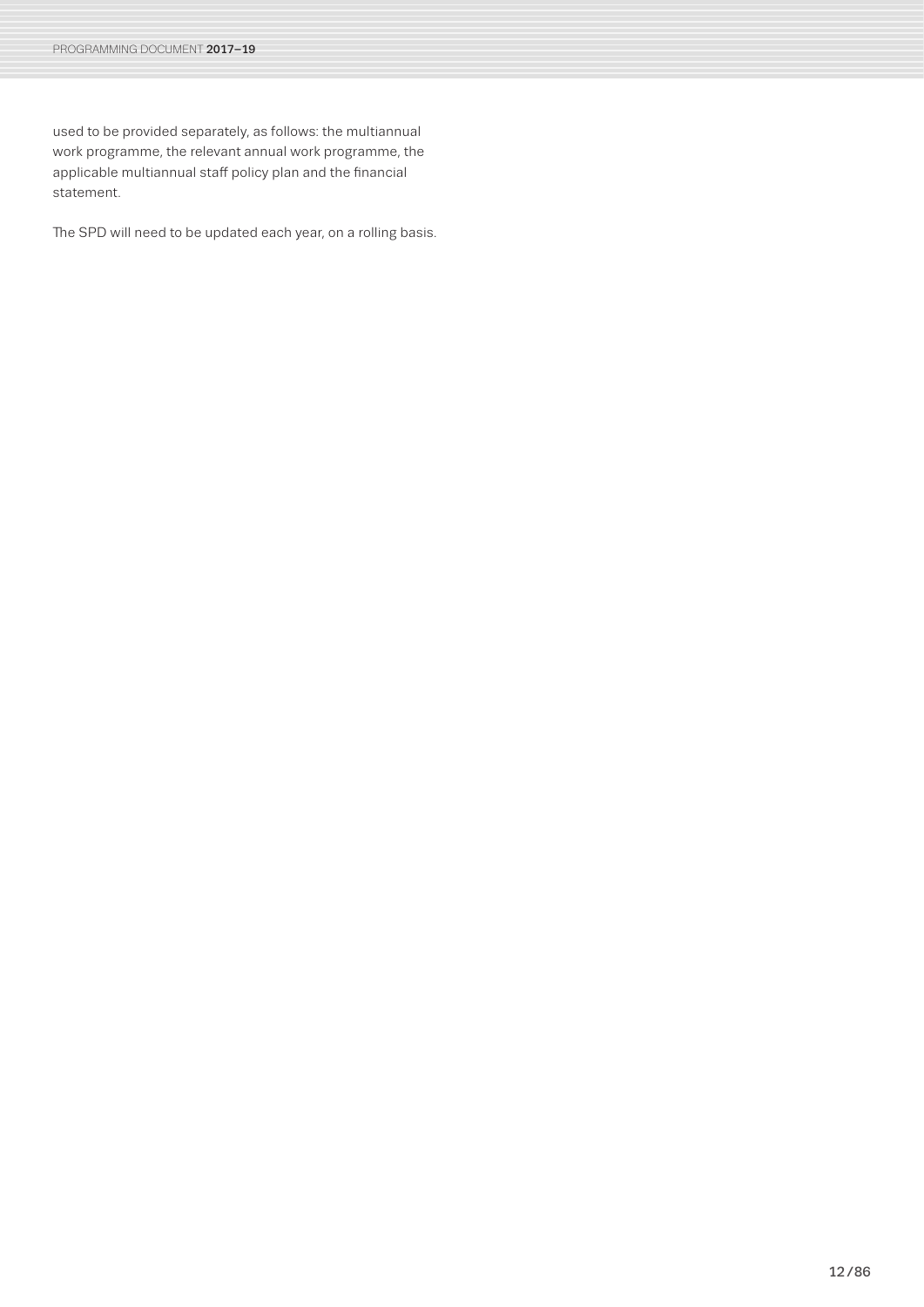used to be provided separately, as follows: the multiannual work programme, the relevant annual work programme, the applicable multiannual staff policy plan and the financial statement.

The SPD will need to be updated each year, on a rolling basis.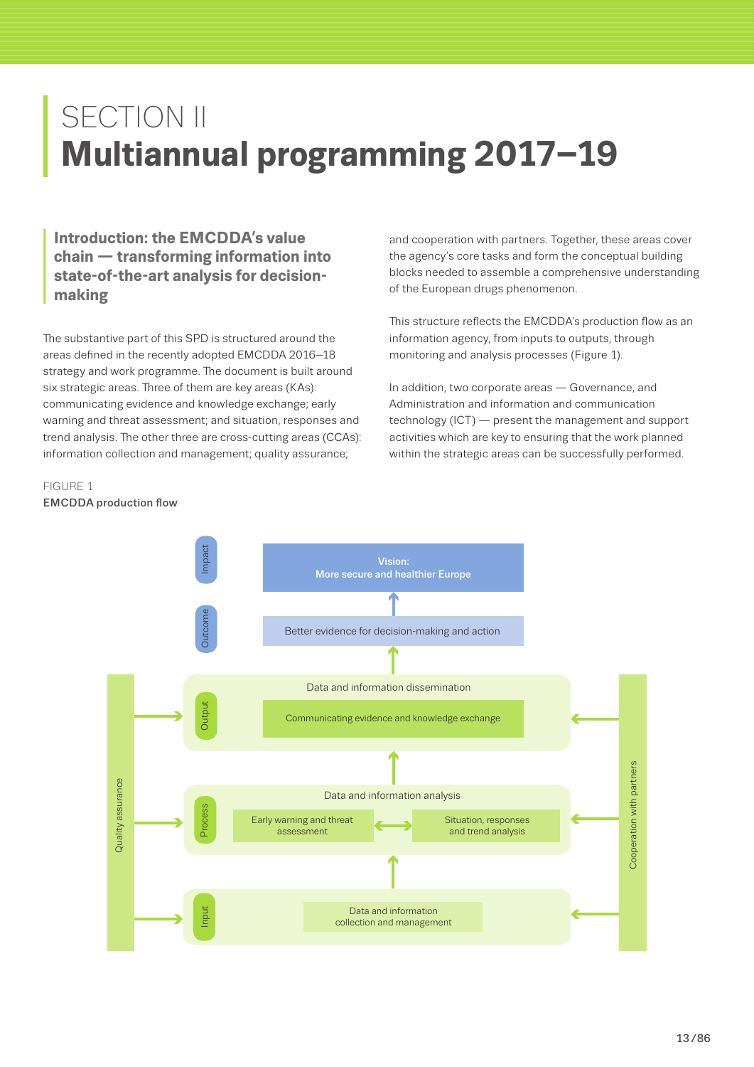# SECTION II
# Multiannual programming 2017–19

## Introduction: the EMCDDA's value chain — transforming information into state-of-the-art analysis for decision-making

The substantive part of this SPD is structured around the areas defined in the recently adopted EMCDDA 2016–18 strategy and work programme. The document is built around six strategic areas. Three of them are key areas (KAs): communicating evidence and knowledge exchange; early warning and threat assessment; and situation, responses and trend analysis. The other three are cross-cutting areas (CCAs): information collection and management; quality assurance; and cooperation with partners. Together, these areas cover the agency's core tasks and form the conceptual building blocks needed to assemble a comprehensive understanding of the European drugs phenomenon.

This structure reflects the EMCDDA's production flow as an information agency, from inputs to outputs, through monitoring and analysis processes (Figure 1).

In addition, two corporate areas — Governance, and Administration and information and communication technology (ICT) — present the management and support activities which are key to ensuring that the work planned within the strategic areas can be successfully performed.

FIGURE 1
**EMCDDA production flow**

- Impact: Vision: More secure and healthier Europe
- Outcome: Better evidence for decision-making and action
- Output: Data and information dissemination — Communicating evidence and knowledge exchange
- Process: Data and information analysis — Early warning and threat assessment ↔ Situation, responses and trend analysis
- Input: Data and information collection and management

Quality assurance (left) and Cooperation with partners (right) feed into Output, Process and Input.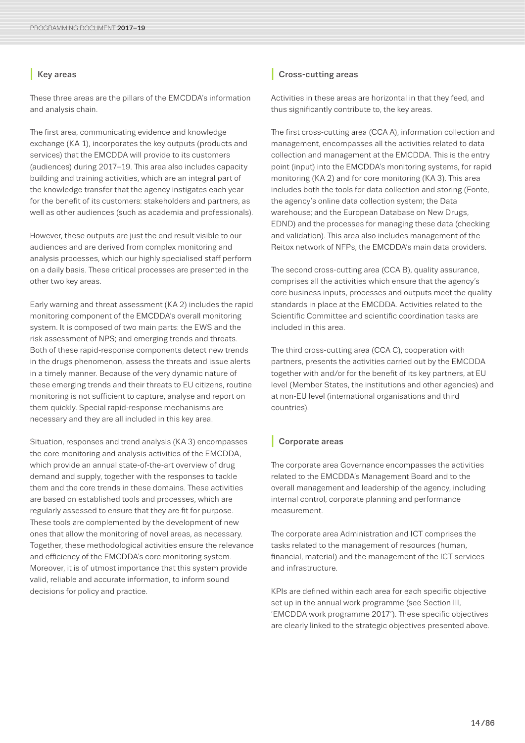## Key areas

These three areas are the pillars of the EMCDDA's information and analysis chain.

The first area, communicating evidence and knowledge exchange (KA 1), incorporates the key outputs (products and services) that the EMCDDA will provide to its customers (audiences) during 2017–19. This area also includes capacity building and training activities, which are an integral part of the knowledge transfer that the agency instigates each year for the benefit of its customers: stakeholders and partners, as well as other audiences (such as academia and professionals).

However, these outputs are just the end result visible to our audiences and are derived from complex monitoring and analysis processes, which our highly specialised staff perform on a daily basis. These critical processes are presented in the other two key areas.

Early warning and threat assessment (KA 2) includes the rapid monitoring component of the EMCDDA's overall monitoring system. It is composed of two main parts: the EWS and the risk assessment of NPS; and emerging trends and threats. Both of these rapid-response components detect new trends in the drugs phenomenon, assess the threats and issue alerts in a timely manner. Because of the very dynamic nature of these emerging trends and their threats to EU citizens, routine monitoring is not sufficient to capture, analyse and report on them quickly. Special rapid-response mechanisms are necessary and they are all included in this key area.

Situation, responses and trend analysis (KA 3) encompasses the core monitoring and analysis activities of the EMCDDA, which provide an annual state-of-the-art overview of drug demand and supply, together with the responses to tackle them and the core trends in these domains. These activities are based on established tools and processes, which are regularly assessed to ensure that they are fit for purpose. These tools are complemented by the development of new ones that allow the monitoring of novel areas, as necessary. Together, these methodological activities ensure the relevance and efficiency of the EMCDDA's core monitoring system. Moreover, it is of utmost importance that this system provide valid, reliable and accurate information, to inform sound decisions for policy and practice.

## Cross-cutting areas

Activities in these areas are horizontal in that they feed, and thus significantly contribute to, the key areas.

The first cross-cutting area (CCA A), information collection and management, encompasses all the activities related to data collection and management at the EMCDDA. This is the entry point (input) into the EMCDDA's monitoring systems, for rapid monitoring (KA 2) and for core monitoring (KA 3). This area includes both the tools for data collection and storing (Fonte, the agency's online data collection system; the Data warehouse; and the European Database on New Drugs, EDND) and the processes for managing these data (checking and validation). This area also includes management of the Reitox network of NFPs, the EMCDDA's main data providers.

The second cross-cutting area (CCA B), quality assurance, comprises all the activities which ensure that the agency's core business inputs, processes and outputs meet the quality standards in place at the EMCDDA. Activities related to the Scientific Committee and scientific coordination tasks are included in this area.

The third cross-cutting area (CCA C), cooperation with partners, presents the activities carried out by the EMCDDA together with and/or for the benefit of its key partners, at EU level (Member States, the institutions and other agencies) and at non-EU level (international organisations and third countries).

## Corporate areas

The corporate area Governance encompasses the activities related to the EMCDDA's Management Board and to the overall management and leadership of the agency, including internal control, corporate planning and performance measurement.

The corporate area Administration and ICT comprises the tasks related to the management of resources (human, financial, material) and the management of the ICT services and infrastructure.

KPIs are defined within each area for each specific objective set up in the annual work programme (see Section III, 'EMCDDA work programme 2017'). These specific objectives are clearly linked to the strategic objectives presented above.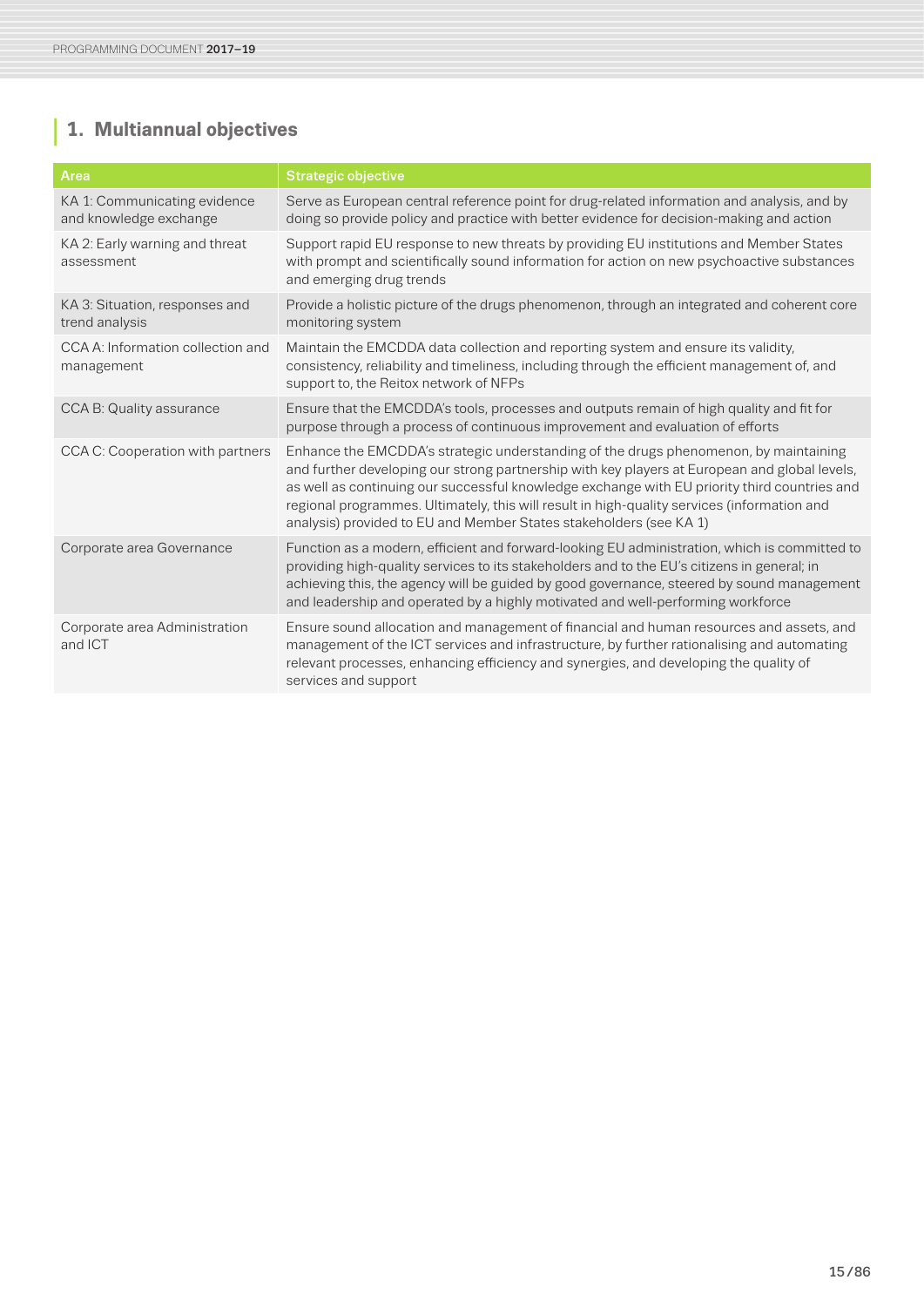## 1. Multiannual objectives

| Area | Strategic objective |
| --- | --- |
| KA 1: Communicating evidence and knowledge exchange | Serve as European central reference point for drug-related information and analysis, and by doing so provide policy and practice with better evidence for decision-making and action |
| KA 2: Early warning and threat assessment | Support rapid EU response to new threats by providing EU institutions and Member States with prompt and scientifically sound information for action on new psychoactive substances and emerging drug trends |
| KA 3: Situation, responses and trend analysis | Provide a holistic picture of the drugs phenomenon, through an integrated and coherent core monitoring system |
| CCA A: Information collection and management | Maintain the EMCDDA data collection and reporting system and ensure its validity, consistency, reliability and timeliness, including through the efficient management of, and support to, the Reitox network of NFPs |
| CCA B: Quality assurance | Ensure that the EMCDDA's tools, processes and outputs remain of high quality and fit for purpose through a process of continuous improvement and evaluation of efforts |
| CCA C: Cooperation with partners | Enhance the EMCDDA's strategic understanding of the drugs phenomenon, by maintaining and further developing our strong partnership with key players at European and global levels, as well as continuing our successful knowledge exchange with EU priority third countries and regional programmes. Ultimately, this will result in high-quality services (information and analysis) provided to EU and Member States stakeholders (see KA 1) |
| Corporate area Governance | Function as a modern, efficient and forward-looking EU administration, which is committed to providing high-quality services to its stakeholders and to the EU's citizens in general; in achieving this, the agency will be guided by good governance, steered by sound management and leadership and operated by a highly motivated and well-performing workforce |
| Corporate area Administration and ICT | Ensure sound allocation and management of financial and human resources and assets, and management of the ICT services and infrastructure, by further rationalising and automating relevant processes, enhancing efficiency and synergies, and developing the quality of services and support |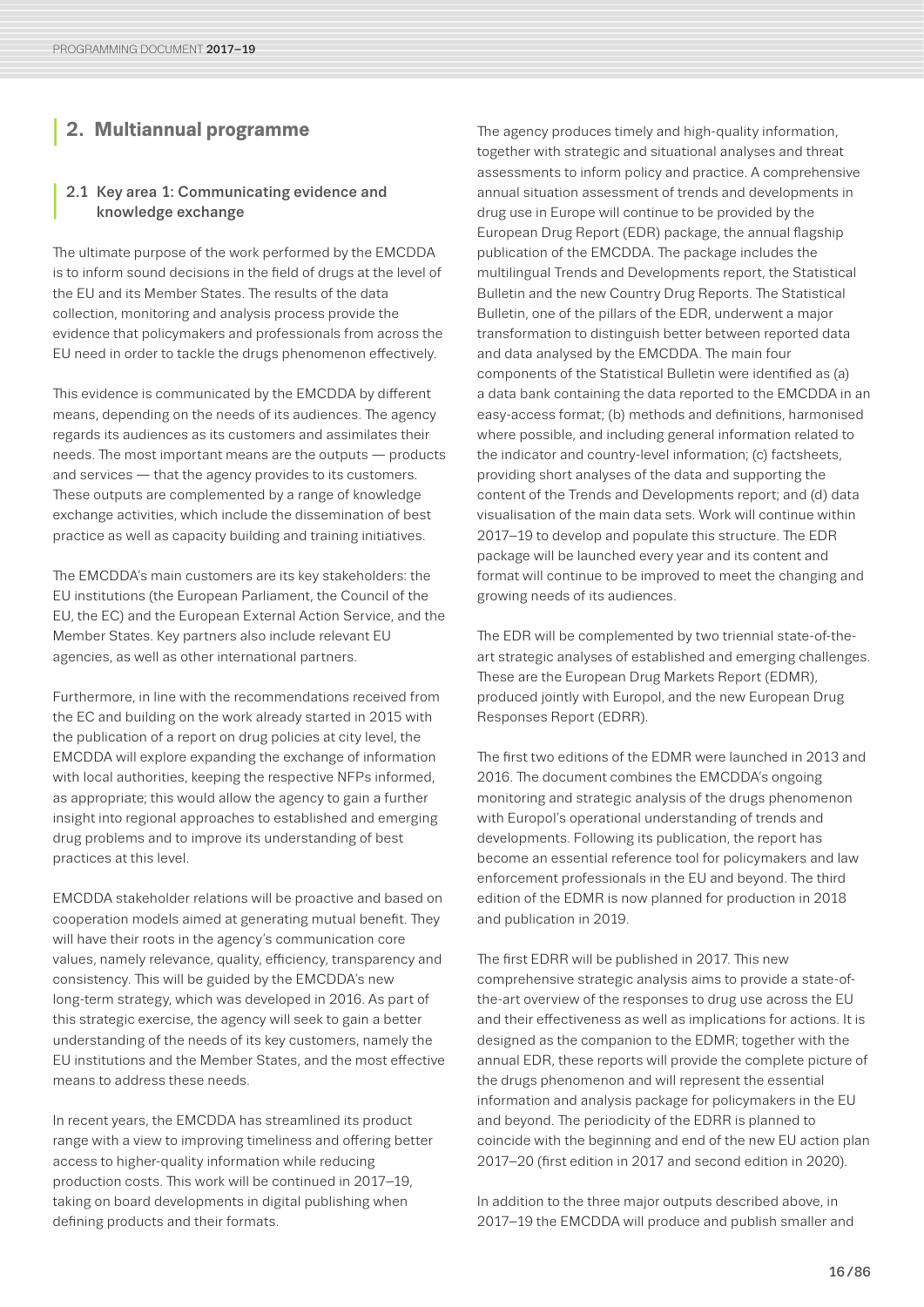## 2. Multiannual programme

### 2.1 Key area 1: Communicating evidence and knowledge exchange

The ultimate purpose of the work performed by the EMCDDA is to inform sound decisions in the field of drugs at the level of the EU and its Member States. The results of the data collection, monitoring and analysis process provide the evidence that policymakers and professionals from across the EU need in order to tackle the drugs phenomenon effectively.

This evidence is communicated by the EMCDDA by different means, depending on the needs of its audiences. The agency regards its audiences as its customers and assimilates their needs. The most important means are the outputs — products and services — that the agency provides to its customers. These outputs are complemented by a range of knowledge exchange activities, which include the dissemination of best practice as well as capacity building and training initiatives.

The EMCDDA's main customers are its key stakeholders: the EU institutions (the European Parliament, the Council of the EU, the EC) and the European External Action Service, and the Member States. Key partners also include relevant EU agencies, as well as other international partners.

Furthermore, in line with the recommendations received from the EC and building on the work already started in 2015 with the publication of a report on drug policies at city level, the EMCDDA will explore expanding the exchange of information with local authorities, keeping the respective NFPs informed, as appropriate; this would allow the agency to gain a further insight into regional approaches to established and emerging drug problems and to improve its understanding of best practices at this level.

EMCDDA stakeholder relations will be proactive and based on cooperation models aimed at generating mutual benefit. They will have their roots in the agency's communication core values, namely relevance, quality, efficiency, transparency and consistency. This will be guided by the EMCDDA's new long-term strategy, which was developed in 2016. As part of this strategic exercise, the agency will seek to gain a better understanding of the needs of its key customers, namely the EU institutions and the Member States, and the most effective means to address these needs.

In recent years, the EMCDDA has streamlined its product range with a view to improving timeliness and offering better access to higher-quality information while reducing production costs. This work will be continued in 2017–19, taking on board developments in digital publishing when defining products and their formats.

The agency produces timely and high-quality information, together with strategic and situational analyses and threat assessments to inform policy and practice. A comprehensive annual situation assessment of trends and developments in drug use in Europe will continue to be provided by the European Drug Report (EDR) package, the annual flagship publication of the EMCDDA. The package includes the multilingual Trends and Developments report, the Statistical Bulletin and the new Country Drug Reports. The Statistical Bulletin, one of the pillars of the EDR, underwent a major transformation to distinguish better between reported data and data analysed by the EMCDDA. The main four components of the Statistical Bulletin were identified as (a) a data bank containing the data reported to the EMCDDA in an easy-access format; (b) methods and definitions, harmonised where possible, and including general information related to the indicator and country-level information; (c) factsheets, providing short analyses of the data and supporting the content of the Trends and Developments report; and (d) data visualisation of the main data sets. Work will continue within 2017–19 to develop and populate this structure. The EDR package will be launched every year and its content and format will continue to be improved to meet the changing and growing needs of its audiences.

The EDR will be complemented by two triennial state-of-the-art strategic analyses of established and emerging challenges. These are the European Drug Markets Report (EDMR), produced jointly with Europol, and the new European Drug Responses Report (EDRR).

The first two editions of the EDMR were launched in 2013 and 2016. The document combines the EMCDDA's ongoing monitoring and strategic analysis of the drugs phenomenon with Europol's operational understanding of trends and developments. Following its publication, the report has become an essential reference tool for policymakers and law enforcement professionals in the EU and beyond. The third edition of the EDMR is now planned for production in 2018 and publication in 2019.

The first EDRR will be published in 2017. This new comprehensive strategic analysis aims to provide a state-of-the-art overview of the responses to drug use across the EU and their effectiveness as well as implications for actions. It is designed as the companion to the EDMR; together with the annual EDR, these reports will provide the complete picture of the drugs phenomenon and will represent the essential information and analysis package for policymakers in the EU and beyond. The periodicity of the EDRR is planned to coincide with the beginning and end of the new EU action plan 2017–20 (first edition in 2017 and second edition in 2020).

In addition to the three major outputs described above, in 2017–19 the EMCDDA will produce and publish smaller and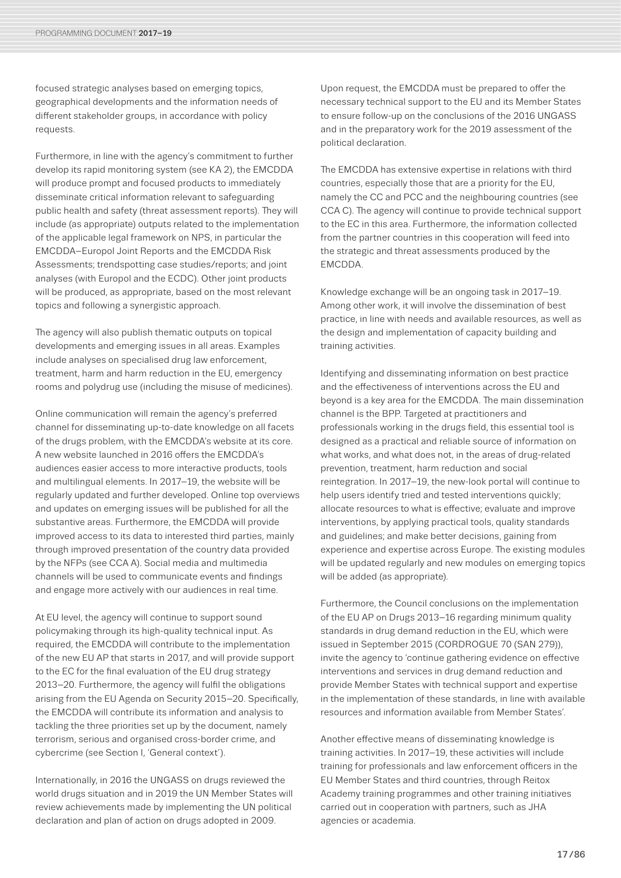focused strategic analyses based on emerging topics, geographical developments and the information needs of different stakeholder groups, in accordance with policy requests.

Furthermore, in line with the agency's commitment to further develop its rapid monitoring system (see KA 2), the EMCDDA will produce prompt and focused products to immediately disseminate critical information relevant to safeguarding public health and safety (threat assessment reports). They will include (as appropriate) outputs related to the implementation of the applicable legal framework on NPS, in particular the EMCDDA–Europol Joint Reports and the EMCDDA Risk Assessments; trendspotting case studies/reports; and joint analyses (with Europol and the ECDC). Other joint products will be produced, as appropriate, based on the most relevant topics and following a synergistic approach.

The agency will also publish thematic outputs on topical developments and emerging issues in all areas. Examples include analyses on specialised drug law enforcement, treatment, harm and harm reduction in the EU, emergency rooms and polydrug use (including the misuse of medicines).

Online communication will remain the agency's preferred channel for disseminating up-to-date knowledge on all facets of the drugs problem, with the EMCDDA's website at its core. A new website launched in 2016 offers the EMCDDA's audiences easier access to more interactive products, tools and multilingual elements. In 2017–19, the website will be regularly updated and further developed. Online top overviews and updates on emerging issues will be published for all the substantive areas. Furthermore, the EMCDDA will provide improved access to its data to interested third parties, mainly through improved presentation of the country data provided by the NFPs (see CCA A). Social media and multimedia channels will be used to communicate events and findings and engage more actively with our audiences in real time.

At EU level, the agency will continue to support sound policymaking through its high-quality technical input. As required, the EMCDDA will contribute to the implementation of the new EU AP that starts in 2017, and will provide support to the EC for the final evaluation of the EU drug strategy 2013–20. Furthermore, the agency will fulfil the obligations arising from the EU Agenda on Security 2015–20. Specifically, the EMCDDA will contribute its information and analysis to tackling the three priorities set up by the document, namely terrorism, serious and organised cross-border crime, and cybercrime (see Section I, 'General context').

Internationally, in 2016 the UNGASS on drugs reviewed the world drugs situation and in 2019 the UN Member States will review achievements made by implementing the UN political declaration and plan of action on drugs adopted in 2009.

Upon request, the EMCDDA must be prepared to offer the necessary technical support to the EU and its Member States to ensure follow-up on the conclusions of the 2016 UNGASS and in the preparatory work for the 2019 assessment of the political declaration.

The EMCDDA has extensive expertise in relations with third countries, especially those that are a priority for the EU, namely the CC and PCC and the neighbouring countries (see CCA C). The agency will continue to provide technical support to the EC in this area. Furthermore, the information collected from the partner countries in this cooperation will feed into the strategic and threat assessments produced by the EMCDDA.

Knowledge exchange will be an ongoing task in 2017–19. Among other work, it will involve the dissemination of best practice, in line with needs and available resources, as well as the design and implementation of capacity building and training activities.

Identifying and disseminating information on best practice and the effectiveness of interventions across the EU and beyond is a key area for the EMCDDA. The main dissemination channel is the BPP. Targeted at practitioners and professionals working in the drugs field, this essential tool is designed as a practical and reliable source of information on what works, and what does not, in the areas of drug-related prevention, treatment, harm reduction and social reintegration. In 2017–19, the new-look portal will continue to help users identify tried and tested interventions quickly; allocate resources to what is effective; evaluate and improve interventions, by applying practical tools, quality standards and guidelines; and make better decisions, gaining from experience and expertise across Europe. The existing modules will be updated regularly and new modules on emerging topics will be added (as appropriate).

Furthermore, the Council conclusions on the implementation of the EU AP on Drugs 2013–16 regarding minimum quality standards in drug demand reduction in the EU, which were issued in September 2015 (CORDROGUE 70 (SAN 279)), invite the agency to 'continue gathering evidence on effective interventions and services in drug demand reduction and provide Member States with technical support and expertise in the implementation of these standards, in line with available resources and information available from Member States'.

Another effective means of disseminating knowledge is training activities. In 2017–19, these activities will include training for professionals and law enforcement officers in the EU Member States and third countries, through Reitox Academy training programmes and other training initiatives carried out in cooperation with partners, such as JHA agencies or academia.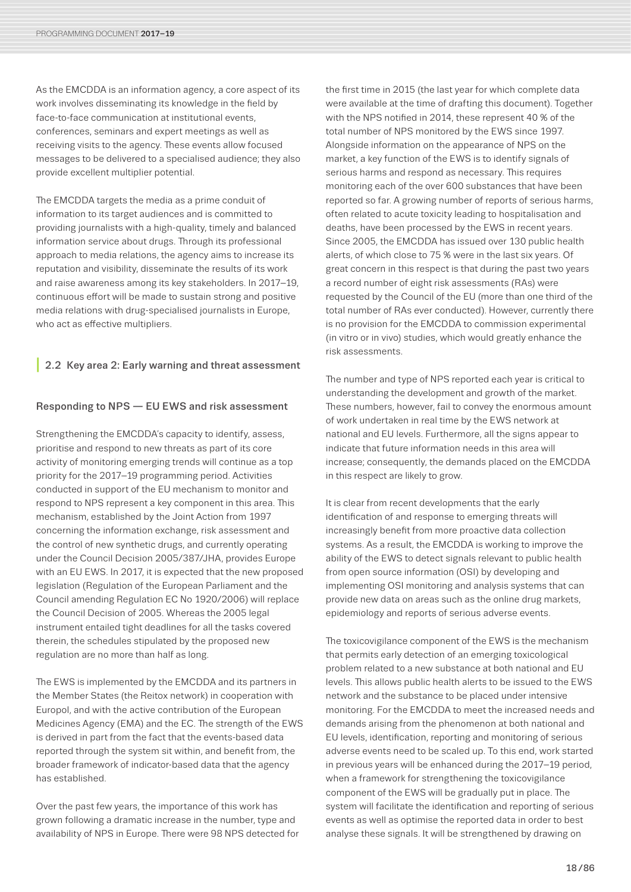As the EMCDDA is an information agency, a core aspect of its work involves disseminating its knowledge in the field by face-to-face communication at institutional events, conferences, seminars and expert meetings as well as receiving visits to the agency. These events allow focused messages to be delivered to a specialised audience; they also provide excellent multiplier potential.

The EMCDDA targets the media as a prime conduit of information to its target audiences and is committed to providing journalists with a high-quality, timely and balanced information service about drugs. Through its professional approach to media relations, the agency aims to increase its reputation and visibility, disseminate the results of its work and raise awareness among its key stakeholders. In 2017–19, continuous effort will be made to sustain strong and positive media relations with drug-specialised journalists in Europe, who act as effective multipliers.

## 2.2 Key area 2: Early warning and threat assessment

### Responding to NPS — EU EWS and risk assessment

Strengthening the EMCDDA's capacity to identify, assess, prioritise and respond to new threats as part of its core activity of monitoring emerging trends will continue as a top priority for the 2017–19 programming period. Activities conducted in support of the EU mechanism to monitor and respond to NPS represent a key component in this area. This mechanism, established by the Joint Action from 1997 concerning the information exchange, risk assessment and the control of new synthetic drugs, and currently operating under the Council Decision 2005/387/JHA, provides Europe with an EU EWS. In 2017, it is expected that the new proposed legislation (Regulation of the European Parliament and the Council amending Regulation EC No 1920/2006) will replace the Council Decision of 2005. Whereas the 2005 legal instrument entailed tight deadlines for all the tasks covered therein, the schedules stipulated by the proposed new regulation are no more than half as long.

The EWS is implemented by the EMCDDA and its partners in the Member States (the Reitox network) in cooperation with Europol, and with the active contribution of the European Medicines Agency (EMA) and the EC. The strength of the EWS is derived in part from the fact that the events-based data reported through the system sit within, and benefit from, the broader framework of indicator-based data that the agency has established.

Over the past few years, the importance of this work has grown following a dramatic increase in the number, type and availability of NPS in Europe. There were 98 NPS detected for the first time in 2015 (the last year for which complete data were available at the time of drafting this document). Together with the NPS notified in 2014, these represent 40 % of the total number of NPS monitored by the EWS since 1997. Alongside information on the appearance of NPS on the market, a key function of the EWS is to identify signals of serious harms and respond as necessary. This requires monitoring each of the over 600 substances that have been reported so far. A growing number of reports of serious harms, often related to acute toxicity leading to hospitalisation and deaths, have been processed by the EWS in recent years. Since 2005, the EMCDDA has issued over 130 public health alerts, of which close to 75 % were in the last six years. Of great concern in this respect is that during the past two years a record number of eight risk assessments (RAs) were requested by the Council of the EU (more than one third of the total number of RAs ever conducted). However, currently there is no provision for the EMCDDA to commission experimental (in vitro or in vivo) studies, which would greatly enhance the risk assessments.

The number and type of NPS reported each year is critical to understanding the development and growth of the market. These numbers, however, fail to convey the enormous amount of work undertaken in real time by the EWS network at national and EU levels. Furthermore, all the signs appear to indicate that future information needs in this area will increase; consequently, the demands placed on the EMCDDA in this respect are likely to grow.

It is clear from recent developments that the early identification of and response to emerging threats will increasingly benefit from more proactive data collection systems. As a result, the EMCDDA is working to improve the ability of the EWS to detect signals relevant to public health from open source information (OSI) by developing and implementing OSI monitoring and analysis systems that can provide new data on areas such as the online drug markets, epidemiology and reports of serious adverse events.

The toxicovigilance component of the EWS is the mechanism that permits early detection of an emerging toxicological problem related to a new substance at both national and EU levels. This allows public health alerts to be issued to the EWS network and the substance to be placed under intensive monitoring. For the EMCDDA to meet the increased needs and demands arising from the phenomenon at both national and EU levels, identification, reporting and monitoring of serious adverse events need to be scaled up. To this end, work started in previous years will be enhanced during the 2017–19 period, when a framework for strengthening the toxicovigilance component of the EWS will be gradually put in place. The system will facilitate the identification and reporting of serious events as well as optimise the reported data in order to best analyse these signals. It will be strengthened by drawing on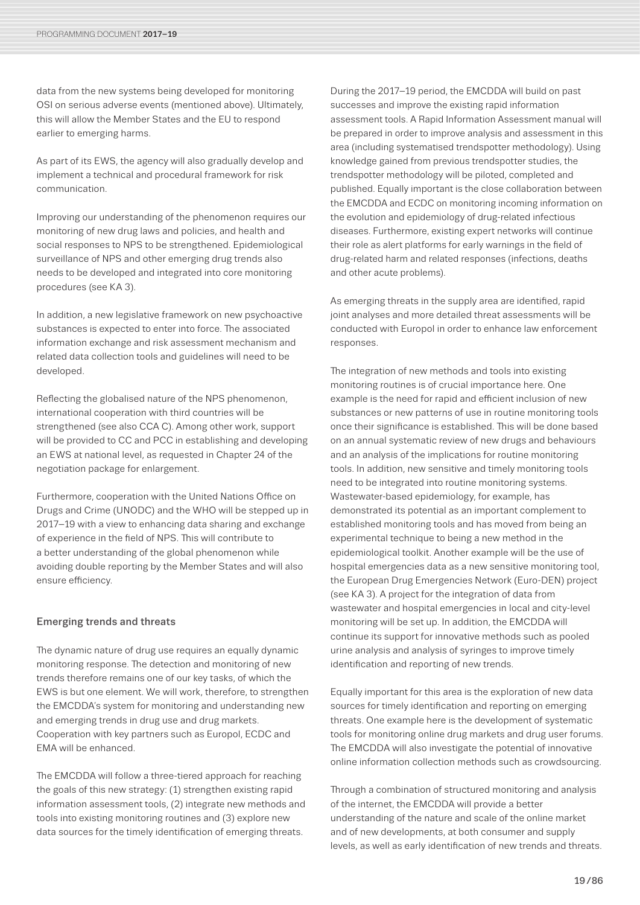data from the new systems being developed for monitoring OSI on serious adverse events (mentioned above). Ultimately, this will allow the Member States and the EU to respond earlier to emerging harms.

As part of its EWS, the agency will also gradually develop and implement a technical and procedural framework for risk communication.

Improving our understanding of the phenomenon requires our monitoring of new drug laws and policies, and health and social responses to NPS to be strengthened. Epidemiological surveillance of NPS and other emerging drug trends also needs to be developed and integrated into core monitoring procedures (see KA 3).

In addition, a new legislative framework on new psychoactive substances is expected to enter into force. The associated information exchange and risk assessment mechanism and related data collection tools and guidelines will need to be developed.

Reflecting the globalised nature of the NPS phenomenon, international cooperation with third countries will be strengthened (see also CCA C). Among other work, support will be provided to CC and PCC in establishing and developing an EWS at national level, as requested in Chapter 24 of the negotiation package for enlargement.

Furthermore, cooperation with the United Nations Office on Drugs and Crime (UNODC) and the WHO will be stepped up in 2017–19 with a view to enhancing data sharing and exchange of experience in the field of NPS. This will contribute to a better understanding of the global phenomenon while avoiding double reporting by the Member States and will also ensure efficiency.

### Emerging trends and threats

The dynamic nature of drug use requires an equally dynamic monitoring response. The detection and monitoring of new trends therefore remains one of our key tasks, of which the EWS is but one element. We will work, therefore, to strengthen the EMCDDA's system for monitoring and understanding new and emerging trends in drug use and drug markets. Cooperation with key partners such as Europol, ECDC and EMA will be enhanced.

The EMCDDA will follow a three-tiered approach for reaching the goals of this new strategy: (1) strengthen existing rapid information assessment tools, (2) integrate new methods and tools into existing monitoring routines and (3) explore new data sources for the timely identification of emerging threats.

During the 2017–19 period, the EMCDDA will build on past successes and improve the existing rapid information assessment tools. A Rapid Information Assessment manual will be prepared in order to improve analysis and assessment in this area (including systematised trendspotter methodology). Using knowledge gained from previous trendspotter studies, the trendspotter methodology will be piloted, completed and published. Equally important is the close collaboration between the EMCDDA and ECDC on monitoring incoming information on the evolution and epidemiology of drug-related infectious diseases. Furthermore, existing expert networks will continue their role as alert platforms for early warnings in the field of drug-related harm and related responses (infections, deaths and other acute problems).

As emerging threats in the supply area are identified, rapid joint analyses and more detailed threat assessments will be conducted with Europol in order to enhance law enforcement responses.

The integration of new methods and tools into existing monitoring routines is of crucial importance here. One example is the need for rapid and efficient inclusion of new substances or new patterns of use in routine monitoring tools once their significance is established. This will be done based on an annual systematic review of new drugs and behaviours and an analysis of the implications for routine monitoring tools. In addition, new sensitive and timely monitoring tools need to be integrated into routine monitoring systems. Wastewater-based epidemiology, for example, has demonstrated its potential as an important complement to established monitoring tools and has moved from being an experimental technique to being a new method in the epidemiological toolkit. Another example will be the use of hospital emergencies data as a new sensitive monitoring tool, the European Drug Emergencies Network (Euro-DEN) project (see KA 3). A project for the integration of data from wastewater and hospital emergencies in local and city-level monitoring will be set up. In addition, the EMCDDA will continue its support for innovative methods such as pooled urine analysis and analysis of syringes to improve timely identification and reporting of new trends.

Equally important for this area is the exploration of new data sources for timely identification and reporting on emerging threats. One example here is the development of systematic tools for monitoring online drug markets and drug user forums. The EMCDDA will also investigate the potential of innovative online information collection methods such as crowdsourcing.

Through a combination of structured monitoring and analysis of the internet, the EMCDDA will provide a better understanding of the nature and scale of the online market and of new developments, at both consumer and supply levels, as well as early identification of new trends and threats.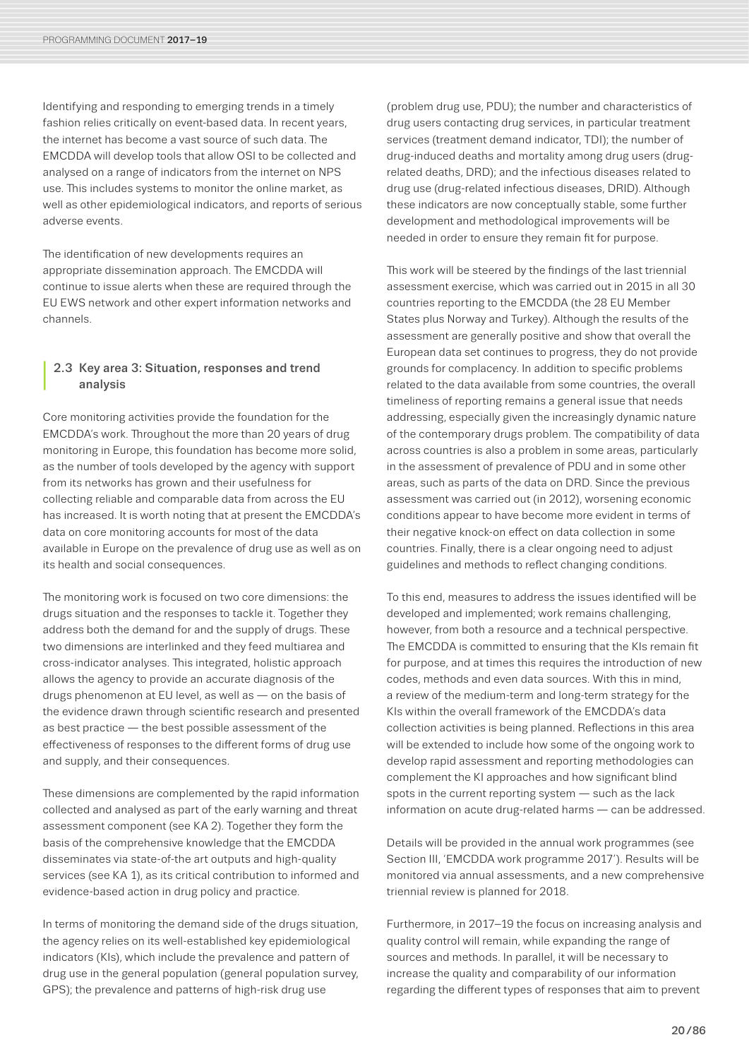Identifying and responding to emerging trends in a timely fashion relies critically on event-based data. In recent years, the internet has become a vast source of such data. The EMCDDA will develop tools that allow OSI to be collected and analysed on a range of indicators from the internet on NPS use. This includes systems to monitor the online market, as well as other epidemiological indicators, and reports of serious adverse events.

The identification of new developments requires an appropriate dissemination approach. The EMCDDA will continue to issue alerts when these are required through the EU EWS network and other expert information networks and channels.

## 2.3 Key area 3: Situation, responses and trend analysis

Core monitoring activities provide the foundation for the EMCDDA's work. Throughout the more than 20 years of drug monitoring in Europe, this foundation has become more solid, as the number of tools developed by the agency with support from its networks has grown and their usefulness for collecting reliable and comparable data from across the EU has increased. It is worth noting that at present the EMCDDA's data on core monitoring accounts for most of the data available in Europe on the prevalence of drug use as well as on its health and social consequences.

The monitoring work is focused on two core dimensions: the drugs situation and the responses to tackle it. Together they address both the demand for and the supply of drugs. These two dimensions are interlinked and they feed multiarea and cross-indicator analyses. This integrated, holistic approach allows the agency to provide an accurate diagnosis of the drugs phenomenon at EU level, as well as — on the basis of the evidence drawn through scientific research and presented as best practice — the best possible assessment of the effectiveness of responses to the different forms of drug use and supply, and their consequences.

These dimensions are complemented by the rapid information collected and analysed as part of the early warning and threat assessment component (see KA 2). Together they form the basis of the comprehensive knowledge that the EMCDDA disseminates via state-of-the art outputs and high-quality services (see KA 1), as its critical contribution to informed and evidence-based action in drug policy and practice.

In terms of monitoring the demand side of the drugs situation, the agency relies on its well-established key epidemiological indicators (KIs), which include the prevalence and pattern of drug use in the general population (general population survey, GPS); the prevalence and patterns of high-risk drug use (problem drug use, PDU); the number and characteristics of drug users contacting drug services, in particular treatment services (treatment demand indicator, TDI); the number of drug-induced deaths and mortality among drug users (drug-related deaths, DRD); and the infectious diseases related to drug use (drug-related infectious diseases, DRID). Although these indicators are now conceptually stable, some further development and methodological improvements will be needed in order to ensure they remain fit for purpose.

This work will be steered by the findings of the last triennial assessment exercise, which was carried out in 2015 in all 30 countries reporting to the EMCDDA (the 28 EU Member States plus Norway and Turkey). Although the results of the assessment are generally positive and show that overall the European data set continues to progress, they do not provide grounds for complacency. In addition to specific problems related to the data available from some countries, the overall timeliness of reporting remains a general issue that needs addressing, especially given the increasingly dynamic nature of the contemporary drugs problem. The compatibility of data across countries is also a problem in some areas, particularly in the assessment of prevalence of PDU and in some other areas, such as parts of the data on DRD. Since the previous assessment was carried out (in 2012), worsening economic conditions appear to have become more evident in terms of their negative knock-on effect on data collection in some countries. Finally, there is a clear ongoing need to adjust guidelines and methods to reflect changing conditions.

To this end, measures to address the issues identified will be developed and implemented; work remains challenging, however, from both a resource and a technical perspective. The EMCDDA is committed to ensuring that the KIs remain fit for purpose, and at times this requires the introduction of new codes, methods and even data sources. With this in mind, a review of the medium-term and long-term strategy for the KIs within the overall framework of the EMCDDA's data collection activities is being planned. Reflections in this area will be extended to include how some of the ongoing work to develop rapid assessment and reporting methodologies can complement the KI approaches and how significant blind spots in the current reporting system — such as the lack information on acute drug-related harms — can be addressed.

Details will be provided in the annual work programmes (see Section III, 'EMCDDA work programme 2017'). Results will be monitored via annual assessments, and a new comprehensive triennial review is planned for 2018.

Furthermore, in 2017–19 the focus on increasing analysis and quality control will remain, while expanding the range of sources and methods. In parallel, it will be necessary to increase the quality and comparability of our information regarding the different types of responses that aim to prevent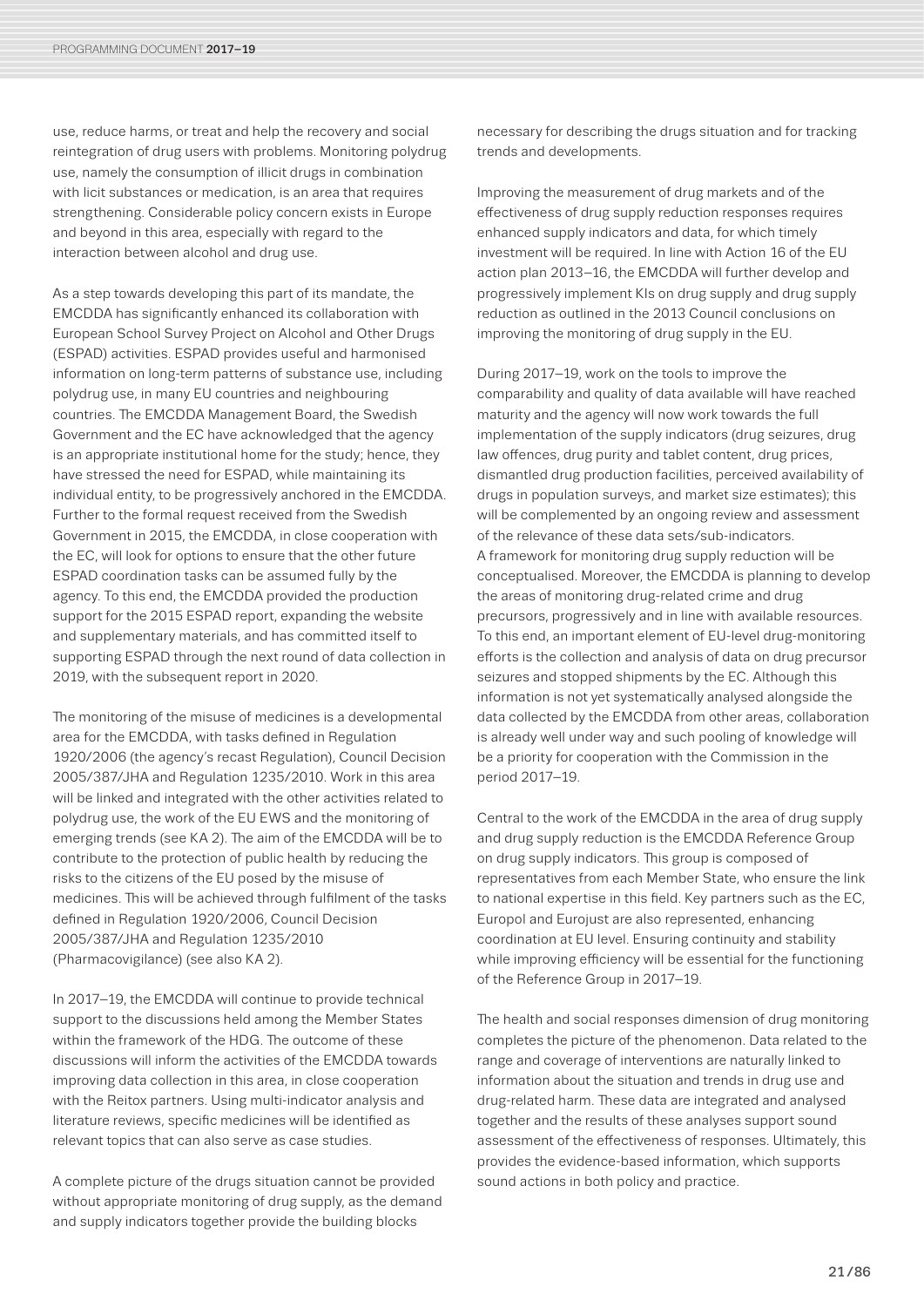use, reduce harms, or treat and help the recovery and social reintegration of drug users with problems. Monitoring polydrug use, namely the consumption of illicit drugs in combination with licit substances or medication, is an area that requires strengthening. Considerable policy concern exists in Europe and beyond in this area, especially with regard to the interaction between alcohol and drug use.

As a step towards developing this part of its mandate, the EMCDDA has significantly enhanced its collaboration with European School Survey Project on Alcohol and Other Drugs (ESPAD) activities. ESPAD provides useful and harmonised information on long-term patterns of substance use, including polydrug use, in many EU countries and neighbouring countries. The EMCDDA Management Board, the Swedish Government and the EC have acknowledged that the agency is an appropriate institutional home for the study; hence, they have stressed the need for ESPAD, while maintaining its individual entity, to be progressively anchored in the EMCDDA. Further to the formal request received from the Swedish Government in 2015, the EMCDDA, in close cooperation with the EC, will look for options to ensure that the other future ESPAD coordination tasks can be assumed fully by the agency. To this end, the EMCDDA provided the production support for the 2015 ESPAD report, expanding the website and supplementary materials, and has committed itself to supporting ESPAD through the next round of data collection in 2019, with the subsequent report in 2020.

The monitoring of the misuse of medicines is a developmental area for the EMCDDA, with tasks defined in Regulation 1920/2006 (the agency's recast Regulation), Council Decision 2005/387/JHA and Regulation 1235/2010. Work in this area will be linked and integrated with the other activities related to polydrug use, the work of the EU EWS and the monitoring of emerging trends (see KA 2). The aim of the EMCDDA will be to contribute to the protection of public health by reducing the risks to the citizens of the EU posed by the misuse of medicines. This will be achieved through fulfilment of the tasks defined in Regulation 1920/2006, Council Decision 2005/387/JHA and Regulation 1235/2010 (Pharmacovigilance) (see also KA 2).

In 2017–19, the EMCDDA will continue to provide technical support to the discussions held among the Member States within the framework of the HDG. The outcome of these discussions will inform the activities of the EMCDDA towards improving data collection in this area, in close cooperation with the Reitox partners. Using multi-indicator analysis and literature reviews, specific medicines will be identified as relevant topics that can also serve as case studies.

A complete picture of the drugs situation cannot be provided without appropriate monitoring of drug supply, as the demand and supply indicators together provide the building blocks necessary for describing the drugs situation and for tracking trends and developments.

Improving the measurement of drug markets and of the effectiveness of drug supply reduction responses requires enhanced supply indicators and data, for which timely investment will be required. In line with Action 16 of the EU action plan 2013–16, the EMCDDA will further develop and progressively implement KIs on drug supply and drug supply reduction as outlined in the 2013 Council conclusions on improving the monitoring of drug supply in the EU.

During 2017–19, work on the tools to improve the comparability and quality of data available will have reached maturity and the agency will now work towards the full implementation of the supply indicators (drug seizures, drug law offences, drug purity and tablet content, drug prices, dismantled drug production facilities, perceived availability of drugs in population surveys, and market size estimates); this will be complemented by an ongoing review and assessment of the relevance of these data sets/sub-indicators.
A framework for monitoring drug supply reduction will be conceptualised. Moreover, the EMCDDA is planning to develop the areas of monitoring drug-related crime and drug precursors, progressively and in line with available resources. To this end, an important element of EU-level drug-monitoring efforts is the collection and analysis of data on drug precursor seizures and stopped shipments by the EC. Although this information is not yet systematically analysed alongside the data collected by the EMCDDA from other areas, collaboration is already well under way and such pooling of knowledge will be a priority for cooperation with the Commission in the period 2017–19.

Central to the work of the EMCDDA in the area of drug supply and drug supply reduction is the EMCDDA Reference Group on drug supply indicators. This group is composed of representatives from each Member State, who ensure the link to national expertise in this field. Key partners such as the EC, Europol and Eurojust are also represented, enhancing coordination at EU level. Ensuring continuity and stability while improving efficiency will be essential for the functioning of the Reference Group in 2017–19.

The health and social responses dimension of drug monitoring completes the picture of the phenomenon. Data related to the range and coverage of interventions are naturally linked to information about the situation and trends in drug use and drug-related harm. These data are integrated and analysed together and the results of these analyses support sound assessment of the effectiveness of responses. Ultimately, this provides the evidence-based information, which supports sound actions in both policy and practice.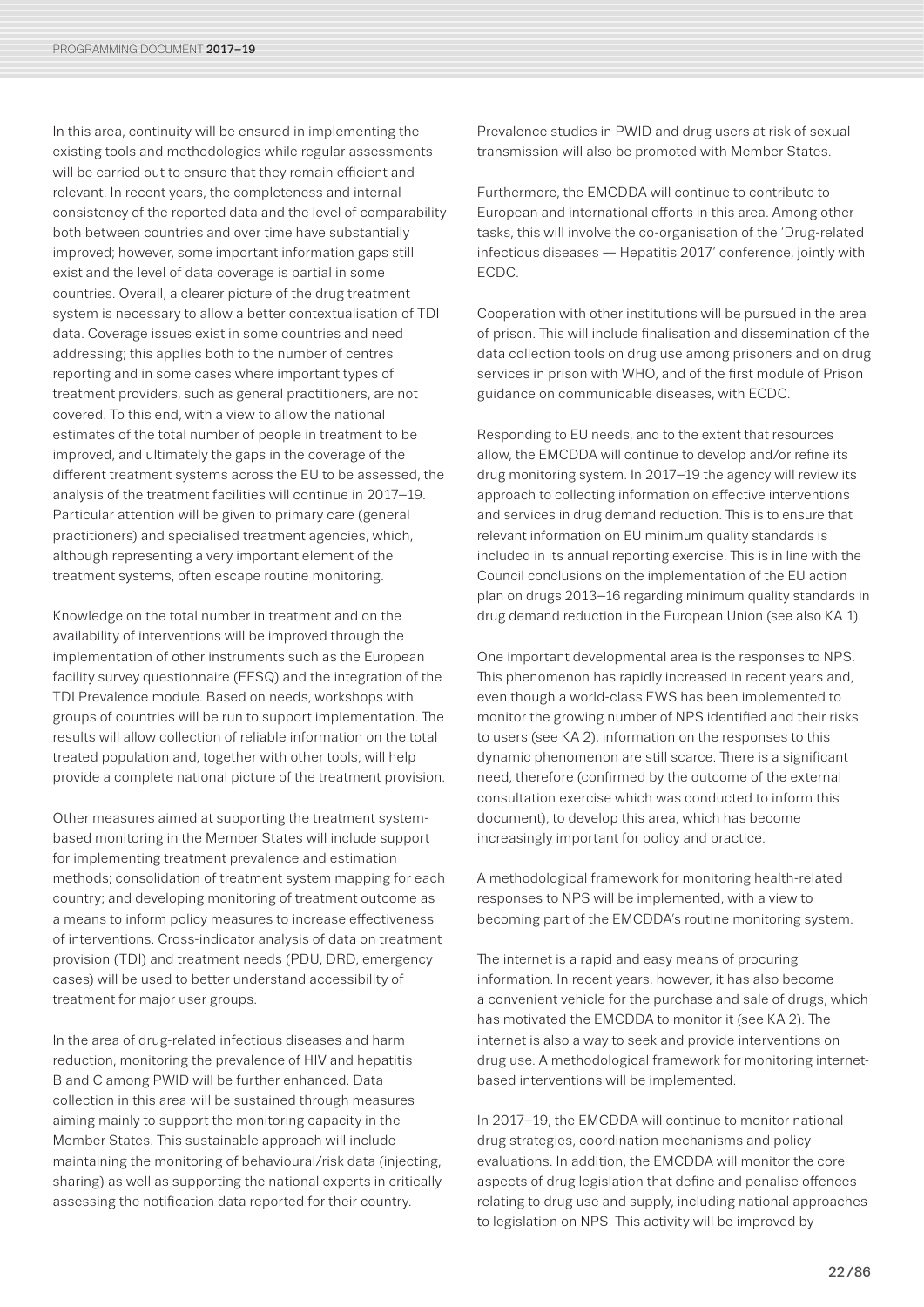In this area, continuity will be ensured in implementing the existing tools and methodologies while regular assessments will be carried out to ensure that they remain efficient and relevant. In recent years, the completeness and internal consistency of the reported data and the level of comparability both between countries and over time have substantially improved; however, some important information gaps still exist and the level of data coverage is partial in some countries. Overall, a clearer picture of the drug treatment system is necessary to allow a better contextualisation of TDI data. Coverage issues exist in some countries and need addressing; this applies both to the number of centres reporting and in some cases where important types of treatment providers, such as general practitioners, are not covered. To this end, with a view to allow the national estimates of the total number of people in treatment to be improved, and ultimately the gaps in the coverage of the different treatment systems across the EU to be assessed, the analysis of the treatment facilities will continue in 2017–19. Particular attention will be given to primary care (general practitioners) and specialised treatment agencies, which, although representing a very important element of the treatment systems, often escape routine monitoring.

Knowledge on the total number in treatment and on the availability of interventions will be improved through the implementation of other instruments such as the European facility survey questionnaire (EFSQ) and the integration of the TDI Prevalence module. Based on needs, workshops with groups of countries will be run to support implementation. The results will allow collection of reliable information on the total treated population and, together with other tools, will help provide a complete national picture of the treatment provision.

Other measures aimed at supporting the treatment system-based monitoring in the Member States will include support for implementing treatment prevalence and estimation methods; consolidation of treatment system mapping for each country; and developing monitoring of treatment outcome as a means to inform policy measures to increase effectiveness of interventions. Cross-indicator analysis of data on treatment provision (TDI) and treatment needs (PDU, DRD, emergency cases) will be used to better understand accessibility of treatment for major user groups.

In the area of drug-related infectious diseases and harm reduction, monitoring the prevalence of HIV and hepatitis B and C among PWID will be further enhanced. Data collection in this area will be sustained through measures aiming mainly to support the monitoring capacity in the Member States. This sustainable approach will include maintaining the monitoring of behavioural/risk data (injecting, sharing) as well as supporting the national experts in critically assessing the notification data reported for their country.

Prevalence studies in PWID and drug users at risk of sexual transmission will also be promoted with Member States.

Furthermore, the EMCDDA will continue to contribute to European and international efforts in this area. Among other tasks, this will involve the co-organisation of the 'Drug-related infectious diseases — Hepatitis 2017' conference, jointly with ECDC.

Cooperation with other institutions will be pursued in the area of prison. This will include finalisation and dissemination of the data collection tools on drug use among prisoners and on drug services in prison with WHO, and of the first module of Prison guidance on communicable diseases, with ECDC.

Responding to EU needs, and to the extent that resources allow, the EMCDDA will continue to develop and/or refine its drug monitoring system. In 2017–19 the agency will review its approach to collecting information on effective interventions and services in drug demand reduction. This is to ensure that relevant information on EU minimum quality standards is included in its annual reporting exercise. This is in line with the Council conclusions on the implementation of the EU action plan on drugs 2013–16 regarding minimum quality standards in drug demand reduction in the European Union (see also KA 1).

One important developmental area is the responses to NPS. This phenomenon has rapidly increased in recent years and, even though a world-class EWS has been implemented to monitor the growing number of NPS identified and their risks to users (see KA 2), information on the responses to this dynamic phenomenon are still scarce. There is a significant need, therefore (confirmed by the outcome of the external consultation exercise which was conducted to inform this document), to develop this area, which has become increasingly important for policy and practice.

A methodological framework for monitoring health-related responses to NPS will be implemented, with a view to becoming part of the EMCDDA's routine monitoring system.

The internet is a rapid and easy means of procuring information. In recent years, however, it has also become a convenient vehicle for the purchase and sale of drugs, which has motivated the EMCDDA to monitor it (see KA 2). The internet is also a way to seek and provide interventions on drug use. A methodological framework for monitoring internet-based interventions will be implemented.

In 2017–19, the EMCDDA will continue to monitor national drug strategies, coordination mechanisms and policy evaluations. In addition, the EMCDDA will monitor the core aspects of drug legislation that define and penalise offences relating to drug use and supply, including national approaches to legislation on NPS. This activity will be improved by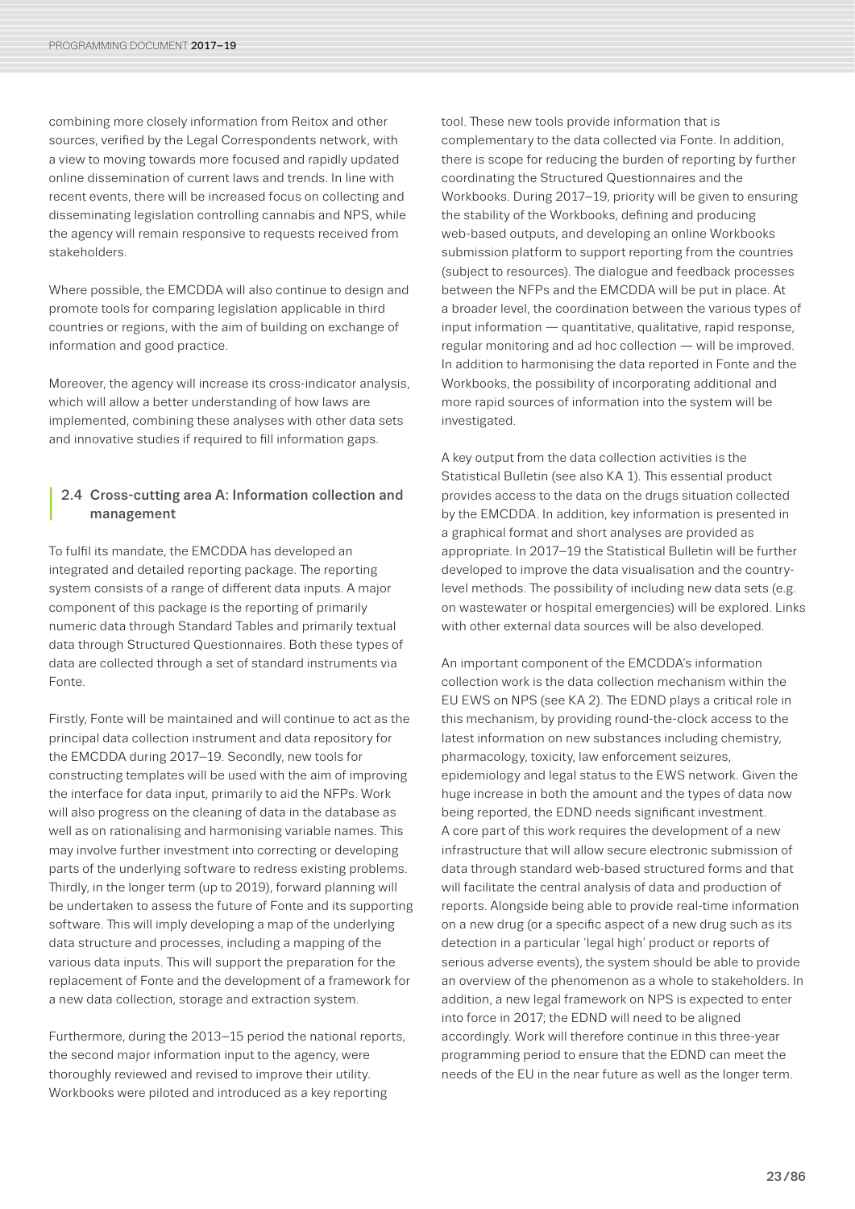combining more closely information from Reitox and other sources, verified by the Legal Correspondents network, with a view to moving towards more focused and rapidly updated online dissemination of current laws and trends. In line with recent events, there will be increased focus on collecting and disseminating legislation controlling cannabis and NPS, while the agency will remain responsive to requests received from stakeholders.

Where possible, the EMCDDA will also continue to design and promote tools for comparing legislation applicable in third countries or regions, with the aim of building on exchange of information and good practice.

Moreover, the agency will increase its cross-indicator analysis, which will allow a better understanding of how laws are implemented, combining these analyses with other data sets and innovative studies if required to fill information gaps.

## 2.4 Cross-cutting area A: Information collection and management

To fulfil its mandate, the EMCDDA has developed an integrated and detailed reporting package. The reporting system consists of a range of different data inputs. A major component of this package is the reporting of primarily numeric data through Standard Tables and primarily textual data through Structured Questionnaires. Both these types of data are collected through a set of standard instruments via Fonte.

Firstly, Fonte will be maintained and will continue to act as the principal data collection instrument and data repository for the EMCDDA during 2017–19. Secondly, new tools for constructing templates will be used with the aim of improving the interface for data input, primarily to aid the NFPs. Work will also progress on the cleaning of data in the database as well as on rationalising and harmonising variable names. This may involve further investment into correcting or developing parts of the underlying software to redress existing problems. Thirdly, in the longer term (up to 2019), forward planning will be undertaken to assess the future of Fonte and its supporting software. This will imply developing a map of the underlying data structure and processes, including a mapping of the various data inputs. This will support the preparation for the replacement of Fonte and the development of a framework for a new data collection, storage and extraction system.

Furthermore, during the 2013–15 period the national reports, the second major information input to the agency, were thoroughly reviewed and revised to improve their utility. Workbooks were piloted and introduced as a key reporting tool. These new tools provide information that is complementary to the data collected via Fonte. In addition, there is scope for reducing the burden of reporting by further coordinating the Structured Questionnaires and the Workbooks. During 2017–19, priority will be given to ensuring the stability of the Workbooks, defining and producing web-based outputs, and developing an online Workbooks submission platform to support reporting from the countries (subject to resources). The dialogue and feedback processes between the NFPs and the EMCDDA will be put in place. At a broader level, the coordination between the various types of input information — quantitative, qualitative, rapid response, regular monitoring and ad hoc collection — will be improved. In addition to harmonising the data reported in Fonte and the Workbooks, the possibility of incorporating additional and more rapid sources of information into the system will be investigated.

A key output from the data collection activities is the Statistical Bulletin (see also KA 1). This essential product provides access to the data on the drugs situation collected by the EMCDDA. In addition, key information is presented in a graphical format and short analyses are provided as appropriate. In 2017–19 the Statistical Bulletin will be further developed to improve the data visualisation and the country-level methods. The possibility of including new data sets (e.g. on wastewater or hospital emergencies) will be explored. Links with other external data sources will be also developed.

An important component of the EMCDDA's information collection work is the data collection mechanism within the EU EWS on NPS (see KA 2). The EDND plays a critical role in this mechanism, by providing round-the-clock access to the latest information on new substances including chemistry, pharmacology, toxicity, law enforcement seizures, epidemiology and legal status to the EWS network. Given the huge increase in both the amount and the types of data now being reported, the EDND needs significant investment. A core part of this work requires the development of a new infrastructure that will allow secure electronic submission of data through standard web-based structured forms and that will facilitate the central analysis of data and production of reports. Alongside being able to provide real-time information on a new drug (or a specific aspect of a new drug such as its detection in a particular 'legal high' product or reports of serious adverse events), the system should be able to provide an overview of the phenomenon as a whole to stakeholders. In addition, a new legal framework on NPS is expected to enter into force in 2017; the EDND will need to be aligned accordingly. Work will therefore continue in this three-year programming period to ensure that the EDND can meet the needs of the EU in the near future as well as the longer term.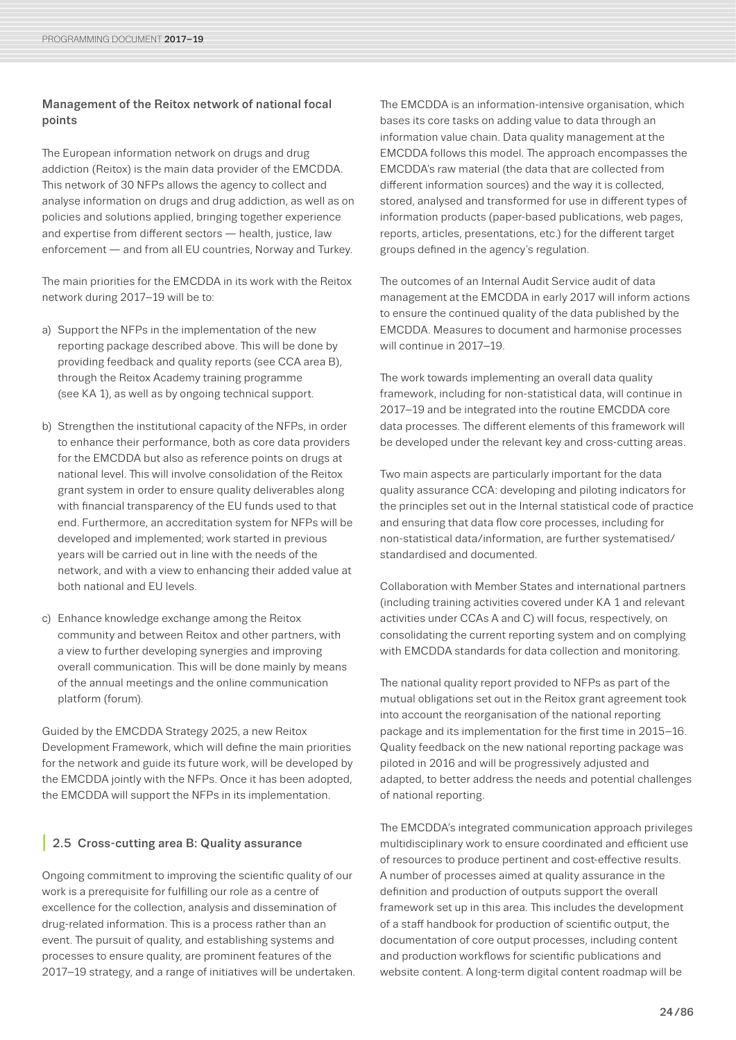### Management of the Reitox network of national focal points

The European information network on drugs and drug addiction (Reitox) is the main data provider of the EMCDDA. This network of 30 NFPs allows the agency to collect and analyse information on drugs and drug addiction, as well as on policies and solutions applied, bringing together experience and expertise from different sectors — health, justice, law enforcement — and from all EU countries, Norway and Turkey.

The main priorities for the EMCDDA in its work with the Reitox network during 2017–19 will be to:

a) Support the NFPs in the implementation of the new reporting package described above. This will be done by providing feedback and quality reports (see CCA area B), through the Reitox Academy training programme (see KA 1), as well as by ongoing technical support.

b) Strengthen the institutional capacity of the NFPs, in order to enhance their performance, both as core data providers for the EMCDDA but also as reference points on drugs at national level. This will involve consolidation of the Reitox grant system in order to ensure quality deliverables along with financial transparency of the EU funds used to that end. Furthermore, an accreditation system for NFPs will be developed and implemented; work started in previous years will be carried out in line with the needs of the network, and with a view to enhancing their added value at both national and EU levels.

c) Enhance knowledge exchange among the Reitox community and between Reitox and other partners, with a view to further developing synergies and improving overall communication. This will be done mainly by means of the annual meetings and the online communication platform (forum).

Guided by the EMCDDA Strategy 2025, a new Reitox Development Framework, which will define the main priorities for the network and guide its future work, will be developed by the EMCDDA jointly with the NFPs. Once it has been adopted, the EMCDDA will support the NFPs in its implementation.

## 2.5 Cross-cutting area B: Quality assurance

Ongoing commitment to improving the scientific quality of our work is a prerequisite for fulfilling our role as a centre of excellence for the collection, analysis and dissemination of drug-related information. This is a process rather than an event. The pursuit of quality, and establishing systems and processes to ensure quality, are prominent features of the 2017–19 strategy, and a range of initiatives will be undertaken.

The EMCDDA is an information-intensive organisation, which bases its core tasks on adding value to data through an information value chain. Data quality management at the EMCDDA follows this model. The approach encompasses the EMCDDA's raw material (the data that are collected from different information sources) and the way it is collected, stored, analysed and transformed for use in different types of information products (paper-based publications, web pages, reports, articles, presentations, etc.) for the different target groups defined in the agency's regulation.

The outcomes of an Internal Audit Service audit of data management at the EMCDDA in early 2017 will inform actions to ensure the continued quality of the data published by the EMCDDA. Measures to document and harmonise processes will continue in 2017–19.

The work towards implementing an overall data quality framework, including for non-statistical data, will continue in 2017–19 and be integrated into the routine EMCDDA core data processes. The different elements of this framework will be developed under the relevant key and cross-cutting areas.

Two main aspects are particularly important for the data quality assurance CCA: developing and piloting indicators for the principles set out in the Internal statistical code of practice and ensuring that data flow core processes, including for non-statistical data/information, are further systematised/standardised and documented.

Collaboration with Member States and international partners (including training activities covered under KA 1 and relevant activities under CCAs A and C) will focus, respectively, on consolidating the current reporting system and on complying with EMCDDA standards for data collection and monitoring.

The national quality report provided to NFPs as part of the mutual obligations set out in the Reitox grant agreement took into account the reorganisation of the national reporting package and its implementation for the first time in 2015–16. Quality feedback on the new national reporting package was piloted in 2016 and will be progressively adjusted and adapted, to better address the needs and potential challenges of national reporting.

The EMCDDA's integrated communication approach privileges multidisciplinary work to ensure coordinated and efficient use of resources to produce pertinent and cost-effective results. A number of processes aimed at quality assurance in the definition and production of outputs support the overall framework set up in this area. This includes the development of a staff handbook for production of scientific output, the documentation of core output processes, including content and production workflows for scientific publications and website content. A long-term digital content roadmap will be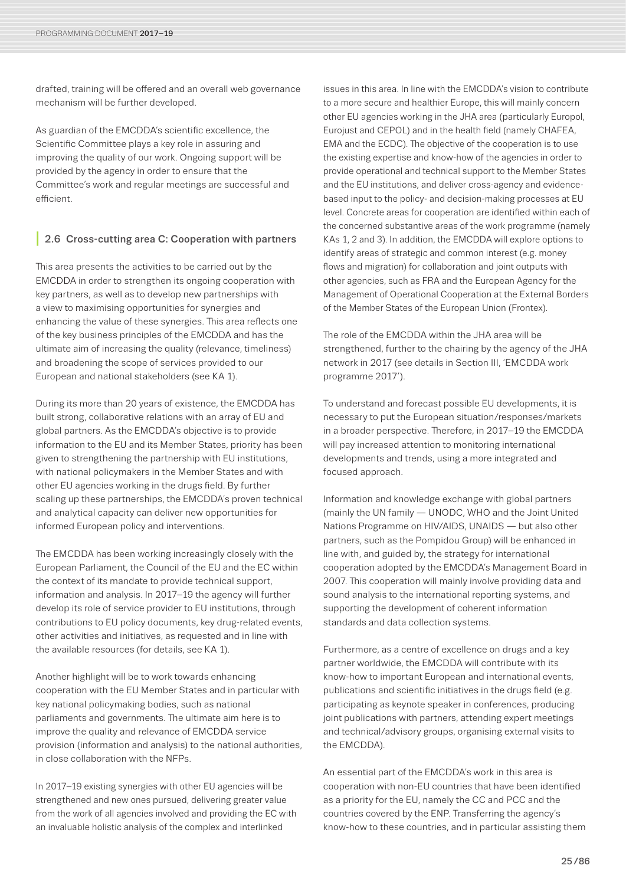drafted, training will be offered and an overall web governance mechanism will be further developed.

As guardian of the EMCDDA's scientific excellence, the Scientific Committee plays a key role in assuring and improving the quality of our work. Ongoing support will be provided by the agency in order to ensure that the Committee's work and regular meetings are successful and efficient.

## 2.6 Cross-cutting area C: Cooperation with partners

This area presents the activities to be carried out by the EMCDDA in order to strengthen its ongoing cooperation with key partners, as well as to develop new partnerships with a view to maximising opportunities for synergies and enhancing the value of these synergies. This area reflects one of the key business principles of the EMCDDA and has the ultimate aim of increasing the quality (relevance, timeliness) and broadening the scope of services provided to our European and national stakeholders (see KA 1).

During its more than 20 years of existence, the EMCDDA has built strong, collaborative relations with an array of EU and global partners. As the EMCDDA's objective is to provide information to the EU and its Member States, priority has been given to strengthening the partnership with EU institutions, with national policymakers in the Member States and with other EU agencies working in the drugs field. By further scaling up these partnerships, the EMCDDA's proven technical and analytical capacity can deliver new opportunities for informed European policy and interventions.

The EMCDDA has been working increasingly closely with the European Parliament, the Council of the EU and the EC within the context of its mandate to provide technical support, information and analysis. In 2017–19 the agency will further develop its role of service provider to EU institutions, through contributions to EU policy documents, key drug-related events, other activities and initiatives, as requested and in line with the available resources (for details, see KA 1).

Another highlight will be to work towards enhancing cooperation with the EU Member States and in particular with key national policymaking bodies, such as national parliaments and governments. The ultimate aim here is to improve the quality and relevance of EMCDDA service provision (information and analysis) to the national authorities, in close collaboration with the NFPs.

In 2017–19 existing synergies with other EU agencies will be strengthened and new ones pursued, delivering greater value from the work of all agencies involved and providing the EC with an invaluable holistic analysis of the complex and interlinked issues in this area. In line with the EMCDDA's vision to contribute to a more secure and healthier Europe, this will mainly concern other EU agencies working in the JHA area (particularly Europol, Eurojust and CEPOL) and in the health field (namely CHAFEA, EMA and the ECDC). The objective of the cooperation is to use the existing expertise and know-how of the agencies in order to provide operational and technical support to the Member States and the EU institutions, and deliver cross-agency and evidence-based input to the policy- and decision-making processes at EU level. Concrete areas for cooperation are identified within each of the concerned substantive areas of the work programme (namely KAs 1, 2 and 3). In addition, the EMCDDA will explore options to identify areas of strategic and common interest (e.g. money flows and migration) for collaboration and joint outputs with other agencies, such as FRA and the European Agency for the Management of Operational Cooperation at the External Borders of the Member States of the European Union (Frontex).

The role of the EMCDDA within the JHA area will be strengthened, further to the chairing by the agency of the JHA network in 2017 (see details in Section III, 'EMCDDA work programme 2017').

To understand and forecast possible EU developments, it is necessary to put the European situation/responses/markets in a broader perspective. Therefore, in 2017–19 the EMCDDA will pay increased attention to monitoring international developments and trends, using a more integrated and focused approach.

Information and knowledge exchange with global partners (mainly the UN family — UNODC, WHO and the Joint United Nations Programme on HIV/AIDS, UNAIDS — but also other partners, such as the Pompidou Group) will be enhanced in line with, and guided by, the strategy for international cooperation adopted by the EMCDDA's Management Board in 2007. This cooperation will mainly involve providing data and sound analysis to the international reporting systems, and supporting the development of coherent information standards and data collection systems.

Furthermore, as a centre of excellence on drugs and a key partner worldwide, the EMCDDA will contribute with its know-how to important European and international events, publications and scientific initiatives in the drugs field (e.g. participating as keynote speaker in conferences, producing joint publications with partners, attending expert meetings and technical/advisory groups, organising external visits to the EMCDDA).

An essential part of the EMCDDA's work in this area is cooperation with non-EU countries that have been identified as a priority for the EU, namely the CC and PCC and the countries covered by the ENP. Transferring the agency's know-how to these countries, and in particular assisting them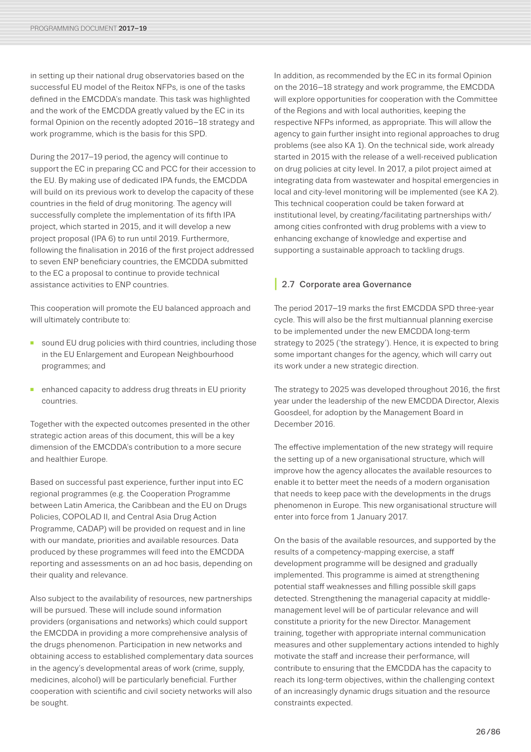in setting up their national drug observatories based on the successful EU model of the Reitox NFPs, is one of the tasks defined in the EMCDDA's mandate. This task was highlighted and the work of the EMCDDA greatly valued by the EC in its formal Opinion on the recently adopted 2016–18 strategy and work programme, which is the basis for this SPD.

During the 2017–19 period, the agency will continue to support the EC in preparing CC and PCC for their accession to the EU. By making use of dedicated IPA funds, the EMCDDA will build on its previous work to develop the capacity of these countries in the field of drug monitoring. The agency will successfully complete the implementation of its fifth IPA project, which started in 2015, and it will develop a new project proposal (IPA 6) to run until 2019. Furthermore, following the finalisation in 2016 of the first project addressed to seven ENP beneficiary countries, the EMCDDA submitted to the EC a proposal to continue to provide technical assistance activities to ENP countries.

This cooperation will promote the EU balanced approach and will ultimately contribute to:

- sound EU drug policies with third countries, including those in the EU Enlargement and European Neighbourhood programmes; and
- enhanced capacity to address drug threats in EU priority countries.

Together with the expected outcomes presented in the other strategic action areas of this document, this will be a key dimension of the EMCDDA's contribution to a more secure and healthier Europe.

Based on successful past experience, further input into EC regional programmes (e.g. the Cooperation Programme between Latin America, the Caribbean and the EU on Drugs Policies, COPOLAD II, and Central Asia Drug Action Programme, CADAP) will be provided on request and in line with our mandate, priorities and available resources. Data produced by these programmes will feed into the EMCDDA reporting and assessments on an ad hoc basis, depending on their quality and relevance.

Also subject to the availability of resources, new partnerships will be pursued. These will include sound information providers (organisations and networks) which could support the EMCDDA in providing a more comprehensive analysis of the drugs phenomenon. Participation in new networks and obtaining access to established complementary data sources in the agency's developmental areas of work (crime, supply, medicines, alcohol) will be particularly beneficial. Further cooperation with scientific and civil society networks will also be sought.

In addition, as recommended by the EC in its formal Opinion on the 2016–18 strategy and work programme, the EMCDDA will explore opportunities for cooperation with the Committee of the Regions and with local authorities, keeping the respective NFPs informed, as appropriate. This will allow the agency to gain further insight into regional approaches to drug problems (see also KA 1). On the technical side, work already started in 2015 with the release of a well-received publication on drug policies at city level. In 2017, a pilot project aimed at integrating data from wastewater and hospital emergencies in local and city-level monitoring will be implemented (see KA 2). This technical cooperation could be taken forward at institutional level, by creating/facilitating partnerships with/among cities confronted with drug problems with a view to enhancing exchange of knowledge and expertise and supporting a sustainable approach to tackling drugs.

## 2.7 Corporate area Governance

The period 2017–19 marks the first EMCDDA SPD three-year cycle. This will also be the first multiannual planning exercise to be implemented under the new EMCDDA long-term strategy to 2025 ('the strategy'). Hence, it is expected to bring some important changes for the agency, which will carry out its work under a new strategic direction.

The strategy to 2025 was developed throughout 2016, the first year under the leadership of the new EMCDDA Director, Alexis Goosdeel, for adoption by the Management Board in December 2016.

The effective implementation of the new strategy will require the setting up of a new organisational structure, which will improve how the agency allocates the available resources to enable it to better meet the needs of a modern organisation that needs to keep pace with the developments in the drugs phenomenon in Europe. This new organisational structure will enter into force from 1 January 2017.

On the basis of the available resources, and supported by the results of a competency-mapping exercise, a staff development programme will be designed and gradually implemented. This programme is aimed at strengthening potential staff weaknesses and filling possible skill gaps detected. Strengthening the managerial capacity at middle-management level will be of particular relevance and will constitute a priority for the new Director. Management training, together with appropriate internal communication measures and other supplementary actions intended to highly motivate the staff and increase their performance, will contribute to ensuring that the EMCDDA has the capacity to reach its long-term objectives, within the challenging context of an increasingly dynamic drugs situation and the resource constraints expected.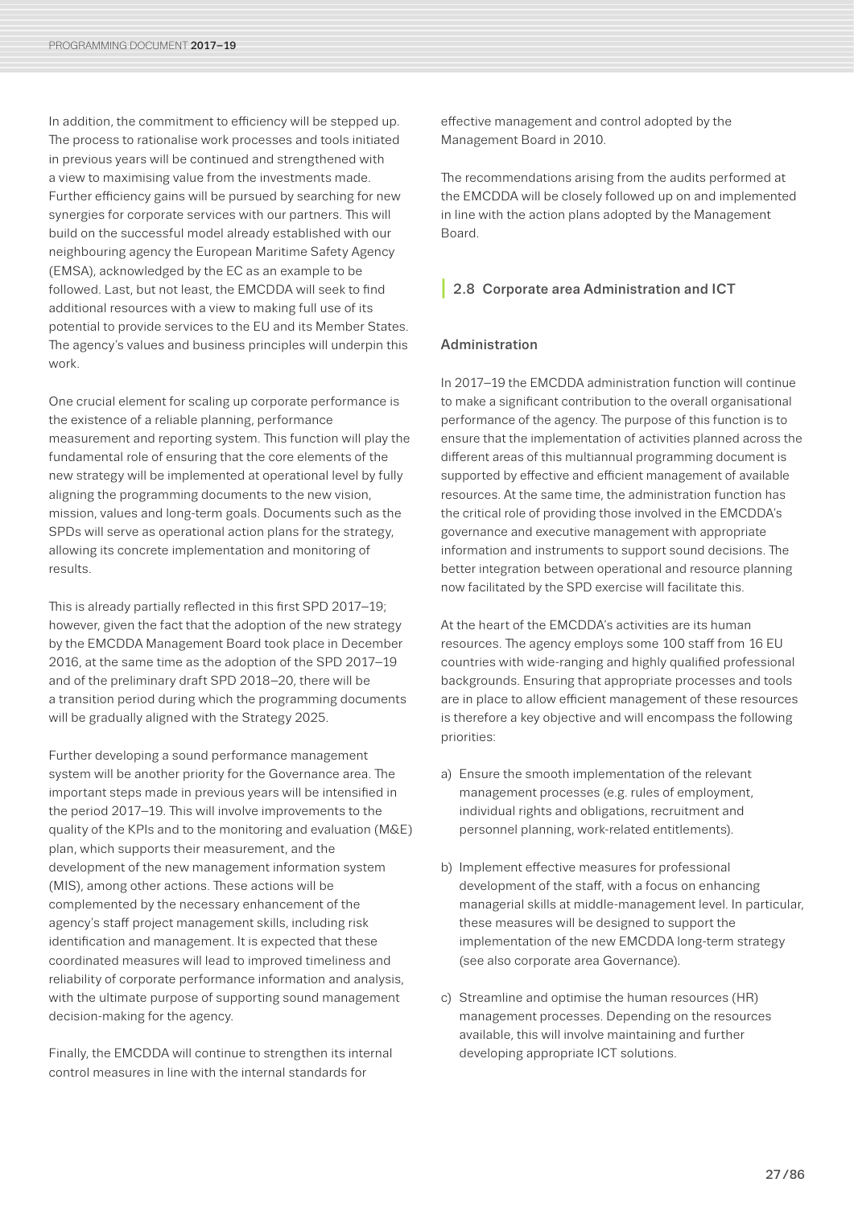In addition, the commitment to efficiency will be stepped up. The process to rationalise work processes and tools initiated in previous years will be continued and strengthened with a view to maximising value from the investments made. Further efficiency gains will be pursued by searching for new synergies for corporate services with our partners. This will build on the successful model already established with our neighbouring agency the European Maritime Safety Agency (EMSA), acknowledged by the EC as an example to be followed. Last, but not least, the EMCDDA will seek to find additional resources with a view to making full use of its potential to provide services to the EU and its Member States. The agency's values and business principles will underpin this work.

One crucial element for scaling up corporate performance is the existence of a reliable planning, performance measurement and reporting system. This function will play the fundamental role of ensuring that the core elements of the new strategy will be implemented at operational level by fully aligning the programming documents to the new vision, mission, values and long-term goals. Documents such as the SPDs will serve as operational action plans for the strategy, allowing its concrete implementation and monitoring of results.

This is already partially reflected in this first SPD 2017–19; however, given the fact that the adoption of the new strategy by the EMCDDA Management Board took place in December 2016, at the same time as the adoption of the SPD 2017–19 and of the preliminary draft SPD 2018–20, there will be a transition period during which the programming documents will be gradually aligned with the Strategy 2025.

Further developing a sound performance management system will be another priority for the Governance area. The important steps made in previous years will be intensified in the period 2017–19. This will involve improvements to the quality of the KPIs and to the monitoring and evaluation (M&E) plan, which supports their measurement, and the development of the new management information system (MIS), among other actions. These actions will be complemented by the necessary enhancement of the agency's staff project management skills, including risk identification and management. It is expected that these coordinated measures will lead to improved timeliness and reliability of corporate performance information and analysis, with the ultimate purpose of supporting sound management decision-making for the agency.

Finally, the EMCDDA will continue to strengthen its internal control measures in line with the internal standards for effective management and control adopted by the Management Board in 2010.

The recommendations arising from the audits performed at the EMCDDA will be closely followed up on and implemented in line with the action plans adopted by the Management Board.

## 2.8 Corporate area Administration and ICT

### Administration

In 2017–19 the EMCDDA administration function will continue to make a significant contribution to the overall organisational performance of the agency. The purpose of this function is to ensure that the implementation of activities planned across the different areas of this multiannual programming document is supported by effective and efficient management of available resources. At the same time, the administration function has the critical role of providing those involved in the EMCDDA's governance and executive management with appropriate information and instruments to support sound decisions. The better integration between operational and resource planning now facilitated by the SPD exercise will facilitate this.

At the heart of the EMCDDA's activities are its human resources. The agency employs some 100 staff from 16 EU countries with wide-ranging and highly qualified professional backgrounds. Ensuring that appropriate processes and tools are in place to allow efficient management of these resources is therefore a key objective and will encompass the following priorities:

a) Ensure the smooth implementation of the relevant management processes (e.g. rules of employment, individual rights and obligations, recruitment and personnel planning, work-related entitlements).

b) Implement effective measures for professional development of the staff, with a focus on enhancing managerial skills at middle-management level. In particular, these measures will be designed to support the implementation of the new EMCDDA long-term strategy (see also corporate area Governance).

c) Streamline and optimise the human resources (HR) management processes. Depending on the resources available, this will involve maintaining and further developing appropriate ICT solutions.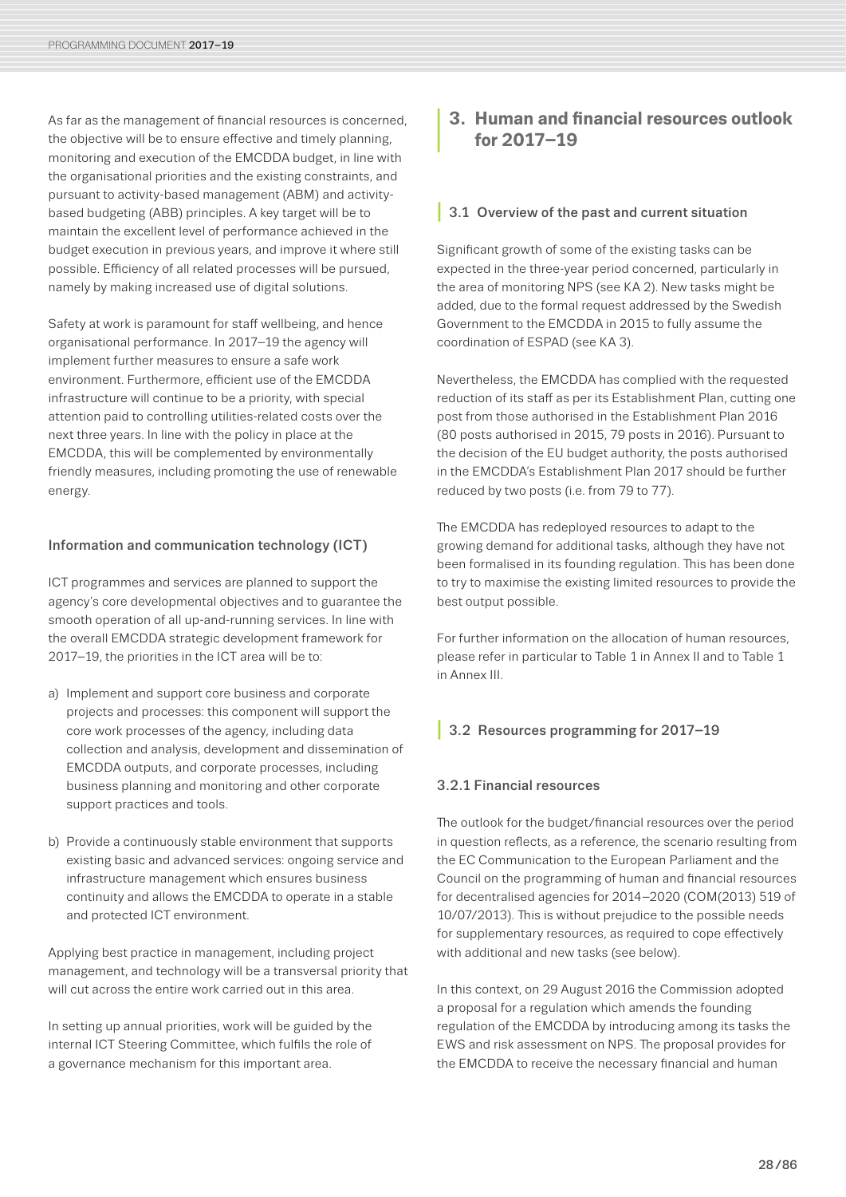As far as the management of financial resources is concerned, the objective will be to ensure effective and timely planning, monitoring and execution of the EMCDDA budget, in line with the organisational priorities and the existing constraints, and pursuant to activity-based management (ABM) and activity-based budgeting (ABB) principles. A key target will be to maintain the excellent level of performance achieved in the budget execution in previous years, and improve it where still possible. Efficiency of all related processes will be pursued, namely by making increased use of digital solutions.

Safety at work is paramount for staff wellbeing, and hence organisational performance. In 2017–19 the agency will implement further measures to ensure a safe work environment. Furthermore, efficient use of the EMCDDA infrastructure will continue to be a priority, with special attention paid to controlling utilities-related costs over the next three years. In line with the policy in place at the EMCDDA, this will be complemented by environmentally friendly measures, including promoting the use of renewable energy.

### Information and communication technology (ICT)

ICT programmes and services are planned to support the agency's core developmental objectives and to guarantee the smooth operation of all up-and-running services. In line with the overall EMCDDA strategic development framework for 2017–19, the priorities in the ICT area will be to:

a) Implement and support core business and corporate projects and processes: this component will support the core work processes of the agency, including data collection and analysis, development and dissemination of EMCDDA outputs, and corporate processes, including business planning and monitoring and other corporate support practices and tools.

b) Provide a continuously stable environment that supports existing basic and advanced services: ongoing service and infrastructure management which ensures business continuity and allows the EMCDDA to operate in a stable and protected ICT environment.

Applying best practice in management, including project management, and technology will be a transversal priority that will cut across the entire work carried out in this area.

In setting up annual priorities, work will be guided by the internal ICT Steering Committee, which fulfils the role of a governance mechanism for this important area.

# 3. Human and financial resources outlook for 2017–19

## 3.1 Overview of the past and current situation

Significant growth of some of the existing tasks can be expected in the three-year period concerned, particularly in the area of monitoring NPS (see KA 2). New tasks might be added, due to the formal request addressed by the Swedish Government to the EMCDDA in 2015 to fully assume the coordination of ESPAD (see KA 3).

Nevertheless, the EMCDDA has complied with the requested reduction of its staff as per its Establishment Plan, cutting one post from those authorised in the Establishment Plan 2016 (80 posts authorised in 2015, 79 posts in 2016). Pursuant to the decision of the EU budget authority, the posts authorised in the EMCDDA's Establishment Plan 2017 should be further reduced by two posts (i.e. from 79 to 77).

The EMCDDA has redeployed resources to adapt to the growing demand for additional tasks, although they have not been formalised in its founding regulation. This has been done to try to maximise the existing limited resources to provide the best output possible.

For further information on the allocation of human resources, please refer in particular to Table 1 in Annex II and to Table 1 in Annex III.

## 3.2 Resources programming for 2017–19

### 3.2.1 Financial resources

The outlook for the budget/financial resources over the period in question reflects, as a reference, the scenario resulting from the EC Communication to the European Parliament and the Council on the programming of human and financial resources for decentralised agencies for 2014–2020 (COM(2013) 519 of 10/07/2013). This is without prejudice to the possible needs for supplementary resources, as required to cope effectively with additional and new tasks (see below).

In this context, on 29 August 2016 the Commission adopted a proposal for a regulation which amends the founding regulation of the EMCDDA by introducing among its tasks the EWS and risk assessment on NPS. The proposal provides for the EMCDDA to receive the necessary financial and human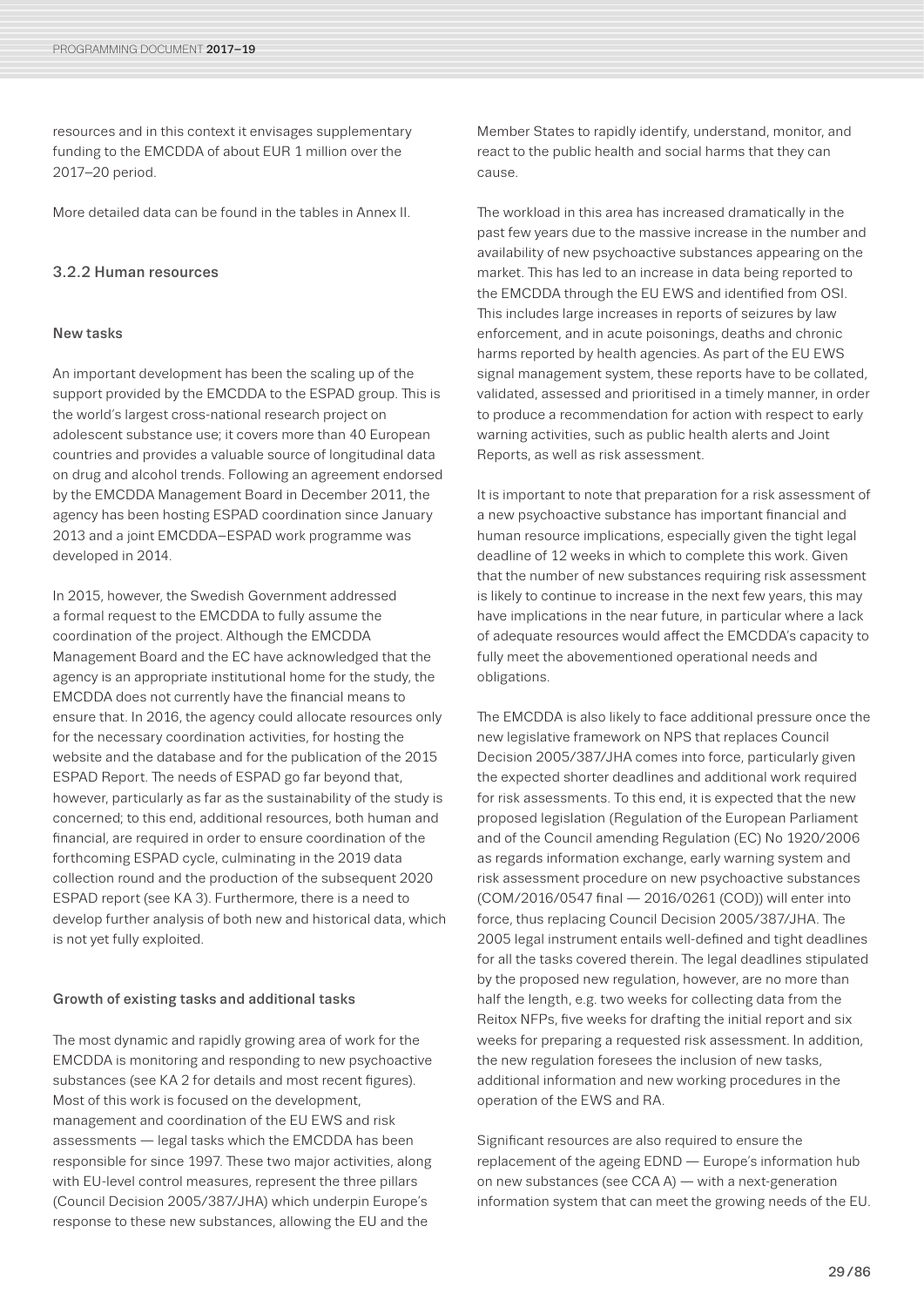resources and in this context it envisages supplementary funding to the EMCDDA of about EUR 1 million over the 2017–20 period.

More detailed data can be found in the tables in Annex II.

### 3.2.2 Human resources

#### New tasks

An important development has been the scaling up of the support provided by the EMCDDA to the ESPAD group. This is the world's largest cross-national research project on adolescent substance use; it covers more than 40 European countries and provides a valuable source of longitudinal data on drug and alcohol trends. Following an agreement endorsed by the EMCDDA Management Board in December 2011, the agency has been hosting ESPAD coordination since January 2013 and a joint EMCDDA–ESPAD work programme was developed in 2014.

In 2015, however, the Swedish Government addressed a formal request to the EMCDDA to fully assume the coordination of the project. Although the EMCDDA Management Board and the EC have acknowledged that the agency is an appropriate institutional home for the study, the EMCDDA does not currently have the financial means to ensure that. In 2016, the agency could allocate resources only for the necessary coordination activities, for hosting the website and the database and for the publication of the 2015 ESPAD Report. The needs of ESPAD go far beyond that, however, particularly as far as the sustainability of the study is concerned; to this end, additional resources, both human and financial, are required in order to ensure coordination of the forthcoming ESPAD cycle, culminating in the 2019 data collection round and the production of the subsequent 2020 ESPAD report (see KA 3). Furthermore, there is a need to develop further analysis of both new and historical data, which is not yet fully exploited.

#### Growth of existing tasks and additional tasks

The most dynamic and rapidly growing area of work for the EMCDDA is monitoring and responding to new psychoactive substances (see KA 2 for details and most recent figures). Most of this work is focused on the development, management and coordination of the EU EWS and risk assessments — legal tasks which the EMCDDA has been responsible for since 1997. These two major activities, along with EU-level control measures, represent the three pillars (Council Decision 2005/387/JHA) which underpin Europe's response to these new substances, allowing the EU and the Member States to rapidly identify, understand, monitor, and react to the public health and social harms that they can cause.

The workload in this area has increased dramatically in the past few years due to the massive increase in the number and availability of new psychoactive substances appearing on the market. This has led to an increase in data being reported to the EMCDDA through the EU EWS and identified from OSI. This includes large increases in reports of seizures by law enforcement, and in acute poisonings, deaths and chronic harms reported by health agencies. As part of the EU EWS signal management system, these reports have to be collated, validated, assessed and prioritised in a timely manner, in order to produce a recommendation for action with respect to early warning activities, such as public health alerts and Joint Reports, as well as risk assessment.

It is important to note that preparation for a risk assessment of a new psychoactive substance has important financial and human resource implications, especially given the tight legal deadline of 12 weeks in which to complete this work. Given that the number of new substances requiring risk assessment is likely to continue to increase in the next few years, this may have implications in the near future, in particular where a lack of adequate resources would affect the EMCDDA's capacity to fully meet the abovementioned operational needs and obligations.

The EMCDDA is also likely to face additional pressure once the new legislative framework on NPS that replaces Council Decision 2005/387/JHA comes into force, particularly given the expected shorter deadlines and additional work required for risk assessments. To this end, it is expected that the new proposed legislation (Regulation of the European Parliament and of the Council amending Regulation (EC) No 1920/2006 as regards information exchange, early warning system and risk assessment procedure on new psychoactive substances (COM/2016/0547 final — 2016/0261 (COD)) will enter into force, thus replacing Council Decision 2005/387/JHA. The 2005 legal instrument entails well-defined and tight deadlines for all the tasks covered therein. The legal deadlines stipulated by the proposed new regulation, however, are no more than half the length, e.g. two weeks for collecting data from the Reitox NFPs, five weeks for drafting the initial report and six weeks for preparing a requested risk assessment. In addition, the new regulation foresees the inclusion of new tasks, additional information and new working procedures in the operation of the EWS and RA.

Significant resources are also required to ensure the replacement of the ageing EDND — Europe's information hub on new substances (see CCA A) — with a next-generation information system that can meet the growing needs of the EU.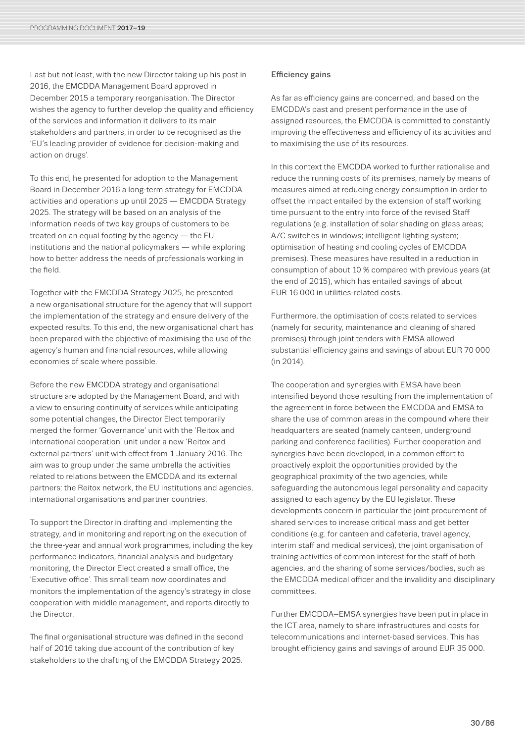Last but not least, with the new Director taking up his post in 2016, the EMCDDA Management Board approved in December 2015 a temporary reorganisation. The Director wishes the agency to further develop the quality and efficiency of the services and information it delivers to its main stakeholders and partners, in order to be recognised as the 'EU's leading provider of evidence for decision-making and action on drugs'.

To this end, he presented for adoption to the Management Board in December 2016 a long-term strategy for EMCDDA activities and operations up until 2025 — EMCDDA Strategy 2025. The strategy will be based on an analysis of the information needs of two key groups of customers to be treated on an equal footing by the agency — the EU institutions and the national policymakers — while exploring how to better address the needs of professionals working in the field.

Together with the EMCDDA Strategy 2025, he presented a new organisational structure for the agency that will support the implementation of the strategy and ensure delivery of the expected results. To this end, the new organisational chart has been prepared with the objective of maximising the use of the agency's human and financial resources, while allowing economies of scale where possible.

Before the new EMCDDA strategy and organisational structure are adopted by the Management Board, and with a view to ensuring continuity of services while anticipating some potential changes, the Director Elect temporarily merged the former 'Governance' unit with the 'Reitox and international cooperation' unit under a new 'Reitox and external partners' unit with effect from 1 January 2016. The aim was to group under the same umbrella the activities related to relations between the EMCDDA and its external partners: the Reitox network, the EU institutions and agencies, international organisations and partner countries.

To support the Director in drafting and implementing the strategy, and in monitoring and reporting on the execution of the three-year and annual work programmes, including the key performance indicators, financial analysis and budgetary monitoring, the Director Elect created a small office, the 'Executive office'. This small team now coordinates and monitors the implementation of the agency's strategy in close cooperation with middle management, and reports directly to the Director.

The final organisational structure was defined in the second half of 2016 taking due account of the contribution of key stakeholders to the drafting of the EMCDDA Strategy 2025.

#### Efficiency gains

As far as efficiency gains are concerned, and based on the EMCDDA's past and present performance in the use of assigned resources, the EMCDDA is committed to constantly improving the effectiveness and efficiency of its activities and to maximising the use of its resources.

In this context the EMCDDA worked to further rationalise and reduce the running costs of its premises, namely by means of measures aimed at reducing energy consumption in order to offset the impact entailed by the extension of staff working time pursuant to the entry into force of the revised Staff regulations (e.g. installation of solar shading on glass areas; A/C switches in windows; intelligent lighting system; optimisation of heating and cooling cycles of EMCDDA premises). These measures have resulted in a reduction in consumption of about 10 % compared with previous years (at the end of 2015), which has entailed savings of about EUR 16 000 in utilities-related costs.

Furthermore, the optimisation of costs related to services (namely for security, maintenance and cleaning of shared premises) through joint tenders with EMSA allowed substantial efficiency gains and savings of about EUR 70 000 (in 2014).

The cooperation and synergies with EMSA have been intensified beyond those resulting from the implementation of the agreement in force between the EMCDDA and EMSA to share the use of common areas in the compound where their headquarters are seated (namely canteen, underground parking and conference facilities). Further cooperation and synergies have been developed, in a common effort to proactively exploit the opportunities provided by the geographical proximity of the two agencies, while safeguarding the autonomous legal personality and capacity assigned to each agency by the EU legislator. These developments concern in particular the joint procurement of shared services to increase critical mass and get better conditions (e.g. for canteen and cafeteria, travel agency, interim staff and medical services), the joint organisation of training activities of common interest for the staff of both agencies, and the sharing of some services/bodies, such as the EMCDDA medical officer and the invalidity and disciplinary committees.

Further EMCDDA–EMSA synergies have been put in place in the ICT area, namely to share infrastructures and costs for telecommunications and internet-based services. This has brought efficiency gains and savings of around EUR 35 000.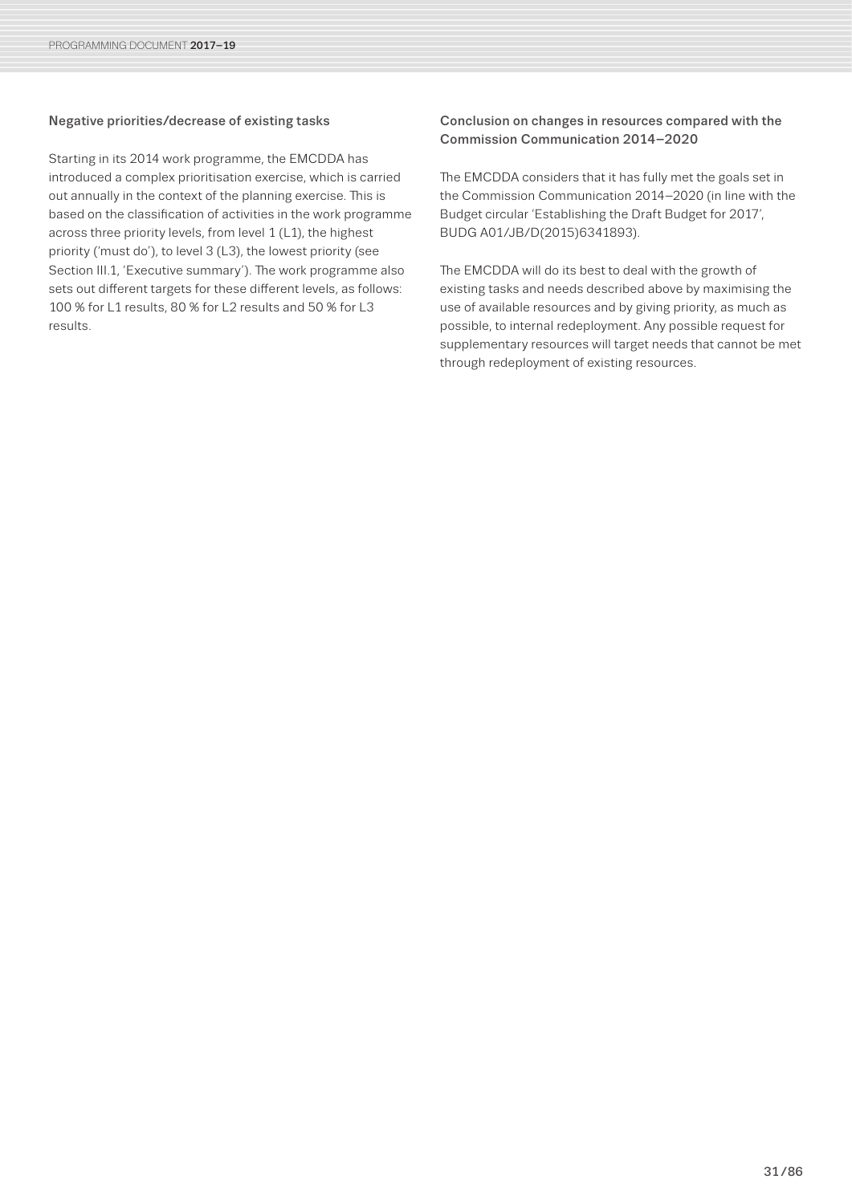### Negative priorities/decrease of existing tasks

Starting in its 2014 work programme, the EMCDDA has introduced a complex prioritisation exercise, which is carried out annually in the context of the planning exercise. This is based on the classification of activities in the work programme across three priority levels, from level 1 (L1), the highest priority ('must do'), to level 3 (L3), the lowest priority (see Section III.1, 'Executive summary'). The work programme also sets out different targets for these different levels, as follows: 100 % for L1 results, 80 % for L2 results and 50 % for L3 results.

### Conclusion on changes in resources compared with the Commission Communication 2014–2020

The EMCDDA considers that it has fully met the goals set in the Commission Communication 2014–2020 (in line with the Budget circular 'Establishing the Draft Budget for 2017', BUDG A01/JB/D(2015)6341893).

The EMCDDA will do its best to deal with the growth of existing tasks and needs described above by maximising the use of available resources and by giving priority, as much as possible, to internal redeployment. Any possible request for supplementary resources will target needs that cannot be met through redeployment of existing resources.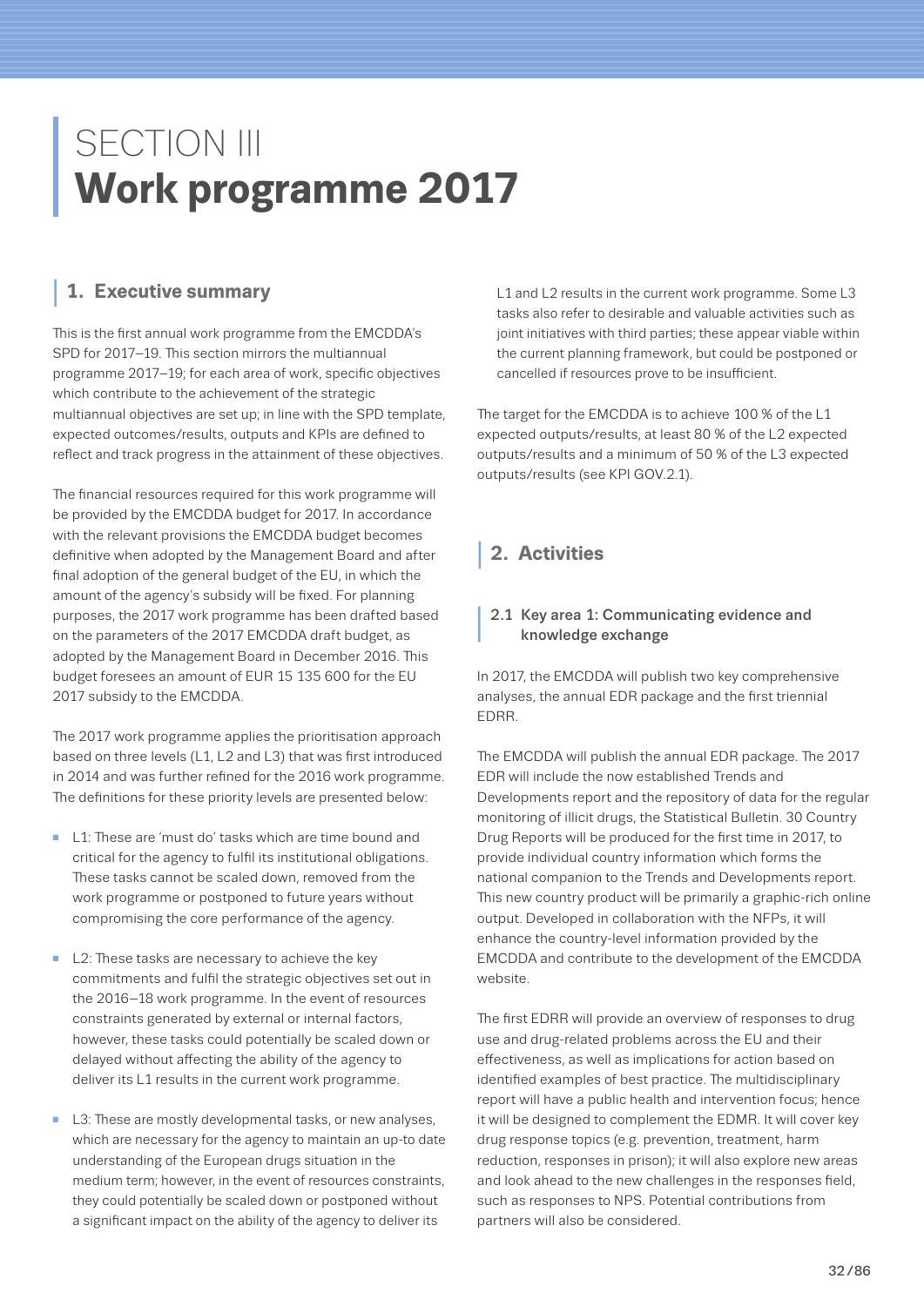# SECTION III
# Work programme 2017

## 1. Executive summary

This is the first annual work programme from the EMCDDA's SPD for 2017–19. This section mirrors the multiannual programme 2017–19; for each area of work, specific objectives which contribute to the achievement of the strategic multiannual objectives are set up; in line with the SPD template, expected outcomes/results, outputs and KPIs are defined to reflect and track progress in the attainment of these objectives.

The financial resources required for this work programme will be provided by the EMCDDA budget for 2017. In accordance with the relevant provisions the EMCDDA budget becomes definitive when adopted by the Management Board and after final adoption of the general budget of the EU, in which the amount of the agency's subsidy will be fixed. For planning purposes, the 2017 work programme has been drafted based on the parameters of the 2017 EMCDDA draft budget, as adopted by the Management Board in December 2016. This budget foresees an amount of EUR 15 135 600 for the EU 2017 subsidy to the EMCDDA.

The 2017 work programme applies the prioritisation approach based on three levels (L1, L2 and L3) that was first introduced in 2014 and was further refined for the 2016 work programme. The definitions for these priority levels are presented below:

- L1: These are 'must do' tasks which are time bound and critical for the agency to fulfil its institutional obligations. These tasks cannot be scaled down, removed from the work programme or postponed to future years without compromising the core performance of the agency.
- L2: These tasks are necessary to achieve the key commitments and fulfil the strategic objectives set out in the 2016–18 work programme. In the event of resources constraints generated by external or internal factors, however, these tasks could potentially be scaled down or delayed without affecting the ability of the agency to deliver its L1 results in the current work programme.
- L3: These are mostly developmental tasks, or new analyses, which are necessary for the agency to maintain an up-to date understanding of the European drugs situation in the medium term; however, in the event of resources constraints, they could potentially be scaled down or postponed without a significant impact on the ability of the agency to deliver its L1 and L2 results in the current work programme. Some L3 tasks also refer to desirable and valuable activities such as joint initiatives with third parties; these appear viable within the current planning framework, but could be postponed or cancelled if resources prove to be insufficient.

The target for the EMCDDA is to achieve 100 % of the L1 expected outputs/results, at least 80 % of the L2 expected outputs/results and a minimum of 50 % of the L3 expected outputs/results (see KPI GOV.2.1).

## 2. Activities

### 2.1 Key area 1: Communicating evidence and knowledge exchange

In 2017, the EMCDDA will publish two key comprehensive analyses, the annual EDR package and the first triennial EDRR.

The EMCDDA will publish the annual EDR package. The 2017 EDR will include the now established Trends and Developments report and the repository of data for the regular monitoring of illicit drugs, the Statistical Bulletin. 30 Country Drug Reports will be produced for the first time in 2017, to provide individual country information which forms the national companion to the Trends and Developments report. This new country product will be primarily a graphic-rich online output. Developed in collaboration with the NFPs, it will enhance the country-level information provided by the EMCDDA and contribute to the development of the EMCDDA website.

The first EDRR will provide an overview of responses to drug use and drug-related problems across the EU and their effectiveness, as well as implications for action based on identified examples of best practice. The multidisciplinary report will have a public health and intervention focus; hence it will be designed to complement the EDMR. It will cover key drug response topics (e.g. prevention, treatment, harm reduction, responses in prison); it will also explore new areas and look ahead to the new challenges in the responses field, such as responses to NPS. Potential contributions from partners will also be considered.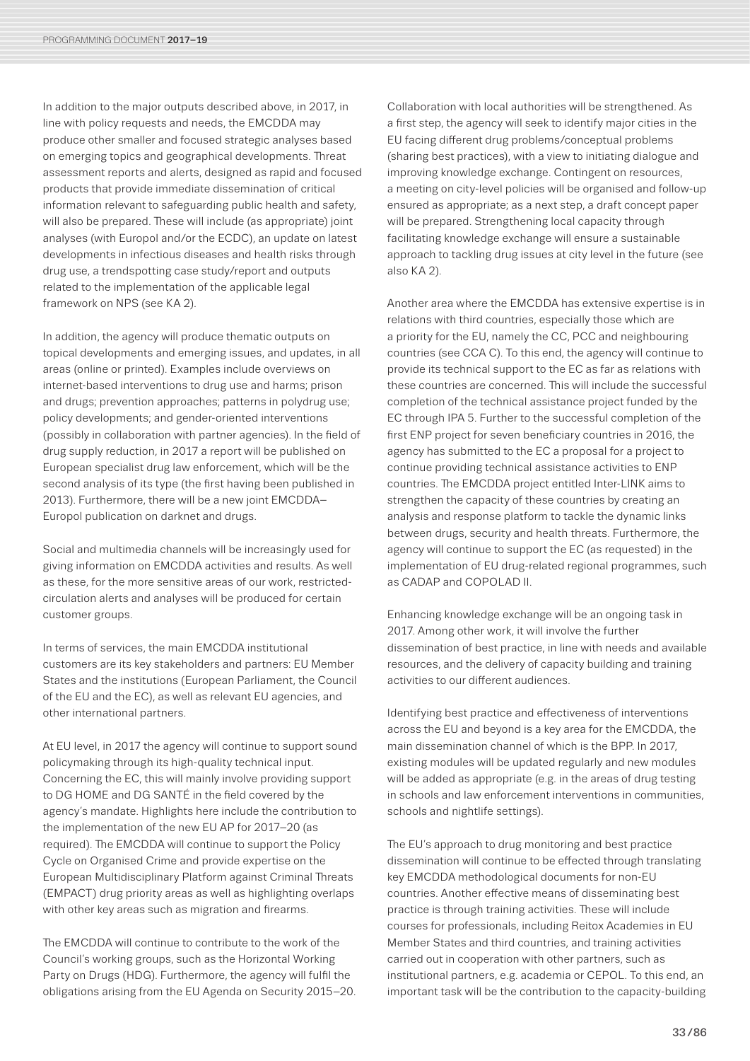In addition to the major outputs described above, in 2017, in line with policy requests and needs, the EMCDDA may produce other smaller and focused strategic analyses based on emerging topics and geographical developments. Threat assessment reports and alerts, designed as rapid and focused products that provide immediate dissemination of critical information relevant to safeguarding public health and safety, will also be prepared. These will include (as appropriate) joint analyses (with Europol and/or the ECDC), an update on latest developments in infectious diseases and health risks through drug use, a trendspotting case study/report and outputs related to the implementation of the applicable legal framework on NPS (see KA 2).

In addition, the agency will produce thematic outputs on topical developments and emerging issues, and updates, in all areas (online or printed). Examples include overviews on internet-based interventions to drug use and harms; prison and drugs; prevention approaches; patterns in polydrug use; policy developments; and gender-oriented interventions (possibly in collaboration with partner agencies). In the field of drug supply reduction, in 2017 a report will be published on European specialist drug law enforcement, which will be the second analysis of its type (the first having been published in 2013). Furthermore, there will be a new joint EMCDDA–Europol publication on darknet and drugs.

Social and multimedia channels will be increasingly used for giving information on EMCDDA activities and results. As well as these, for the more sensitive areas of our work, restricted-circulation alerts and analyses will be produced for certain customer groups.

In terms of services, the main EMCDDA institutional customers are its key stakeholders and partners: EU Member States and the institutions (European Parliament, the Council of the EU and the EC), as well as relevant EU agencies, and other international partners.

At EU level, in 2017 the agency will continue to support sound policymaking through its high-quality technical input. Concerning the EC, this will mainly involve providing support to DG HOME and DG SANTÉ in the field covered by the agency's mandate. Highlights here include the contribution to the implementation of the new EU AP for 2017–20 (as required). The EMCDDA will continue to support the Policy Cycle on Organised Crime and provide expertise on the European Multidisciplinary Platform against Criminal Threats (EMPACT) drug priority areas as well as highlighting overlaps with other key areas such as migration and firearms.

The EMCDDA will continue to contribute to the work of the Council's working groups, such as the Horizontal Working Party on Drugs (HDG). Furthermore, the agency will fulfil the obligations arising from the EU Agenda on Security 2015–20.

Collaboration with local authorities will be strengthened. As a first step, the agency will seek to identify major cities in the EU facing different drug problems/conceptual problems (sharing best practices), with a view to initiating dialogue and improving knowledge exchange. Contingent on resources, a meeting on city-level policies will be organised and follow-up ensured as appropriate; as a next step, a draft concept paper will be prepared. Strengthening local capacity through facilitating knowledge exchange will ensure a sustainable approach to tackling drug issues at city level in the future (see also KA 2).

Another area where the EMCDDA has extensive expertise is in relations with third countries, especially those which are a priority for the EU, namely the CC, PCC and neighbouring countries (see CCA C). To this end, the agency will continue to provide its technical support to the EC as far as relations with these countries are concerned. This will include the successful completion of the technical assistance project funded by the EC through IPA 5. Further to the successful completion of the first ENP project for seven beneficiary countries in 2016, the agency has submitted to the EC a proposal for a project to continue providing technical assistance activities to ENP countries. The EMCDDA project entitled Inter-LINK aims to strengthen the capacity of these countries by creating an analysis and response platform to tackle the dynamic links between drugs, security and health threats. Furthermore, the agency will continue to support the EC (as requested) in the implementation of EU drug-related regional programmes, such as CADAP and COPOLAD II.

Enhancing knowledge exchange will be an ongoing task in 2017. Among other work, it will involve the further dissemination of best practice, in line with needs and available resources, and the delivery of capacity building and training activities to our different audiences.

Identifying best practice and effectiveness of interventions across the EU and beyond is a key area for the EMCDDA, the main dissemination channel of which is the BPP. In 2017, existing modules will be updated regularly and new modules will be added as appropriate (e.g. in the areas of drug testing in schools and law enforcement interventions in communities, schools and nightlife settings).

The EU's approach to drug monitoring and best practice dissemination will continue to be effected through translating key EMCDDA methodological documents for non-EU countries. Another effective means of disseminating best practice is through training activities. These will include courses for professionals, including Reitox Academies in EU Member States and third countries, and training activities carried out in cooperation with other partners, such as institutional partners, e.g. academia or CEPOL. To this end, an important task will be the contribution to the capacity-building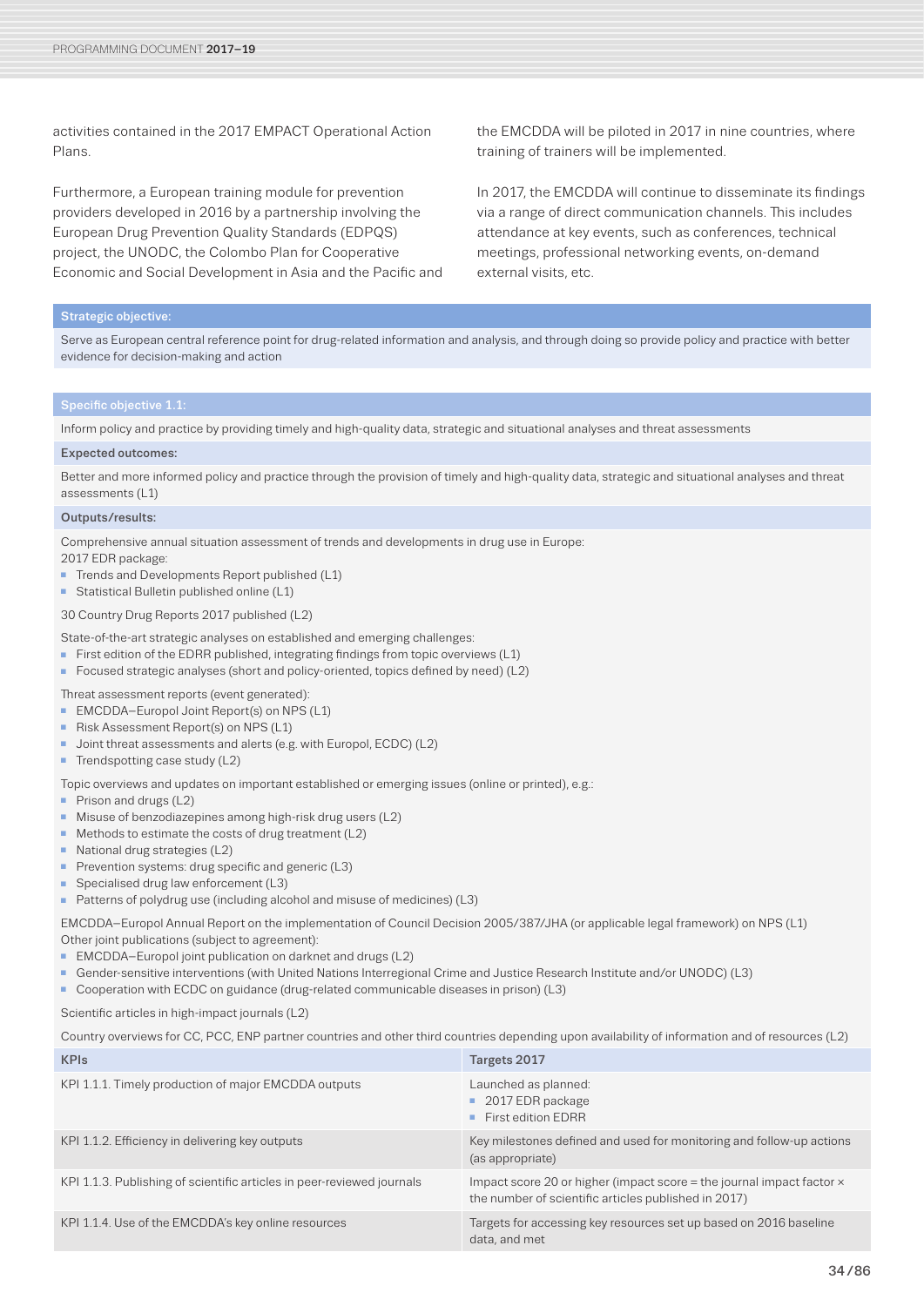activities contained in the 2017 EMPACT Operational Action Plans.

Furthermore, a European training module for prevention providers developed in 2016 by a partnership involving the European Drug Prevention Quality Standards (EDPQS) project, the UNODC, the Colombo Plan for Cooperative Economic and Social Development in Asia and the Pacific and the EMCDDA will be piloted in 2017 in nine countries, where training of trainers will be implemented.

In 2017, the EMCDDA will continue to disseminate its findings via a range of direct communication channels. This includes attendance at key events, such as conferences, technical meetings, professional networking events, on-demand external visits, etc.

**Strategic objective:**

Serve as European central reference point for drug-related information and analysis, and through doing so provide policy and practice with better evidence for decision-making and action

**Specific objective 1.1:**

Inform policy and practice by providing timely and high-quality data, strategic and situational analyses and threat assessments

**Expected outcomes:**

Better and more informed policy and practice through the provision of timely and high-quality data, strategic and situational analyses and threat assessments (L1)

**Outputs/results:**

Comprehensive annual situation assessment of trends and developments in drug use in Europe:
2017 EDR package:

- Trends and Developments Report published (L1)
- Statistical Bulletin published online (L1)

30 Country Drug Reports 2017 published (L2)

State-of-the-art strategic analyses on established and emerging challenges:

- First edition of the EDRR published, integrating findings from topic overviews (L1)
- Focused strategic analyses (short and policy-oriented, topics defined by need) (L2)

Threat assessment reports (event generated):

- EMCDDA–Europol Joint Report(s) on NPS (L1)
- Risk Assessment Report(s) on NPS (L1)
- Joint threat assessments and alerts (e.g. with Europol, ECDC) (L2)
- Trendspotting case study (L2)

Topic overviews and updates on important established or emerging issues (online or printed), e.g.:

- Prison and drugs (L2)
- Misuse of benzodiazepines among high-risk drug users (L2)
- Methods to estimate the costs of drug treatment (L2)
- National drug strategies (L2)
- Prevention systems: drug specific and generic (L3)
- Specialised drug law enforcement (L3)
- Patterns of polydrug use (including alcohol and misuse of medicines) (L3)

EMCDDA–Europol Annual Report on the implementation of Council Decision 2005/387/JHA (or applicable legal framework) on NPS (L1)
Other joint publications (subject to agreement):

- EMCDDA–Europol joint publication on darknet and drugs (L2)
- Gender-sensitive interventions (with United Nations Interregional Crime and Justice Research Institute and/or UNODC) (L3)
- Cooperation with ECDC on guidance (drug-related communicable diseases in prison) (L3)

Scientific articles in high-impact journals (L2)

Country overviews for CC, PCC, ENP partner countries and other third countries depending upon availability of information and of resources (L2)

| KPIs | Targets 2017 |
|---|---|
| KPI 1.1.1. Timely production of major EMCDDA outputs | Launched as planned:<br>▪ 2017 EDR package<br>▪ First edition EDRR |
| KPI 1.1.2. Efficiency in delivering key outputs | Key milestones defined and used for monitoring and follow-up actions (as appropriate) |
| KPI 1.1.3. Publishing of scientific articles in peer-reviewed journals | Impact score 20 or higher (impact score = the journal impact factor × the number of scientific articles published in 2017) |
| KPI 1.1.4. Use of the EMCDDA's key online resources | Targets for accessing key resources set up based on 2016 baseline data, and met |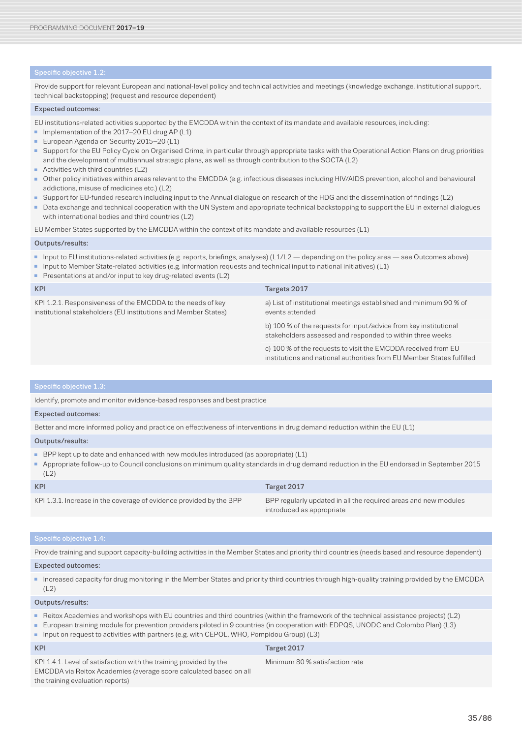### Specific objective 1.2:

Provide support for relevant European and national-level policy and technical activities and meetings (knowledge exchange, institutional support, technical backstopping) (request and resource dependent)

**Expected outcomes:**

EU institutions-related activities supported by the EMCDDA within the context of its mandate and available resources, including:

- Implementation of the 2017–20 EU drug AP (L1)
- European Agenda on Security 2015–20 (L1)
- Support for the EU Policy Cycle on Organised Crime, in particular through appropriate tasks with the Operational Action Plans on drug priorities and the development of multiannual strategic plans, as well as through contribution to the SOCTA (L2)
- Activities with third countries (L2)
- Other policy initiatives within areas relevant to the EMCDDA (e.g. infectious diseases including HIV/AIDS prevention, alcohol and behavioural addictions, misuse of medicines etc.) (L2)
- Support for EU-funded research including input to the Annual dialogue on research of the HDG and the dissemination of findings (L2)
- Data exchange and technical cooperation with the UN System and appropriate technical backstopping to support the EU in external dialogues with international bodies and third countries (L2)

EU Member States supported by the EMCDDA within the context of its mandate and available resources (L1)

**Outputs/results:**

- Input to EU institutions-related activities (e.g. reports, briefings, analyses) (L1/L2 — depending on the policy area — see Outcomes above)
- Input to Member State-related activities (e.g. information requests and technical input to national initiatives) (L1)
- Presentations at and/or input to key drug-related events (L2)

| KPI | Targets 2017 |
|---|---|
| KPI 1.2.1. Responsiveness of the EMCDDA to the needs of key institutional stakeholders (EU institutions and Member States) | a) List of institutional meetings established and minimum 90 % of events attended |
| | b) 100 % of the requests for input/advice from key institutional stakeholders assessed and responded to within three weeks |
| | c) 100 % of the requests to visit the EMCDDA received from EU institutions and national authorities from EU Member States fulfilled |

### Specific objective 1.3:

Identify, promote and monitor evidence-based responses and best practice

**Expected outcomes:**

Better and more informed policy and practice on effectiveness of interventions in drug demand reduction within the EU (L1)

**Outputs/results:**

- BPP kept up to date and enhanced with new modules introduced (as appropriate) (L1)
- Appropriate follow-up to Council conclusions on minimum quality standards in drug demand reduction in the EU endorsed in September 2015 (L2)

| KPI | Target 2017 |
|---|---|
| KPI 1.3.1. Increase in the coverage of evidence provided by the BPP | BPP regularly updated in all the required areas and new modules introduced as appropriate |

### Specific objective 1.4:

Provide training and support capacity-building activities in the Member States and priority third countries (needs based and resource dependent)

**Expected outcomes:**

- Increased capacity for drug monitoring in the Member States and priority third countries through high-quality training provided by the EMCDDA (L2)

**Outputs/results:**

- Reitox Academies and workshops with EU countries and third countries (within the framework of the technical assistance projects) (L2)
- European training module for prevention providers piloted in 9 countries (in cooperation with EDPQS, UNODC and Colombo Plan) (L3)
- Input on request to activities with partners (e.g. with CEPOL, WHO, Pompidou Group) (L3)

| KPI | Target 2017 |
|---|---|
| KPI 1.4.1. Level of satisfaction with the training provided by the EMCDDA via Reitox Academies (average score calculated based on all the training evaluation reports) | Minimum 80 % satisfaction rate |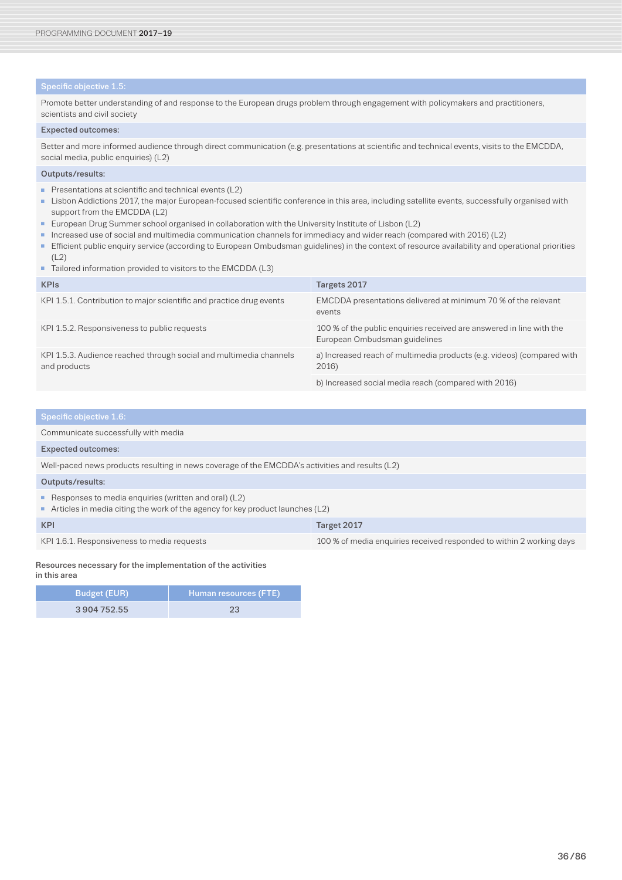**Specific objective 1.5:**

Promote better understanding of and response to the European drugs problem through engagement with policymakers and practitioners, scientists and civil society

**Expected outcomes:**

Better and more informed audience through direct communication (e.g. presentations at scientific and technical events, visits to the EMCDDA, social media, public enquiries) (L2)

**Outputs/results:**

- Presentations at scientific and technical events (L2)
- Lisbon Addictions 2017, the major European-focused scientific conference in this area, including satellite events, successfully organised with support from the EMCDDA (L2)
- European Drug Summer school organised in collaboration with the University Institute of Lisbon (L2)
- Increased use of social and multimedia communication channels for immediacy and wider reach (compared with 2016) (L2)
- Efficient public enquiry service (according to European Ombudsman guidelines) in the context of resource availability and operational priorities (L2)
- Tailored information provided to visitors to the EMCDDA (L3)

| KPIs | Targets 2017 |
|---|---|
| KPI 1.5.1. Contribution to major scientific and practice drug events | EMCDDA presentations delivered at minimum 70 % of the relevant events |
| KPI 1.5.2. Responsiveness to public requests | 100 % of the public enquiries received are answered in line with the European Ombudsman guidelines |
| KPI 1.5.3. Audience reached through social and multimedia channels and products | a) Increased reach of multimedia products (e.g. videos) (compared with 2016) |
| | b) Increased social media reach (compared with 2016) |

**Specific objective 1.6:**

Communicate successfully with media

**Expected outcomes:**

Well-paced news products resulting in news coverage of the EMCDDA's activities and results (L2)

**Outputs/results:**

- Responses to media enquiries (written and oral) (L2)
- Articles in media citing the work of the agency for key product launches (L2)

| KPI | Target 2017 |
|---|---|
| KPI 1.6.1. Responsiveness to media requests | 100 % of media enquiries received responded to within 2 working days |

**Resources necessary for the implementation of the activities in this area**

| Budget (EUR) | Human resources (FTE) |
|---|---|
| 3 904 752.55 | 23 |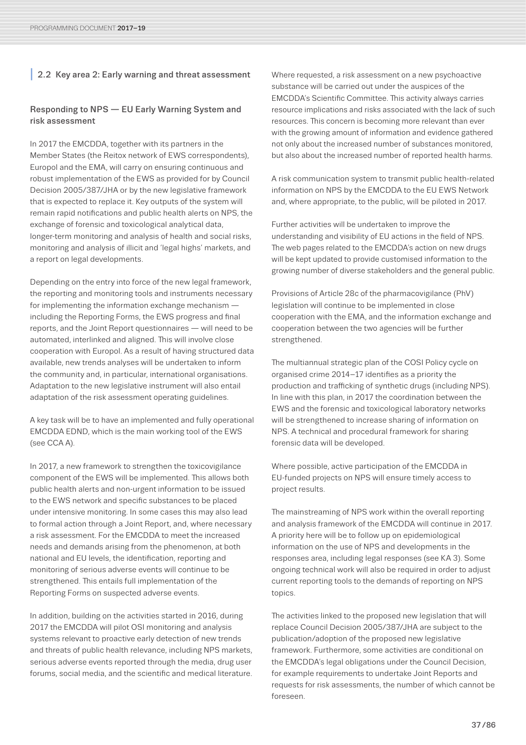## 2.2 Key area 2: Early warning and threat assessment

### Responding to NPS — EU Early Warning System and risk assessment

In 2017 the EMCDDA, together with its partners in the Member States (the Reitox network of EWS correspondents), Europol and the EMA, will carry on ensuring continuous and robust implementation of the EWS as provided for by Council Decision 2005/387/JHA or by the new legislative framework that is expected to replace it. Key outputs of the system will remain rapid notifications and public health alerts on NPS, the exchange of forensic and toxicological analytical data, longer-term monitoring and analysis of health and social risks, monitoring and analysis of illicit and 'legal highs' markets, and a report on legal developments.

Depending on the entry into force of the new legal framework, the reporting and monitoring tools and instruments necessary for implementing the information exchange mechanism — including the Reporting Forms, the EWS progress and final reports, and the Joint Report questionnaires — will need to be automated, interlinked and aligned. This will involve close cooperation with Europol. As a result of having structured data available, new trends analyses will be undertaken to inform the community and, in particular, international organisations. Adaptation to the new legislative instrument will also entail adaptation of the risk assessment operating guidelines.

A key task will be to have an implemented and fully operational EMCDDA EDND, which is the main working tool of the EWS (see CCA A).

In 2017, a new framework to strengthen the toxicovigilance component of the EWS will be implemented. This allows both public health alerts and non-urgent information to be issued to the EWS network and specific substances to be placed under intensive monitoring. In some cases this may also lead to formal action through a Joint Report, and, where necessary a risk assessment. For the EMCDDA to meet the increased needs and demands arising from the phenomenon, at both national and EU levels, the identification, reporting and monitoring of serious adverse events will continue to be strengthened. This entails full implementation of the Reporting Forms on suspected adverse events.

In addition, building on the activities started in 2016, during 2017 the EMCDDA will pilot OSI monitoring and analysis systems relevant to proactive early detection of new trends and threats of public health relevance, including NPS markets, serious adverse events reported through the media, drug user forums, social media, and the scientific and medical literature.

Where requested, a risk assessment on a new psychoactive substance will be carried out under the auspices of the EMCDDA's Scientific Committee. This activity always carries resource implications and risks associated with the lack of such resources. This concern is becoming more relevant than ever with the growing amount of information and evidence gathered not only about the increased number of substances monitored, but also about the increased number of reported health harms.

A risk communication system to transmit public health-related information on NPS by the EMCDDA to the EU EWS Network and, where appropriate, to the public, will be piloted in 2017.

Further activities will be undertaken to improve the understanding and visibility of EU actions in the field of NPS. The web pages related to the EMCDDA's action on new drugs will be kept updated to provide customised information to the growing number of diverse stakeholders and the general public.

Provisions of Article 28c of the pharmacovigilance (PhV) legislation will continue to be implemented in close cooperation with the EMA, and the information exchange and cooperation between the two agencies will be further strengthened.

The multiannual strategic plan of the COSI Policy cycle on organised crime 2014–17 identifies as a priority the production and trafficking of synthetic drugs (including NPS). In line with this plan, in 2017 the coordination between the EWS and the forensic and toxicological laboratory networks will be strengthened to increase sharing of information on NPS. A technical and procedural framework for sharing forensic data will be developed.

Where possible, active participation of the EMCDDA in EU-funded projects on NPS will ensure timely access to project results.

The mainstreaming of NPS work within the overall reporting and analysis framework of the EMCDDA will continue in 2017. A priority here will be to follow up on epidemiological information on the use of NPS and developments in the responses area, including legal responses (see KA 3). Some ongoing technical work will also be required in order to adjust current reporting tools to the demands of reporting on NPS topics.

The activities linked to the proposed new legislation that will replace Council Decision 2005/387/JHA are subject to the publication/adoption of the proposed new legislative framework. Furthermore, some activities are conditional on the EMCDDA's legal obligations under the Council Decision, for example requirements to undertake Joint Reports and requests for risk assessments, the number of which cannot be foreseen.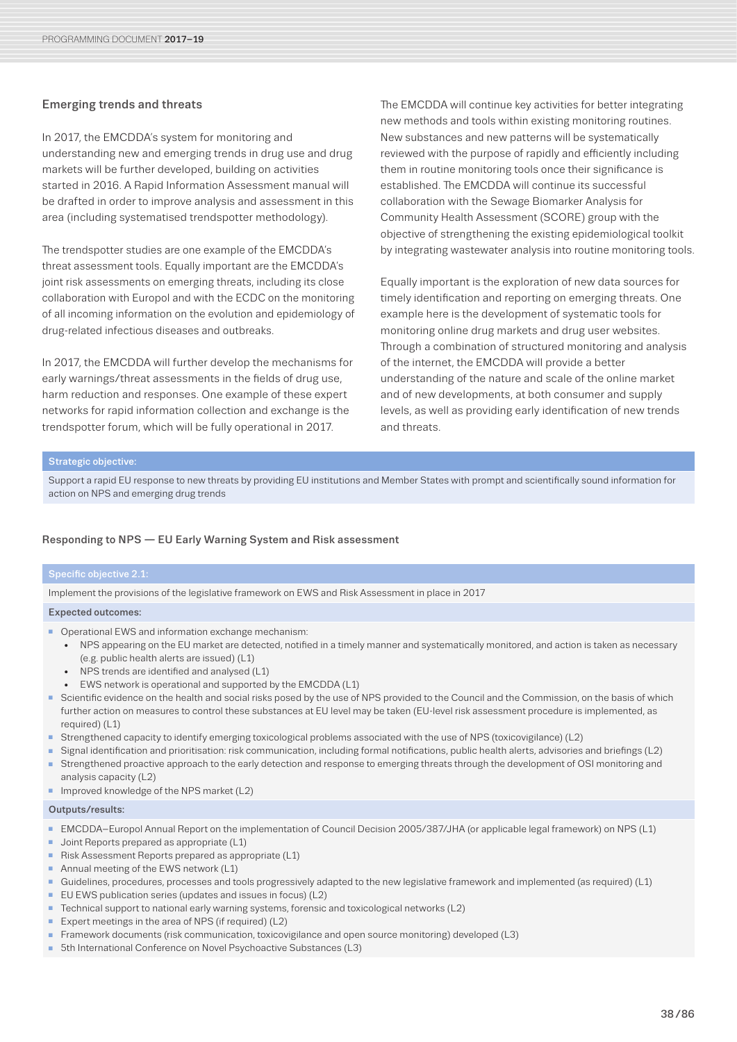### Emerging trends and threats

In 2017, the EMCDDA's system for monitoring and understanding new and emerging trends in drug use and drug markets will be further developed, building on activities started in 2016. A Rapid Information Assessment manual will be drafted in order to improve analysis and assessment in this area (including systematised trendspotter methodology).

The trendspotter studies are one example of the EMCDDA's threat assessment tools. Equally important are the EMCDDA's joint risk assessments on emerging threats, including its close collaboration with Europol and with the ECDC on the monitoring of all incoming information on the evolution and epidemiology of drug-related infectious diseases and outbreaks.

In 2017, the EMCDDA will further develop the mechanisms for early warnings/threat assessments in the fields of drug use, harm reduction and responses. One example of these expert networks for rapid information collection and exchange is the trendspotter forum, which will be fully operational in 2017.

The EMCDDA will continue key activities for better integrating new methods and tools within existing monitoring routines. New substances and new patterns will be systematically reviewed with the purpose of rapidly and efficiently including them in routine monitoring tools once their significance is established. The EMCDDA will continue its successful collaboration with the Sewage Biomarker Analysis for Community Health Assessment (SCORE) group with the objective of strengthening the existing epidemiological toolkit by integrating wastewater analysis into routine monitoring tools.

Equally important is the exploration of new data sources for timely identification and reporting on emerging threats. One example here is the development of systematic tools for monitoring online drug markets and drug user websites. Through a combination of structured monitoring and analysis of the internet, the EMCDDA will provide a better understanding of the nature and scale of the online market and of new developments, at both consumer and supply levels, as well as providing early identification of new trends and threats.

**Strategic objective:**

Support a rapid EU response to new threats by providing EU institutions and Member States with prompt and scientifically sound information for action on NPS and emerging drug trends

### Responding to NPS — EU Early Warning System and Risk assessment

**Specific objective 2.1:**

Implement the provisions of the legislative framework on EWS and Risk Assessment in place in 2017

**Expected outcomes:**

- Operational EWS and information exchange mechanism:
  - NPS appearing on the EU market are detected, notified in a timely manner and systematically monitored, and action is taken as necessary (e.g. public health alerts are issued) (L1)
  - NPS trends are identified and analysed (L1)
  - EWS network is operational and supported by the EMCDDA (L1)
- Scientific evidence on the health and social risks posed by the use of NPS provided to the Council and the Commission, on the basis of which further action on measures to control these substances at EU level may be taken (EU-level risk assessment procedure is implemented, as required) (L1)
- Strengthened capacity to identify emerging toxicological problems associated with the use of NPS (toxicovigilance) (L2)
- Signal identification and prioritisation: risk communication, including formal notifications, public health alerts, advisories and briefings (L2)
- Strengthened proactive approach to the early detection and response to emerging threats through the development of OSI monitoring and analysis capacity (L2)
- Improved knowledge of the NPS market (L2)

**Outputs/results:**

- EMCDDA–Europol Annual Report on the implementation of Council Decision 2005/387/JHA (or applicable legal framework) on NPS (L1)
- Joint Reports prepared as appropriate (L1)
- Risk Assessment Reports prepared as appropriate (L1)
- Annual meeting of the EWS network (L1)
- Guidelines, procedures, processes and tools progressively adapted to the new legislative framework and implemented (as required) (L1)
- EU EWS publication series (updates and issues in focus) (L2)
- Technical support to national early warning systems, forensic and toxicological networks (L2)
- Expert meetings in the area of NPS (if required) (L2)
- Framework documents (risk communication, toxicovigilance and open source monitoring) developed (L3)
- 5th International Conference on Novel Psychoactive Substances (L3)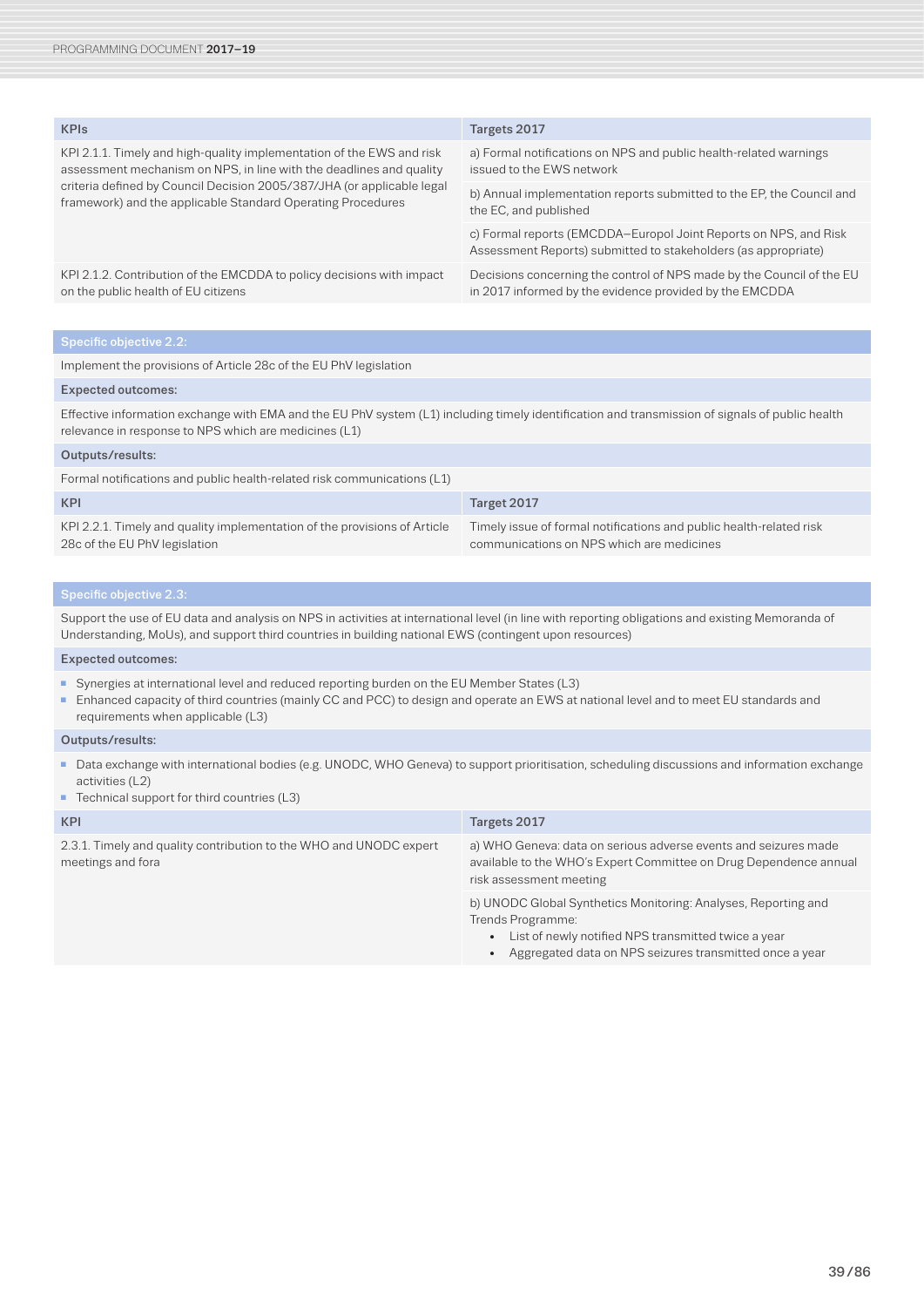| KPIs | Targets 2017 |
|---|---|
| KPI 2.1.1. Timely and high-quality implementation of the EWS and risk assessment mechanism on NPS, in line with the deadlines and quality criteria defined by Council Decision 2005/387/JHA (or applicable legal framework) and the applicable Standard Operating Procedures | a) Formal notifications on NPS and public health-related warnings issued to the EWS network |
| | b) Annual implementation reports submitted to the EP, the Council and the EC, and published |
| | c) Formal reports (EMCDDA–Europol Joint Reports on NPS, and Risk Assessment Reports) submitted to stakeholders (as appropriate) |
| KPI 2.1.2. Contribution of the EMCDDA to policy decisions with impact on the public health of EU citizens | Decisions concerning the control of NPS made by the Council of the EU in 2017 informed by the evidence provided by the EMCDDA |

**Specific objective 2.2:**

Implement the provisions of Article 28c of the EU PhV legislation

**Expected outcomes:**

Effective information exchange with EMA and the EU PhV system (L1) including timely identification and transmission of signals of public health relevance in response to NPS which are medicines (L1)

**Outputs/results:**

Formal notifications and public health-related risk communications (L1)

| KPI | Target 2017 |
|---|---|
| KPI 2.2.1. Timely and quality implementation of the provisions of Article 28c of the EU PhV legislation | Timely issue of formal notifications and public health-related risk communications on NPS which are medicines |

**Specific objective 2.3:**

Support the use of EU data and analysis on NPS in activities at international level (in line with reporting obligations and existing Memoranda of Understanding, MoUs), and support third countries in building national EWS (contingent upon resources)

**Expected outcomes:**

- Synergies at international level and reduced reporting burden on the EU Member States (L3)
- Enhanced capacity of third countries (mainly CC and PCC) to design and operate an EWS at national level and to meet EU standards and requirements when applicable (L3)

**Outputs/results:**

- Data exchange with international bodies (e.g. UNODC, WHO Geneva) to support prioritisation, scheduling discussions and information exchange activities (L2)
- Technical support for third countries (L3)

| KPI | Targets 2017 |
|---|---|
| 2.3.1. Timely and quality contribution to the WHO and UNODC expert meetings and fora | a) WHO Geneva: data on serious adverse events and seizures made available to the WHO's Expert Committee on Drug Dependence annual risk assessment meeting |
| | b) UNODC Global Synthetics Monitoring: Analyses, Reporting and Trends Programme:<br>• List of newly notified NPS transmitted twice a year<br>• Aggregated data on NPS seizures transmitted once a year |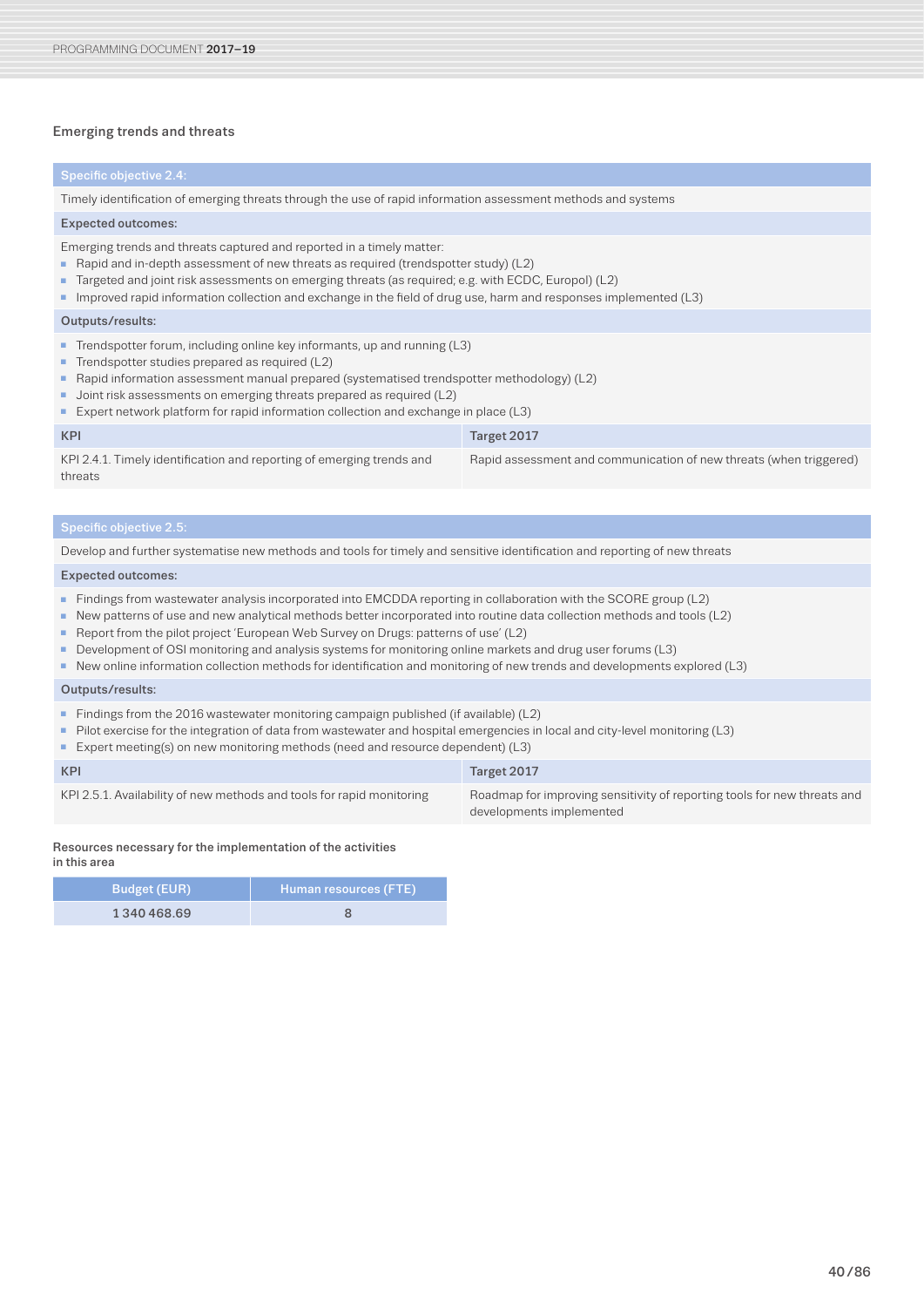### Emerging trends and threats

| Specific objective 2.4: | |
|---|---|
| Timely identification of emerging threats through the use of rapid information assessment methods and systems | |
| **Expected outcomes:** | |
| Emerging trends and threats captured and reported in a timely matter:<br>▪ Rapid and in-depth assessment of new threats as required (trendspotter study) (L2)<br>▪ Targeted and joint risk assessments on emerging threats (as required; e.g. with ECDC, Europol) (L2)<br>▪ Improved rapid information collection and exchange in the field of drug use, harm and responses implemented (L3) | |
| **Outputs/results:** | |
| ▪ Trendspotter forum, including online key informants, up and running (L3)<br>▪ Trendspotter studies prepared as required (L2)<br>▪ Rapid information assessment manual prepared (systematised trendspotter methodology) (L2)<br>▪ Joint risk assessments on emerging threats prepared as required (L2)<br>▪ Expert network platform for rapid information collection and exchange in place (L3) | |
| **KPI** | **Target 2017** |
| KPI 2.4.1. Timely identification and reporting of emerging trends and threats | Rapid assessment and communication of new threats (when triggered) |

| Specific objective 2.5: | |
|---|---|
| Develop and further systematise new methods and tools for timely and sensitive identification and reporting of new threats | |
| **Expected outcomes:** | |
| ▪ Findings from wastewater analysis incorporated into EMCDDA reporting in collaboration with the SCORE group (L2)<br>▪ New patterns of use and new analytical methods better incorporated into routine data collection methods and tools (L2)<br>▪ Report from the pilot project 'European Web Survey on Drugs: patterns of use' (L2)<br>▪ Development of OSI monitoring and analysis systems for monitoring online markets and drug user forums (L3)<br>▪ New online information collection methods for identification and monitoring of new trends and developments explored (L3) | |
| **Outputs/results:** | |
| ▪ Findings from the 2016 wastewater monitoring campaign published (if available) (L2)<br>▪ Pilot exercise for the integration of data from wastewater and hospital emergencies in local and city-level monitoring (L3)<br>▪ Expert meeting(s) on new monitoring methods (need and resource dependent) (L3) | |
| **KPI** | **Target 2017** |
| KPI 2.5.1. Availability of new methods and tools for rapid monitoring | Roadmap for improving sensitivity of reporting tools for new threats and developments implemented |

**Resources necessary for the implementation of the activities in this area**

| Budget (EUR) | Human resources (FTE) |
|---|---|
| 1 340 468.69 | 8 |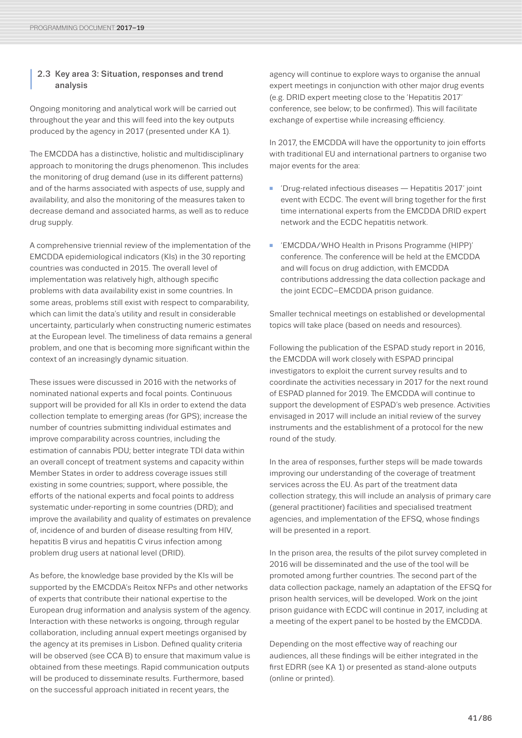## 2.3 Key area 3: Situation, responses and trend analysis

Ongoing monitoring and analytical work will be carried out throughout the year and this will feed into the key outputs produced by the agency in 2017 (presented under KA 1).

The EMCDDA has a distinctive, holistic and multidisciplinary approach to monitoring the drugs phenomenon. This includes the monitoring of drug demand (use in its different patterns) and of the harms associated with aspects of use, supply and availability, and also the monitoring of the measures taken to decrease demand and associated harms, as well as to reduce drug supply.

A comprehensive triennial review of the implementation of the EMCDDA epidemiological indicators (KIs) in the 30 reporting countries was conducted in 2015. The overall level of implementation was relatively high, although specific problems with data availability exist in some countries. In some areas, problems still exist with respect to comparability, which can limit the data's utility and result in considerable uncertainty, particularly when constructing numeric estimates at the European level. The timeliness of data remains a general problem, and one that is becoming more significant within the context of an increasingly dynamic situation.

These issues were discussed in 2016 with the networks of nominated national experts and focal points. Continuous support will be provided for all KIs in order to extend the data collection template to emerging areas (for GPS); increase the number of countries submitting individual estimates and improve comparability across countries, including the estimation of cannabis PDU; better integrate TDI data within an overall concept of treatment systems and capacity within Member States in order to address coverage issues still existing in some countries; support, where possible, the efforts of the national experts and focal points to address systematic under-reporting in some countries (DRD); and improve the availability and quality of estimates on prevalence of, incidence of and burden of disease resulting from HIV, hepatitis B virus and hepatitis C virus infection among problem drug users at national level (DRID).

As before, the knowledge base provided by the KIs will be supported by the EMCDDA's Reitox NFPs and other networks of experts that contribute their national expertise to the European drug information and analysis system of the agency. Interaction with these networks is ongoing, through regular collaboration, including annual expert meetings organised by the agency at its premises in Lisbon. Defined quality criteria will be observed (see CCA B) to ensure that maximum value is obtained from these meetings. Rapid communication outputs will be produced to disseminate results. Furthermore, based on the successful approach initiated in recent years, the agency will continue to explore ways to organise the annual expert meetings in conjunction with other major drug events (e.g. DRID expert meeting close to the 'Hepatitis 2017' conference, see below; to be confirmed). This will facilitate exchange of expertise while increasing efficiency.

In 2017, the EMCDDA will have the opportunity to join efforts with traditional EU and international partners to organise two major events for the area:

- 'Drug-related infectious diseases — Hepatitis 2017' joint event with ECDC. The event will bring together for the first time international experts from the EMCDDA DRID expert network and the ECDC hepatitis network.
- 'EMCDDA/WHO Health in Prisons Programme (HIPP)' conference. The conference will be held at the EMCDDA and will focus on drug addiction, with EMCDDA contributions addressing the data collection package and the joint ECDC–EMCDDA prison guidance.

Smaller technical meetings on established or developmental topics will take place (based on needs and resources).

Following the publication of the ESPAD study report in 2016, the EMCDDA will work closely with ESPAD principal investigators to exploit the current survey results and to coordinate the activities necessary in 2017 for the next round of ESPAD planned for 2019. The EMCDDA will continue to support the development of ESPAD's web presence. Activities envisaged in 2017 will include an initial review of the survey instruments and the establishment of a protocol for the new round of the study.

In the area of responses, further steps will be made towards improving our understanding of the coverage of treatment services across the EU. As part of the treatment data collection strategy, this will include an analysis of primary care (general practitioner) facilities and specialised treatment agencies, and implementation of the EFSQ, whose findings will be presented in a report.

In the prison area, the results of the pilot survey completed in 2016 will be disseminated and the use of the tool will be promoted among further countries. The second part of the data collection package, namely an adaptation of the EFSQ for prison health services, will be developed. Work on the joint prison guidance with ECDC will continue in 2017, including at a meeting of the expert panel to be hosted by the EMCDDA.

Depending on the most effective way of reaching our audiences, all these findings will be either integrated in the first EDRR (see KA 1) or presented as stand-alone outputs (online or printed).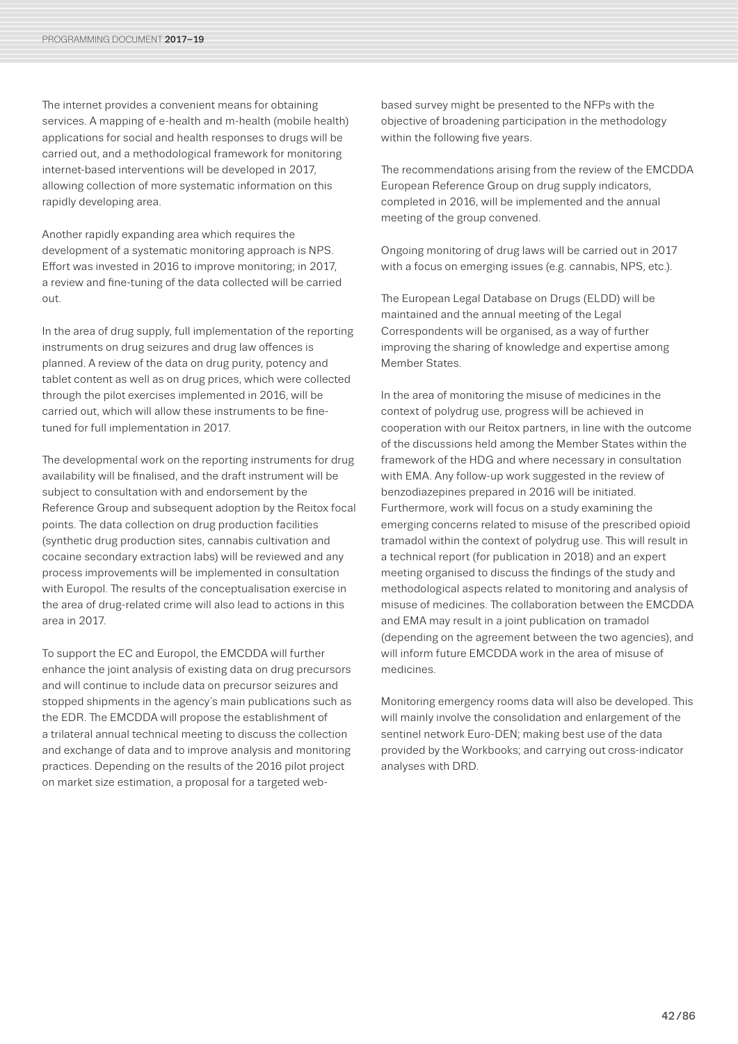The internet provides a convenient means for obtaining services. A mapping of e-health and m-health (mobile health) applications for social and health responses to drugs will be carried out, and a methodological framework for monitoring internet-based interventions will be developed in 2017, allowing collection of more systematic information on this rapidly developing area.

Another rapidly expanding area which requires the development of a systematic monitoring approach is NPS. Effort was invested in 2016 to improve monitoring; in 2017, a review and fine-tuning of the data collected will be carried out.

In the area of drug supply, full implementation of the reporting instruments on drug seizures and drug law offences is planned. A review of the data on drug purity, potency and tablet content as well as on drug prices, which were collected through the pilot exercises implemented in 2016, will be carried out, which will allow these instruments to be fine-tuned for full implementation in 2017.

The developmental work on the reporting instruments for drug availability will be finalised, and the draft instrument will be subject to consultation with and endorsement by the Reference Group and subsequent adoption by the Reitox focal points. The data collection on drug production facilities (synthetic drug production sites, cannabis cultivation and cocaine secondary extraction labs) will be reviewed and any process improvements will be implemented in consultation with Europol. The results of the conceptualisation exercise in the area of drug-related crime will also lead to actions in this area in 2017.

To support the EC and Europol, the EMCDDA will further enhance the joint analysis of existing data on drug precursors and will continue to include data on precursor seizures and stopped shipments in the agency's main publications such as the EDR. The EMCDDA will propose the establishment of a trilateral annual technical meeting to discuss the collection and exchange of data and to improve analysis and monitoring practices. Depending on the results of the 2016 pilot project on market size estimation, a proposal for a targeted web-based survey might be presented to the NFPs with the objective of broadening participation in the methodology within the following five years.

The recommendations arising from the review of the EMCDDA European Reference Group on drug supply indicators, completed in 2016, will be implemented and the annual meeting of the group convened.

Ongoing monitoring of drug laws will be carried out in 2017 with a focus on emerging issues (e.g. cannabis, NPS, etc.).

The European Legal Database on Drugs (ELDD) will be maintained and the annual meeting of the Legal Correspondents will be organised, as a way of further improving the sharing of knowledge and expertise among Member States.

In the area of monitoring the misuse of medicines in the context of polydrug use, progress will be achieved in cooperation with our Reitox partners, in line with the outcome of the discussions held among the Member States within the framework of the HDG and where necessary in consultation with EMA. Any follow-up work suggested in the review of benzodiazepines prepared in 2016 will be initiated. Furthermore, work will focus on a study examining the emerging concerns related to misuse of the prescribed opioid tramadol within the context of polydrug use. This will result in a technical report (for publication in 2018) and an expert meeting organised to discuss the findings of the study and methodological aspects related to monitoring and analysis of misuse of medicines. The collaboration between the EMCDDA and EMA may result in a joint publication on tramadol (depending on the agreement between the two agencies), and will inform future EMCDDA work in the area of misuse of medicines.

Monitoring emergency rooms data will also be developed. This will mainly involve the consolidation and enlargement of the sentinel network Euro-DEN; making best use of the data provided by the Workbooks; and carrying out cross-indicator analyses with DRD.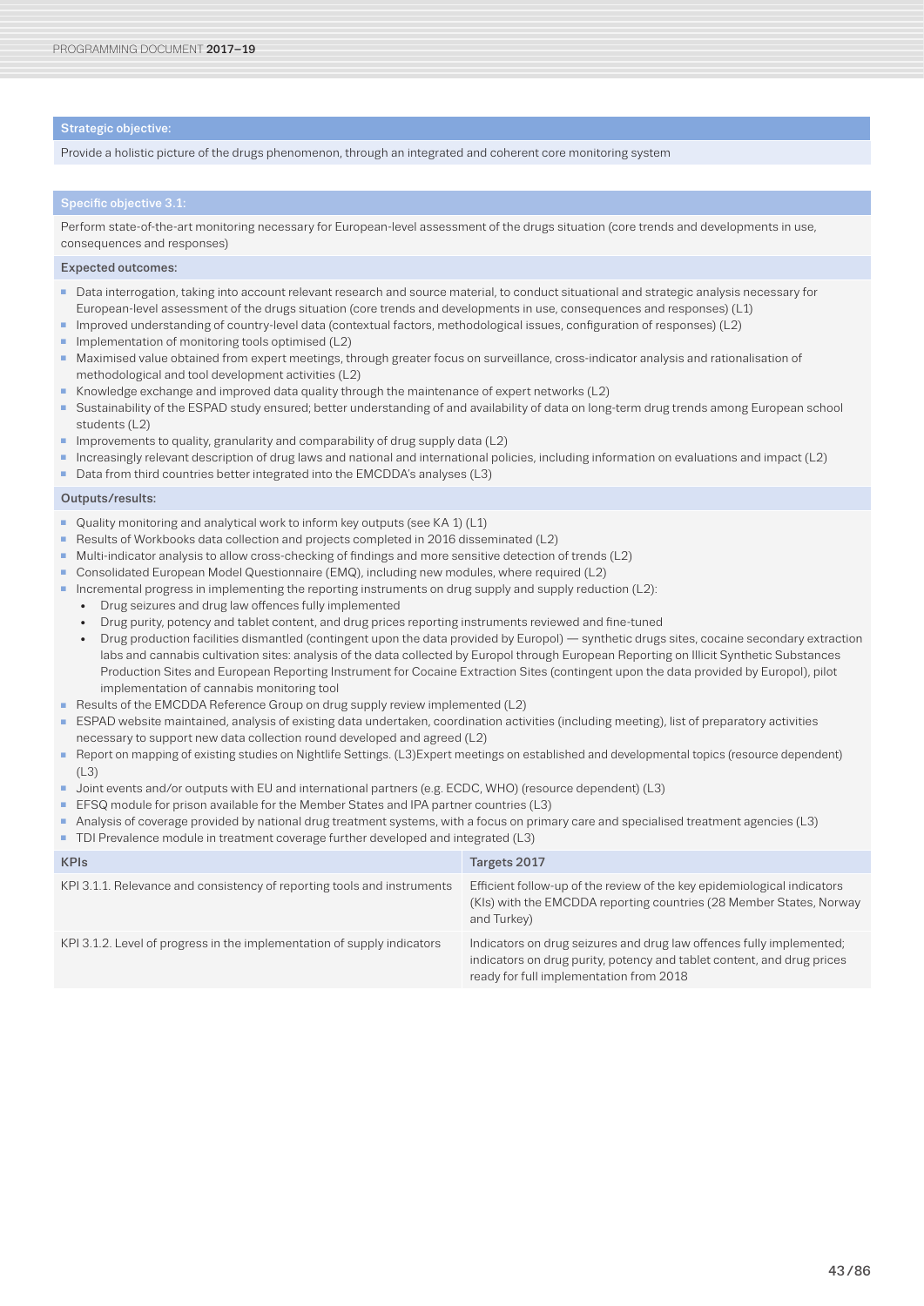**Strategic objective:**

Provide a holistic picture of the drugs phenomenon, through an integrated and coherent core monitoring system

**Specific objective 3.1:**

Perform state-of-the-art monitoring necessary for European-level assessment of the drugs situation (core trends and developments in use, consequences and responses)

**Expected outcomes:**

- Data interrogation, taking into account relevant research and source material, to conduct situational and strategic analysis necessary for European-level assessment of the drugs situation (core trends and developments in use, consequences and responses) (L1)
- Improved understanding of country-level data (contextual factors, methodological issues, configuration of responses) (L2)
- Implementation of monitoring tools optimised (L2)
- Maximised value obtained from expert meetings, through greater focus on surveillance, cross-indicator analysis and rationalisation of methodological and tool development activities (L2)
- Knowledge exchange and improved data quality through the maintenance of expert networks (L2)
- Sustainability of the ESPAD study ensured; better understanding of and availability of data on long-term drug trends among European school students (L2)
- Improvements to quality, granularity and comparability of drug supply data (L2)
- Increasingly relevant description of drug laws and national and international policies, including information on evaluations and impact (L2)
- Data from third countries better integrated into the EMCDDA's analyses (L3)

**Outputs/results:**

- Quality monitoring and analytical work to inform key outputs (see KA 1) (L1)
- Results of Workbooks data collection and projects completed in 2016 disseminated (L2)
- Multi-indicator analysis to allow cross-checking of findings and more sensitive detection of trends (L2)
- Consolidated European Model Questionnaire (EMQ), including new modules, where required (L2)
- Incremental progress in implementing the reporting instruments on drug supply and supply reduction (L2):
  - Drug seizures and drug law offences fully implemented
  - Drug purity, potency and tablet content, and drug prices reporting instruments reviewed and fine-tuned
  - Drug production facilities dismantled (contingent upon the data provided by Europol) — synthetic drugs sites, cocaine secondary extraction labs and cannabis cultivation sites: analysis of the data collected by Europol through European Reporting on Illicit Synthetic Substances Production Sites and European Reporting Instrument for Cocaine Extraction Sites (contingent upon the data provided by Europol), pilot implementation of cannabis monitoring tool
- Results of the EMCDDA Reference Group on drug supply review implemented (L2)
- ESPAD website maintained, analysis of existing data undertaken, coordination activities (including meeting), list of preparatory activities necessary to support new data collection round developed and agreed (L2)
- Report on mapping of existing studies on Nightlife Settings. (L3)Expert meetings on established and developmental topics (resource dependent) (L3)
- Joint events and/or outputs with EU and international partners (e.g. ECDC, WHO) (resource dependent) (L3)
- EFSQ module for prison available for the Member States and IPA partner countries (L3)
- Analysis of coverage provided by national drug treatment systems, with a focus on primary care and specialised treatment agencies (L3)
- TDI Prevalence module in treatment coverage further developed and integrated (L3)

| KPIs | Targets 2017 |
|---|---|
| KPI 3.1.1. Relevance and consistency of reporting tools and instruments | Efficient follow-up of the review of the key epidemiological indicators (KIs) with the EMCDDA reporting countries (28 Member States, Norway and Turkey) |
| KPI 3.1.2. Level of progress in the implementation of supply indicators | Indicators on drug seizures and drug law offences fully implemented; indicators on drug purity, potency and tablet content, and drug prices ready for full implementation from 2018 |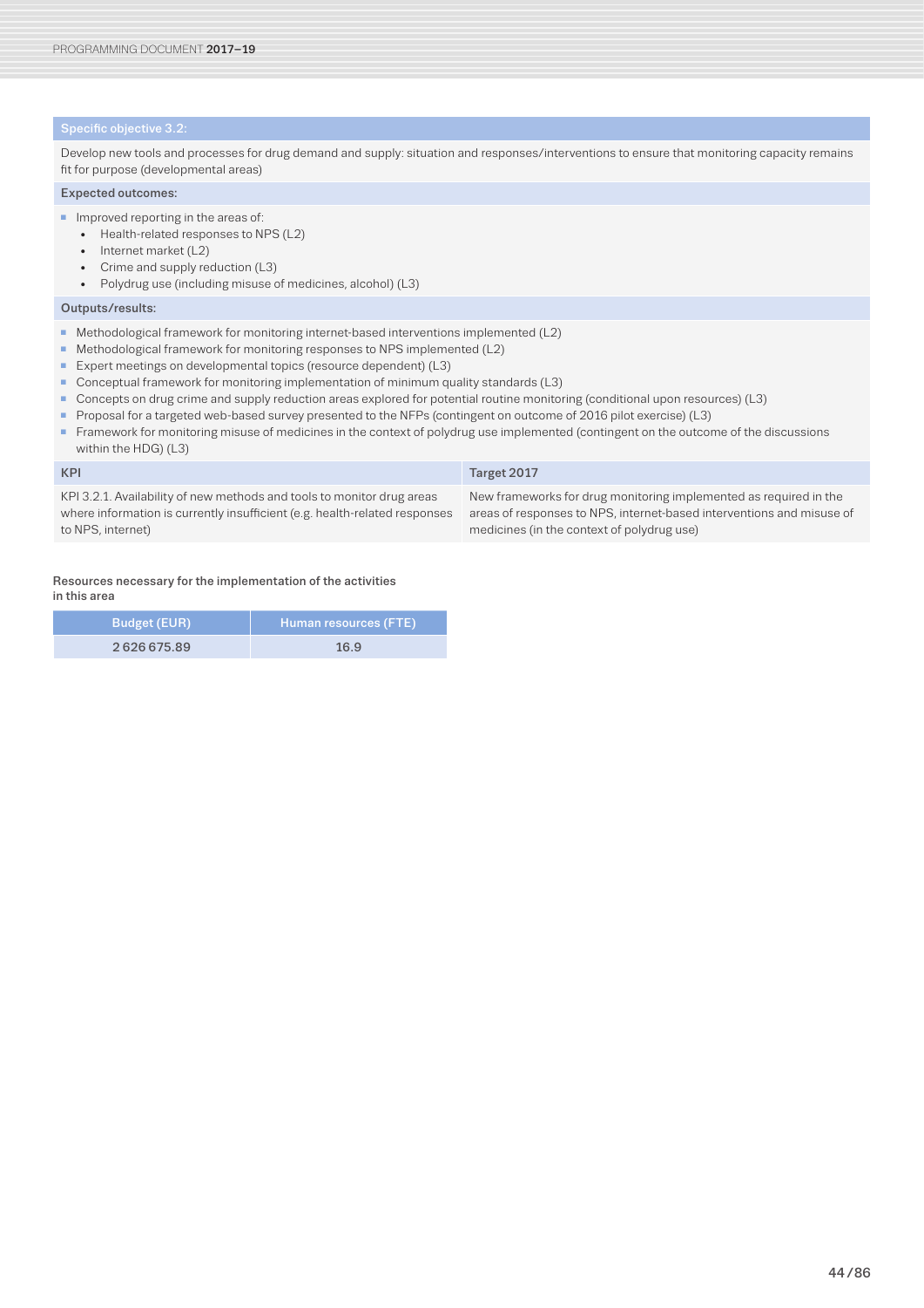**Specific objective 3.2:**

Develop new tools and processes for drug demand and supply: situation and responses/interventions to ensure that monitoring capacity remains fit for purpose (developmental areas)

**Expected outcomes:**

- Improved reporting in the areas of:
  - Health-related responses to NPS (L2)
  - Internet market (L2)
  - Crime and supply reduction (L3)
  - Polydrug use (including misuse of medicines, alcohol) (L3)

**Outputs/results:**

- Methodological framework for monitoring internet-based interventions implemented (L2)
- Methodological framework for monitoring responses to NPS implemented (L2)
- Expert meetings on developmental topics (resource dependent) (L3)
- Conceptual framework for monitoring implementation of minimum quality standards (L3)
- Concepts on drug crime and supply reduction areas explored for potential routine monitoring (conditional upon resources) (L3)
- Proposal for a targeted web-based survey presented to the NFPs (contingent on outcome of 2016 pilot exercise) (L3)
- Framework for monitoring misuse of medicines in the context of polydrug use implemented (contingent on the outcome of the discussions within the HDG) (L3)

| KPI | Target 2017 |
|---|---|
| KPI 3.2.1. Availability of new methods and tools to monitor drug areas where information is currently insufficient (e.g. health-related responses to NPS, internet) | New frameworks for drug monitoring implemented as required in the areas of responses to NPS, internet-based interventions and misuse of medicines (in the context of polydrug use) |

**Resources necessary for the implementation of the activities in this area**

| Budget (EUR) | Human resources (FTE) |
|---|---|
| 2 626 675.89 | 16.9 |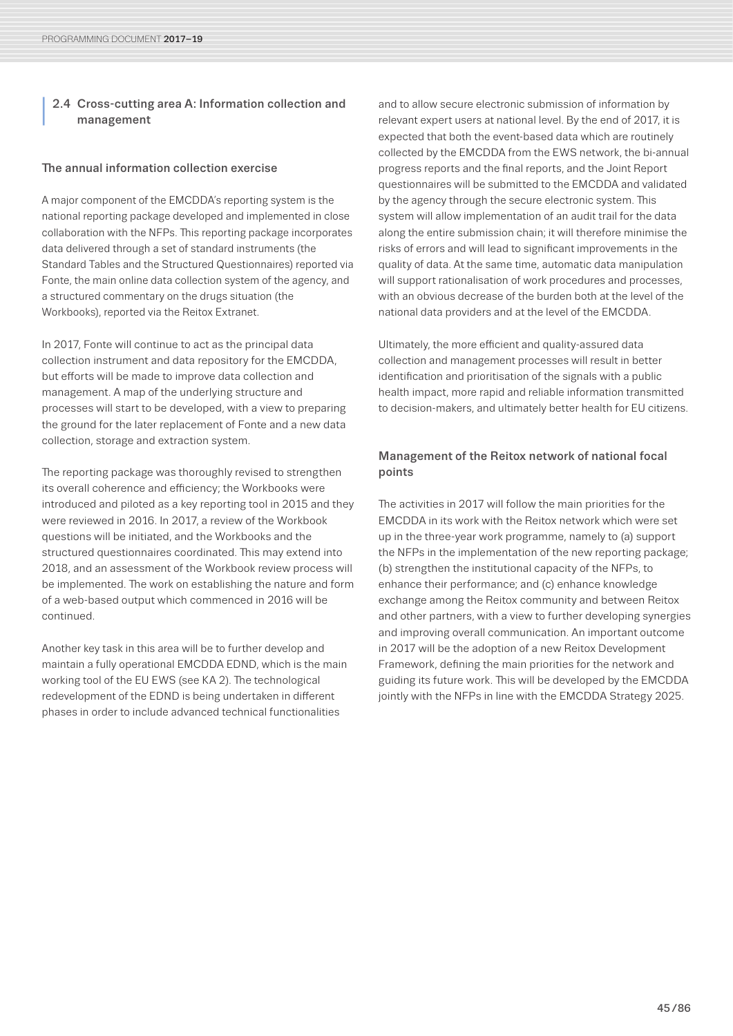## 2.4 Cross-cutting area A: Information collection and management

### The annual information collection exercise

A major component of the EMCDDA's reporting system is the national reporting package developed and implemented in close collaboration with the NFPs. This reporting package incorporates data delivered through a set of standard instruments (the Standard Tables and the Structured Questionnaires) reported via Fonte, the main online data collection system of the agency, and a structured commentary on the drugs situation (the Workbooks), reported via the Reitox Extranet.

In 2017, Fonte will continue to act as the principal data collection instrument and data repository for the EMCDDA, but efforts will be made to improve data collection and management. A map of the underlying structure and processes will start to be developed, with a view to preparing the ground for the later replacement of Fonte and a new data collection, storage and extraction system.

The reporting package was thoroughly revised to strengthen its overall coherence and efficiency; the Workbooks were introduced and piloted as a key reporting tool in 2015 and they were reviewed in 2016. In 2017, a review of the Workbook questions will be initiated, and the Workbooks and the structured questionnaires coordinated. This may extend into 2018, and an assessment of the Workbook review process will be implemented. The work on establishing the nature and form of a web-based output which commenced in 2016 will be continued.

Another key task in this area will be to further develop and maintain a fully operational EMCDDA EDND, which is the main working tool of the EU EWS (see KA 2). The technological redevelopment of the EDND is being undertaken in different phases in order to include advanced technical functionalities and to allow secure electronic submission of information by relevant expert users at national level. By the end of 2017, it is expected that both the event-based data which are routinely collected by the EMCDDA from the EWS network, the bi-annual progress reports and the final reports, and the Joint Report questionnaires will be submitted to the EMCDDA and validated by the agency through the secure electronic system. This system will allow implementation of an audit trail for the data along the entire submission chain; it will therefore minimise the risks of errors and will lead to significant improvements in the quality of data. At the same time, automatic data manipulation will support rationalisation of work procedures and processes, with an obvious decrease of the burden both at the level of the national data providers and at the level of the EMCDDA.

Ultimately, the more efficient and quality-assured data collection and management processes will result in better identification and prioritisation of the signals with a public health impact, more rapid and reliable information transmitted to decision-makers, and ultimately better health for EU citizens.

### Management of the Reitox network of national focal points

The activities in 2017 will follow the main priorities for the EMCDDA in its work with the Reitox network which were set up in the three-year work programme, namely to (a) support the NFPs in the implementation of the new reporting package; (b) strengthen the institutional capacity of the NFPs, to enhance their performance; and (c) enhance knowledge exchange among the Reitox community and between Reitox and other partners, with a view to further developing synergies and improving overall communication. An important outcome in 2017 will be the adoption of a new Reitox Development Framework, defining the main priorities for the network and guiding its future work. This will be developed by the EMCDDA jointly with the NFPs in line with the EMCDDA Strategy 2025.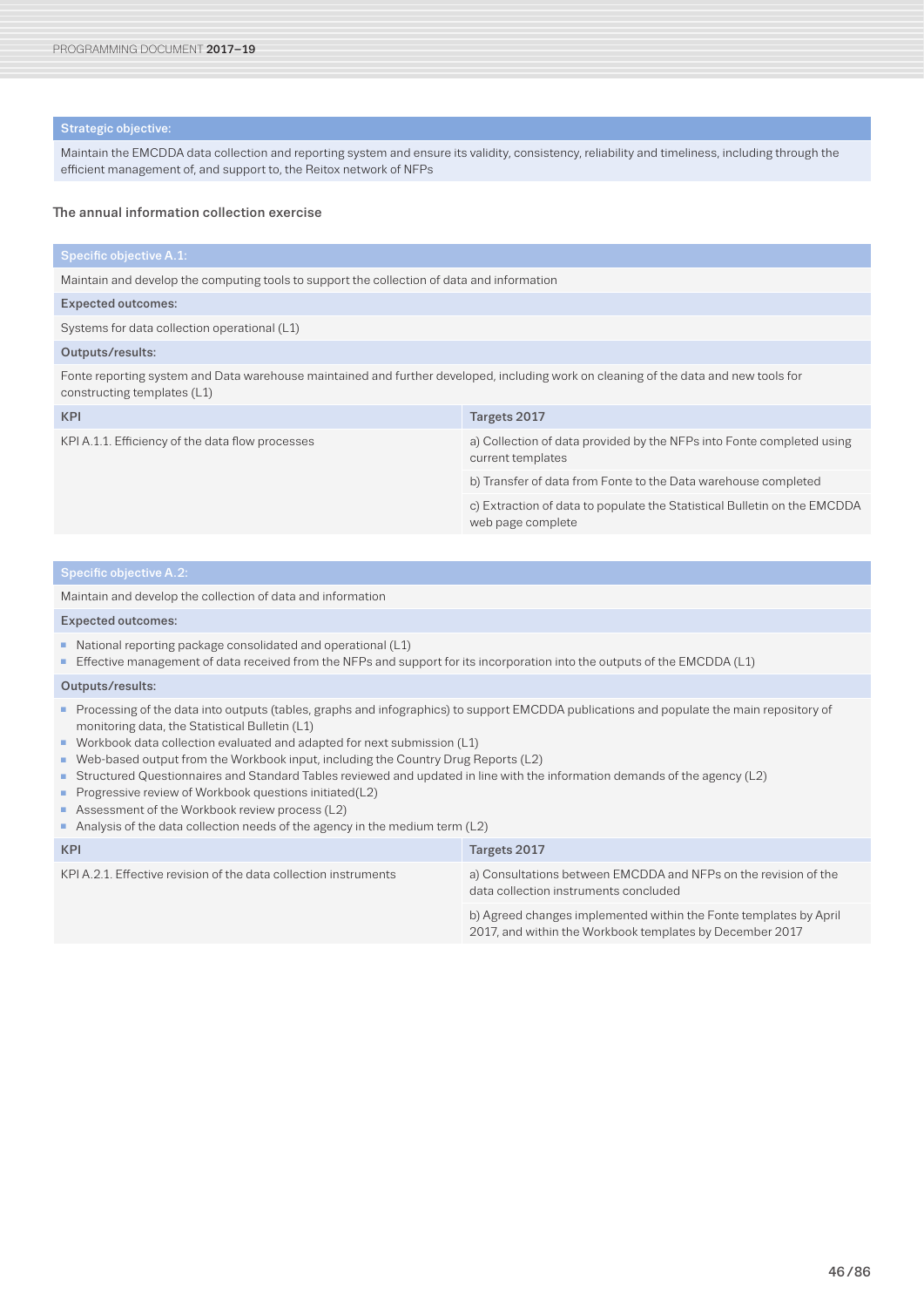| Strategic objective: |
|---|
| Maintain the EMCDDA data collection and reporting system and ensure its validity, consistency, reliability and timeliness, including through the efficient management of, and support to, the Reitox network of NFPs |

### The annual information collection exercise

| Specific objective A.1: | |
|---|---|
| Maintain and develop the computing tools to support the collection of data and information | |
| **Expected outcomes:** | |
| Systems for data collection operational (L1) | |
| **Outputs/results:** | |
| Fonte reporting system and Data warehouse maintained and further developed, including work on cleaning of the data and new tools for constructing templates (L1) | |
| **KPI** | **Targets 2017** |
| KPI A.1.1. Efficiency of the data flow processes | a) Collection of data provided by the NFPs into Fonte completed using current templates |
| | b) Transfer of data from Fonte to the Data warehouse completed |
| | c) Extraction of data to populate the Statistical Bulletin on the EMCDDA web page complete |

| Specific objective A.2: | |
|---|---|
| Maintain and develop the collection of data and information | |
| **Expected outcomes:** | |
| ▪ National reporting package consolidated and operational (L1)<br>▪ Effective management of data received from the NFPs and support for its incorporation into the outputs of the EMCDDA (L1) | |
| **Outputs/results:** | |
| ▪ Processing of the data into outputs (tables, graphs and infographics) to support EMCDDA publications and populate the main repository of monitoring data, the Statistical Bulletin (L1)<br>▪ Workbook data collection evaluated and adapted for next submission (L1)<br>▪ Web-based output from the Workbook input, including the Country Drug Reports (L2)<br>▪ Structured Questionnaires and Standard Tables reviewed and updated in line with the information demands of the agency (L2)<br>▪ Progressive review of Workbook questions initiated(L2)<br>▪ Assessment of the Workbook review process (L2)<br>▪ Analysis of the data collection needs of the agency in the medium term (L2) | |
| **KPI** | **Targets 2017** |
| KPI A.2.1. Effective revision of the data collection instruments | a) Consultations between EMCDDA and NFPs on the revision of the data collection instruments concluded |
| | b) Agreed changes implemented within the Fonte templates by April 2017, and within the Workbook templates by December 2017 |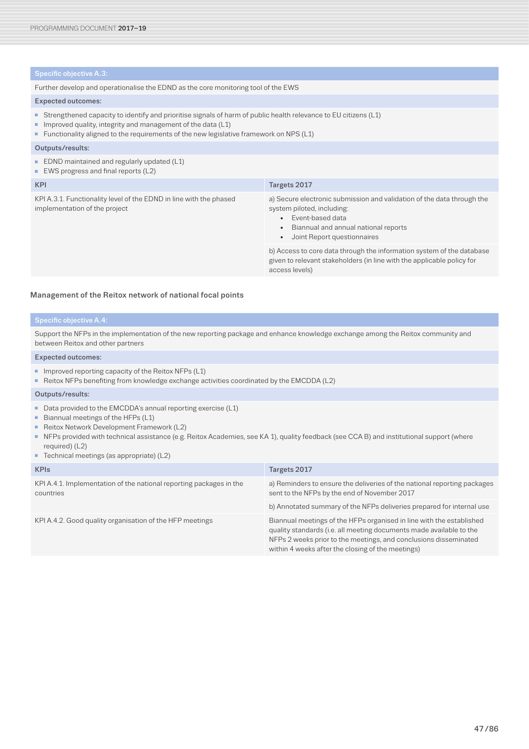| Specific objective A.3: | |
|---|---|
| Further develop and operationalise the EDND as the core monitoring tool of the EWS | |
| **Expected outcomes:** | |
| ▪ Strengthened capacity to identify and prioritise signals of harm of public health relevance to EU citizens (L1)<br>▪ Improved quality, integrity and management of the data (L1)<br>▪ Functionality aligned to the requirements of the new legislative framework on NPS (L1) | |
| **Outputs/results:** | |
| ▪ EDND maintained and regularly updated (L1)<br>▪ EWS progress and final reports (L2) | |
| **KPI** | **Targets 2017** |
| KPI A.3.1. Functionality level of the EDND in line with the phased implementation of the project | a) Secure electronic submission and validation of the data through the system piloted, including:<br>• Event-based data<br>• Biannual and annual national reports<br>• Joint Report questionnaires |
| | b) Access to core data through the information system of the database given to relevant stakeholders (in line with the applicable policy for access levels) |

### Management of the Reitox network of national focal points

| Specific objective A.4: | |
|---|---|
| Support the NFPs in the implementation of the new reporting package and enhance knowledge exchange among the Reitox community and between Reitox and other partners | |
| **Expected outcomes:** | |
| ▪ Improved reporting capacity of the Reitox NFPs (L1)<br>▪ Reitox NFPs benefiting from knowledge exchange activities coordinated by the EMCDDA (L2) | |
| **Outputs/results:** | |
| ▪ Data provided to the EMCDDA's annual reporting exercise (L1)<br>▪ Biannual meetings of the HFPs (L1)<br>▪ Reitox Network Development Framework (L2)<br>▪ NFPs provided with technical assistance (e.g. Reitox Academies, see KA 1), quality feedback (see CCA B) and institutional support (where required) (L2)<br>▪ Technical meetings (as appropriate) (L2) | |
| **KPIs** | **Targets 2017** |
| KPI A.4.1. Implementation of the national reporting packages in the countries | a) Reminders to ensure the deliveries of the national reporting packages sent to the NFPs by the end of November 2017 |
| | b) Annotated summary of the NFPs deliveries prepared for internal use |
| KPI A.4.2. Good quality organisation of the HFP meetings | Biannual meetings of the HFPs organised in line with the established quality standards (i.e. all meeting documents made available to the NFPs 2 weeks prior to the meetings, and conclusions disseminated within 4 weeks after the closing of the meetings) |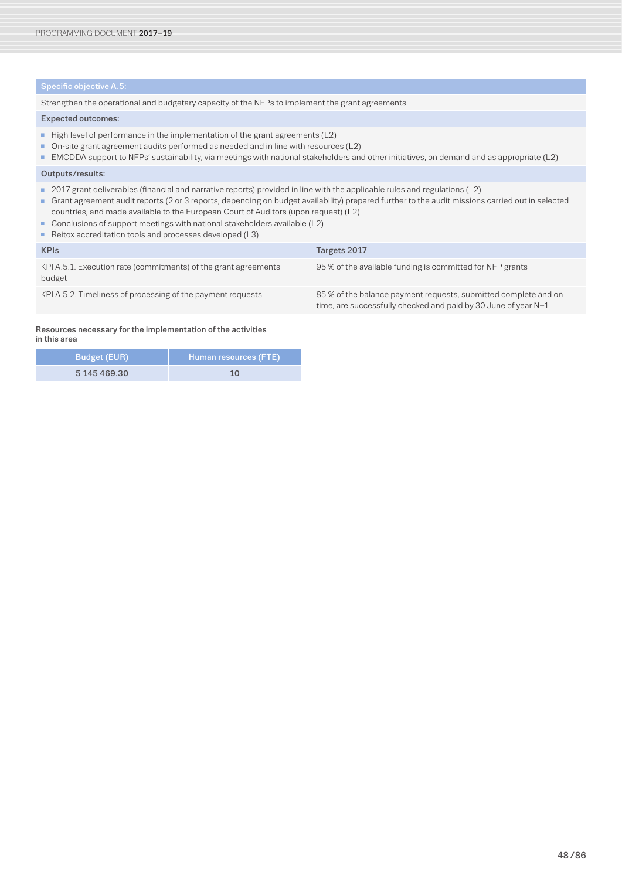| Specific objective A.5: | |
|---|---|
| Strengthen the operational and budgetary capacity of the NFPs to implement the grant agreements | |
| **Expected outcomes:** | |
| ▪ High level of performance in the implementation of the grant agreements (L2)<br>▪ On-site grant agreement audits performed as needed and in line with resources (L2)<br>▪ EMCDDA support to NFPs' sustainability, via meetings with national stakeholders and other initiatives, on demand and as appropriate (L2) | |
| **Outputs/results:** | |
| ▪ 2017 grant deliverables (financial and narrative reports) provided in line with the applicable rules and regulations (L2)<br>▪ Grant agreement audit reports (2 or 3 reports, depending on budget availability) prepared further to the audit missions carried out in selected countries, and made available to the European Court of Auditors (upon request) (L2)<br>▪ Conclusions of support meetings with national stakeholders available (L2)<br>▪ Reitox accreditation tools and processes developed (L3) | |
| **KPIs** | **Targets 2017** |
| KPI A.5.1. Execution rate (commitments) of the grant agreements budget | 95 % of the available funding is committed for NFP grants |
| KPI A.5.2. Timeliness of processing of the payment requests | 85 % of the balance payment requests, submitted complete and on time, are successfully checked and paid by 30 June of year N+1 |

**Resources necessary for the implementation of the activities in this area**

| Budget (EUR) | Human resources (FTE) |
|---|---|
| 5 145 469.30 | 10 |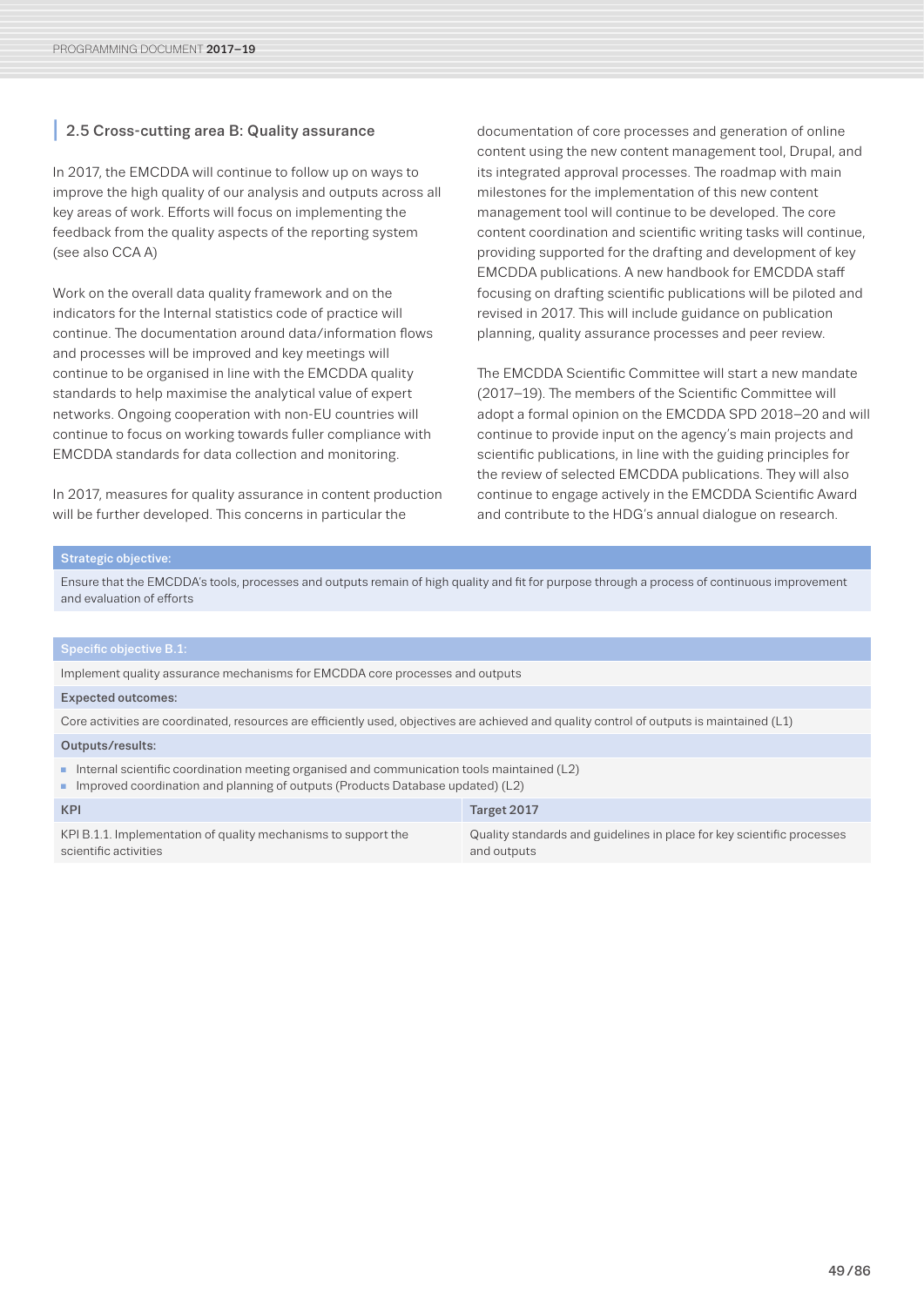## 2.5 Cross-cutting area B: Quality assurance

In 2017, the EMCDDA will continue to follow up on ways to improve the high quality of our analysis and outputs across all key areas of work. Efforts will focus on implementing the feedback from the quality aspects of the reporting system (see also CCA A)

Work on the overall data quality framework and on the indicators for the Internal statistics code of practice will continue. The documentation around data/information flows and processes will be improved and key meetings will continue to be organised in line with the EMCDDA quality standards to help maximise the analytical value of expert networks. Ongoing cooperation with non-EU countries will continue to focus on working towards fuller compliance with EMCDDA standards for data collection and monitoring.

In 2017, measures for quality assurance in content production will be further developed. This concerns in particular the documentation of core processes and generation of online content using the new content management tool, Drupal, and its integrated approval processes. The roadmap with main milestones for the implementation of this new content management tool will continue to be developed. The core content coordination and scientific writing tasks will continue, providing supported for the drafting and development of key EMCDDA publications. A new handbook for EMCDDA staff focusing on drafting scientific publications will be piloted and revised in 2017. This will include guidance on publication planning, quality assurance processes and peer review.

The EMCDDA Scientific Committee will start a new mandate (2017–19). The members of the Scientific Committee will adopt a formal opinion on the EMCDDA SPD 2018–20 and will continue to provide input on the agency's main projects and scientific publications, in line with the guiding principles for the review of selected EMCDDA publications. They will also continue to engage actively in the EMCDDA Scientific Award and contribute to the HDG's annual dialogue on research.

| Strategic objective: |
|---|
| Ensure that the EMCDDA's tools, processes and outputs remain of high quality and fit for purpose through a process of continuous improvement and evaluation of efforts |

| Specific objective B.1: | |
|---|---|
| Implement quality assurance mechanisms for EMCDDA core processes and outputs | |
| **Expected outcomes:** | |
| Core activities are coordinated, resources are efficiently used, objectives are achieved and quality control of outputs is maintained (L1) | |
| **Outputs/results:** | |
| ▪ Internal scientific coordination meeting organised and communication tools maintained (L2)<br>▪ Improved coordination and planning of outputs (Products Database updated) (L2) | |
| **KPI** | **Target 2017** |
| KPI B.1.1. Implementation of quality mechanisms to support the scientific activities | Quality standards and guidelines in place for key scientific processes and outputs |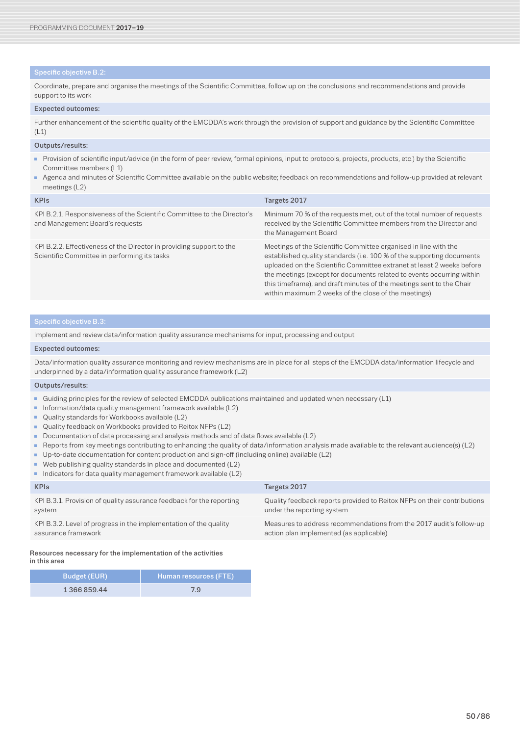| Specific objective B.2: | |
|---|---|
| Coordinate, prepare and organise the meetings of the Scientific Committee, follow up on the conclusions and recommendations and provide support to its work | |
| **Expected outcomes:** | |
| Further enhancement of the scientific quality of the EMCDDA's work through the provision of support and guidance by the Scientific Committee (L1) | |
| **Outputs/results:** | |
| ▪ Provision of scientific input/advice (in the form of peer review, formal opinions, input to protocols, projects, products, etc.) by the Scientific Committee members (L1)<br>▪ Agenda and minutes of Scientific Committee available on the public website; feedback on recommendations and follow-up provided at relevant meetings (L2) | |
| **KPIs** | **Targets 2017** |
| KPI B.2.1. Responsiveness of the Scientific Committee to the Director's and Management Board's requests | Minimum 70 % of the requests met, out of the total number of requests received by the Scientific Committee members from the Director and the Management Board |
| KPI B.2.2. Effectiveness of the Director in providing support to the Scientific Committee in performing its tasks | Meetings of the Scientific Committee organised in line with the established quality standards (i.e. 100 % of the supporting documents uploaded on the Scientific Committee extranet at least 2 weeks before the meetings (except for documents related to events occurring within this timeframe), and draft minutes of the meetings sent to the Chair within maximum 2 weeks of the close of the meetings) |

| Specific objective B.3: | |
|---|---|
| Implement and review data/information quality assurance mechanisms for input, processing and output | |
| **Expected outcomes:** | |
| Data/information quality assurance monitoring and review mechanisms are in place for all steps of the EMCDDA data/information lifecycle and underpinned by a data/information quality assurance framework (L2) | |
| **Outputs/results:** | |
| ▪ Guiding principles for the review of selected EMCDDA publications maintained and updated when necessary (L1)<br>▪ Information/data quality management framework available (L2)<br>▪ Quality standards for Workbooks available (L2)<br>▪ Quality feedback on Workbooks provided to Reitox NFPs (L2)<br>▪ Documentation of data processing and analysis methods and of data flows available (L2)<br>▪ Reports from key meetings contributing to enhancing the quality of data/information analysis made available to the relevant audience(s) (L2)<br>▪ Up-to-date documentation for content production and sign-off (including online) available (L2)<br>▪ Web publishing quality standards in place and documented (L2)<br>▪ Indicators for data quality management framework available (L2) | |
| **KPIs** | **Targets 2017** |
| KPI B.3.1. Provision of quality assurance feedback for the reporting system | Quality feedback reports provided to Reitox NFPs on their contributions under the reporting system |
| KPI B.3.2. Level of progress in the implementation of the quality assurance framework | Measures to address recommendations from the 2017 audit's follow-up action plan implemented (as applicable) |

**Resources necessary for the implementation of the activities in this area**

| Budget (EUR) | Human resources (FTE) |
|---|---|
| 1 366 859.44 | 7.9 |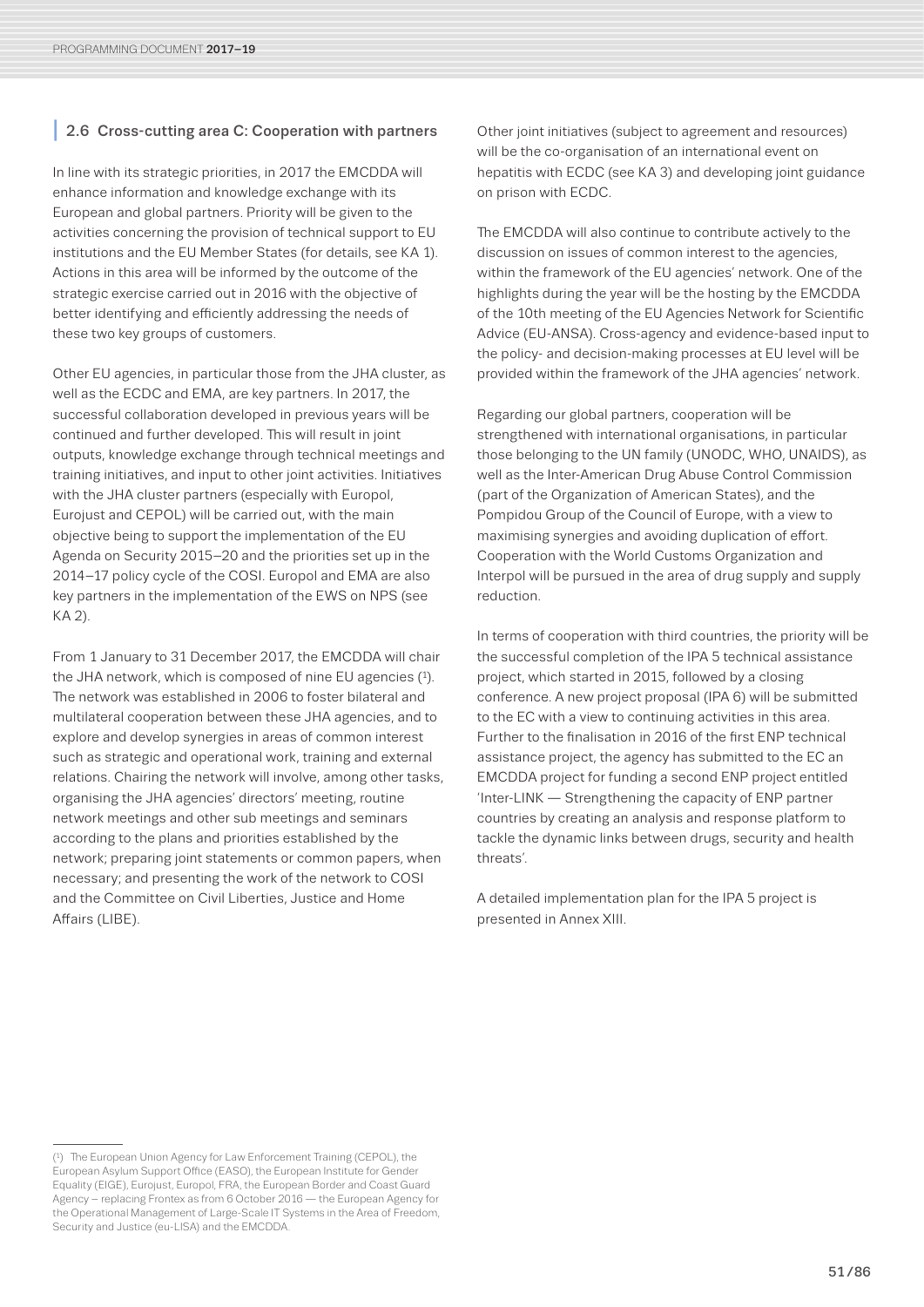## 2.6 Cross-cutting area C: Cooperation with partners

In line with its strategic priorities, in 2017 the EMCDDA will enhance information and knowledge exchange with its European and global partners. Priority will be given to the activities concerning the provision of technical support to EU institutions and the EU Member States (for details, see KA 1). Actions in this area will be informed by the outcome of the strategic exercise carried out in 2016 with the objective of better identifying and efficiently addressing the needs of these two key groups of customers.

Other EU agencies, in particular those from the JHA cluster, as well as the ECDC and EMA, are key partners. In 2017, the successful collaboration developed in previous years will be continued and further developed. This will result in joint outputs, knowledge exchange through technical meetings and training initiatives, and input to other joint activities. Initiatives with the JHA cluster partners (especially with Europol, Eurojust and CEPOL) will be carried out, with the main objective being to support the implementation of the EU Agenda on Security 2015–20 and the priorities set up in the 2014–17 policy cycle of the COSI. Europol and EMA are also key partners in the implementation of the EWS on NPS (see KA 2).

From 1 January to 31 December 2017, the EMCDDA will chair the JHA network, which is composed of nine EU agencies ([1]). The network was established in 2006 to foster bilateral and multilateral cooperation between these JHA agencies, and to explore and develop synergies in areas of common interest such as strategic and operational work, training and external relations. Chairing the network will involve, among other tasks, organising the JHA agencies' directors' meeting, routine network meetings and other sub meetings and seminars according to the plans and priorities established by the network; preparing joint statements or common papers, when necessary; and presenting the work of the network to COSI and the Committee on Civil Liberties, Justice and Home Affairs (LIBE).

Other joint initiatives (subject to agreement and resources) will be the co-organisation of an international event on hepatitis with ECDC (see KA 3) and developing joint guidance on prison with ECDC.

The EMCDDA will also continue to contribute actively to the discussion on issues of common interest to the agencies, within the framework of the EU agencies' network. One of the highlights during the year will be the hosting by the EMCDDA of the 10th meeting of the EU Agencies Network for Scientific Advice (EU-ANSA). Cross-agency and evidence-based input to the policy- and decision-making processes at EU level will be provided within the framework of the JHA agencies' network.

Regarding our global partners, cooperation will be strengthened with international organisations, in particular those belonging to the UN family (UNODC, WHO, UNAIDS), as well as the Inter-American Drug Abuse Control Commission (part of the Organization of American States), and the Pompidou Group of the Council of Europe, with a view to maximising synergies and avoiding duplication of effort. Cooperation with the World Customs Organization and Interpol will be pursued in the area of drug supply and supply reduction.

In terms of cooperation with third countries, the priority will be the successful completion of the IPA 5 technical assistance project, which started in 2015, followed by a closing conference. A new project proposal (IPA 6) will be submitted to the EC with a view to continuing activities in this area. Further to the finalisation in 2016 of the first ENP technical assistance project, the agency has submitted to the EC an EMCDDA project for funding a second ENP project entitled 'Inter-LINK — Strengthening the capacity of ENP partner countries by creating an analysis and response platform to tackle the dynamic links between drugs, security and health threats'.

A detailed implementation plan for the IPA 5 project is presented in Annex XIII.

---

([1]) The European Union Agency for Law Enforcement Training (CEPOL), the European Asylum Support Office (EASO), the European Institute for Gender Equality (EIGE), Eurojust, Europol, FRA, the European Border and Coast Guard Agency – replacing Frontex as from 6 October 2016 — the European Agency for the Operational Management of Large-Scale IT Systems in the Area of Freedom, Security and Justice (eu-LISA) and the EMCDDA.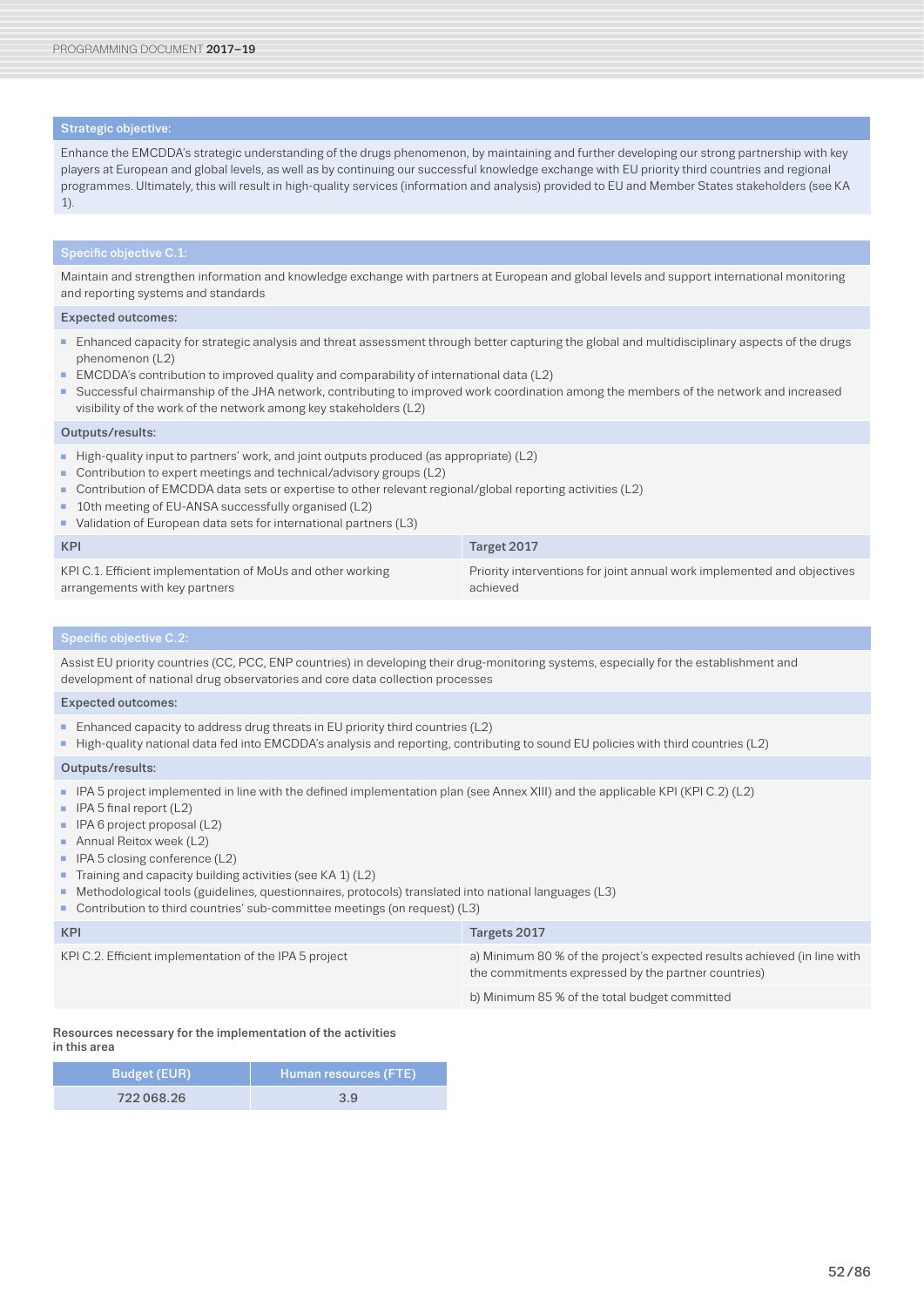**Strategic objective:**

Enhance the EMCDDA's strategic understanding of the drugs phenomenon, by maintaining and further developing our strong partnership with key players at European and global levels, as well as by continuing our successful knowledge exchange with EU priority third countries and regional programmes. Ultimately, this will result in high-quality services (information and analysis) provided to EU and Member States stakeholders (see KA 1).

**Specific objective C.1:**

Maintain and strengthen information and knowledge exchange with partners at European and global levels and support international monitoring and reporting systems and standards

**Expected outcomes:**

- Enhanced capacity for strategic analysis and threat assessment through better capturing the global and multidisciplinary aspects of the drugs phenomenon (L2)
- EMCDDA's contribution to improved quality and comparability of international data (L2)
- Successful chairmanship of the JHA network, contributing to improved work coordination among the members of the network and increased visibility of the work of the network among key stakeholders (L2)

**Outputs/results:**

- High-quality input to partners' work, and joint outputs produced (as appropriate) (L2)
- Contribution to expert meetings and technical/advisory groups (L2)
- Contribution of EMCDDA data sets or expertise to other relevant regional/global reporting activities (L2)
- 10th meeting of EU-ANSA successfully organised (L2)
- Validation of European data sets for international partners (L3)

| KPI | Target 2017 |
|---|---|
| KPI C.1. Efficient implementation of MoUs and other working arrangements with key partners | Priority interventions for joint annual work implemented and objectives achieved |

**Specific objective C.2:**

Assist EU priority countries (CC, PCC, ENP countries) in developing their drug-monitoring systems, especially for the establishment and development of national drug observatories and core data collection processes

**Expected outcomes:**

- Enhanced capacity to address drug threats in EU priority third countries (L2)
- High-quality national data fed into EMCDDA's analysis and reporting, contributing to sound EU policies with third countries (L2)

**Outputs/results:**

- IPA 5 project implemented in line with the defined implementation plan (see Annex XIII) and the applicable KPI (KPI C.2) (L2)
- IPA 5 final report (L2)
- IPA 6 project proposal (L2)
- Annual Reitox week (L2)
- IPA 5 closing conference (L2)
- Training and capacity building activities (see KA 1) (L2)
- Methodological tools (guidelines, questionnaires, protocols) translated into national languages (L3)
- Contribution to third countries' sub-committee meetings (on request) (L3)

| KPI | Targets 2017 |
|---|---|
| KPI C.2. Efficient implementation of the IPA 5 project | a) Minimum 80 % of the project's expected results achieved (in line with the commitments expressed by the partner countries) |
| | b) Minimum 85 % of the total budget committed |

**Resources necessary for the implementation of the activities in this area**

| Budget (EUR) | Human resources (FTE) |
|---|---|
| 722 068.26 | 3.9 |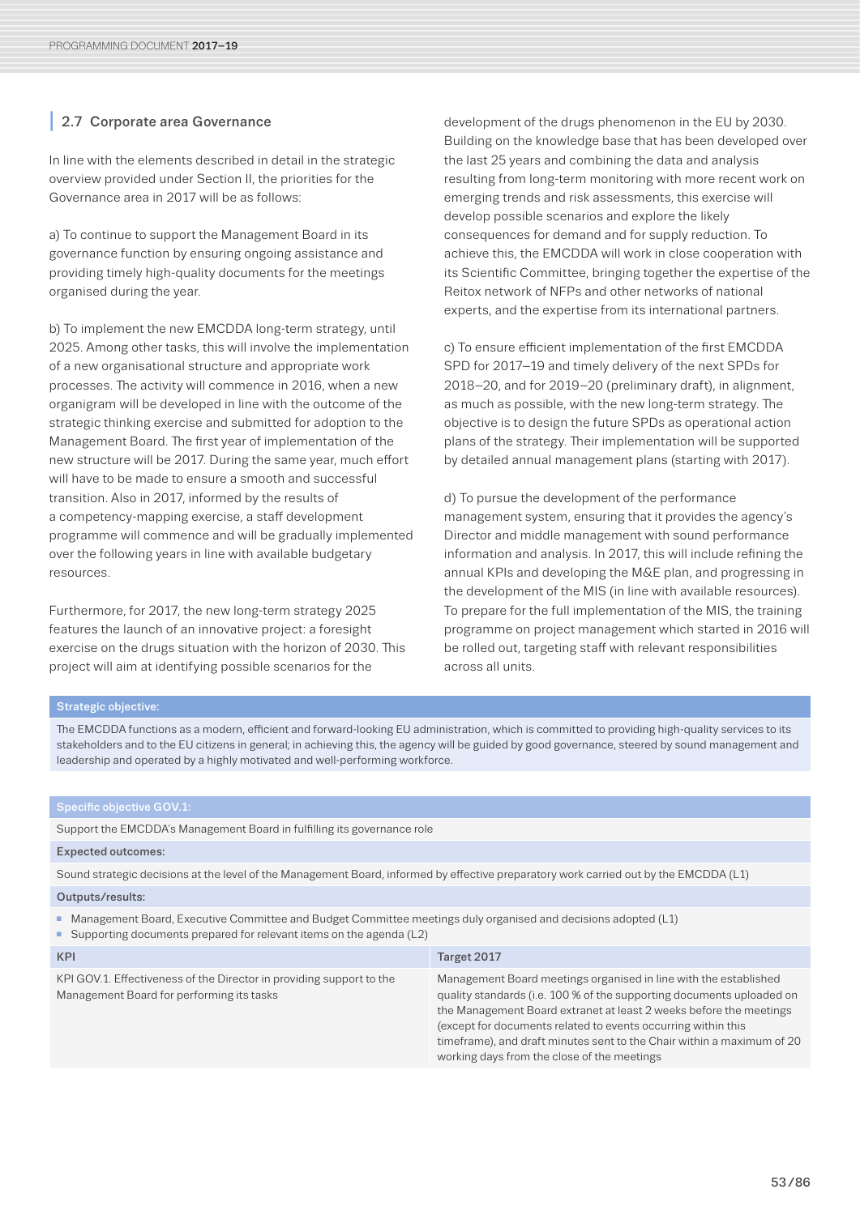## 2.7 Corporate area Governance

In line with the elements described in detail in the strategic overview provided under Section II, the priorities for the Governance area in 2017 will be as follows:

a) To continue to support the Management Board in its governance function by ensuring ongoing assistance and providing timely high-quality documents for the meetings organised during the year.

b) To implement the new EMCDDA long-term strategy, until 2025. Among other tasks, this will involve the implementation of a new organisational structure and appropriate work processes. The activity will commence in 2016, when a new organigram will be developed in line with the outcome of the strategic thinking exercise and submitted for adoption to the Management Board. The first year of implementation of the new structure will be 2017. During the same year, much effort will have to be made to ensure a smooth and successful transition. Also in 2017, informed by the results of a competency-mapping exercise, a staff development programme will commence and will be gradually implemented over the following years in line with available budgetary resources.

Furthermore, for 2017, the new long-term strategy 2025 features the launch of an innovative project: a foresight exercise on the drugs situation with the horizon of 2030. This project will aim at identifying possible scenarios for the development of the drugs phenomenon in the EU by 2030. Building on the knowledge base that has been developed over the last 25 years and combining the data and analysis resulting from long-term monitoring with more recent work on emerging trends and risk assessments, this exercise will develop possible scenarios and explore the likely consequences for demand and for supply reduction. To achieve this, the EMCDDA will work in close cooperation with its Scientific Committee, bringing together the expertise of the Reitox network of NFPs and other networks of national experts, and the expertise from its international partners.

c) To ensure efficient implementation of the first EMCDDA SPD for 2017–19 and timely delivery of the next SPDs for 2018–20, and for 2019–20 (preliminary draft), in alignment, as much as possible, with the new long-term strategy. The objective is to design the future SPDs as operational action plans of the strategy. Their implementation will be supported by detailed annual management plans (starting with 2017).

d) To pursue the development of the performance management system, ensuring that it provides the agency's Director and middle management with sound performance information and analysis. In 2017, this will include refining the annual KPIs and developing the M&E plan, and progressing in the development of the MIS (in line with available resources). To prepare for the full implementation of the MIS, the training programme on project management which started in 2016 will be rolled out, targeting staff with relevant responsibilities across all units.

| Strategic objective: |
|---|
| The EMCDDA functions as a modern, efficient and forward-looking EU administration, which is committed to providing high-quality services to its stakeholders and to the EU citizens in general; in achieving this, the agency will be guided by good governance, steered by sound management and leadership and operated by a highly motivated and well-performing workforce. |

| Specific objective GOV.1: | |
|---|---|
| Support the EMCDDA's Management Board in fulfilling its governance role | |
| **Expected outcomes:** | |
| Sound strategic decisions at the level of the Management Board, informed by effective preparatory work carried out by the EMCDDA (L1) | |
| **Outputs/results:** | |
| ▪ Management Board, Executive Committee and Budget Committee meetings duly organised and decisions adopted (L1)<br>▪ Supporting documents prepared for relevant items on the agenda (L2) | |
| **KPI** | **Target 2017** |
| KPI GOV.1. Effectiveness of the Director in providing support to the Management Board for performing its tasks | Management Board meetings organised in line with the established quality standards (i.e. 100 % of the supporting documents uploaded on the Management Board extranet at least 2 weeks before the meetings (except for documents related to events occurring within this timeframe), and draft minutes sent to the Chair within a maximum of 20 working days from the close of the meetings |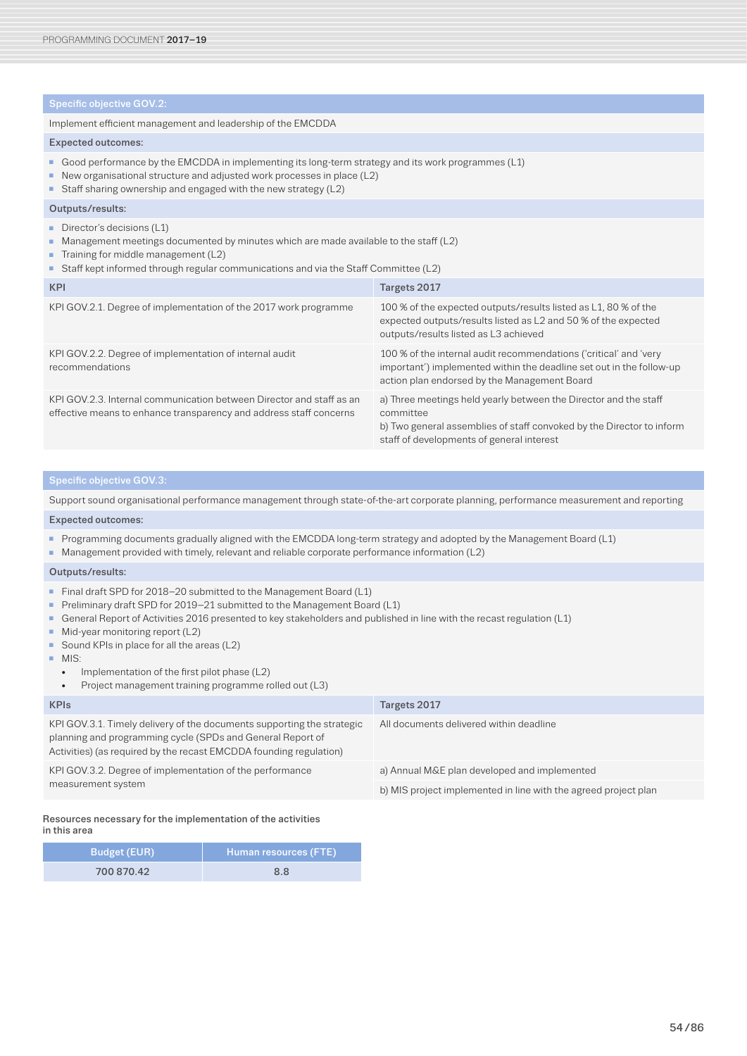### Specific objective GOV.2:

Implement efficient management and leadership of the EMCDDA

**Expected outcomes:**

- Good performance by the EMCDDA in implementing its long-term strategy and its work programmes (L1)
- New organisational structure and adjusted work processes in place (L2)
- Staff sharing ownership and engaged with the new strategy (L2)

**Outputs/results:**

- Director's decisions (L1)
- Management meetings documented by minutes which are made available to the staff (L2)
- Training for middle management (L2)
- Staff kept informed through regular communications and via the Staff Committee (L2)

| KPI | Targets 2017 |
| --- | --- |
| KPI GOV.2.1. Degree of implementation of the 2017 work programme | 100 % of the expected outputs/results listed as L1, 80 % of the expected outputs/results listed as L2 and 50 % of the expected outputs/results listed as L3 achieved |
| KPI GOV.2.2. Degree of implementation of internal audit recommendations | 100 % of the internal audit recommendations ('critical' and 'very important') implemented within the deadline set out in the follow-up action plan endorsed by the Management Board |
| KPI GOV.2.3. Internal communication between Director and staff as an effective means to enhance transparency and address staff concerns | a) Three meetings held yearly between the Director and the staff committee<br>b) Two general assemblies of staff convoked by the Director to inform staff of developments of general interest |

### Specific objective GOV.3:

Support sound organisational performance management through state-of-the-art corporate planning, performance measurement and reporting

**Expected outcomes:**

- Programming documents gradually aligned with the EMCDDA long-term strategy and adopted by the Management Board (L1)
- Management provided with timely, relevant and reliable corporate performance information (L2)

**Outputs/results:**

- Final draft SPD for 2018–20 submitted to the Management Board (L1)
- Preliminary draft SPD for 2019–21 submitted to the Management Board (L1)
- General Report of Activities 2016 presented to key stakeholders and published in line with the recast regulation (L1)
- Mid-year monitoring report (L2)
- Sound KPIs in place for all the areas (L2)
- MIS:
  - Implementation of the first pilot phase (L2)
  - Project management training programme rolled out (L3)

| KPIs | Targets 2017 |
| --- | --- |
| KPI GOV.3.1. Timely delivery of the documents supporting the strategic planning and programming cycle (SPDs and General Report of Activities) (as required by the recast EMCDDA founding regulation) | All documents delivered within deadline |
| KPI GOV.3.2. Degree of implementation of the performance measurement system | a) Annual M&E plan developed and implemented<br>b) MIS project implemented in line with the agreed project plan |

**Resources necessary for the implementation of the activities in this area**

| Budget (EUR) | Human resources (FTE) |
| --- | --- |
| 700 870.42 | 8.8 |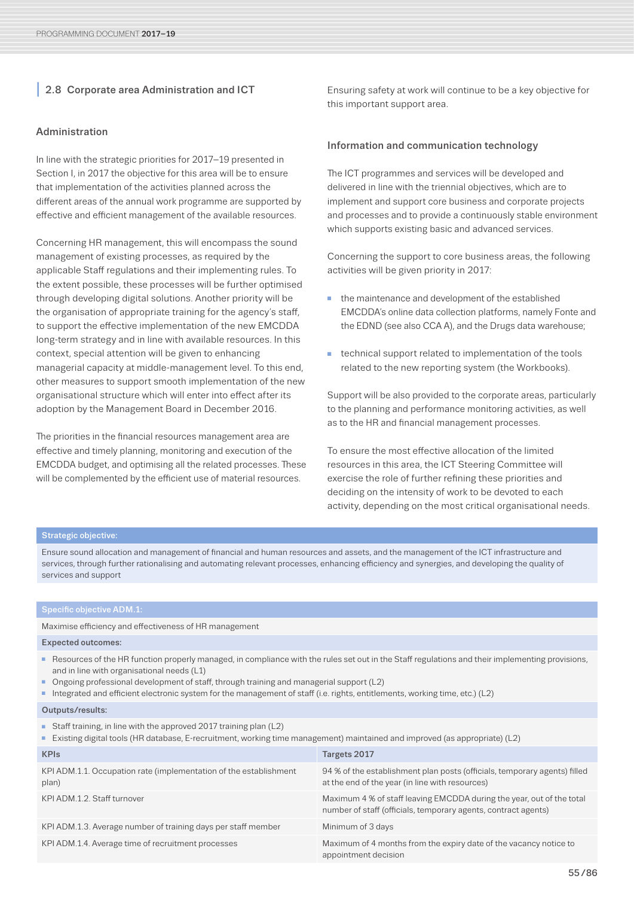## 2.8 Corporate area Administration and ICT

### Administration

In line with the strategic priorities for 2017–19 presented in Section I, in 2017 the objective for this area will be to ensure that implementation of the activities planned across the different areas of the annual work programme are supported by effective and efficient management of the available resources.

Concerning HR management, this will encompass the sound management of existing processes, as required by the applicable Staff regulations and their implementing rules. To the extent possible, these processes will be further optimised through developing digital solutions. Another priority will be the organisation of appropriate training for the agency's staff, to support the effective implementation of the new EMCDDA long-term strategy and in line with available resources. In this context, special attention will be given to enhancing managerial capacity at middle-management level. To this end, other measures to support smooth implementation of the new organisational structure which will enter into effect after its adoption by the Management Board in December 2016.

The priorities in the financial resources management area are effective and timely planning, monitoring and execution of the EMCDDA budget, and optimising all the related processes. These will be complemented by the efficient use of material resources.

Ensuring safety at work will continue to be a key objective for this important support area.

### Information and communication technology

The ICT programmes and services will be developed and delivered in line with the triennial objectives, which are to implement and support core business and corporate projects and processes and to provide a continuously stable environment which supports existing basic and advanced services.

Concerning the support to core business areas, the following activities will be given priority in 2017:

- the maintenance and development of the established EMCDDA's online data collection platforms, namely Fonte and the EDND (see also CCA A), and the Drugs data warehouse;
- technical support related to implementation of the tools related to the new reporting system (the Workbooks).

Support will be also provided to the corporate areas, particularly to the planning and performance monitoring activities, as well as to the HR and financial management processes.

To ensure the most effective allocation of the limited resources in this area, the ICT Steering Committee will exercise the role of further refining these priorities and deciding on the intensity of work to be devoted to each activity, depending on the most critical organisational needs.

**Strategic objective:**

Ensure sound allocation and management of financial and human resources and assets, and the management of the ICT infrastructure and services, through further rationalising and automating relevant processes, enhancing efficiency and synergies, and developing the quality of services and support

**Specific objective ADM.1:**

Maximise efficiency and effectiveness of HR management

**Expected outcomes:**

- Resources of the HR function properly managed, in compliance with the rules set out in the Staff regulations and their implementing provisions, and in line with organisational needs (L1)
- Ongoing professional development of staff, through training and managerial support (L2)
- Integrated and efficient electronic system for the management of staff (i.e. rights, entitlements, working time, etc.) (L2)

**Outputs/results:**

- Staff training, in line with the approved 2017 training plan (L2)
- Existing digital tools (HR database, E-recruitment, working time management) maintained and improved (as appropriate) (L2)

| KPIs | Targets 2017 |
|---|---|
| KPI ADM.1.1. Occupation rate (implementation of the establishment plan) | 94 % of the establishment plan posts (officials, temporary agents) filled at the end of the year (in line with resources) |
| KPI ADM.1.2. Staff turnover | Maximum 4 % of staff leaving EMCDDA during the year, out of the total number of staff (officials, temporary agents, contract agents) |
| KPI ADM.1.3. Average number of training days per staff member | Minimum of 3 days |
| KPI ADM.1.4. Average time of recruitment processes | Maximum of 4 months from the expiry date of the vacancy notice to appointment decision |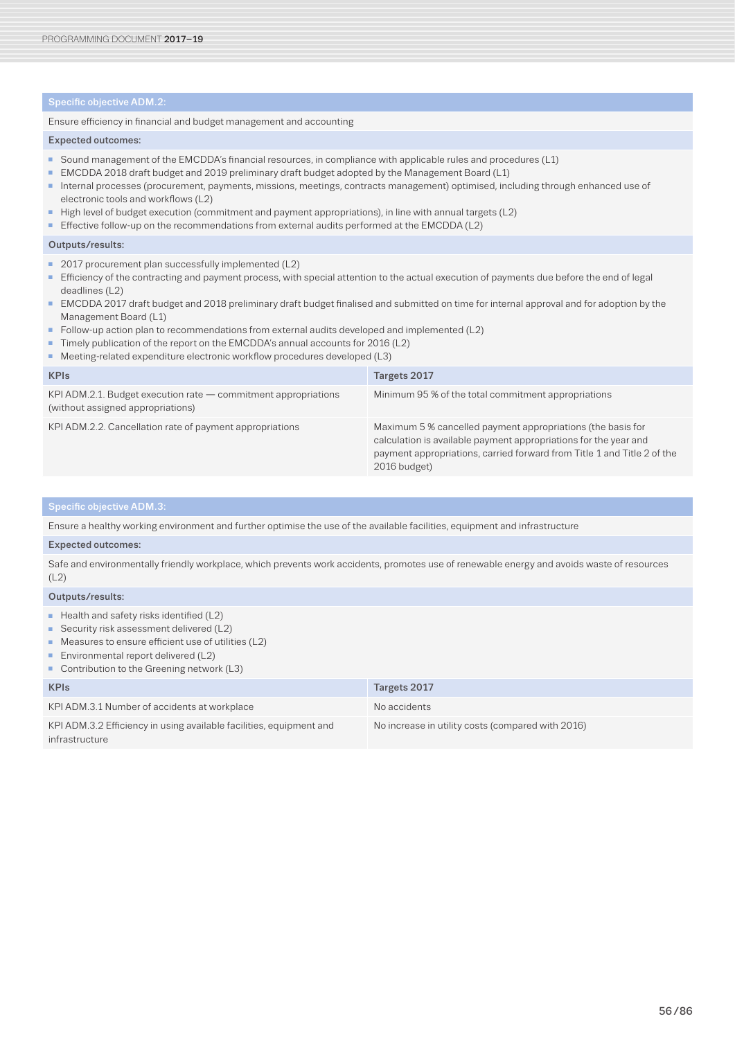### Specific objective ADM.2:

Ensure efficiency in financial and budget management and accounting

**Expected outcomes:**

- Sound management of the EMCDDA's financial resources, in compliance with applicable rules and procedures (L1)
- EMCDDA 2018 draft budget and 2019 preliminary draft budget adopted by the Management Board (L1)
- Internal processes (procurement, payments, missions, meetings, contracts management) optimised, including through enhanced use of electronic tools and workflows (L2)
- High level of budget execution (commitment and payment appropriations), in line with annual targets (L2)
- Effective follow-up on the recommendations from external audits performed at the EMCDDA (L2)

**Outputs/results:**

- 2017 procurement plan successfully implemented (L2)
- Efficiency of the contracting and payment process, with special attention to the actual execution of payments due before the end of legal deadlines (L2)
- EMCDDA 2017 draft budget and 2018 preliminary draft budget finalised and submitted on time for internal approval and for adoption by the Management Board (L1)
- Follow-up action plan to recommendations from external audits developed and implemented (L2)
- Timely publication of the report on the EMCDDA's annual accounts for 2016 (L2)
- Meeting-related expenditure electronic workflow procedures developed (L3)

| KPIs | Targets 2017 |
| --- | --- |
| KPI ADM.2.1. Budget execution rate — commitment appropriations (without assigned appropriations) | Minimum 95 % of the total commitment appropriations |
| KPI ADM.2.2. Cancellation rate of payment appropriations | Maximum 5 % cancelled payment appropriations (the basis for calculation is available payment appropriations for the year and payment appropriations, carried forward from Title 1 and Title 2 of the 2016 budget) |

### Specific objective ADM.3:

Ensure a healthy working environment and further optimise the use of the available facilities, equipment and infrastructure

**Expected outcomes:**

Safe and environmentally friendly workplace, which prevents work accidents, promotes use of renewable energy and avoids waste of resources (L2)

**Outputs/results:**

- Health and safety risks identified (L2)
- Security risk assessment delivered (L2)
- Measures to ensure efficient use of utilities (L2)
- Environmental report delivered (L2)
- Contribution to the Greening network (L3)

| KPIs | Targets 2017 |
| --- | --- |
| KPI ADM.3.1 Number of accidents at workplace | No accidents |
| KPI ADM.3.2 Efficiency in using available facilities, equipment and infrastructure | No increase in utility costs (compared with 2016) |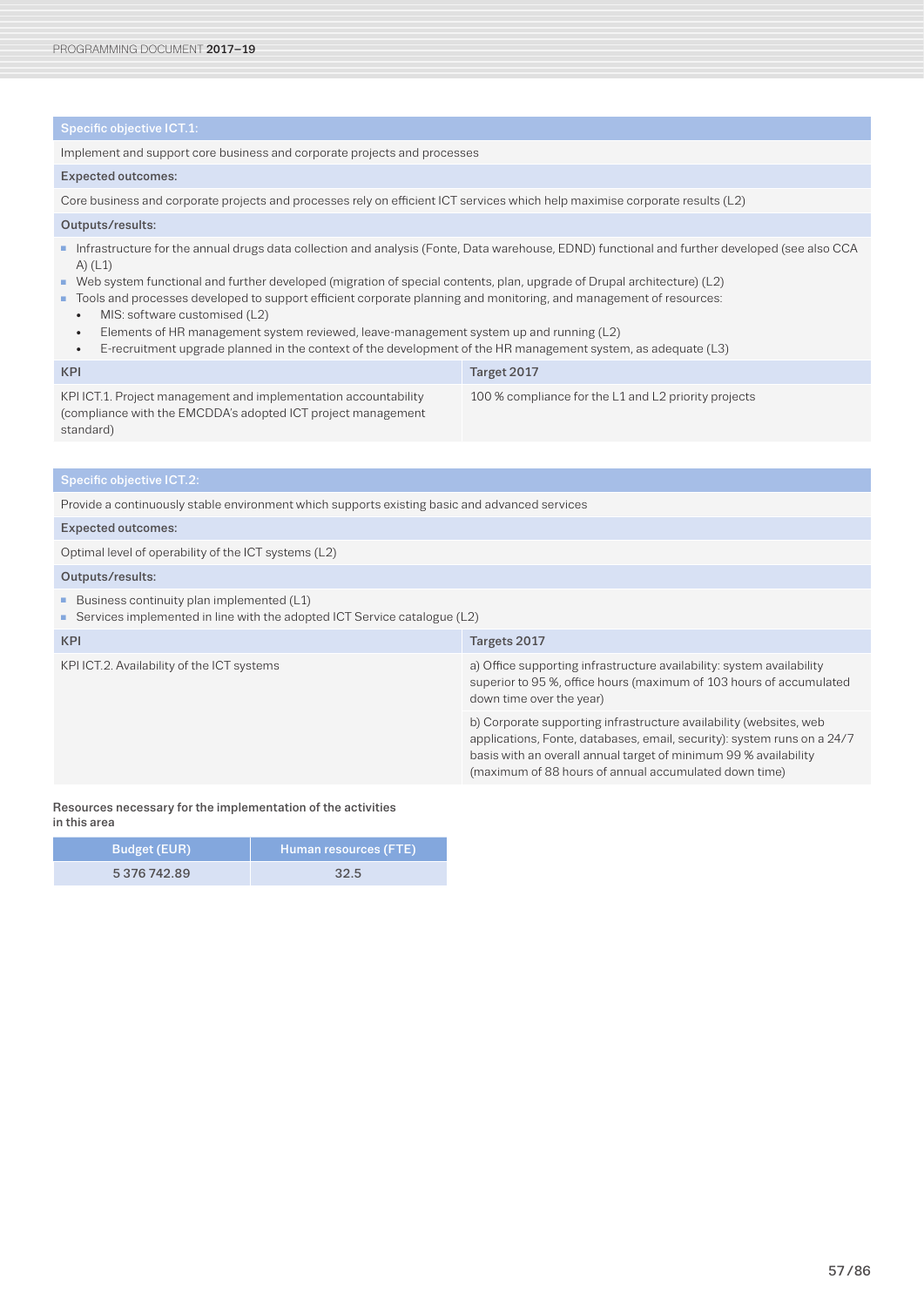| Specific objective ICT.1: | |
|---|---|
| Implement and support core business and corporate projects and processes | |
| **Expected outcomes:** | |
| Core business and corporate projects and processes rely on efficient ICT services which help maximise corporate results (L2) | |
| **Outputs/results:** | |
| ▪ Infrastructure for the annual drugs data collection and analysis (Fonte, Data warehouse, EDND) functional and further developed (see also CCA A) (L1)<br>▪ Web system functional and further developed (migration of special contents, plan, upgrade of Drupal architecture) (L2)<br>▪ Tools and processes developed to support efficient corporate planning and monitoring, and management of resources:<br>• MIS: software customised (L2)<br>• Elements of HR management system reviewed, leave-management system up and running (L2)<br>• E-recruitment upgrade planned in the context of the development of the HR management system, as adequate (L3) | |
| **KPI** | **Target 2017** |
| KPI ICT.1. Project management and implementation accountability (compliance with the EMCDDA's adopted ICT project management standard) | 100 % compliance for the L1 and L2 priority projects |

| Specific objective ICT.2: | |
|---|---|
| Provide a continuously stable environment which supports existing basic and advanced services | |
| **Expected outcomes:** | |
| Optimal level of operability of the ICT systems (L2) | |
| **Outputs/results:** | |
| ▪ Business continuity plan implemented (L1)<br>▪ Services implemented in line with the adopted ICT Service catalogue (L2) | |
| **KPI** | **Targets 2017** |
| KPI ICT.2. Availability of the ICT systems | a) Office supporting infrastructure availability: system availability superior to 95 %, office hours (maximum of 103 hours of accumulated down time over the year) |
| | b) Corporate supporting infrastructure availability (websites, web applications, Fonte, databases, email, security): system runs on a 24/7 basis with an overall annual target of minimum 99 % availability (maximum of 88 hours of annual accumulated down time) |

**Resources necessary for the implementation of the activities in this area**

| Budget (EUR) | Human resources (FTE) |
|---|---|
| 5 376 742.89 | 32.5 |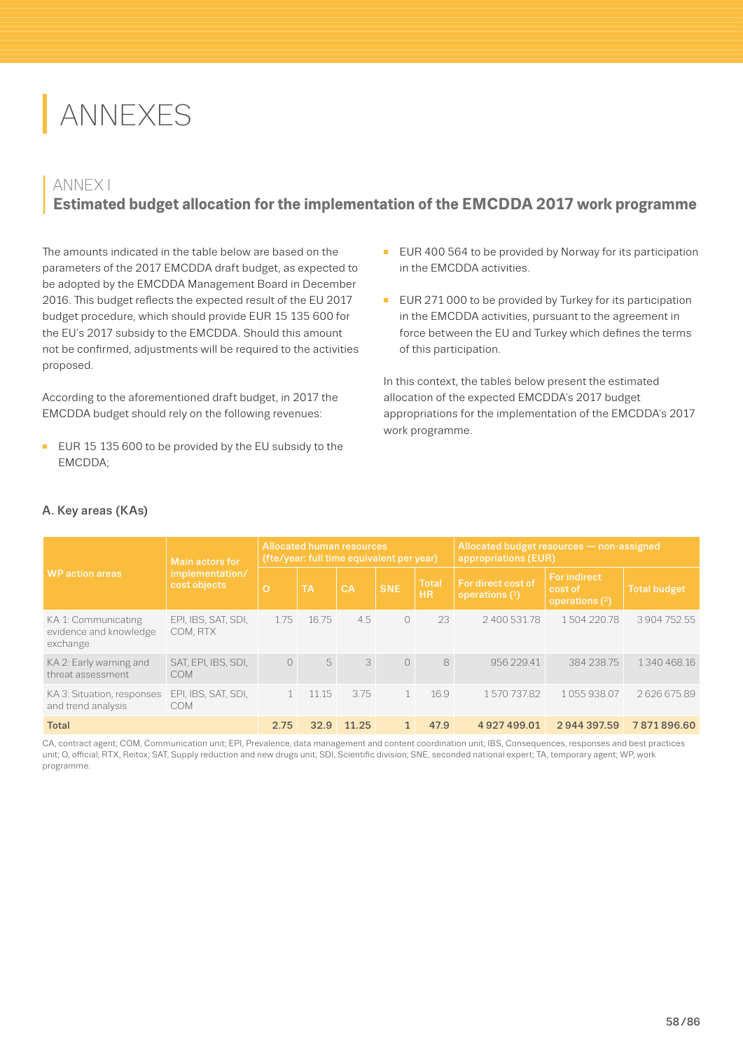# ANNEXES

## ANNEX I

### Estimated budget allocation for the implementation of the EMCDDA 2017 work programme

The amounts indicated in the table below are based on the parameters of the 2017 EMCDDA draft budget, as expected to be adopted by the EMCDDA Management Board in December 2016. This budget reflects the expected result of the EU 2017 budget procedure, which should provide EUR 15 135 600 for the EU's 2017 subsidy to the EMCDDA. Should this amount not be confirmed, adjustments will be required to the activities proposed.

According to the aforementioned draft budget, in 2017 the EMCDDA budget should rely on the following revenues:

- EUR 15 135 600 to be provided by the EU subsidy to the EMCDDA;
- EUR 400 564 to be provided by Norway for its participation in the EMCDDA activities.
- EUR 271 000 to be provided by Turkey for its participation in the EMCDDA activities, pursuant to the agreement in force between the EU and Turkey which defines the terms of this participation.

In this context, the tables below present the estimated allocation of the expected EMCDDA's 2017 budget appropriations for the implementation of the EMCDDA's 2017 work programme.

#### A. Key areas (KAs)

| WP action areas | Main actors for implementation/ cost objects | Allocated human resources (fte/year: full time equivalent per year) | | | | | Allocated budget resources — non-assigned appropriations (EUR) | | |
|---|---|---|---|---|---|---|---|---|---|
| | | O | TA | CA | SNE | Total HR | For direct cost of operations (1) | For indirect cost of operations (2) | Total budget |
| KA 1: Communicating evidence and knowledge exchange | EPI, IBS, SAT, SDI, COM, RTX | 1.75 | 16.75 | 4.5 | 0 | 23 | 2 400 531.78 | 1 504 220.78 | 3 904 752.55 |
| KA 2: Early warning and threat assessment | SAT, EPI, IBS, SDI, COM | 0 | 5 | 3 | 0 | 8 | 956 229.41 | 384 238.75 | 1 340 468.16 |
| KA 3: Situation, responses and trend analysis | EPI, IBS, SAT, SDI, COM | 1 | 11.15 | 3.75 | 1 | 16.9 | 1 570 737.82 | 1 055 938.07 | 2 626 675.89 |
| **Total** | | **2.75** | **32.9** | **11.25** | **1** | **47.9** | **4 927 499.01** | **2 944 397.59** | **7 871 896.60** |

CA, contract agent; COM, Communication unit; EPI, Prevalence, data management and content coordination unit; IBS, Consequences, responses and best practices unit; O, official; RTX, Reitox; SAT, Supply reduction and new drugs unit; SDI, Scientific division; SNE, seconded national expert; TA, temporary agent; WP, work programme.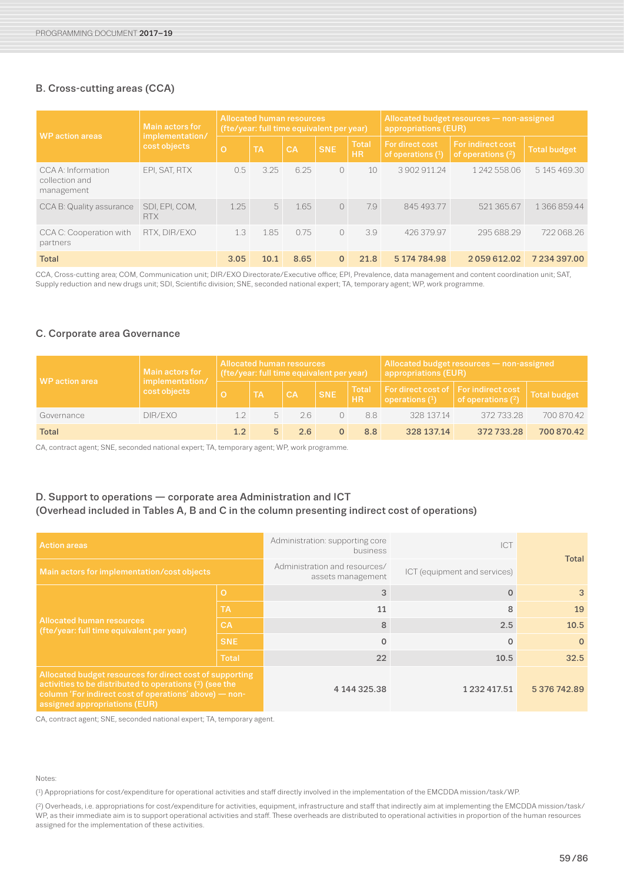### B. Cross-cutting areas (CCA)

| WP action areas | Main actors for implementation/ cost objects | Allocated human resources (fte/year: full time equivalent per year) | | | | | Allocated budget resources — non-assigned appropriations (EUR) | | |
|---|---|---|---|---|---|---|---|---|---|
| | | O | TA | CA | SNE | Total HR | For direct cost of operations (¹) | For indirect cost of operations (²) | Total budget |
| CCA A: Information collection and management | EPI, SAT, RTX | 0.5 | 3.25 | 6.25 | 0 | 10 | 3 902 911.24 | 1 242 558.06 | 5 145 469.30 |
| CCA B: Quality assurance | SDI, EPI, COM, RTX | 1.25 | 5 | 1.65 | 0 | 7.9 | 845 493.77 | 521 365.67 | 1 366 859.44 |
| CCA C: Cooperation with partners | RTX, DIR/EXO | 1.3 | 1.85 | 0.75 | 0 | 3.9 | 426 379.97 | 295 688.29 | 722 068.26 |
| **Total** | | **3.05** | **10.1** | **8.65** | **0** | **21.8** | **5 174 784.98** | **2 059 612.02** | **7 234 397.00** |

CCA, Cross-cutting area; COM, Communication unit; DIR/EXO Directorate/Executive office; EPI, Prevalence, data management and content coordination unit; SAT, Supply reduction and new drugs unit; SDI, Scientific division; SNE, seconded national expert; TA, temporary agent; WP, work programme.

### C. Corporate area Governance

| WP action area | Main actors for implementation/ cost objects | Allocated human resources (fte/year: full time equivalent per year) | | | | | Allocated budget resources — non-assigned appropriations (EUR) | | |
|---|---|---|---|---|---|---|---|---|---|
| | | O | TA | CA | SNE | Total HR | For direct cost of operations (¹) | For indirect cost of operations (²) | Total budget |
| Governance | DIR/EXO | 1.2 | 5 | 2.6 | 0 | 8.8 | 328 137.14 | 372 733.28 | 700 870.42 |
| **Total** | | **1.2** | **5** | **2.6** | **0** | **8.8** | **328 137.14** | **372 733.28** | **700 870.42** |

CA, contract agent; SNE, seconded national expert; TA, temporary agent; WP, work programme.

### D. Support to operations — corporate area Administration and ICT (Overhead included in Tables A, B and C in the column presenting indirect cost of operations)

| Action areas | | Administration: supporting core business | ICT | Total |
|---|---|---|---|---|
| Main actors for implementation/cost objects | | Administration and resources/ assets management | ICT (equipment and services) | |
| Allocated human resources (fte/year: full time equivalent per year) | O | 3 | 0 | 3 |
| | TA | 11 | 8 | 19 |
| | CA | 8 | 2.5 | 10.5 |
| | SNE | 0 | 0 | 0 |
| | Total | 22 | 10.5 | 32.5 |
| Allocated budget resources for direct cost of supporting activities to be distributed to operations (²) (see the column 'For indirect cost of operations' above) — non-assigned appropriations (EUR) | | 4 144 325.38 | 1 232 417.51 | 5 376 742.89 |

CA, contract agent; SNE, seconded national expert; TA, temporary agent.

Notes:

(¹) Appropriations for cost/expenditure for operational activities and staff directly involved in the implementation of the EMCDDA mission/task/WP.

(²) Overheads, i.e. appropriations for cost/expenditure for activities, equipment, infrastructure and staff that indirectly aim at implementing the EMCDDA mission/task/WP, as their immediate aim is to support operational activities and staff. These overheads are distributed to operational activities in proportion of the human resources assigned for the implementation of these activities.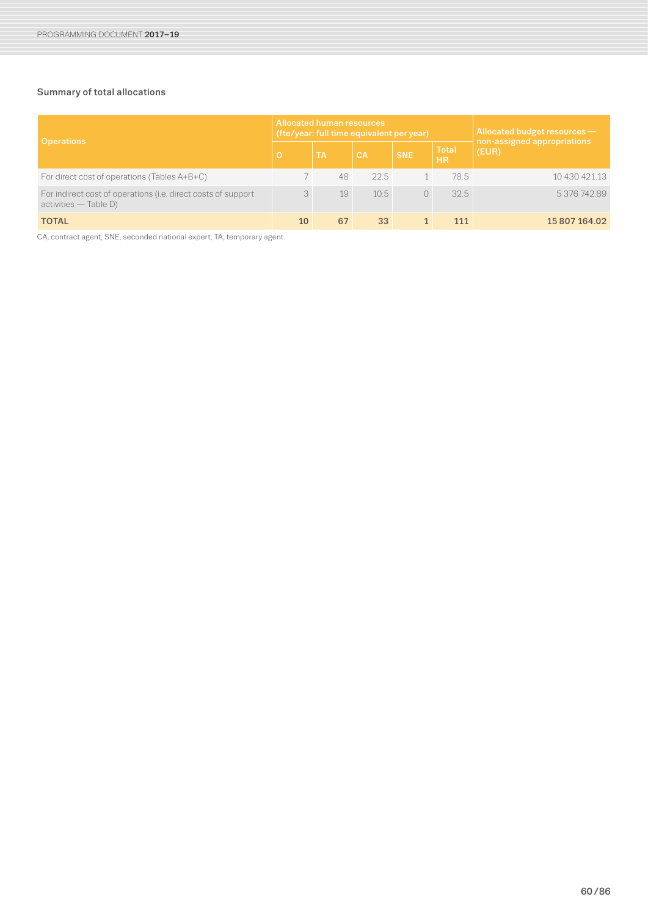### Summary of total allocations

| Operations | Allocated human resources (fte/year: full time equivalent per year) | | | | | Allocated budget resources — non-assigned appropriations (EUR) |
|---|---|---|---|---|---|---|
| | O | TA | CA | SNE | Total HR | |
| For direct cost of operations (Tables A+B+C) | 7 | 48 | 22.5 | 1 | 78.5 | 10 430 421.13 |
| For indirect cost of operations (i.e. direct costs of support activities — Table D) | 3 | 19 | 10.5 | 0 | 32.5 | 5 376 742.89 |
| **TOTAL** | **10** | **67** | **33** | **1** | **111** | **15 807 164.02** |

CA, contract agent; SNE, seconded national expert; TA, temporary agent.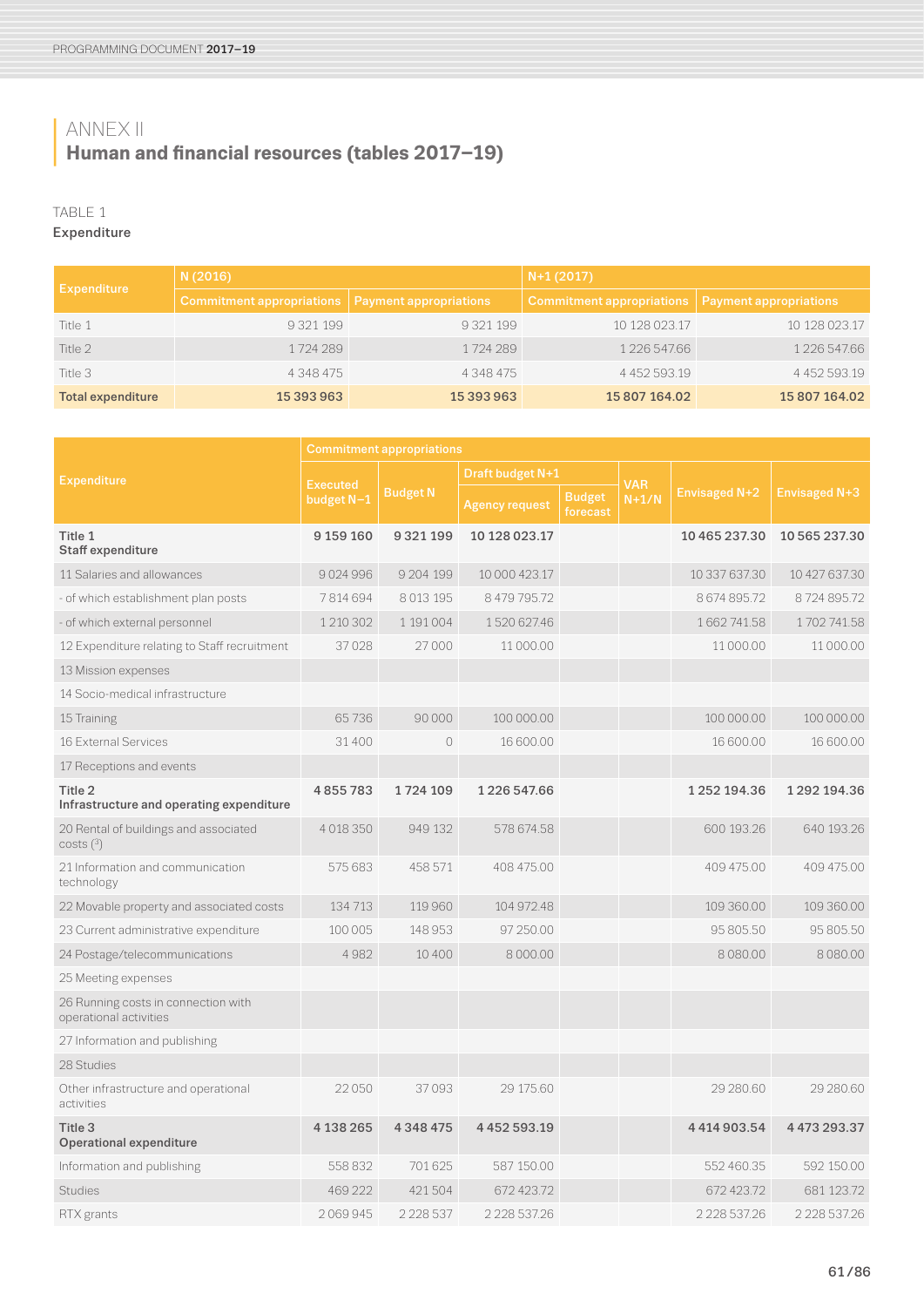# ANNEX II

## Human and financial resources (tables 2017–19)

TABLE 1

**Expenditure**

| Expenditure | N (2016) | | N+1 (2017) | |
|---|---|---|---|---|
| | Commitment appropriations | Payment appropriations | Commitment appropriations | Payment appropriations |
| Title 1 | 9 321 199 | 9 321 199 | 10 128 023.17 | 10 128 023.17 |
| Title 2 | 1 724 289 | 1 724 289 | 1 226 547.66 | 1 226 547.66 |
| Title 3 | 4 348 475 | 4 348 475 | 4 452 593.19 | 4 452 593.19 |
| **Total expenditure** | **15 393 963** | **15 393 963** | **15 807 164.02** | **15 807 164.02** |

| Expenditure | Commitment appropriations | | | | | | |
|---|---|---|---|---|---|---|---|
| | Executed budget N−1 | Budget N | Draft budget N+1 | | VAR N+1/N | Envisaged N+2 | Envisaged N+3 |
| | | | Agency request | Budget forecast | | | |
| **Title 1 Staff expenditure** | **9 159 160** | **9 321 199** | **10 128 023.17** | | | **10 465 237.30** | **10 565 237.30** |
| 11 Salaries and allowances | 9 024 996 | 9 204 199 | 10 000 423.17 | | | 10 337 637.30 | 10 427 637.30 |
| - of which establishment plan posts | 7 814 694 | 8 013 195 | 8 479 795.72 | | | 8 674 895.72 | 8 724 895.72 |
| - of which external personnel | 1 210 302 | 1 191 004 | 1 520 627.46 | | | 1 662 741.58 | 1 702 741.58 |
| 12 Expenditure relating to Staff recruitment | 37 028 | 27 000 | 11 000.00 | | | 11 000.00 | 11 000.00 |
| 13 Mission expenses | | | | | | | |
| 14 Socio-medical infrastructure | | | | | | | |
| 15 Training | 65 736 | 90 000 | 100 000.00 | | | 100 000.00 | 100 000.00 |
| 16 External Services | 31 400 | 0 | 16 600.00 | | | 16 600.00 | 16 600.00 |
| 17 Receptions and events | | | | | | | |
| **Title 2 Infrastructure and operating expenditure** | **4 855 783** | **1 724 109** | **1 226 547.66** | | | **1 252 194.36** | **1 292 194.36** |
| 20 Rental of buildings and associated costs [3] | 4 018 350 | 949 132 | 578 674.58 | | | 600 193.26 | 640 193.26 |
| 21 Information and communication technology | 575 683 | 458 571 | 408 475.00 | | | 409 475.00 | 409 475.00 |
| 22 Movable property and associated costs | 134 713 | 119 960 | 104 972.48 | | | 109 360.00 | 109 360.00 |
| 23 Current administrative expenditure | 100 005 | 148 953 | 97 250.00 | | | 95 805.50 | 95 805.50 |
| 24 Postage/telecommunications | 4 982 | 10 400 | 8 000.00 | | | 8 080.00 | 8 080.00 |
| 25 Meeting expenses | | | | | | | |
| 26 Running costs in connection with operational activities | | | | | | | |
| 27 Information and publishing | | | | | | | |
| 28 Studies | | | | | | | |
| Other infrastructure and operational activities | 22 050 | 37 093 | 29 175.60 | | | 29 280.60 | 29 280.60 |
| **Title 3 Operational expenditure** | **4 138 265** | **4 348 475** | **4 452 593.19** | | | **4 414 903.54** | **4 473 293.37** |
| Information and publishing | 558 832 | 701 625 | 587 150.00 | | | 552 460.35 | 592 150.00 |
| Studies | 469 222 | 421 504 | 672 423.72 | | | 672 423.72 | 681 123.72 |
| RTX grants | 2 069 945 | 2 228 537 | 2 228 537.26 | | | 2 228 537.26 | 2 228 537.26 |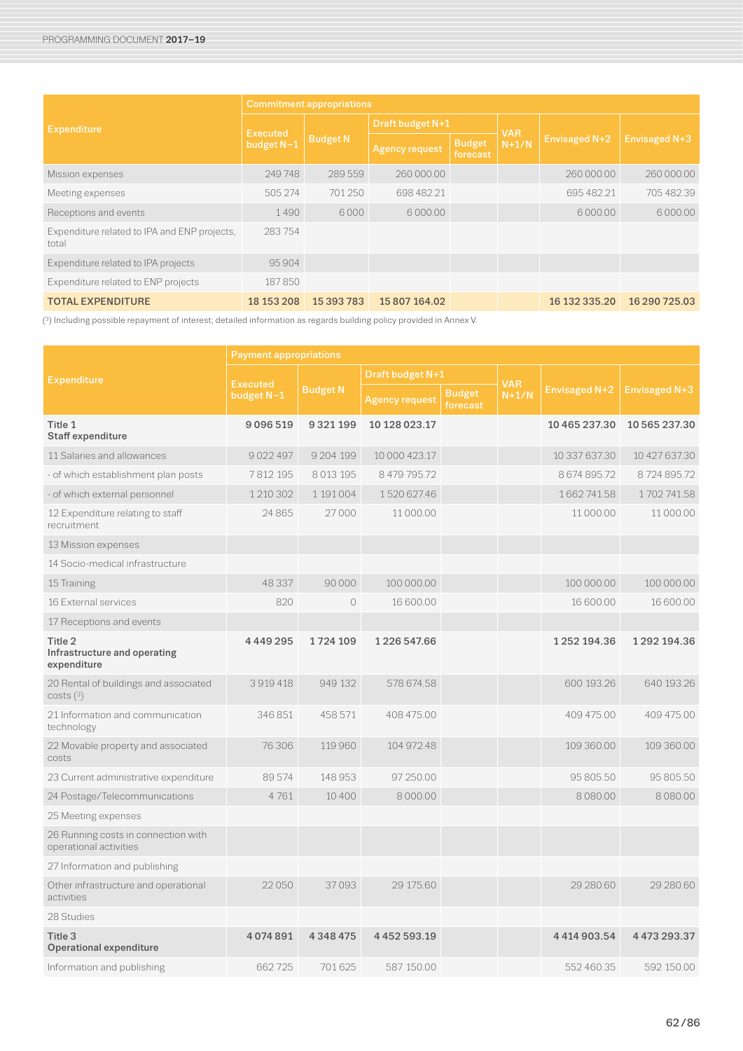| Expenditure | Commitment appropriations | | | | | | |
|---|---|---|---|---|---|---|---|
| | Executed budget N–1 | Budget N | Draft budget N+1 | | VAR N+1/N | Envisaged N+2 | Envisaged N+3 |
| | | | Agency request | Budget forecast | | | |
| Mission expenses | 249 748 | 289 559 | 260 000.00 | | | 260 000.00 | 260 000.00 |
| Meeting expenses | 505 274 | 701 250 | 698 482.21 | | | 695 482.21 | 705 482.39 |
| Receptions and events | 1 490 | 6 000 | 6 000.00 | | | 6 000.00 | 6 000.00 |
| Expenditure related to IPA and ENP projects, total | 283 754 | | | | | | |
| Expenditure related to IPA projects | 95 904 | | | | | | |
| Expenditure related to ENP projects | 187 850 | | | | | | |
| **TOTAL EXPENDITURE** | **18 153 208** | **15 393 783** | **15 807 164.02** | | | **16 132 335.20** | **16 290 725.03** |

([3]) Including possible repayment of interest; detailed information as regards building policy provided in Annex V.

| Expenditure | Payment appropriations | | | | | | |
|---|---|---|---|---|---|---|---|
| | Executed budget N–1 | Budget N | Draft budget N+1 | | VAR N+1/N | Envisaged N+2 | Envisaged N+3 |
| | | | Agency request | Budget forecast | | | |
| **Title 1 Staff expenditure** | **9 096 519** | **9 321 199** | **10 128 023.17** | | | **10 465 237.30** | **10 565 237.30** |
| 11 Salaries and allowances | 9 022 497 | 9 204 199 | 10 000 423.17 | | | 10 337 637.30 | 10 427 637.30 |
| - of which establishment plan posts | 7 812 195 | 8 013 195 | 8 479 795.72 | | | 8 674 895.72 | 8 724 895.72 |
| - of which external personnel | 1 210 302 | 1 191 004 | 1 520 627.46 | | | 1 662 741.58 | 1 702 741.58 |
| 12 Expenditure relating to staff recruitment | 24 865 | 27 000 | 11 000.00 | | | 11 000.00 | 11 000.00 |
| 13 Mission expenses | | | | | | | |
| 14 Socio-medical infrastructure | | | | | | | |
| 15 Training | 48 337 | 90 000 | 100 000.00 | | | 100 000.00 | 100 000.00 |
| 16 External services | 820 | 0 | 16 600.00 | | | 16 600.00 | 16 600.00 |
| 17 Receptions and events | | | | | | | |
| **Title 2 Infrastructure and operating expenditure** | **4 449 295** | **1 724 109** | **1 226 547.66** | | | **1 252 194.36** | **1 292 194.36** |
| 20 Rental of buildings and associated costs ([3]) | 3 919 418 | 949 132 | 578 674.58 | | | 600 193.26 | 640 193.26 |
| 21 Information and communication technology | 346 851 | 458 571 | 408 475.00 | | | 409 475.00 | 409 475.00 |
| 22 Movable property and associated costs | 76 306 | 119 960 | 104 972.48 | | | 109 360.00 | 109 360.00 |
| 23 Current administrative expenditure | 89 574 | 148 953 | 97 250.00 | | | 95 805.50 | 95 805.50 |
| 24 Postage/Telecommunications | 4 761 | 10 400 | 8 000.00 | | | 8 080.00 | 8 080.00 |
| 25 Meeting expenses | | | | | | | |
| 26 Running costs in connection with operational activities | | | | | | | |
| 27 Information and publishing | | | | | | | |
| Other infrastructure and operational activities | 22 050 | 37 093 | 29 175.60 | | | 29 280.60 | 29 280.60 |
| 28 Studies | | | | | | | |
| **Title 3 Operational expenditure** | **4 074 891** | **4 348 475** | **4 452 593.19** | | | **4 414 903.54** | **4 473 293.37** |
| Information and publishing | 662 725 | 701 625 | 587 150.00 | | | 552 460.35 | 592 150.00 |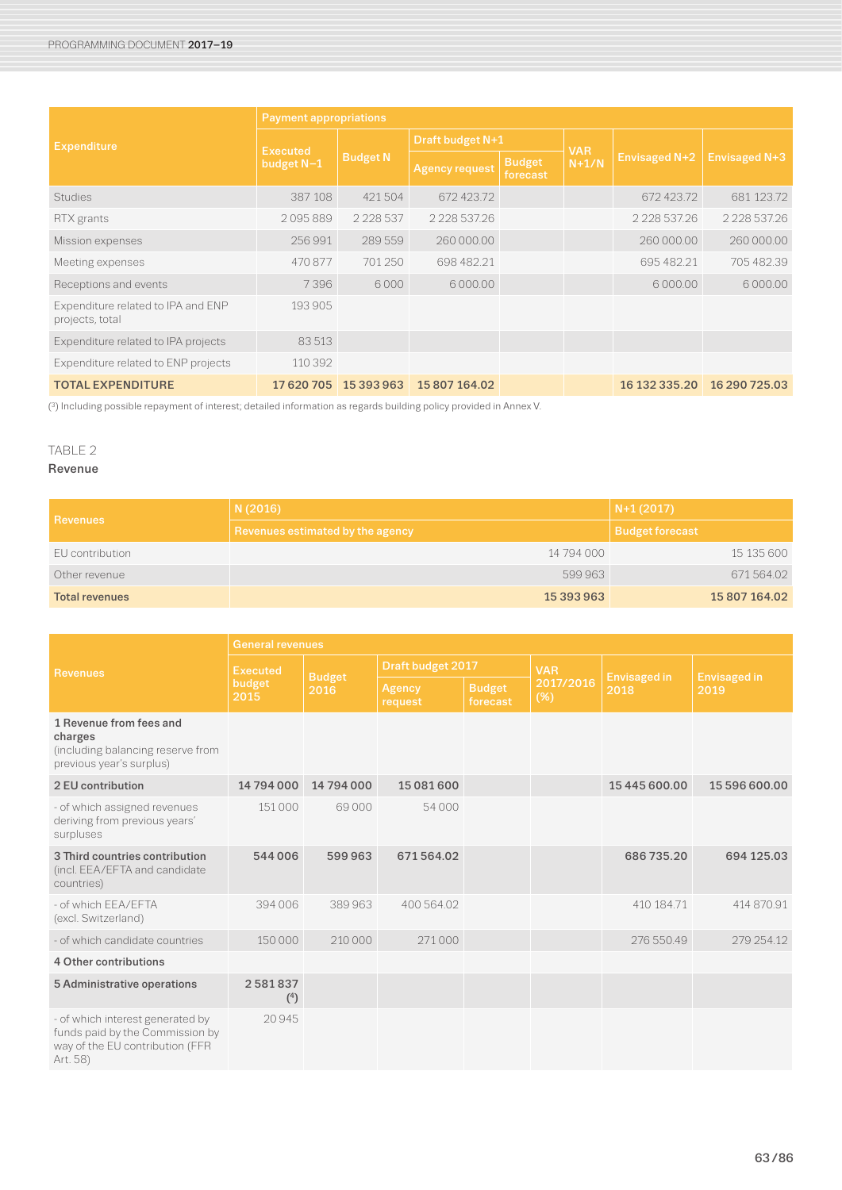| Expenditure | Payment appropriations | | | | | | |
|---|---|---|---|---|---|---|---|
| | Executed budget N−1 | Budget N | Draft budget N+1 | | VAR N+1/N | Envisaged N+2 | Envisaged N+3 |
| | | | Agency request | Budget forecast | | | |
| Studies | 387 108 | 421 504 | 672 423.72 | | | 672 423.72 | 681 123.72 |
| RTX grants | 2 095 889 | 2 228 537 | 2 228 537.26 | | | 2 228 537.26 | 2 228 537.26 |
| Mission expenses | 256 991 | 289 559 | 260 000.00 | | | 260 000.00 | 260 000.00 |
| Meeting expenses | 470 877 | 701 250 | 698 482.21 | | | 695 482.21 | 705 482.39 |
| Receptions and events | 7 396 | 6 000 | 6 000.00 | | | 6 000.00 | 6 000.00 |
| Expenditure related to IPA and ENP projects, total | 193 905 | | | | | | |
| Expenditure related to IPA projects | 83 513 | | | | | | |
| Expenditure related to ENP projects | 110 392 | | | | | | |
| **TOTAL EXPENDITURE** | **17 620 705** | **15 393 963** | **15 807 164.02** | | | **16 132 335.20** | **16 290 725.03** |

([3]) Including possible repayment of interest; detailed information as regards building policy provided in Annex V.

TABLE 2

**Revenue**

| Revenues | N (2016) | N+1 (2017) |
|---|---|---|
| | Revenues estimated by the agency | Budget forecast |
| EU contribution | 14 794 000 | 15 135 600 |
| Other revenue | 599 963 | 671 564.02 |
| **Total revenues** | **15 393 963** | **15 807 164.02** |

| Revenues | General revenues | | | | | | |
|---|---|---|---|---|---|---|---|
| | Executed budget 2015 | Budget 2016 | Draft budget 2017 | | VAR 2017/2016 (%) | Envisaged in 2018 | Envisaged in 2019 |
| | | | Agency request | Budget forecast | | | |
| **1 Revenue from fees and charges** (including balancing reserve from previous year's surplus) | | | | | | | |
| **2 EU contribution** | **14 794 000** | **14 794 000** | **15 081 600** | | | **15 445 600.00** | **15 596 600.00** |
| - of which assigned revenues deriving from previous years' surpluses | 151 000 | 69 000 | 54 000 | | | | |
| **3 Third countries contribution** (incl. EEA/EFTA and candidate countries) | **544 006** | **599 963** | **671 564.02** | | | **686 735.20** | **694 125.03** |
| - of which EEA/EFTA (excl. Switzerland) | 394 006 | 389 963 | 400 564.02 | | | 410 184.71 | 414 870.91 |
| - of which candidate countries | 150 000 | 210 000 | 271 000 | | | 276 550.49 | 279 254.12 |
| **4 Other contributions** | | | | | | | |
| **5 Administrative operations** | **2 581 837** ([4]) | | | | | | |
| - of which interest generated by funds paid by the Commission by way of the EU contribution (FFR Art. 58) | 20 945 | | | | | | |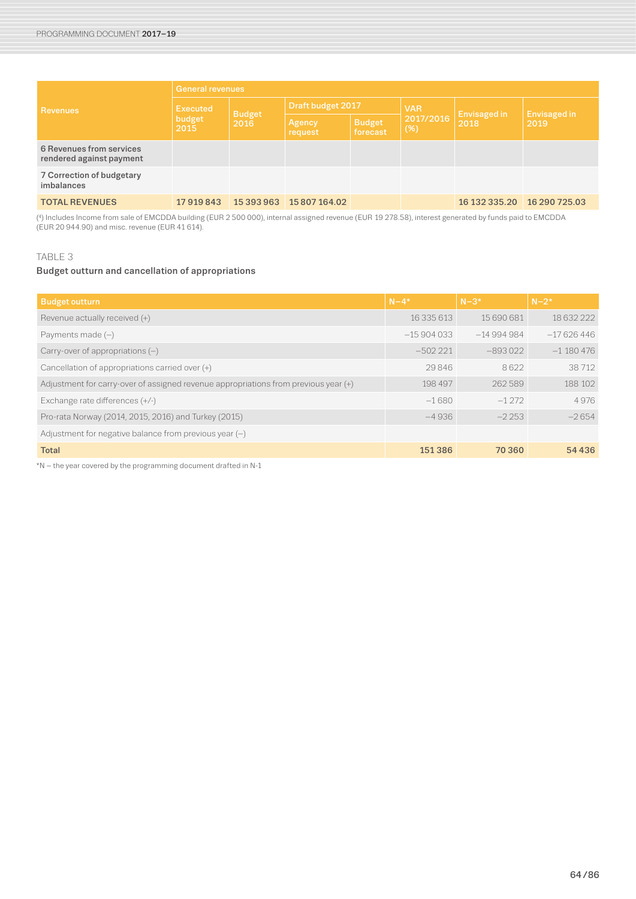| Revenues | General revenues | | | | | | |
|---|---|---|---|---|---|---|---|
| | Executed budget 2015 | Budget 2016 | Draft budget 2017 | | VAR 2017/2016 (%) | Envisaged in 2018 | Envisaged in 2019 |
| | | | Agency request | Budget forecast | | | |
| **6 Revenues from services rendered against payment** | | | | | | | |
| **7 Correction of budgetary imbalances** | | | | | | | |
| **TOTAL REVENUES** | **17 919 843** | **15 393 963** | **15 807 164.02** | | | **16 132 335.20** | **16 290 725.03** |

(4) Includes Income from sale of EMCDDA building (EUR 2 500 000), internal assigned revenue (EUR 19 278.58), interest generated by funds paid to EMCDDA (EUR 20 944.90) and misc. revenue (EUR 41 614).

TABLE 3

**Budget outturn and cancellation of appropriations**

| Budget outturn | N–4* | N–3* | N–2* |
|---|---|---|---|
| Revenue actually received (+) | 16 335 613 | 15 690 681 | 18 632 222 |
| Payments made (–) | –15 904 033 | –14 994 984 | –17 626 446 |
| Carry-over of appropriations (–) | –502 221 | –893 022 | –1 180 476 |
| Cancellation of appropriations carried over (+) | 29 846 | 8 622 | 38 712 |
| Adjustment for carry-over of assigned revenue appropriations from previous year (+) | 198 497 | 262 589 | 188 102 |
| Exchange rate differences (+/-) | –1 680 | –1 272 | 4 976 |
| Pro-rata Norway (2014, 2015, 2016) and Turkey (2015) | –4 936 | –2 253 | –2 654 |
| Adjustment for negative balance from previous year (–) | | | |
| **Total** | **151 386** | **70 360** | **54 436** |

*N – the year covered by the programming document drafted in N-1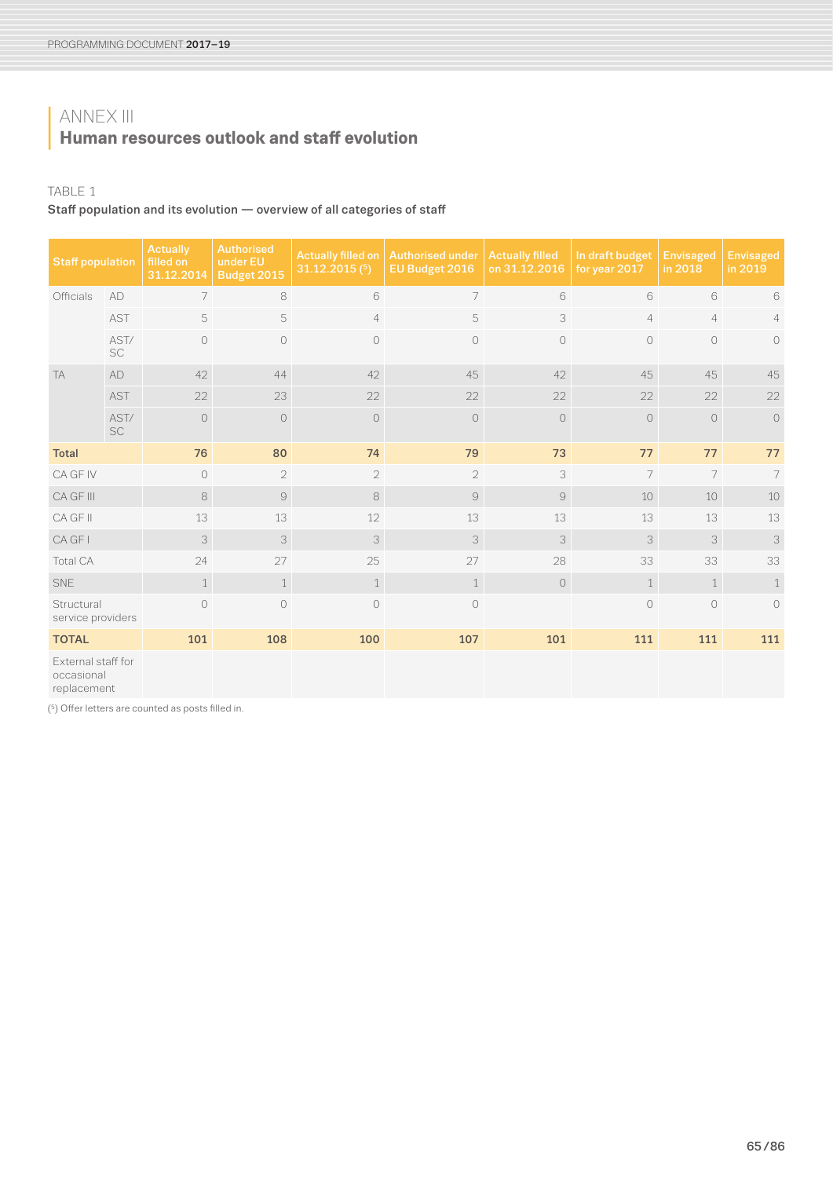# ANNEX III
## Human resources outlook and staff evolution

TABLE 1

**Staff population and its evolution — overview of all categories of staff**

| Staff population | | Actually filled on 31.12.2014 | Authorised under EU Budget 2015 | Actually filled on 31.12.2015 (5) | Authorised under EU Budget 2016 | Actually filled on 31.12.2016 | In draft budget for year 2017 | Envisaged in 2018 | Envisaged in 2019 |
|---|---|---|---|---|---|---|---|---|---|
| Officials | AD | 7 | 8 | 6 | 7 | 6 | 6 | 6 | 6 |
| | AST | 5 | 5 | 4 | 5 | 3 | 4 | 4 | 4 |
| | AST/SC | 0 | 0 | 0 | 0 | 0 | 0 | 0 | 0 |
| TA | AD | 42 | 44 | 42 | 45 | 42 | 45 | 45 | 45 |
| | AST | 22 | 23 | 22 | 22 | 22 | 22 | 22 | 22 |
| | AST/SC | 0 | 0 | 0 | 0 | 0 | 0 | 0 | 0 |
| **Total** | | **76** | **80** | **74** | **79** | **73** | **77** | **77** | **77** |
| CA GF IV | | 0 | 2 | 2 | 2 | 3 | 7 | 7 | 7 |
| CA GF III | | 8 | 9 | 8 | 9 | 9 | 10 | 10 | 10 |
| CA GF II | | 13 | 13 | 12 | 13 | 13 | 13 | 13 | 13 |
| CA GF I | | 3 | 3 | 3 | 3 | 3 | 3 | 3 | 3 |
| Total CA | | 24 | 27 | 25 | 27 | 28 | 33 | 33 | 33 |
| SNE | | 1 | 1 | 1 | 1 | 0 | 1 | 1 | 1 |
| Structural service providers | | 0 | 0 | 0 | 0 | | 0 | 0 | 0 |
| **TOTAL** | | **101** | **108** | **100** | **107** | **101** | **111** | **111** | **111** |
| External staff for occasional replacement | | | | | | | | | |

(5) Offer letters are counted as posts filled in.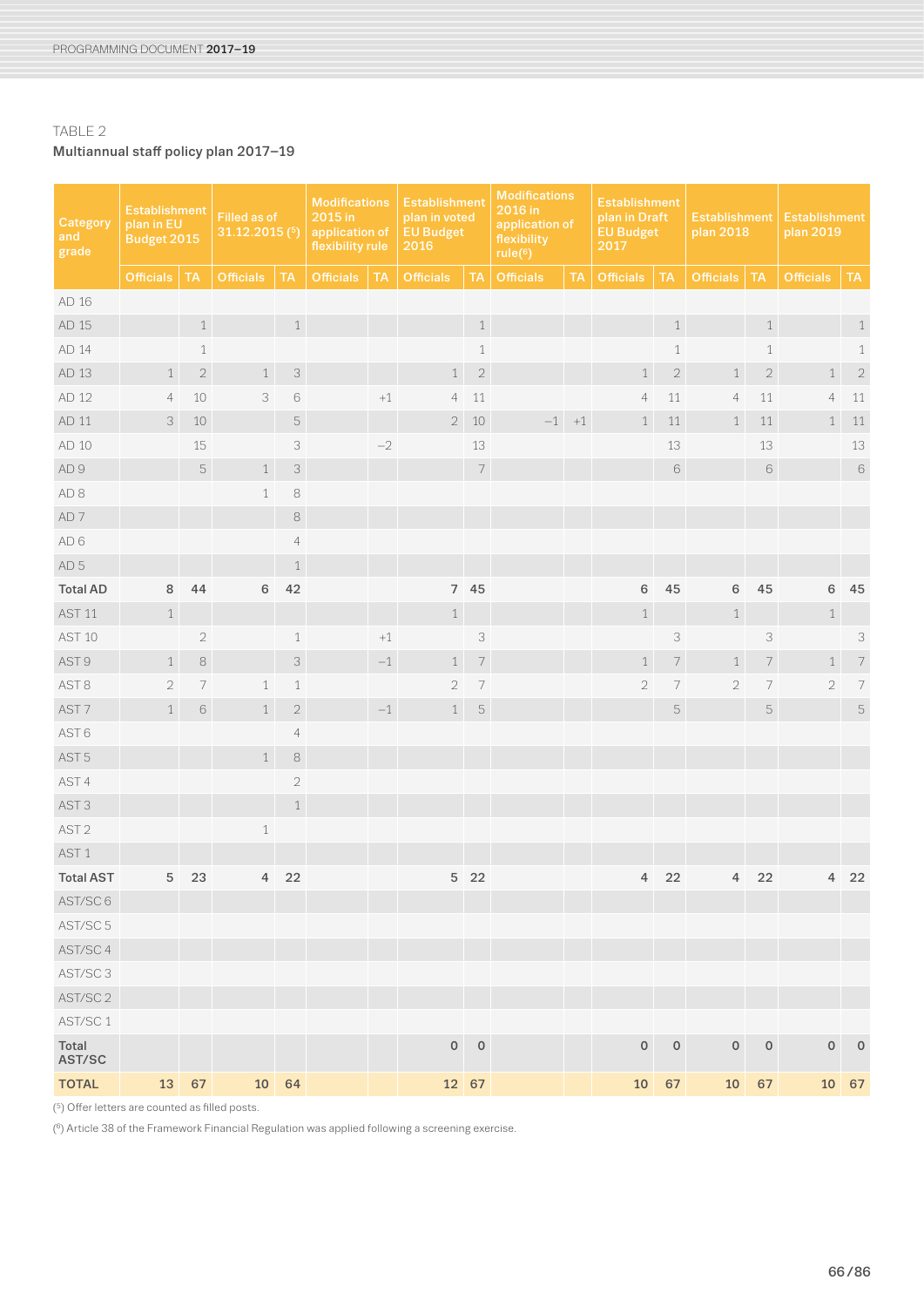TABLE 2

**Multiannual staff policy plan 2017–19**

| Category and grade | Establishment plan in EU Budget 2015 | | Filled as of 31.12.2015 ([5]) | | Modifications 2015 in application of flexibility rule | | Establishment plan in voted EU Budget 2016 | | Modifications 2016 in application of flexibility rule([6]) | | Establishment plan in Draft EU Budget 2017 | | Establishment plan 2018 | | Establishment plan 2019 | |
|---|---|---|---|---|---|---|---|---|---|---|---|---|---|---|---|---|
| | Officials | TA | Officials | TA | Officials | TA | Officials | TA | Officials | TA | Officials | TA | Officials | TA | Officials | TA |
| AD 16 | | | | | | | | | | | | | | | | |
| AD 15 | | 1 | | 1 | | | | 1 | | | | 1 | | 1 | | 1 |
| AD 14 | | 1 | | | | | | 1 | | | | 1 | | 1 | | 1 |
| AD 13 | 1 | 2 | 1 | 3 | | | 1 | 2 | | | 1 | 2 | 1 | 2 | 1 | 2 |
| AD 12 | 4 | 10 | 3 | 6 | | +1 | 4 | 11 | | | 4 | 11 | 4 | 11 | 4 | 11 |
| AD 11 | 3 | 10 | | 5 | | | 2 | 10 | −1 | +1 | 1 | 11 | 1 | 11 | 1 | 11 |
| AD 10 | | 15 | | 3 | | −2 | | 13 | | | | 13 | | 13 | | 13 |
| AD 9 | | 5 | 1 | 3 | | | | 7 | | | | 6 | | 6 | | 6 |
| AD 8 | | | 1 | 8 | | | | | | | | | | | | |
| AD 7 | | | | 8 | | | | | | | | | | | | |
| AD 6 | | | | 4 | | | | | | | | | | | | |
| AD 5 | | | | 1 | | | | | | | | | | | | |
| **Total AD** | **8** | **44** | **6** | **42** | | | **7** | **45** | | | **6** | **45** | **6** | **45** | **6** | **45** |
| AST 11 | 1 | | | | | | 1 | | | | 1 | | 1 | | 1 | |
| AST 10 | | 2 | | 1 | | +1 | | 3 | | | | 3 | | 3 | | 3 |
| AST 9 | 1 | 8 | | 3 | | −1 | 1 | 7 | | | 1 | 7 | 1 | 7 | 1 | 7 |
| AST 8 | 2 | 7 | 1 | 1 | | | 2 | 7 | | | 2 | 7 | 2 | 7 | 2 | 7 |
| AST 7 | 1 | 6 | 1 | 2 | | −1 | 1 | 5 | | | | 5 | | 5 | | 5 |
| AST 6 | | | | 4 | | | | | | | | | | | | |
| AST 5 | | | 1 | 8 | | | | | | | | | | | | |
| AST 4 | | | | 2 | | | | | | | | | | | | |
| AST 3 | | | | 1 | | | | | | | | | | | | |
| AST 2 | | | 1 | | | | | | | | | | | | | |
| AST 1 | | | | | | | | | | | | | | | | |
| **Total AST** | **5** | **23** | **4** | **22** | | | **5** | **22** | | | **4** | **22** | **4** | **22** | **4** | **22** |
| AST/SC 6 | | | | | | | | | | | | | | | | |
| AST/SC 5 | | | | | | | | | | | | | | | | |
| AST/SC 4 | | | | | | | | | | | | | | | | |
| AST/SC 3 | | | | | | | | | | | | | | | | |
| AST/SC 2 | | | | | | | | | | | | | | | | |
| AST/SC 1 | | | | | | | | | | | | | | | | |
| **Total AST/SC** | | | | | | | **0** | **0** | | | **0** | **0** | **0** | **0** | **0** | **0** |
| **TOTAL** | **13** | **67** | **10** | **64** | | | **12** | **67** | | | **10** | **67** | **10** | **67** | **10** | **67** |

([5]) Offer letters are counted as filled posts.

([6]) Article 38 of the Framework Financial Regulation was applied following a screening exercise.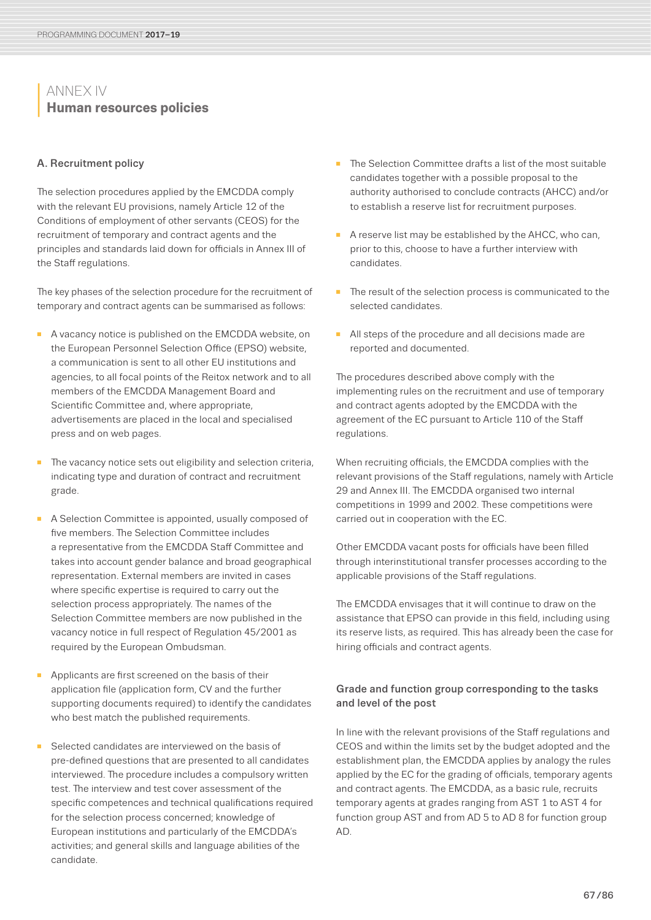# ANNEX IV
## Human resources policies

### A. Recruitment policy

The selection procedures applied by the EMCDDA comply with the relevant EU provisions, namely Article 12 of the Conditions of employment of other servants (CEOS) for the recruitment of temporary and contract agents and the principles and standards laid down for officials in Annex III of the Staff regulations.

The key phases of the selection procedure for the recruitment of temporary and contract agents can be summarised as follows:

- A vacancy notice is published on the EMCDDA website, on the European Personnel Selection Office (EPSO) website, a communication is sent to all other EU institutions and agencies, to all focal points of the Reitox network and to all members of the EMCDDA Management Board and Scientific Committee and, where appropriate, advertisements are placed in the local and specialised press and on web pages.
- The vacancy notice sets out eligibility and selection criteria, indicating type and duration of contract and recruitment grade.
- A Selection Committee is appointed, usually composed of five members. The Selection Committee includes a representative from the EMCDDA Staff Committee and takes into account gender balance and broad geographical representation. External members are invited in cases where specific expertise is required to carry out the selection process appropriately. The names of the Selection Committee members are now published in the vacancy notice in full respect of Regulation 45/2001 as required by the European Ombudsman.
- Applicants are first screened on the basis of their application file (application form, CV and the further supporting documents required) to identify the candidates who best match the published requirements.
- Selected candidates are interviewed on the basis of pre-defined questions that are presented to all candidates interviewed. The procedure includes a compulsory written test. The interview and test cover assessment of the specific competences and technical qualifications required for the selection process concerned; knowledge of European institutions and particularly of the EMCDDA's activities; and general skills and language abilities of the candidate.
- The Selection Committee drafts a list of the most suitable candidates together with a possible proposal to the authority authorised to conclude contracts (AHCC) and/or to establish a reserve list for recruitment purposes.
- A reserve list may be established by the AHCC, who can, prior to this, choose to have a further interview with candidates.
- The result of the selection process is communicated to the selected candidates.
- All steps of the procedure and all decisions made are reported and documented.

The procedures described above comply with the implementing rules on the recruitment and use of temporary and contract agents adopted by the EMCDDA with the agreement of the EC pursuant to Article 110 of the Staff regulations.

When recruiting officials, the EMCDDA complies with the relevant provisions of the Staff regulations, namely with Article 29 and Annex III. The EMCDDA organised two internal competitions in 1999 and 2002. These competitions were carried out in cooperation with the EC.

Other EMCDDA vacant posts for officials have been filled through interinstitutional transfer processes according to the applicable provisions of the Staff regulations.

The EMCDDA envisages that it will continue to draw on the assistance that EPSO can provide in this field, including using its reserve lists, as required. This has already been the case for hiring officials and contract agents.

### Grade and function group corresponding to the tasks and level of the post

In line with the relevant provisions of the Staff regulations and CEOS and within the limits set by the budget adopted and the establishment plan, the EMCDDA applies by analogy the rules applied by the EC for the grading of officials, temporary agents and contract agents. The EMCDDA, as a basic rule, recruits temporary agents at grades ranging from AST 1 to AST 4 for function group AST and from AD 5 to AD 8 for function group AD.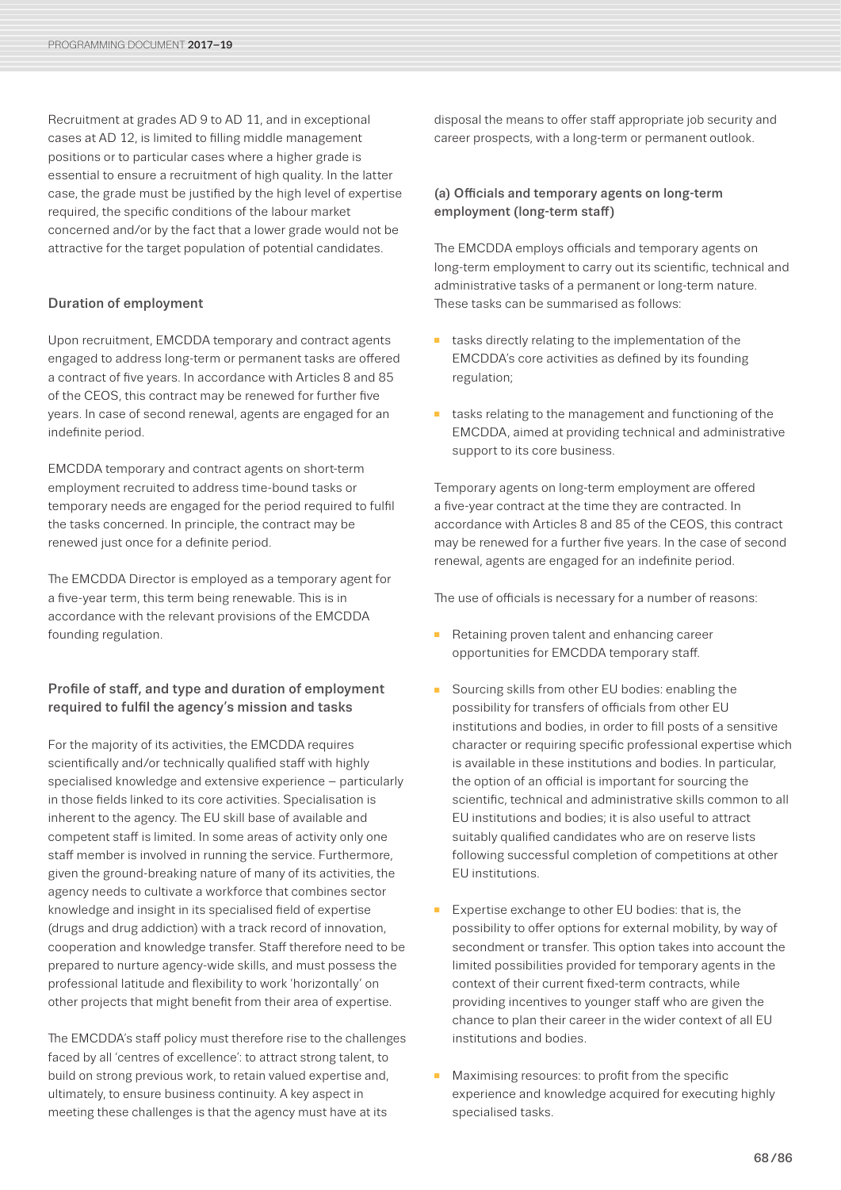Recruitment at grades AD 9 to AD 11, and in exceptional cases at AD 12, is limited to filling middle management positions or to particular cases where a higher grade is essential to ensure a recruitment of high quality. In the latter case, the grade must be justified by the high level of expertise required, the specific conditions of the labour market concerned and/or by the fact that a lower grade would not be attractive for the target population of potential candidates.

### Duration of employment

Upon recruitment, EMCDDA temporary and contract agents engaged to address long-term or permanent tasks are offered a contract of five years. In accordance with Articles 8 and 85 of the CEOS, this contract may be renewed for further five years. In case of second renewal, agents are engaged for an indefinite period.

EMCDDA temporary and contract agents on short-term employment recruited to address time-bound tasks or temporary needs are engaged for the period required to fulfil the tasks concerned. In principle, the contract may be renewed just once for a definite period.

The EMCDDA Director is employed as a temporary agent for a five-year term, this term being renewable. This is in accordance with the relevant provisions of the EMCDDA founding regulation.

### Profile of staff, and type and duration of employment required to fulfil the agency's mission and tasks

For the majority of its activities, the EMCDDA requires scientifically and/or technically qualified staff with highly specialised knowledge and extensive experience — particularly in those fields linked to its core activities. Specialisation is inherent to the agency. The EU skill base of available and competent staff is limited. In some areas of activity only one staff member is involved in running the service. Furthermore, given the ground-breaking nature of many of its activities, the agency needs to cultivate a workforce that combines sector knowledge and insight in its specialised field of expertise (drugs and drug addiction) with a track record of innovation, cooperation and knowledge transfer. Staff therefore need to be prepared to nurture agency-wide skills, and must possess the professional latitude and flexibility to work 'horizontally' on other projects that might benefit from their area of expertise.

The EMCDDA's staff policy must therefore rise to the challenges faced by all 'centres of excellence': to attract strong talent, to build on strong previous work, to retain valued expertise and, ultimately, to ensure business continuity. A key aspect in meeting these challenges is that the agency must have at its disposal the means to offer staff appropriate job security and career prospects, with a long-term or permanent outlook.

#### (a) Officials and temporary agents on long-term employment (long-term staff)

The EMCDDA employs officials and temporary agents on long-term employment to carry out its scientific, technical and administrative tasks of a permanent or long-term nature. These tasks can be summarised as follows:

- tasks directly relating to the implementation of the EMCDDA's core activities as defined by its founding regulation;
- tasks relating to the management and functioning of the EMCDDA, aimed at providing technical and administrative support to its core business.

Temporary agents on long-term employment are offered a five-year contract at the time they are contracted. In accordance with Articles 8 and 85 of the CEOS, this contract may be renewed for a further five years. In the case of second renewal, agents are engaged for an indefinite period.

The use of officials is necessary for a number of reasons:

- Retaining proven talent and enhancing career opportunities for EMCDDA temporary staff.
- Sourcing skills from other EU bodies: enabling the possibility for transfers of officials from other EU institutions and bodies, in order to fill posts of a sensitive character or requiring specific professional expertise which is available in these institutions and bodies. In particular, the option of an official is important for sourcing the scientific, technical and administrative skills common to all EU institutions and bodies; it is also useful to attract suitably qualified candidates who are on reserve lists following successful completion of competitions at other EU institutions.
- Expertise exchange to other EU bodies: that is, the possibility to offer options for external mobility, by way of secondment or transfer. This option takes into account the limited possibilities provided for temporary agents in the context of their current fixed-term contracts, while providing incentives to younger staff who are given the chance to plan their career in the wider context of all EU institutions and bodies.
- Maximising resources: to profit from the specific experience and knowledge acquired for executing highly specialised tasks.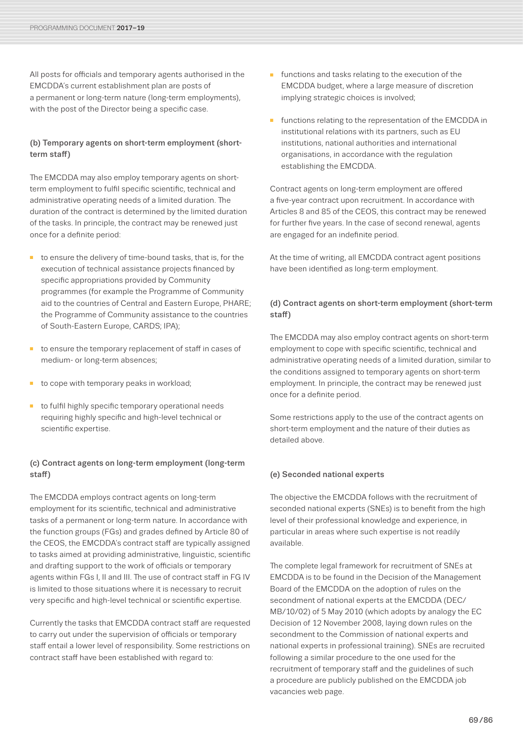All posts for officials and temporary agents authorised in the EMCDDA's current establishment plan are posts of a permanent or long-term nature (long-term employments), with the post of the Director being a specific case.

#### (b) Temporary agents on short-term employment (short-term staff)

The EMCDDA may also employ temporary agents on short-term employment to fulfil specific scientific, technical and administrative operating needs of a limited duration. The duration of the contract is determined by the limited duration of the tasks. In principle, the contract may be renewed just once for a definite period:

- to ensure the delivery of time-bound tasks, that is, for the execution of technical assistance projects financed by specific appropriations provided by Community programmes (for example the Programme of Community aid to the countries of Central and Eastern Europe, PHARE; the Programme of Community assistance to the countries of South-Eastern Europe, CARDS; IPA);
- to ensure the temporary replacement of staff in cases of medium- or long-term absences;
- to cope with temporary peaks in workload;
- to fulfil highly specific temporary operational needs requiring highly specific and high-level technical or scientific expertise.

#### (c) Contract agents on long-term employment (long-term staff)

The EMCDDA employs contract agents on long-term employment for its scientific, technical and administrative tasks of a permanent or long-term nature. In accordance with the function groups (FGs) and grades defined by Article 80 of the CEOS, the EMCDDA's contract staff are typically assigned to tasks aimed at providing administrative, linguistic, scientific and drafting support to the work of officials or temporary agents within FGs I, II and III. The use of contract staff in FG IV is limited to those situations where it is necessary to recruit very specific and high-level technical or scientific expertise.

Currently the tasks that EMCDDA contract staff are requested to carry out under the supervision of officials or temporary staff entail a lower level of responsibility. Some restrictions on contract staff have been established with regard to:

- functions and tasks relating to the execution of the EMCDDA budget, where a large measure of discretion implying strategic choices is involved;
- functions relating to the representation of the EMCDDA in institutional relations with its partners, such as EU institutions, national authorities and international organisations, in accordance with the regulation establishing the EMCDDA.

Contract agents on long-term employment are offered a five-year contract upon recruitment. In accordance with Articles 8 and 85 of the CEOS, this contract may be renewed for further five years. In the case of second renewal, agents are engaged for an indefinite period.

At the time of writing, all EMCDDA contract agent positions have been identified as long-term employment.

#### (d) Contract agents on short-term employment (short-term staff)

The EMCDDA may also employ contract agents on short-term employment to cope with specific scientific, technical and administrative operating needs of a limited duration, similar to the conditions assigned to temporary agents on short-term employment. In principle, the contract may be renewed just once for a definite period.

Some restrictions apply to the use of the contract agents on short-term employment and the nature of their duties as detailed above.

#### (e) Seconded national experts

The objective the EMCDDA follows with the recruitment of seconded national experts (SNEs) is to benefit from the high level of their professional knowledge and experience, in particular in areas where such expertise is not readily available.

The complete legal framework for recruitment of SNEs at EMCDDA is to be found in the Decision of the Management Board of the EMCDDA on the adoption of rules on the secondment of national experts at the EMCDDA (DEC/MB/10/02) of 5 May 2010 (which adopts by analogy the EC Decision of 12 November 2008, laying down rules on the secondment to the Commission of national experts and national experts in professional training). SNEs are recruited following a similar procedure to the one used for the recruitment of temporary staff and the guidelines of such a procedure are publicly published on the EMCDDA job vacancies web page.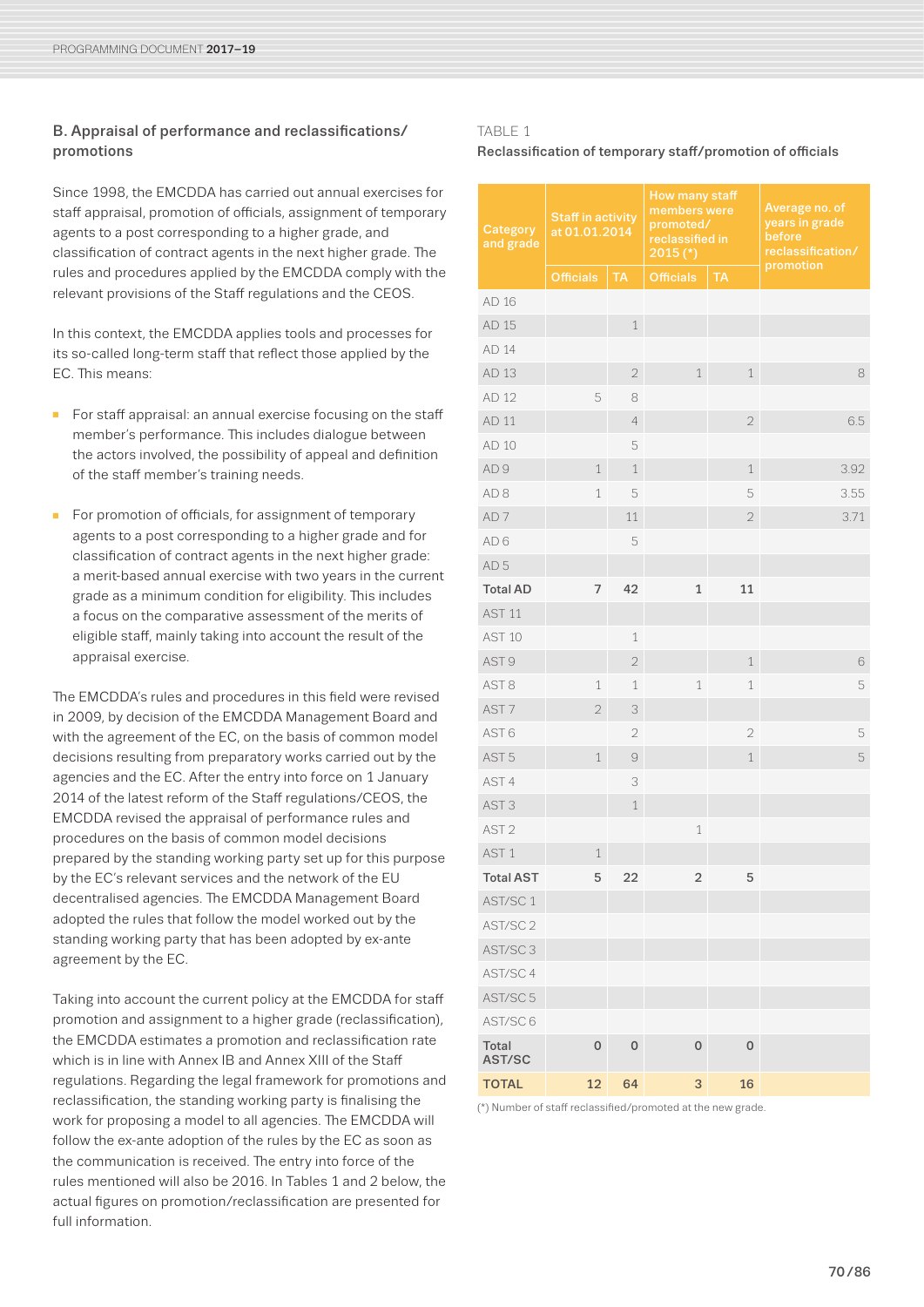### B. Appraisal of performance and reclassifications/ promotions

Since 1998, the EMCDDA has carried out annual exercises for staff appraisal, promotion of officials, assignment of temporary agents to a post corresponding to a higher grade, and classification of contract agents in the next higher grade. The rules and procedures applied by the EMCDDA comply with the relevant provisions of the Staff regulations and the CEOS.

In this context, the EMCDDA applies tools and processes for its so-called long-term staff that reflect those applied by the EC. This means:

- For staff appraisal: an annual exercise focusing on the staff member's performance. This includes dialogue between the actors involved, the possibility of appeal and definition of the staff member's training needs.
- For promotion of officials, for assignment of temporary agents to a post corresponding to a higher grade and for classification of contract agents in the next higher grade: a merit-based annual exercise with two years in the current grade as a minimum condition for eligibility. This includes a focus on the comparative assessment of the merits of eligible staff, mainly taking into account the result of the appraisal exercise.

The EMCDDA's rules and procedures in this field were revised in 2009, by decision of the EMCDDA Management Board and with the agreement of the EC, on the basis of common model decisions resulting from preparatory works carried out by the agencies and the EC. After the entry into force on 1 January 2014 of the latest reform of the Staff regulations/CEOS, the EMCDDA revised the appraisal of performance rules and procedures on the basis of common model decisions prepared by the standing working party set up for this purpose by the EC's relevant services and the network of the EU decentralised agencies. The EMCDDA Management Board adopted the rules that follow the model worked out by the standing working party that has been adopted by ex-ante agreement by the EC.

Taking into account the current policy at the EMCDDA for staff promotion and assignment to a higher grade (reclassification), the EMCDDA estimates a promotion and reclassification rate which is in line with Annex IB and Annex XIII of the Staff regulations. Regarding the legal framework for promotions and reclassification, the standing working party is finalising the work for proposing a model to all agencies. The EMCDDA will follow the ex-ante adoption of the rules by the EC as soon as the communication is received. The entry into force of the rules mentioned will also be 2016. In Tables 1 and 2 below, the actual figures on promotion/reclassification are presented for full information.

TABLE 1

**Reclassification of temporary staff/promotion of officials**

| Category and grade | Staff in activity at 01.01.2014 | | How many staff members were promoted/ reclassified in 2015 (*) | | Average no. of years in grade before reclassification/ promotion |
|---|---|---|---|---|---|
| | Officials | TA | Officials | TA | |
| AD 16 | | | | | |
| AD 15 | | 1 | | | |
| AD 14 | | | | | |
| AD 13 | | 2 | 1 | 1 | 8 |
| AD 12 | 5 | 8 | | | |
| AD 11 | | 4 | | 2 | 6.5 |
| AD 10 | | 5 | | | |
| AD 9 | 1 | 1 | | 1 | 3.92 |
| AD 8 | 1 | 5 | | 5 | 3.55 |
| AD 7 | | 11 | | 2 | 3.71 |
| AD 6 | | 5 | | | |
| AD 5 | | | | | |
| **Total AD** | **7** | **42** | **1** | **11** | |
| AST 11 | | | | | |
| AST 10 | | 1 | | | |
| AST 9 | | 2 | | 1 | 6 |
| AST 8 | 1 | 1 | 1 | 1 | 5 |
| AST 7 | 2 | 3 | | | |
| AST 6 | | 2 | | 2 | 5 |
| AST 5 | 1 | 9 | | 1 | 5 |
| AST 4 | | 3 | | | |
| AST 3 | | 1 | | | |
| AST 2 | | | 1 | | |
| AST 1 | 1 | | | | |
| **Total AST** | **5** | **22** | **2** | **5** | |
| AST/SC 1 | | | | | |
| AST/SC 2 | | | | | |
| AST/SC 3 | | | | | |
| AST/SC 4 | | | | | |
| AST/SC 5 | | | | | |
| AST/SC 6 | | | | | |
| **Total AST/SC** | **0** | **0** | **0** | **0** | |
| **TOTAL** | **12** | **64** | **3** | **16** | |

(*) Number of staff reclassified/promoted at the new grade.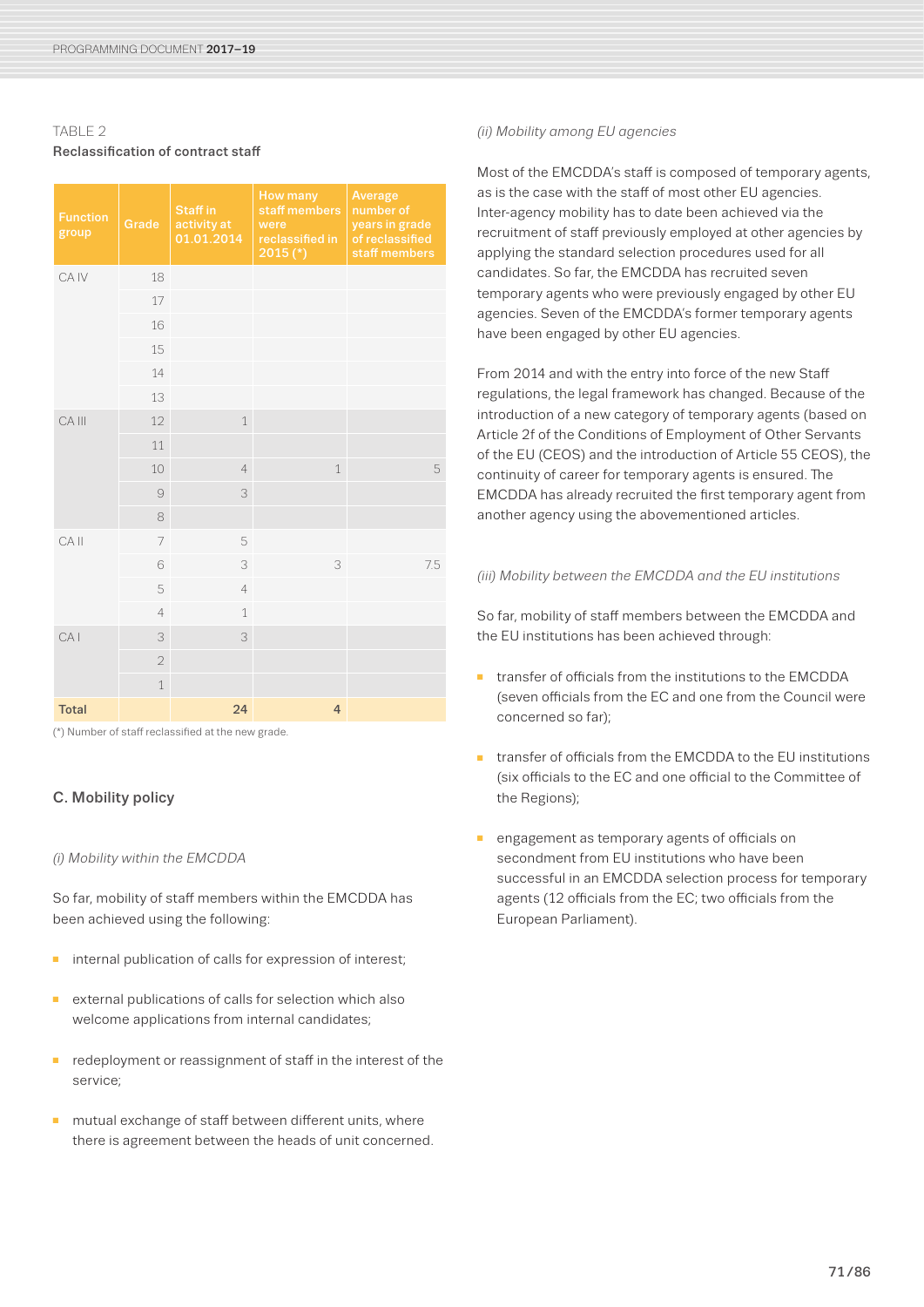TABLE 2

**Reclassification of contract staff**

| Function group | Grade | Staff in activity at 01.01.2014 | How many staff members were reclassified in 2015 (*) | Average number of years in grade of reclassified staff members |
|---|---|---|---|---|
| CA IV | 18 | | | |
| | 17 | | | |
| | 16 | | | |
| | 15 | | | |
| | 14 | | | |
| | 13 | | | |
| CA III | 12 | 1 | | |
| | 11 | | | |
| | 10 | 4 | 1 | 5 |
| | 9 | 3 | | |
| | 8 | | | |
| CA II | 7 | 5 | | |
| | 6 | 3 | 3 | 7.5 |
| | 5 | 4 | | |
| | 4 | 1 | | |
| CA I | 3 | 3 | | |
| | 2 | | | |
| | 1 | | | |
| **Total** | | **24** | **4** | |

(*) Number of staff reclassified at the new grade.

## C. Mobility policy

*(i) Mobility within the EMCDDA*

So far, mobility of staff members within the EMCDDA has been achieved using the following:

- internal publication of calls for expression of interest;
- external publications of calls for selection which also welcome applications from internal candidates;
- redeployment or reassignment of staff in the interest of the service;
- mutual exchange of staff between different units, where there is agreement between the heads of unit concerned.

*(ii) Mobility among EU agencies*

Most of the EMCDDA's staff is composed of temporary agents, as is the case with the staff of most other EU agencies. Inter-agency mobility has to date been achieved via the recruitment of staff previously employed at other agencies by applying the standard selection procedures used for all candidates. So far, the EMCDDA has recruited seven temporary agents who were previously engaged by other EU agencies. Seven of the EMCDDA's former temporary agents have been engaged by other EU agencies.

From 2014 and with the entry into force of the new Staff regulations, the legal framework has changed. Because of the introduction of a new category of temporary agents (based on Article 2f of the Conditions of Employment of Other Servants of the EU (CEOS) and the introduction of Article 55 CEOS), the continuity of career for temporary agents is ensured. The EMCDDA has already recruited the first temporary agent from another agency using the abovementioned articles.

*(iii) Mobility between the EMCDDA and the EU institutions*

So far, mobility of staff members between the EMCDDA and the EU institutions has been achieved through:

- transfer of officials from the institutions to the EMCDDA (seven officials from the EC and one from the Council were concerned so far);
- transfer of officials from the EMCDDA to the EU institutions (six officials to the EC and one official to the Committee of the Regions);
- engagement as temporary agents of officials on secondment from EU institutions who have been successful in an EMCDDA selection process for temporary agents (12 officials from the EC; two officials from the European Parliament).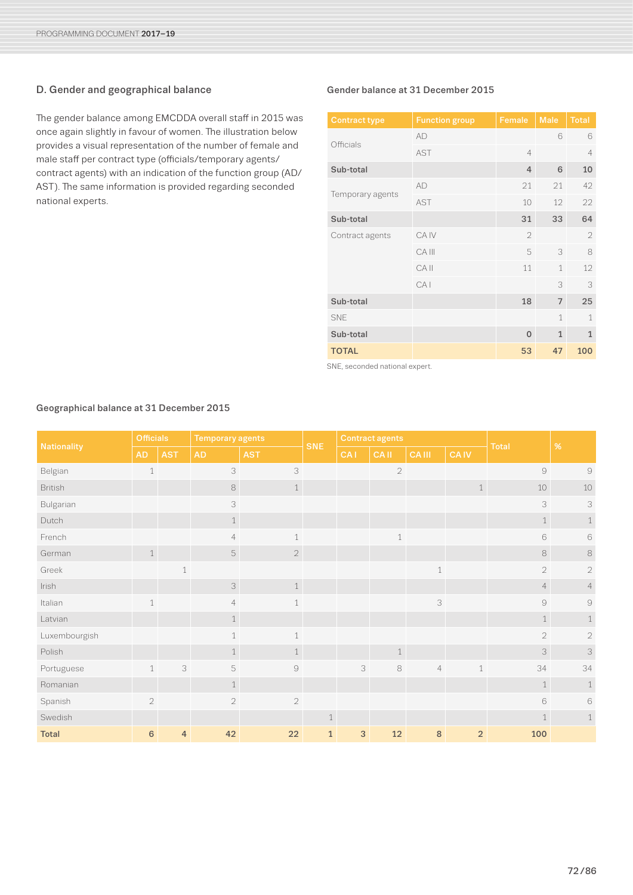## D. Gender and geographical balance

The gender balance among EMCDDA overall staff in 2015 was once again slightly in favour of women. The illustration below provides a visual representation of the number of female and male staff per contract type (officials/temporary agents/contract agents) with an indication of the function group (AD/AST). The same information is provided regarding seconded national experts.

### Gender balance at 31 December 2015

| Contract type | Function group | Female | Male | Total |
|---|---|---|---|---|
| Officials | AD | | 6 | 6 |
| | AST | 4 | | 4 |
| **Sub-total** | | **4** | **6** | **10** |
| Temporary agents | AD | 21 | 21 | 42 |
| | AST | 10 | 12 | 22 |
| **Sub-total** | | **31** | **33** | **64** |
| Contract agents | CA IV | 2 | | 2 |
| | CA III | 5 | 3 | 8 |
| | CA II | 11 | 1 | 12 |
| | CA I | | 3 | 3 |
| **Sub-total** | | **18** | **7** | **25** |
| SNE | | | 1 | 1 |
| **Sub-total** | | **0** | **1** | **1** |
| **TOTAL** | | **53** | **47** | **100** |

SNE, seconded national expert.

### Geographical balance at 31 December 2015

| Nationality | Officials | | Temporary agents | | SNE | Contract agents | | | | Total | % |
|---|---|---|---|---|---|---|---|---|---|---|---|
| | AD | AST | AD | AST | | CA I | CA II | CA III | CA IV | | |
| Belgian | 1 | | 3 | 3 | | | 2 | | | 9 | 9 |
| British | | | 8 | 1 | | | | | 1 | 10 | 10 |
| Bulgarian | | | 3 | | | | | | | 3 | 3 |
| Dutch | | | 1 | | | | | | | 1 | 1 |
| French | | | 4 | 1 | | | 1 | | | 6 | 6 |
| German | 1 | | 5 | 2 | | | | | | 8 | 8 |
| Greek | | 1 | | | | | | 1 | | 2 | 2 |
| Irish | | | 3 | 1 | | | | | | 4 | 4 |
| Italian | 1 | | 4 | 1 | | | | 3 | | 9 | 9 |
| Latvian | | | 1 | | | | | | | 1 | 1 |
| Luxembourgish | | | 1 | 1 | | | | | | 2 | 2 |
| Polish | | | 1 | 1 | | | 1 | | | 3 | 3 |
| Portuguese | 1 | 3 | 5 | 9 | | 3 | 8 | 4 | 1 | 34 | 34 |
| Romanian | | | 1 | | | | | | | 1 | 1 |
| Spanish | 2 | | 2 | 2 | | | | | | 6 | 6 |
| Swedish | | | | | 1 | | | | | 1 | 1 |
| **Total** | **6** | **4** | **42** | **22** | **1** | **3** | **12** | **8** | **2** | **100** | |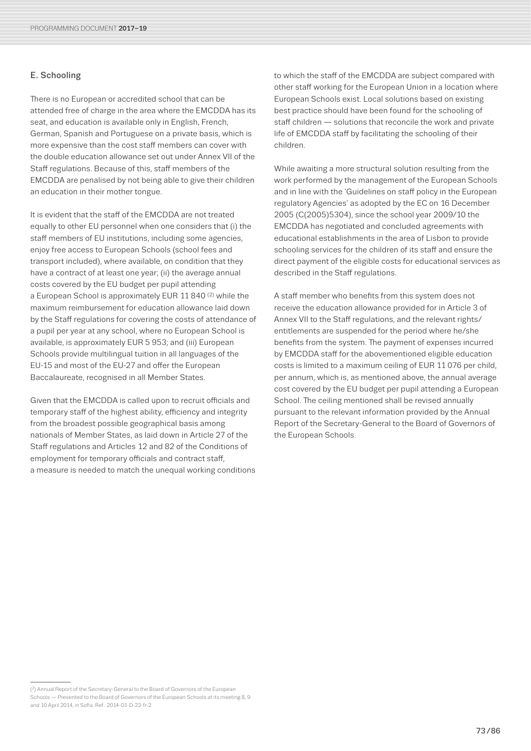### E. Schooling

There is no European or accredited school that can be attended free of charge in the area where the EMCDDA has its seat, and education is available only in English, French, German, Spanish and Portuguese on a private basis, which is more expensive than the cost staff members can cover with the double education allowance set out under Annex VII of the Staff regulations. Because of this, staff members of the EMCDDA are penalised by not being able to give their children an education in their mother tongue.

It is evident that the staff of the EMCDDA are not treated equally to other EU personnel when one considers that (i) the staff members of EU institutions, including some agencies, enjoy free access to European Schools (school fees and transport included), where available, on condition that they have a contract of at least one year; (ii) the average annual costs covered by the EU budget per pupil attending a European School is approximately EUR 11 840 [2] while the maximum reimbursement for education allowance laid down by the Staff regulations for covering the costs of attendance of a pupil per year at any school, where no European School is available, is approximately EUR 5 953; and (iii) European Schools provide multilingual tuition in all languages of the EU-15 and most of the EU-27 and offer the European Baccalaureate, recognised in all Member States.

Given that the EMCDDA is called upon to recruit officials and temporary staff of the highest ability, efficiency and integrity from the broadest possible geographical basis among nationals of Member States, as laid down in Article 27 of the Staff regulations and Articles 12 and 82 of the Conditions of employment for temporary officials and contract staff, a measure is needed to match the unequal working conditions to which the staff of the EMCDDA are subject compared with other staff working for the European Union in a location where European Schools exist. Local solutions based on existing best practice should have been found for the schooling of staff children — solutions that reconcile the work and private life of EMCDDA staff by facilitating the schooling of their children.

While awaiting a more structural solution resulting from the work performed by the management of the European Schools and in line with the 'Guidelines on staff policy in the European regulatory Agencies' as adopted by the EC on 16 December 2005 (C(2005)5304), since the school year 2009/10 the EMCDDA has negotiated and concluded agreements with educational establishments in the area of Lisbon to provide schooling services for the children of its staff and ensure the direct payment of the eligible costs for educational services as described in the Staff regulations.

A staff member who benefits from this system does not receive the education allowance provided for in Article 3 of Annex VII to the Staff regulations, and the relevant rights/entitlements are suspended for the period where he/she benefits from the system. The payment of expenses incurred by EMCDDA staff for the abovementioned eligible education costs is limited to a maximum ceiling of EUR 11 076 per child, per annum, which is, as mentioned above, the annual average cost covered by the EU budget per pupil attending a European School. The ceiling mentioned shall be revised annually pursuant to the relevant information provided by the Annual Report of the Secretary-General to the Board of Governors of the European Schools.

---

[2] Annual Report of the Secretary-General to the Board of Governors of the European Schools — Presented to the Board of Governors of the European Schools at its meeting 8, 9 and 10 April 2014, in Sofia. Ref.: 2014-01-D-23-fr-2.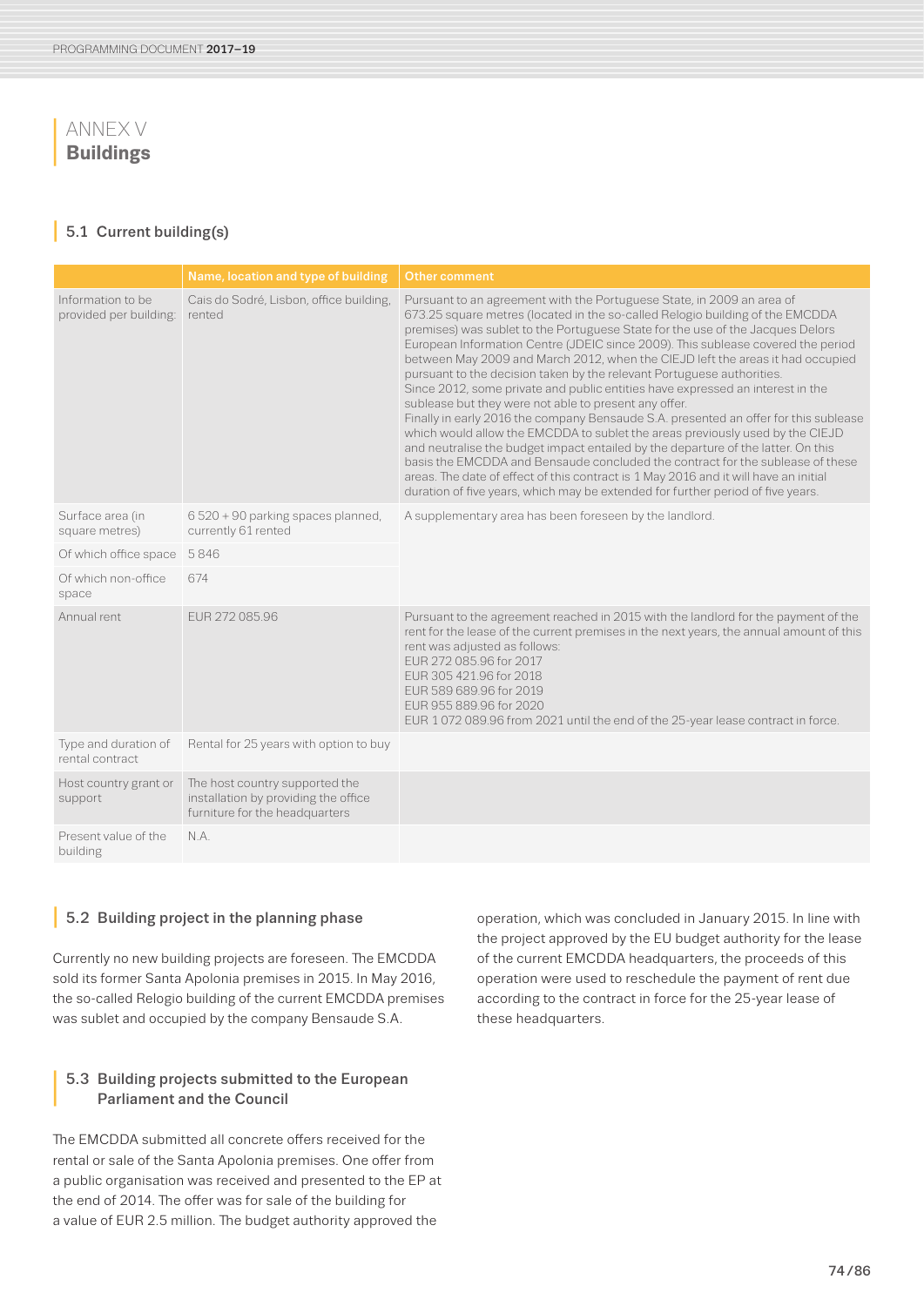# ANNEX V
## Buildings

### 5.1 Current building(s)

| | Name, location and type of building | Other comment |
|---|---|---|
| Information to be provided per building: | Cais do Sodré, Lisbon, office building, rented | Pursuant to an agreement with the Portuguese State, in 2009 an area of 673.25 square metres (located in the so-called Relogio building of the EMCDDA premises) was sublet to the Portuguese State for the use of the Jacques Delors European Information Centre (JDEIC since 2009). This sublease covered the period between May 2009 and March 2012, when the CIEJD left the areas it had occupied pursuant to the decision taken by the relevant Portuguese authorities.<br>Since 2012, some private and public entities have expressed an interest in the sublease but they were not able to present any offer.<br>Finally in early 2016 the company Bensaude S.A. presented an offer for this sublease which would allow the EMCDDA to sublet the areas previously used by the CIEJD and neutralise the budget impact entailed by the departure of the latter. On this basis the EMCDDA and Bensaude concluded the contract for the sublease of these areas. The date of effect of this contract is 1 May 2016 and it will have an initial duration of five years, which may be extended for further period of five years. |
| Surface area (in square metres) | 6 520 + 90 parking spaces planned, currently 61 rented | A supplementary area has been foreseen by the landlord. |
| Of which office space | 5 846 | |
| Of which non-office space | 674 | |
| Annual rent | EUR 272 085.96 | Pursuant to the agreement reached in 2015 with the landlord for the payment of the rent for the lease of the current premises in the next years, the annual amount of this rent was adjusted as follows:<br>EUR 272 085.96 for 2017<br>EUR 305 421.96 for 2018<br>EUR 589 689.96 for 2019<br>EUR 955 889.96 for 2020<br>EUR 1 072 089.96 from 2021 until the end of the 25-year lease contract in force. |
| Type and duration of rental contract | Rental for 25 years with option to buy | |
| Host country grant or support | The host country supported the installation by providing the office furniture for the headquarters | |
| Present value of the building | N.A. | |

### 5.2 Building project in the planning phase

Currently no new building projects are foreseen. The EMCDDA sold its former Santa Apolonia premises in 2015. In May 2016, the so-called Relogio building of the current EMCDDA premises was sublet and occupied by the company Bensaude S.A.

### 5.3 Building projects submitted to the European Parliament and the Council

The EMCDDA submitted all concrete offers received for the rental or sale of the Santa Apolonia premises. One offer from a public organisation was received and presented to the EP at the end of 2014. The offer was for sale of the building for a value of EUR 2.5 million. The budget authority approved the operation, which was concluded in January 2015. In line with the project approved by the EU budget authority for the lease of the current EMCDDA headquarters, the proceeds of this operation were used to reschedule the payment of rent due according to the contract in force for the 25-year lease of these headquarters.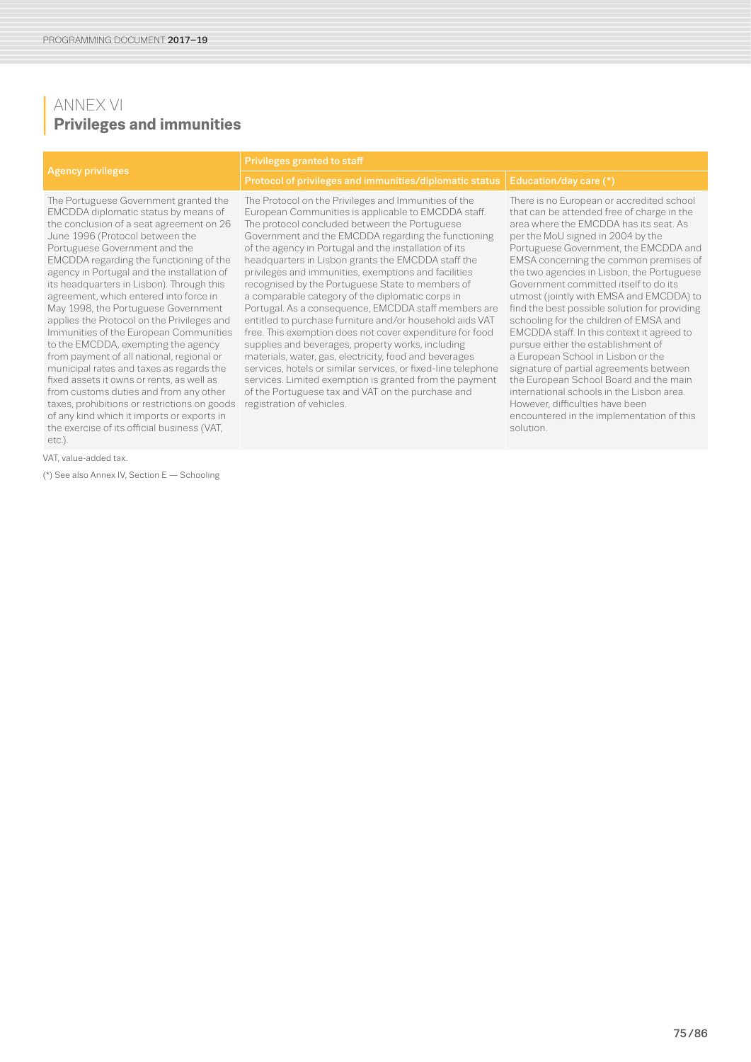# ANNEX VI
## Privileges and immunities

| Agency privileges | Privileges granted to staff | |
|---|---|---|
| | Protocol of privileges and immunities/diplomatic status | Education/day care (*) |
| The Portuguese Government granted the EMCDDA diplomatic status by means of the conclusion of a seat agreement on 26 June 1996 (Protocol between the Portuguese Government and the EMCDDA regarding the functioning of the agency in Portugal and the installation of its headquarters in Lisbon). Through this agreement, which entered into force in May 1998, the Portuguese Government applies the Protocol on the Privileges and Immunities of the European Communities to the EMCDDA, exempting the agency from payment of all national, regional or municipal rates and taxes as regards the fixed assets it owns or rents, as well as from customs duties and from any other taxes, prohibitions or restrictions on goods of any kind which it imports or exports in the exercise of its official business (VAT, etc.). | The Protocol on the Privileges and Immunities of the European Communities is applicable to EMCDDA staff. The protocol concluded between the Portuguese Government and the EMCDDA regarding the functioning of the agency in Portugal and the installation of its headquarters in Lisbon grants the EMCDDA staff the privileges and immunities, exemptions and facilities recognised by the Portuguese State to members of a comparable category of the diplomatic corps in Portugal. As a consequence, EMCDDA staff members are entitled to purchase furniture and/or household aids VAT free. This exemption does not cover expenditure for food supplies and beverages, property works, including materials, water, gas, electricity, food and beverages services, hotels or similar services, or fixed-line telephone services. Limited exemption is granted from the payment of the Portuguese tax and VAT on the purchase and registration of vehicles. | There is no European or accredited school that can be attended free of charge in the area where the EMCDDA has its seat. As per the MoU signed in 2004 by the Portuguese Government, the EMCDDA and EMSA concerning the common premises of the two agencies in Lisbon, the Portuguese Government committed itself to do its utmost (jointly with EMSA and EMCDDA) to find the best possible solution for providing schooling for the children of EMSA and EMCDDA staff. In this context it agreed to pursue either the establishment of a European School in Lisbon or the signature of partial agreements between the European School Board and the main international schools in the Lisbon area. However, difficulties have been encountered in the implementation of this solution. |

VAT, value-added tax.

(*) See also Annex IV, Section E — Schooling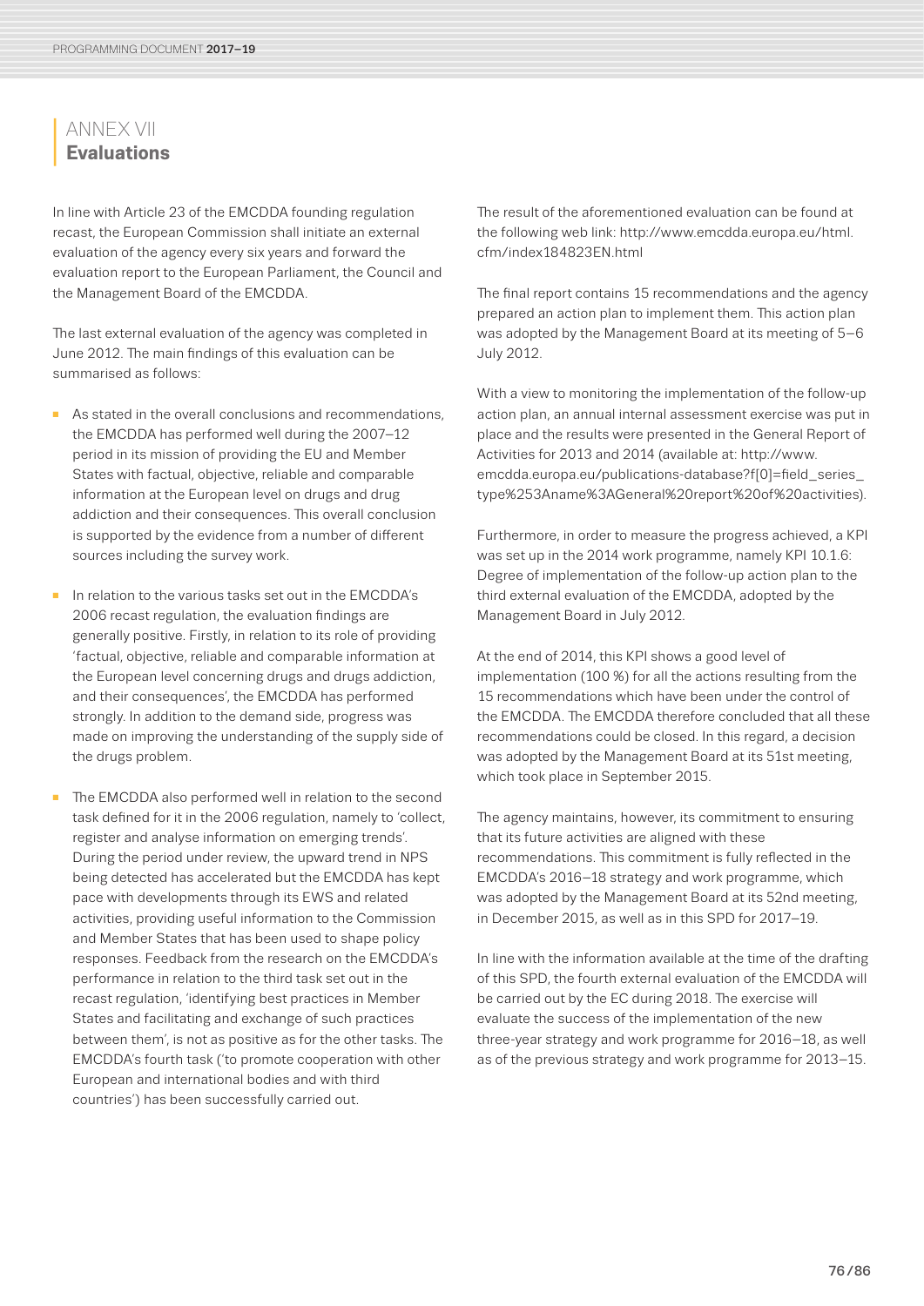# ANNEX VII
## Evaluations

In line with Article 23 of the EMCDDA founding regulation recast, the European Commission shall initiate an external evaluation of the agency every six years and forward the evaluation report to the European Parliament, the Council and the Management Board of the EMCDDA.

The last external evaluation of the agency was completed in June 2012. The main findings of this evaluation can be summarised as follows:

- As stated in the overall conclusions and recommendations, the EMCDDA has performed well during the 2007–12 period in its mission of providing the EU and Member States with factual, objective, reliable and comparable information at the European level on drugs and drug addiction and their consequences. This overall conclusion is supported by the evidence from a number of different sources including the survey work.
- In relation to the various tasks set out in the EMCDDA's 2006 recast regulation, the evaluation findings are generally positive. Firstly, in relation to its role of providing 'factual, objective, reliable and comparable information at the European level concerning drugs and drugs addiction, and their consequences', the EMCDDA has performed strongly. In addition to the demand side, progress was made on improving the understanding of the supply side of the drugs problem.
- The EMCDDA also performed well in relation to the second task defined for it in the 2006 regulation, namely to 'collect, register and analyse information on emerging trends'. During the period under review, the upward trend in NPS being detected has accelerated but the EMCDDA has kept pace with developments through its EWS and related activities, providing useful information to the Commission and Member States that has been used to shape policy responses. Feedback from the research on the EMCDDA's performance in relation to the third task set out in the recast regulation, 'identifying best practices in Member States and facilitating and exchange of such practices between them', is not as positive as for the other tasks. The EMCDDA's fourth task ('to promote cooperation with other European and international bodies and with third countries') has been successfully carried out.

The result of the aforementioned evaluation can be found at the following web link: http://www.emcdda.europa.eu/html.cfm/index184823EN.html

The final report contains 15 recommendations and the agency prepared an action plan to implement them. This action plan was adopted by the Management Board at its meeting of 5–6 July 2012.

With a view to monitoring the implementation of the follow-up action plan, an annual internal assessment exercise was put in place and the results were presented in the General Report of Activities for 2013 and 2014 (available at: http://www.emcdda.europa.eu/publications-database?f[0]=field_series_type%253Aname%3AGeneral%20report%20of%20activities).

Furthermore, in order to measure the progress achieved, a KPI was set up in the 2014 work programme, namely KPI 10.1.6: Degree of implementation of the follow-up action plan to the third external evaluation of the EMCDDA, adopted by the Management Board in July 2012.

At the end of 2014, this KPI shows a good level of implementation (100 %) for all the actions resulting from the 15 recommendations which have been under the control of the EMCDDA. The EMCDDA therefore concluded that all these recommendations could be closed. In this regard, a decision was adopted by the Management Board at its 51st meeting, which took place in September 2015.

The agency maintains, however, its commitment to ensuring that its future activities are aligned with these recommendations. This commitment is fully reflected in the EMCDDA's 2016–18 strategy and work programme, which was adopted by the Management Board at its 52nd meeting, in December 2015, as well as in this SPD for 2017–19.

In line with the information available at the time of the drafting of this SPD, the fourth external evaluation of the EMCDDA will be carried out by the EC during 2018. The exercise will evaluate the success of the implementation of the new three-year strategy and work programme for 2016–18, as well as of the previous strategy and work programme for 2013–15.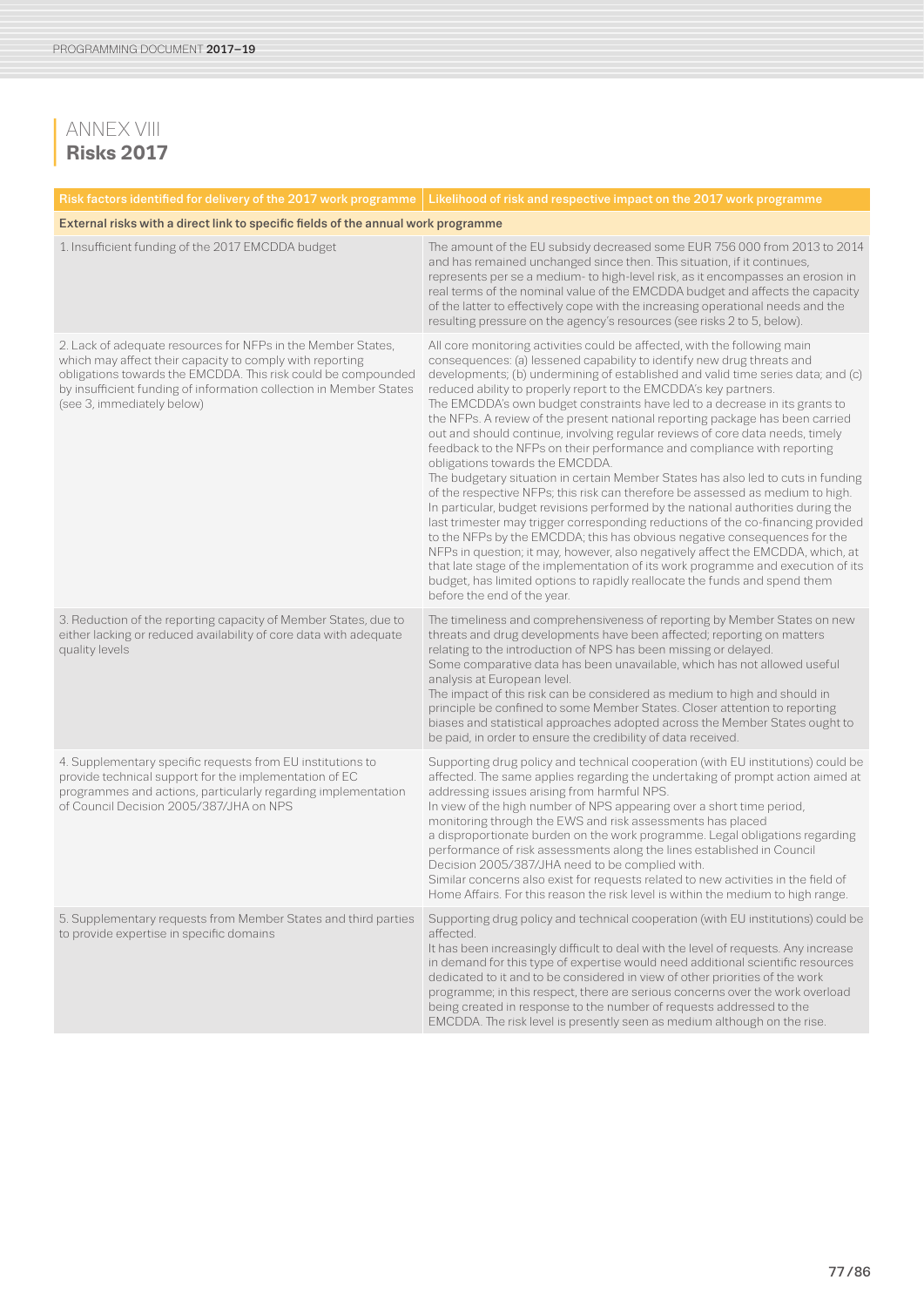# ANNEX VIII
## Risks 2017

| Risk factors identified for delivery of the 2017 work programme | Likelihood of risk and respective impact on the 2017 work programme |
|---|---|
| **External risks with a direct link to specific fields of the annual work programme** | |
| 1. Insufficient funding of the 2017 EMCDDA budget | The amount of the EU subsidy decreased some EUR 756 000 from 2013 to 2014 and has remained unchanged since then. This situation, if it continues, represents per se a medium- to high-level risk, as it encompasses an erosion in real terms of the nominal value of the EMCDDA budget and affects the capacity of the latter to effectively cope with the increasing operational needs and the resulting pressure on the agency's resources (see risks 2 to 5, below). |
| 2. Lack of adequate resources for NFPs in the Member States, which may affect their capacity to comply with reporting obligations towards the EMCDDA. This risk could be compounded by insufficient funding of information collection in Member States (see 3, immediately below) | All core monitoring activities could be affected, with the following main consequences: (a) lessened capability to identify new drug threats and developments; (b) undermining of established and valid time series data; and (c) reduced ability to properly report to the EMCDDA's key partners.<br>The EMCDDA's own budget constraints have led to a decrease in its grants to the NFPs. A review of the present national reporting package has been carried out and should continue, involving regular reviews of core data needs, timely feedback to the NFPs on their performance and compliance with reporting obligations towards the EMCDDA.<br>The budgetary situation in certain Member States has also led to cuts in funding of the respective NFPs; this risk can therefore be assessed as medium to high. In particular, budget revisions performed by the national authorities during the last trimester may trigger corresponding reductions of the co-financing provided to the NFPs by the EMCDDA; this has obvious negative consequences for the NFPs in question; it may, however, also negatively affect the EMCDDA, which, at that late stage of the implementation of its work programme and execution of its budget, has limited options to rapidly reallocate the funds and spend them before the end of the year. |
| 3. Reduction of the reporting capacity of Member States, due to either lacking or reduced availability of core data with adequate quality levels | The timeliness and comprehensiveness of reporting by Member States on new threats and drug developments have been affected; reporting on matters relating to the introduction of NPS has been missing or delayed.<br>Some comparative data has been unavailable, which has not allowed useful analysis at European level.<br>The impact of this risk can be considered as medium to high and should in principle be confined to some Member States. Closer attention to reporting biases and statistical approaches adopted across the Member States ought to be paid, in order to ensure the credibility of data received. |
| 4. Supplementary specific requests from EU institutions to provide technical support for the implementation of EC programmes and actions, particularly regarding implementation of Council Decision 2005/387/JHA on NPS | Supporting drug policy and technical cooperation (with EU institutions) could be affected. The same applies regarding the undertaking of prompt action aimed at addressing issues arising from harmful NPS.<br>In view of the high number of NPS appearing over a short time period, monitoring through the EWS and risk assessments has placed a disproportionate burden on the work programme. Legal obligations regarding performance of risk assessments along the lines established in Council Decision 2005/387/JHA need to be complied with.<br>Similar concerns also exist for requests related to new activities in the field of Home Affairs. For this reason the risk level is within the medium to high range. |
| 5. Supplementary requests from Member States and third parties to provide expertise in specific domains | Supporting drug policy and technical cooperation (with EU institutions) could be affected.<br>It has been increasingly difficult to deal with the level of requests. Any increase in demand for this type of expertise would need additional scientific resources dedicated to it and to be considered in view of other priorities of the work programme; in this respect, there are serious concerns over the work overload being created in response to the number of requests addressed to the EMCDDA. The risk level is presently seen as medium although on the rise. |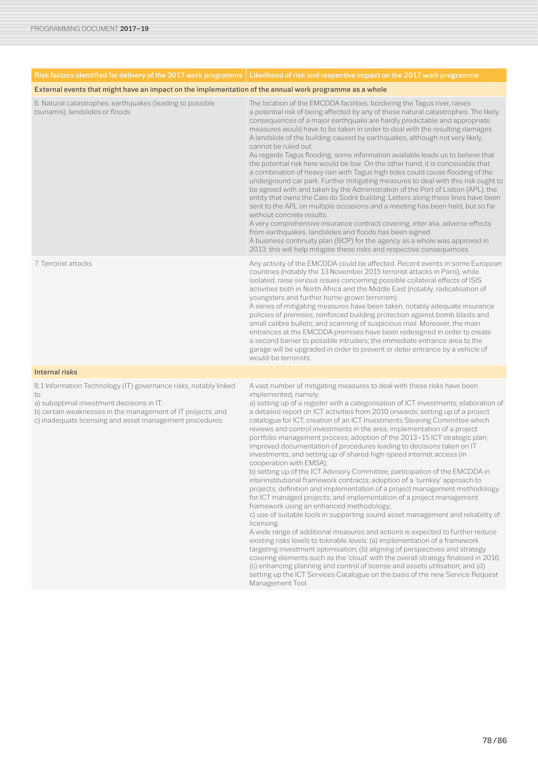| Risk factors identified for delivery of the 2017 work programme | Likelihood of risk and respective impact on the 2017 work programme |
|---|---|
| **External events that might have an impact on the implementation of the annual work programme as a whole** | |
| 6. Natural catastrophes: earthquakes (leading to possible tsunamis), landslides or floods | The location of the EMCDDA facilities, bordering the Tagus river, raises a potential risk of being affected by any of these natural catastrophes. The likely consequences of a major earthquake are hardly predictable and appropriate measures would have to be taken in order to deal with the resulting damages.<br>A landslide of the building caused by earthquakes, although not very likely, cannot be ruled out.<br>As regards Tagus flooding, some information available leads us to believe that the potential risk here would be low. On the other hand, it is conceivable that a combination of heavy rain with Tagus high tides could cause flooding of the underground car park. Further mitigating measures to deal with this risk ought to be agreed with and taken by the Administration of the Port of Lisbon (APL), the entity that owns the Cais do Sodré building. Letters along these lines have been sent to the APL on multiple occasions and a meeting has been held, but so far without concrete results.<br>A very comprehensive insurance contract covering, inter alia, adverse effects from earthquakes, landslides and floods has been signed.<br>A business continuity plan (BCP) for the agency as a whole was approved in 2013: this will help mitigate these risks and respective consequences. |
| 7. Terrorist attacks | Any activity of the EMCDDA could be affected. Recent events in some European countries (notably the 13 November 2015 terrorist attacks in Paris), while isolated, raise serious issues concerning possible collateral effects of ISIS activities both in North Africa and the Middle East (notably, radicalisation of youngsters and further home-grown terrorism).<br>A series of mitigating measures have been taken, notably adequate insurance policies of premises; reinforced building protection against bomb blasts and small calibre bullets; and scanning of suspicious mail. Moreover, the main entrances at the EMCDDA premises have been redesigned in order to create a second barrier to possible intruders; the immediate entrance area to the garage will be upgraded in order to prevent or deter entrance by a vehicle of would-be terrorists. |
| **Internal risks** | |
| 8.1 Information Technology (IT) governance risks, notably linked to:<br>a) suboptimal investment decisions in IT;<br>b) certain weaknesses in the management of IT projects; and<br>c) inadequate licensing and asset management procedures | A vast number of mitigating measures to deal with these risks have been implemented, namely:<br>a) setting up of a register with a categorisation of ICT investments; elaboration of a detailed report on ICT activities from 2010 onwards; setting up of a project catalogue for ICT; creation of an ICT Investments Steering Committee which reviews and control investments in the area; implementation of a project portfolio management process; adoption of the 2013–15 ICT strategic plan; improved documentation of procedures leading to decisions taken on IT investments; and setting up of shared high-speed internet access (in cooperation with EMSA);<br>b) setting up of the ICT Advisory Committee; participation of the EMCDDA in interinstitutional framework contracts; adoption of a 'turnkey' approach to projects; definition and implementation of a project management methodology for ICT managed projects; and implementation of a project management framework using an enhanced methodology;<br>c) use of suitable tools in supporting sound asset management and reliability of licensing.<br>A wide range of additional measures and actions is expected to further reduce existing risks levels to tolerable levels: (a) implementation of a framework targeting investment optimisation; (b) aligning of perspectives and strategy covering elements such as the 'cloud' with the overall strategy finalised in 2016; (c) enhancing planning and control of license and assets utilisation; and (d) setting up the ICT Services Catalogue on the basis of the new Service Request Management Tool. |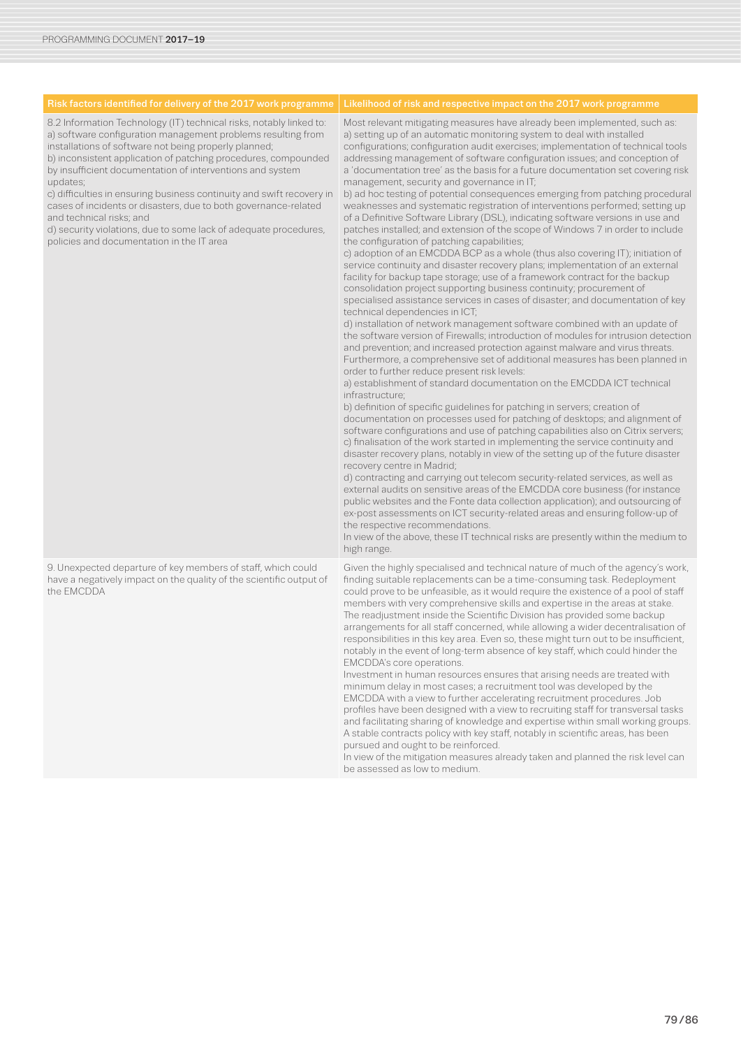| Risk factors identified for delivery of the 2017 work programme | Likelihood of risk and respective impact on the 2017 work programme |
| --- | --- |
| 8.2 Information Technology (IT) technical risks, notably linked to:<br>a) software configuration management problems resulting from installations of software not being properly planned;<br>b) inconsistent application of patching procedures, compounded by insufficient documentation of interventions and system updates;<br>c) difficulties in ensuring business continuity and swift recovery in cases of incidents or disasters, due to both governance-related and technical risks; and<br>d) security violations, due to some lack of adequate procedures, policies and documentation in the IT area | Most relevant mitigating measures have already been implemented, such as:<br>a) setting up of an automatic monitoring system to deal with installed configurations; configuration audit exercises; implementation of technical tools addressing management of software configuration issues; and conception of a 'documentation tree' as the basis for a future documentation set covering risk management, security and governance in IT;<br>b) ad hoc testing of potential consequences emerging from patching procedural weaknesses and systematic registration of interventions performed; setting up of a Definitive Software Library (DSL), indicating software versions in use and patches installed; and extension of the scope of Windows 7 in order to include the configuration of patching capabilities;<br>c) adoption of an EMCDDA BCP as a whole (thus also covering IT); initiation of service continuity and disaster recovery plans; implementation of an external facility for backup tape storage; use of a framework contract for the backup consolidation project supporting business continuity; procurement of specialised assistance services in cases of disaster; and documentation of key technical dependencies in ICT;<br>d) installation of network management software combined with an update of the software version of Firewalls; introduction of modules for intrusion detection and prevention; and increased protection against malware and virus threats.<br>Furthermore, a comprehensive set of additional measures has been planned in order to further reduce present risk levels:<br>a) establishment of standard documentation on the EMCDDA ICT technical infrastructure;<br>b) definition of specific guidelines for patching in servers; creation of documentation on processes used for patching of desktops; and alignment of software configurations and use of patching capabilities also on Citrix servers;<br>c) finalisation of the work started in implementing the service continuity and disaster recovery plans, notably in view of the setting up of the future disaster recovery centre in Madrid;<br>d) contracting and carrying out telecom security-related services, as well as external audits on sensitive areas of the EMCDDA core business (for instance public websites and the Fonte data collection application); and outsourcing of ex-post assessments on ICT security-related areas and ensuring follow-up of the respective recommendations.<br>In view of the above, these IT technical risks are presently within the medium to high range. |
| 9. Unexpected departure of key members of staff, which could have a negatively impact on the quality of the scientific output of the EMCDDA | Given the highly specialised and technical nature of much of the agency's work, finding suitable replacements can be a time-consuming task. Redeployment could prove to be unfeasible, as it would require the existence of a pool of staff members with very comprehensive skills and expertise in the areas at stake. The readjustment inside the Scientific Division has provided some backup arrangements for all staff concerned, while allowing a wider decentralisation of responsibilities in this key area. Even so, these might turn out to be insufficient, notably in the event of long-term absence of key staff, which could hinder the EMCDDA's core operations.<br>Investment in human resources ensures that arising needs are treated with minimum delay in most cases; a recruitment tool was developed by the EMCDDA with a view to further accelerating recruitment procedures. Job profiles have been designed with a view to recruiting staff for transversal tasks and facilitating sharing of knowledge and expertise within small working groups. A stable contracts policy with key staff, notably in scientific areas, has been pursued and ought to be reinforced.<br>In view of the mitigation measures already taken and planned the risk level can be assessed as low to medium. |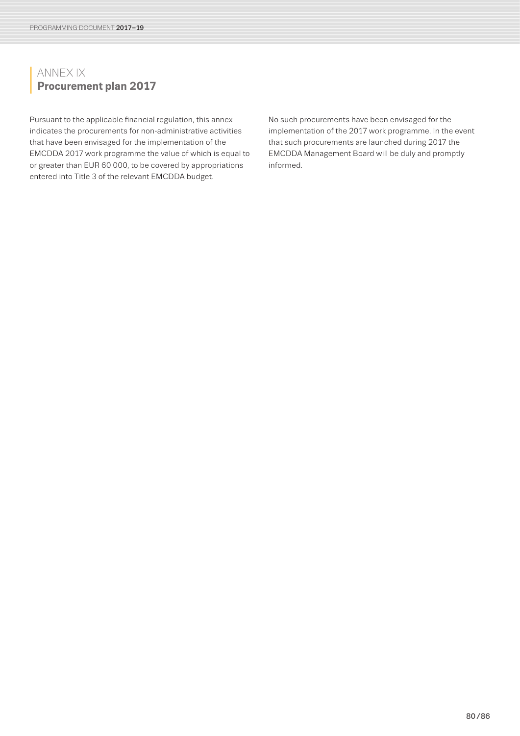# ANNEX IX
## Procurement plan 2017

Pursuant to the applicable financial regulation, this annex indicates the procurements for non-administrative activities that have been envisaged for the implementation of the EMCDDA 2017 work programme the value of which is equal to or greater than EUR 60 000, to be covered by appropriations entered into Title 3 of the relevant EMCDDA budget.

No such procurements have been envisaged for the implementation of the 2017 work programme. In the event that such procurements are launched during 2017 the EMCDDA Management Board will be duly and promptly informed.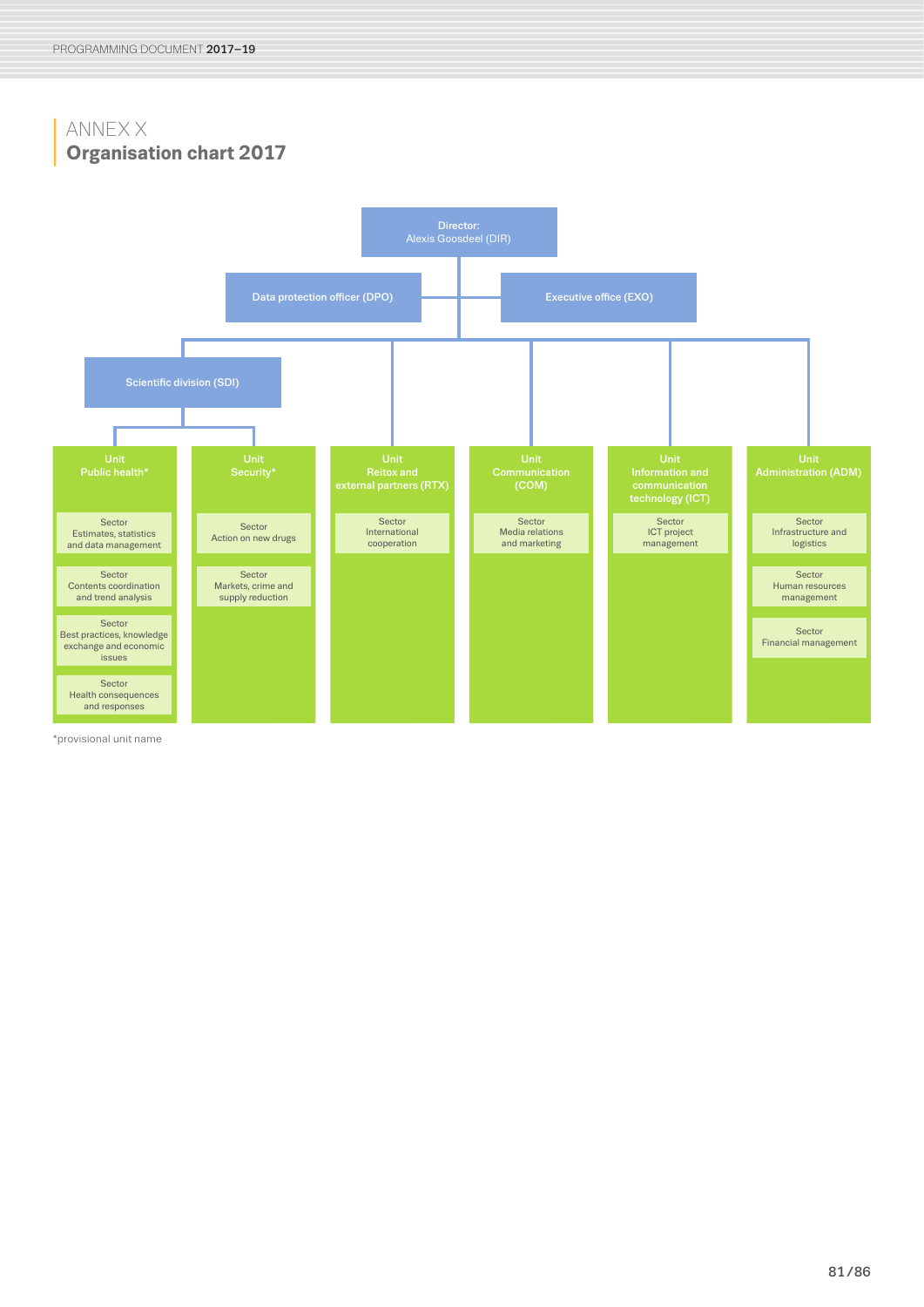## ANNEX X

# Organisation chart 2017

**Director:** Alexis Goosdeel (DIR)

- Data protection officer (DPO)
- Executive office (EXO)

**Scientific division (SDI)**

- **Unit Public health***
  - Sector Estimates, statistics and data management
  - Sector Contents coordination and trend analysis
  - Sector Best practices, knowledge exchange and economic issues
  - Sector Health consequences and responses
- **Unit Security***
  - Sector Action on new drugs
  - Sector Markets, crime and supply reduction

**Unit Reitox and external partners (RTX)**

- Sector International cooperation

**Unit Communication (COM)**

- Sector Media relations and marketing

**Unit Information and communication technology (ICT)**

- Sector ICT project management

**Unit Administration (ADM)**

- Sector Infrastructure and logistics
- Sector Human resources management
- Sector Financial management

*provisional unit name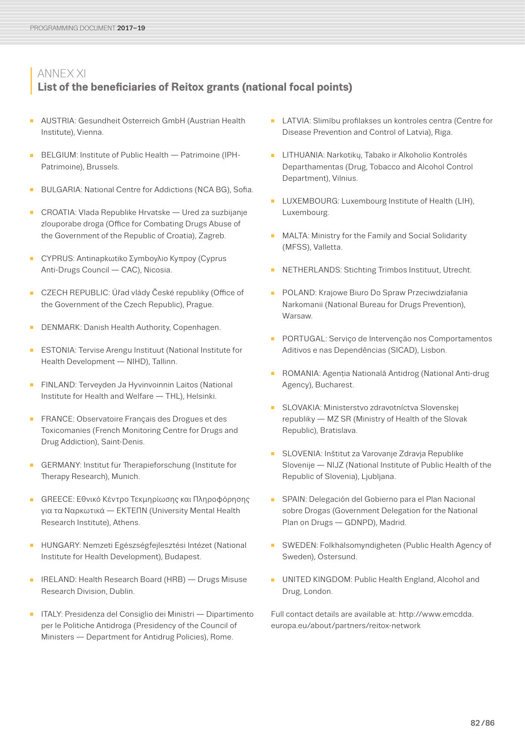## ANNEX XI
## List of the beneficiaries of Reitox grants (national focal points)

- AUSTRIA: Gesundheit Österreich GmbH (Austrian Health Institute), Vienna.
- BELGIUM: Institute of Public Health — Patrimoine (IPH-Patrimoine), Brussels.
- BULGARIA: National Centre for Addictions (NCA BG), Sofia.
- CROATIA: Vlada Republike Hrvatske — Ured za suzbijanje zlouporabe droga (Office for Combating Drugs Abuse of the Government of the Republic of Croatia), Zagreb.
- CYPRUS: Antinapkωtiko Συμβουλιο Κυπρου (Cyprus Anti-Drugs Council — CAC), Nicosia.
- CZECH REPUBLIC: Úřad vlády České republiky (Office of the Government of the Czech Republic), Prague.
- DENMARK: Danish Health Authority, Copenhagen.
- ESTONIA: Tervise Arengu Instituut (National Institute for Health Development — NIHD), Tallinn.
- FINLAND: Terveyden Ja Hyvinvoinnin Laitos (National Institute for Health and Welfare — THL), Helsinki.
- FRANCE: Observatoire Français des Drogues et des Toxicomanies (French Monitoring Centre for Drugs and Drug Addiction), Saint-Denis.
- GERMANY: Institut für Therapieforschung (Institute for Therapy Research), Munich.
- GREECE: Εθνικό Κέντρο Τεκμηρίωσης και Πληροφόρησης για τα Ναρκωτικά — ΕΚΤΕΠΝ (University Mental Health Research Institute), Athens.
- HUNGARY: Nemzeti Egészségfejlesztési Intézet (National Institute for Health Development), Budapest.
- IRELAND: Health Research Board (HRB) — Drugs Misuse Research Division, Dublin.
- ITALY: Presidenza del Consiglio dei Ministri — Dipartimento per le Politiche Antidroga (Presidency of the Council of Ministers — Department for Antidrug Policies), Rome.
- LATVIA: Slimību profilakses un kontroles centra (Centre for Disease Prevention and Control of Latvia), Riga.
- LITHUANIA: Narkotikų, Tabako ir Alkoholio Kontrolės Departhamentas (Drug, Tobacco and Alcohol Control Department), Vilnius.
- LUXEMBOURG: Luxembourg Institute of Health (LIH), Luxembourg.
- MALTA: Ministry for the Family and Social Solidarity (MFSS), Valletta.
- NETHERLANDS: Stichting Trimbos Instituut, Utrecht.
- POLAND: Krajowe Biuro Do Spraw Przeciwdziałania Narkomanii (National Bureau for Drugs Prevention), Warsaw.
- PORTUGAL: Serviço de Intervenção nos Comportamentos Aditivos e nas Dependências (SICAD), Lisbon.
- ROMANIA: Agenția Natională Antidrog (National Anti-drug Agency), Bucharest.
- SLOVAKIA: Ministerstvo zdravotníctva Slovenskej republiky — MZ SR (Ministry of Health of the Slovak Republic), Bratislava.
- SLOVENIA: Inštitut za Varovanje Zdravja Republike Slovenije — NIJZ (National Institute of Public Health of the Republic of Slovenia), Ljubljana.
- SPAIN: Delegación del Gobierno para el Plan Nacional sobre Drogas (Government Delegation for the National Plan on Drugs — GDNPD), Madrid.
- SWEDEN: Folkhälsomyndigheten (Public Health Agency of Sweden), Östersund.
- UNITED KINGDOM: Public Health England, Alcohol and Drug, London.

Full contact details are available at: http://www.emcdda.europa.eu/about/partners/reitox-network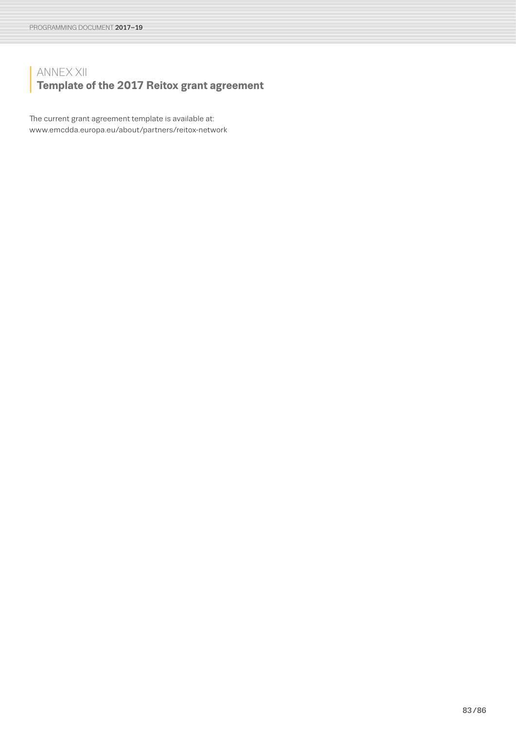## ANNEX XII
## **Template of the 2017 Reitox grant agreement**

The current grant agreement template is available at:
www.emcdda.europa.eu/about/partners/reitox-network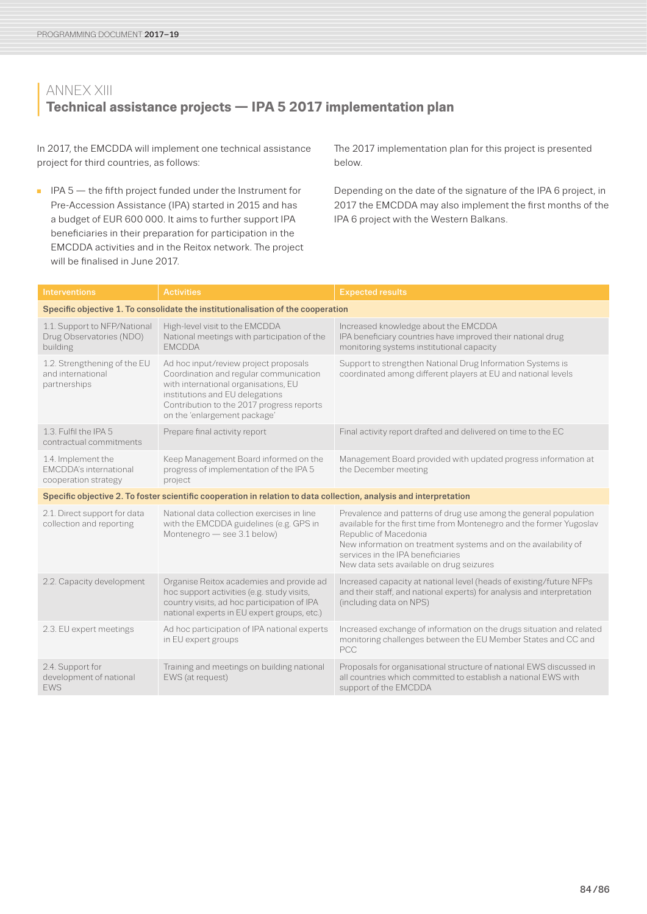# ANNEX XIII
## Technical assistance projects — IPA 5 2017 implementation plan

In 2017, the EMCDDA will implement one technical assistance project for third countries, as follows:

- IPA 5 — the fifth project funded under the Instrument for Pre-Accession Assistance (IPA) started in 2015 and has a budget of EUR 600 000. It aims to further support IPA beneficiaries in their preparation for participation in the EMCDDA activities and in the Reitox network. The project will be finalised in June 2017.

The 2017 implementation plan for this project is presented below.

Depending on the date of the signature of the IPA 6 project, in 2017 the EMCDDA may also implement the first months of the IPA 6 project with the Western Balkans.

| Interventions | Activities | Expected results |
|---|---|---|
| **Specific objective 1. To consolidate the institutionalisation of the cooperation** | | |
| 1.1. Support to NFP/National Drug Observatories (NDO) building | High-level visit to the EMCDDA<br>National meetings with participation of the EMCDDA | Increased knowledge about the EMCDDA<br>IPA beneficiary countries have improved their national drug monitoring systems institutional capacity |
| 1.2. Strengthening of the EU and international partnerships | Ad hoc input/review project proposals<br>Coordination and regular communication with international organisations, EU institutions and EU delegations<br>Contribution to the 2017 progress reports on the 'enlargement package' | Support to strengthen National Drug Information Systems is coordinated among different players at EU and national levels |
| 1.3. Fulfil the IPA 5 contractual commitments | Prepare final activity report | Final activity report drafted and delivered on time to the EC |
| 1.4. Implement the EMCDDA's international cooperation strategy | Keep Management Board informed on the progress of implementation of the IPA 5 project | Management Board provided with updated progress information at the December meeting |
| **Specific objective 2. To foster scientific cooperation in relation to data collection, analysis and interpretation** | | |
| 2.1. Direct support for data collection and reporting | National data collection exercises in line with the EMCDDA guidelines (e.g. GPS in Montenegro — see 3.1 below) | Prevalence and patterns of drug use among the general population available for the first time from Montenegro and the former Yugoslav Republic of Macedonia<br>New information on treatment systems and on the availability of services in the IPA beneficiaries<br>New data sets available on drug seizures |
| 2.2. Capacity development | Organise Reitox academies and provide ad hoc support activities (e.g. study visits, country visits, ad hoc participation of IPA national experts in EU expert groups, etc.) | Increased capacity at national level (heads of existing/future NFPs and their staff, and national experts) for analysis and interpretation (including data on NPS) |
| 2.3. EU expert meetings | Ad hoc participation of IPA national experts in EU expert groups | Increased exchange of information on the drugs situation and related monitoring challenges between the EU Member States and CC and PCC |
| 2.4. Support for development of national EWS | Training and meetings on building national EWS (at request) | Proposals for organisational structure of national EWS discussed in all countries which committed to establish a national EWS with support of the EMCDDA |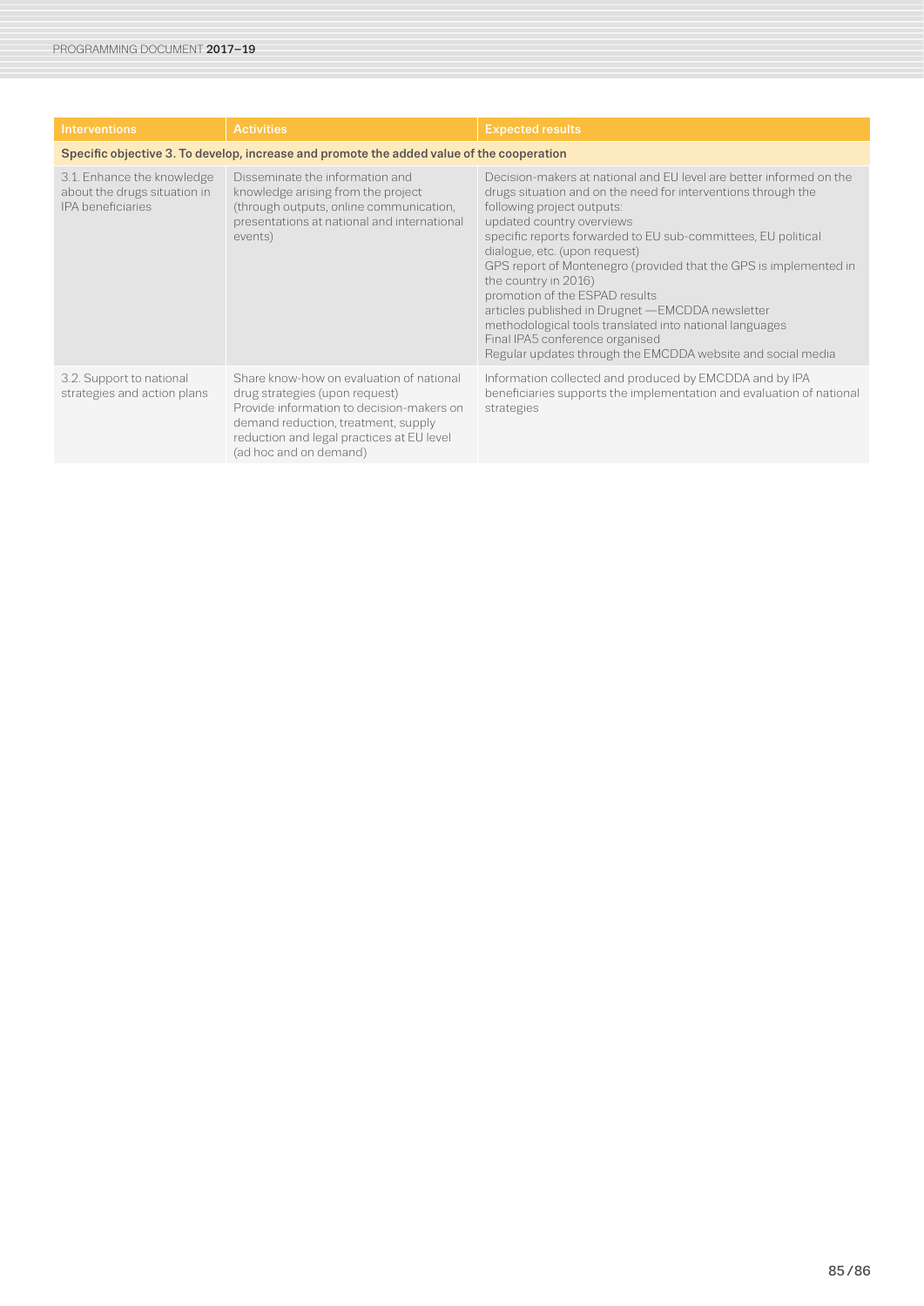| Interventions | Activities | Expected results |
|---|---|---|
| **Specific objective 3. To develop, increase and promote the added value of the cooperation** | | |
| 3.1. Enhance the knowledge about the drugs situation in IPA beneficiaries | Disseminate the information and knowledge arising from the project (through outputs, online communication, presentations at national and international events) | Decision-makers at national and EU level are better informed on the drugs situation and on the need for interventions through the following project outputs:<br>updated country overviews<br>specific reports forwarded to EU sub-committees, EU political dialogue, etc. (upon request)<br>GPS report of Montenegro (provided that the GPS is implemented in the country in 2016)<br>promotion of the ESPAD results<br>articles published in Drugnet —EMCDDA newsletter<br>methodological tools translated into national languages<br>Final IPA5 conference organised<br>Regular updates through the EMCDDA website and social media |
| 3.2. Support to national strategies and action plans | Share know-how on evaluation of national drug strategies (upon request)<br>Provide information to decision-makers on demand reduction, treatment, supply reduction and legal practices at EU level (ad hoc and on demand) | Information collected and produced by EMCDDA and by IPA beneficiaries supports the implementation and evaluation of national strategies |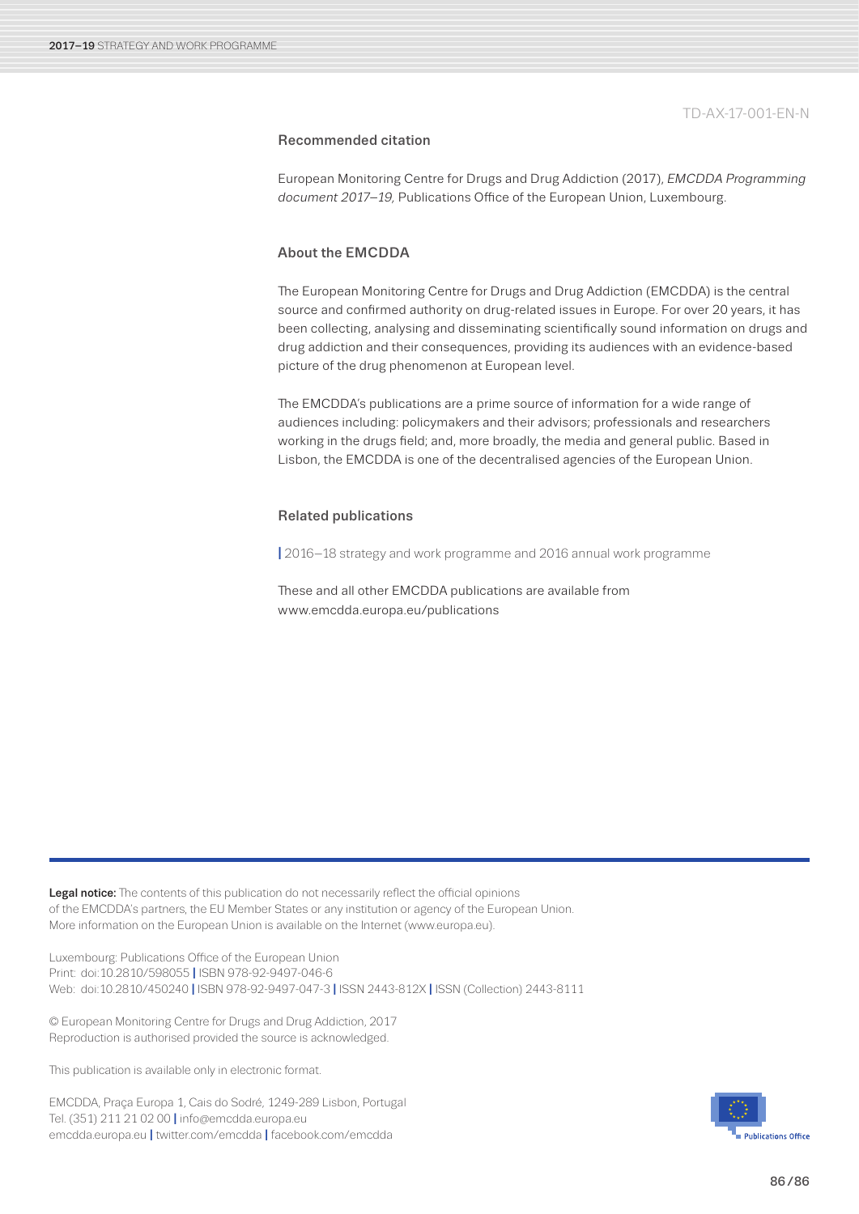TD-AX-17-001-EN-N

### Recommended citation

European Monitoring Centre for Drugs and Drug Addiction (2017), *EMCDDA Programming document 2017–19,* Publications Office of the European Union, Luxembourg.

### About the EMCDDA

The European Monitoring Centre for Drugs and Drug Addiction (EMCDDA) is the central source and confirmed authority on drug-related issues in Europe. For over 20 years, it has been collecting, analysing and disseminating scientifically sound information on drugs and drug addiction and their consequences, providing its audiences with an evidence-based picture of the drug phenomenon at European level.

The EMCDDA's publications are a prime source of information for a wide range of audiences including: policymakers and their advisors; professionals and researchers working in the drugs field; and, more broadly, the media and general public. Based in Lisbon, the EMCDDA is one of the decentralised agencies of the European Union.

### Related publications

| 2016–18 strategy and work programme and 2016 annual work programme

These and all other EMCDDA publications are available from www.emcdda.europa.eu/publications

**Legal notice:** The contents of this publication do not necessarily reflect the official opinions of the EMCDDA's partners, the EU Member States or any institution or agency of the European Union. More information on the European Union is available on the Internet (www.europa.eu).

Luxembourg: Publications Office of the European Union
Print: doi:10.2810/598055 | ISBN 978-92-9497-046-6
Web: doi:10.2810/450240 | ISBN 978-92-9497-047-3 | ISSN 2443-812X | ISSN (Collection) 2443-8111

© European Monitoring Centre for Drugs and Drug Addiction, 2017
Reproduction is authorised provided the source is acknowledged.

This publication is available only in electronic format.

EMCDDA, Praça Europa 1, Cais do Sodré, 1249-289 Lisbon, Portugal
Tel. (351) 211 21 02 00 | info@emcdda.europa.eu
emcdda.europa.eu | twitter.com/emcdda | facebook.com/emcdda

Publications Office